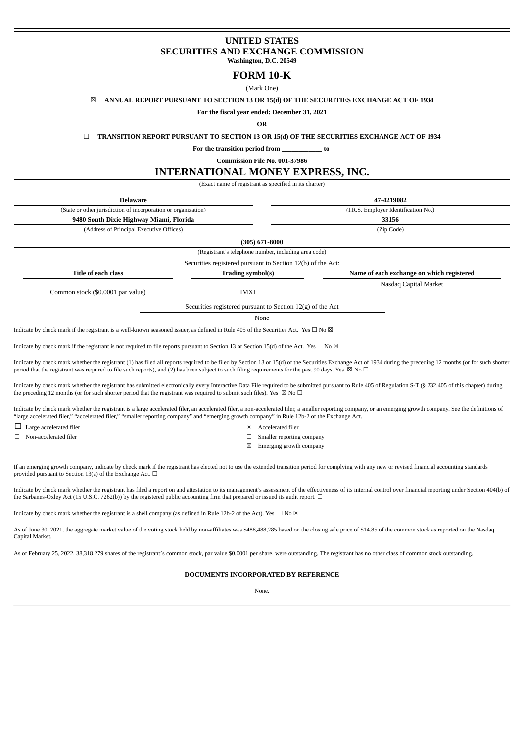# UNITED STATES
# SECURITIES AND EXCHANGE COMMISSION
**Washington, D.C. 20549**

# FORM 10-K

(Mark One)

☒ **ANNUAL REPORT PURSUANT TO SECTION 13 OR 15(d) OF THE SECURITIES EXCHANGE ACT OF 1934**

**For the fiscal year ended: December 31, 2021**

**OR**

☐ **TRANSITION REPORT PURSUANT TO SECTION 13 OR 15(d) OF THE SECURITIES EXCHANGE ACT OF 1934**

**For the transition period from \_\_\_\_\_\_\_\_\_\_\_\_ to**

**Commission File No. 001-37986**

# INTERNATIONAL MONEY EXPRESS, INC.

(Exact name of registrant as specified in its charter)

| **Delaware** | **47-4219082** |
|---|---|
| (State or other jurisdiction of incorporation or organization) | (I.R.S. Employer Identification No.) |
| **9480 South Dixie Highway Miami, Florida** | **33156** |
| (Address of Principal Executive Offices) | (Zip Code) |

**(305) 671-8000**

(Registrant's telephone number, including area code)

Securities registered pursuant to Section 12(b) of the Act:

| Title of each class | Trading symbol(s) | Name of each exchange on which registered |
|---|---|---|
| Common stock ($0.0001 par value) | IMXI | Nasdaq Capital Market |

Securities registered pursuant to Section 12(g) of the Act

None

Indicate by check mark if the registrant is a well-known seasoned issuer, as defined in Rule 405 of the Securities Act. Yes ☐ No ☒

Indicate by check mark if the registrant is not required to file reports pursuant to Section 13 or Section 15(d) of the Act. Yes ☐ No ☒

Indicate by check mark whether the registrant (1) has filed all reports required to be filed by Section 13 or 15(d) of the Securities Exchange Act of 1934 during the preceding 12 months (or for such shorter period that the registrant was required to file such reports), and (2) has been subject to such filing requirements for the past 90 days. Yes ☒ No ☐

Indicate by check mark whether the registrant has submitted electronically every Interactive Data File required to be submitted pursuant to Rule 405 of Regulation S-T (§ 232.405 of this chapter) during the preceding 12 months (or for such shorter period that the registrant was required to submit such files). Yes ☒ No ☐

Indicate by check mark whether the registrant is a large accelerated filer, an accelerated filer, a non-accelerated filer, a smaller reporting company, or an emerging growth company. See the definitions of "large accelerated filer," "accelerated filer," "smaller reporting company" and "emerging growth company" in Rule 12b-2 of the Exchange Act.

| | |
|---|---|
| ☐ Large accelerated filer | ☒ Accelerated filer |
| ☐ Non-accelerated filer | ☐ Smaller reporting company |
| | ☒ Emerging growth company |

If an emerging growth company, indicate by check mark if the registrant has elected not to use the extended transition period for complying with any new or revised financial accounting standards provided pursuant to Section 13(a) of the Exchange Act. ☐

Indicate by check mark whether the registrant has filed a report on and attestation to its management's assessment of the effectiveness of its internal control over financial reporting under Section 404(b) of the Sarbanes-Oxley Act (15 U.S.C. 7262(b)) by the registered public accounting firm that prepared or issued its audit report. ☐

Indicate by check mark whether the registrant is a shell company (as defined in Rule 12b-2 of the Act). Yes ☐ No ☒

As of June 30, 2021, the aggregate market value of the voting stock held by non-affiliates was $488,488,285 based on the closing sale price of $14.85 of the common stock as reported on the Nasdaq Capital Market.

As of February 25, 2022, 38,318,279 shares of the registrant's common stock, par value $0.0001 per share, were outstanding. The registrant has no other class of common stock outstanding.

**DOCUMENTS INCORPORATED BY REFERENCE**

None.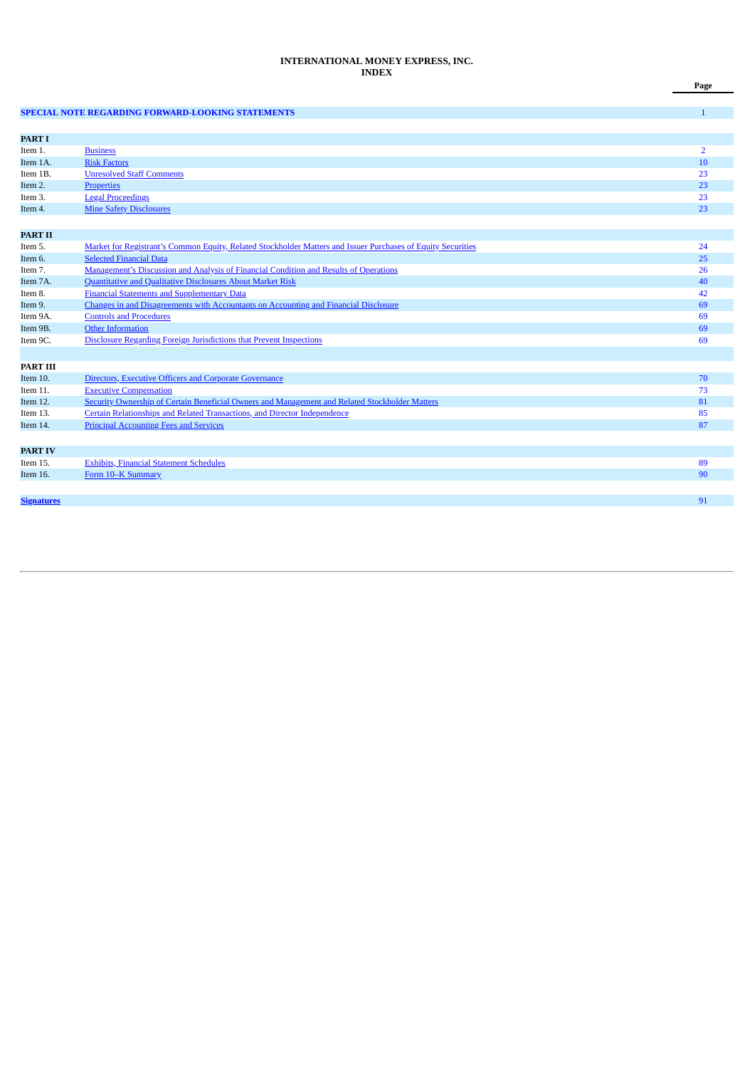**INTERNATIONAL MONEY EXPRESS, INC.**
**INDEX**

| | | Page |
|---|---|---|
| **SPECIAL NOTE REGARDING FORWARD-LOOKING STATEMENTS** | | 1 |
| | | |
| **PART I** | | |
| Item 1. | Business | 2 |
| Item 1A. | Risk Factors | 10 |
| Item 1B. | Unresolved Staff Comments | 23 |
| Item 2. | Properties | 23 |
| Item 3. | Legal Proceedings | 23 |
| Item 4. | Mine Safety Disclosures | 23 |
| | | |
| **PART II** | | |
| Item 5. | Market for Registrant's Common Equity, Related Stockholder Matters and Issuer Purchases of Equity Securities | 24 |
| Item 6. | Selected Financial Data | 25 |
| Item 7. | Management's Discussion and Analysis of Financial Condition and Results of Operations | 26 |
| Item 7A. | Quantitative and Qualitative Disclosures About Market Risk | 40 |
| Item 8. | Financial Statements and Supplementary Data | 42 |
| Item 9. | Changes in and Disagreements with Accountants on Accounting and Financial Disclosure | 69 |
| Item 9A. | Controls and Procedures | 69 |
| Item 9B. | Other Information | 69 |
| Item 9C. | Disclosure Regarding Foreign Jurisdictions that Prevent Inspections | 69 |
| | | |
| **PART III** | | |
| Item 10. | Directors, Executive Officers and Corporate Governance | 70 |
| Item 11. | Executive Compensation | 73 |
| Item 12. | Security Ownership of Certain Beneficial Owners and Management and Related Stockholder Matters | 81 |
| Item 13. | Certain Relationships and Related Transactions, and Director Independence | 85 |
| Item 14. | Principal Accounting Fees and Services | 87 |
| | | |
| **PART IV** | | |
| Item 15. | Exhibits, Financial Statement Schedules | 89 |
| Item 16. | Form 10–K Summary | 90 |
| | | |
| **Signatures** | | 91 |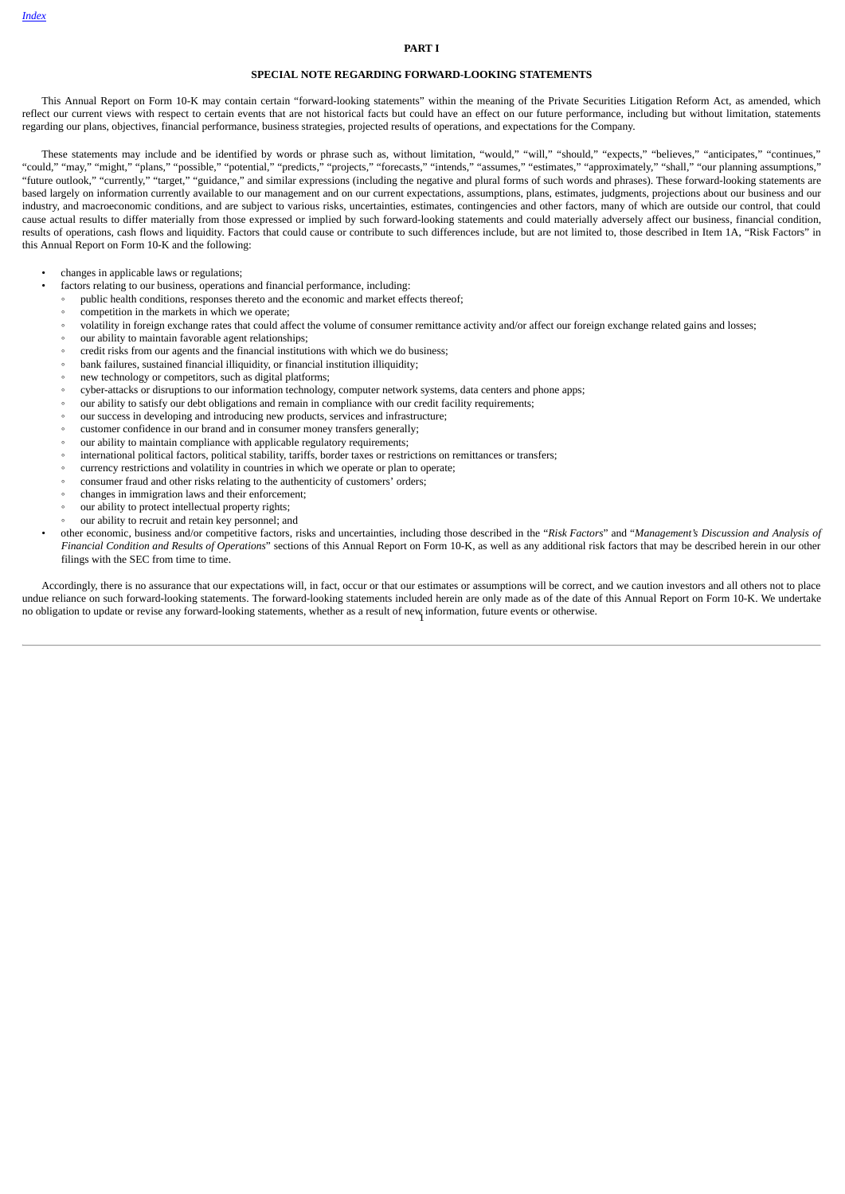# PART I

## SPECIAL NOTE REGARDING FORWARD-LOOKING STATEMENTS

This Annual Report on Form 10-K may contain certain "forward-looking statements" within the meaning of the Private Securities Litigation Reform Act, as amended, which reflect our current views with respect to certain events that are not historical facts but could have an effect on our future performance, including but without limitation, statements regarding our plans, objectives, financial performance, business strategies, projected results of operations, and expectations for the Company.

These statements may include and be identified by words or phrase such as, without limitation, "would," "will," "should," "expects," "believes," "anticipates," "continues," "could," "may," "might," "plans," "possible," "potential," "predicts," "projects," "forecasts," "intends," "assumes," "estimates," "approximately," "shall," "our planning assumptions," "future outlook," "currently," "target," "guidance," and similar expressions (including the negative and plural forms of such words and phrases). These forward-looking statements are based largely on information currently available to our management and on our current expectations, assumptions, plans, estimates, judgments, projections about our business and our industry, and macroeconomic conditions, and are subject to various risks, uncertainties, estimates, contingencies and other factors, many of which are outside our control, that could cause actual results to differ materially from those expressed or implied by such forward-looking statements and could materially adversely affect our business, financial condition, results of operations, cash flows and liquidity. Factors that could cause or contribute to such differences include, but are not limited to, those described in Item 1A, "Risk Factors" in this Annual Report on Form 10-K and the following:

- changes in applicable laws or regulations;
- factors relating to our business, operations and financial performance, including:
  - public health conditions, responses thereto and the economic and market effects thereof;
  - competition in the markets in which we operate;
  - volatility in foreign exchange rates that could affect the volume of consumer remittance activity and/or affect our foreign exchange related gains and losses;
  - our ability to maintain favorable agent relationships;
  - credit risks from our agents and the financial institutions with which we do business;
  - bank failures, sustained financial illiquidity, or financial institution illiquidity;
  - new technology or competitors, such as digital platforms;
  - cyber-attacks or disruptions to our information technology, computer network systems, data centers and phone apps;
  - our ability to satisfy our debt obligations and remain in compliance with our credit facility requirements;
  - our success in developing and introducing new products, services and infrastructure;
  - customer confidence in our brand and in consumer money transfers generally;
  - our ability to maintain compliance with applicable regulatory requirements;
  - international political factors, political stability, tariffs, border taxes or restrictions on remittances or transfers;
  - currency restrictions and volatility in countries in which we operate or plan to operate;
  - consumer fraud and other risks relating to the authenticity of customers' orders;
  - changes in immigration laws and their enforcement;
  - our ability to protect intellectual property rights;
  - our ability to recruit and retain key personnel; and
- other economic, business and/or competitive factors, risks and uncertainties, including those described in the "*Risk Factors*" and "*Management's Discussion and Analysis of Financial Condition and Results of Operations*" sections of this Annual Report on Form 10-K, as well as any additional risk factors that may be described herein in our other filings with the SEC from time to time.

Accordingly, there is no assurance that our expectations will, in fact, occur or that our estimates or assumptions will be correct, and we caution investors and all others not to place undue reliance on such forward-looking statements. The forward-looking statements included herein are only made as of the date of this Annual Report on Form 10-K. We undertake no obligation to update or revise any forward-looking statements, whether as a result of new information, future events or otherwise.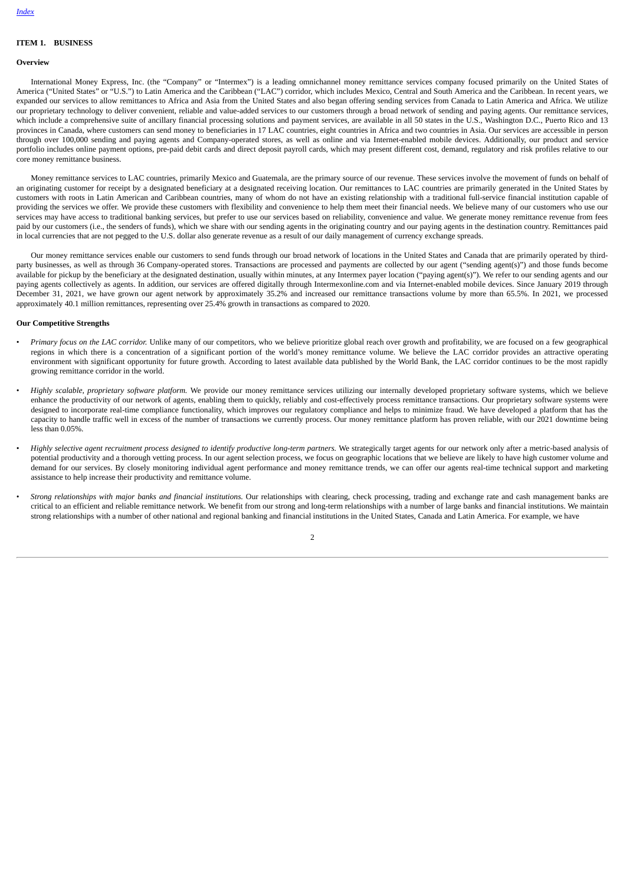## ITEM 1. BUSINESS

### Overview

International Money Express, Inc. (the "Company" or "Intermex") is a leading omnichannel money remittance services company focused primarily on the United States of America ("United States" or "U.S.") to Latin America and the Caribbean ("LAC") corridor, which includes Mexico, Central and South America and the Caribbean. In recent years, we expanded our services to allow remittances to Africa and Asia from the United States and also began offering sending services from Canada to Latin America and Africa. We utilize our proprietary technology to deliver convenient, reliable and value-added services to our customers through a broad network of sending and paying agents. Our remittance services, which include a comprehensive suite of ancillary financial processing solutions and payment services, are available in all 50 states in the U.S., Washington D.C., Puerto Rico and 13 provinces in Canada, where customers can send money to beneficiaries in 17 LAC countries, eight countries in Africa and two countries in Asia. Our services are accessible in person through over 100,000 sending and paying agents and Company-operated stores, as well as online and via Internet-enabled mobile devices. Additionally, our product and service portfolio includes online payment options, pre-paid debit cards and direct deposit payroll cards, which may present different cost, demand, regulatory and risk profiles relative to our core money remittance business.

Money remittance services to LAC countries, primarily Mexico and Guatemala, are the primary source of our revenue. These services involve the movement of funds on behalf of an originating customer for receipt by a designated beneficiary at a designated receiving location. Our remittances to LAC countries are primarily generated in the United States by customers with roots in Latin American and Caribbean countries, many of whom do not have an existing relationship with a traditional full-service financial institution capable of providing the services we offer. We provide these customers with flexibility and convenience to help them meet their financial needs. We believe many of our customers who use our services may have access to traditional banking services, but prefer to use our services based on reliability, convenience and value. We generate money remittance revenue from fees paid by our customers (i.e., the senders of funds), which we share with our sending agents in the originating country and our paying agents in the destination country. Remittances paid in local currencies that are not pegged to the U.S. dollar also generate revenue as a result of our daily management of currency exchange spreads.

Our money remittance services enable our customers to send funds through our broad network of locations in the United States and Canada that are primarily operated by third-party businesses, as well as through 36 Company-operated stores. Transactions are processed and payments are collected by our agent ("sending agent(s)") and those funds become available for pickup by the beneficiary at the designated destination, usually within minutes, at any Intermex payer location ("paying agent(s)"). We refer to our sending agents and our paying agents collectively as agents. In addition, our services are offered digitally through Intermexonline.com and via Internet-enabled mobile devices. Since January 2019 through December 31, 2021, we have grown our agent network by approximately 35.2% and increased our remittance transactions volume by more than 65.5%. In 2021, we processed approximately 40.1 million remittances, representing over 25.4% growth in transactions as compared to 2020.

### Our Competitive Strengths

- *Primary focus on the LAC corridor.* Unlike many of our competitors, who we believe prioritize global reach over growth and profitability, we are focused on a few geographical regions in which there is a concentration of a significant portion of the world's money remittance volume. We believe the LAC corridor provides an attractive operating environment with significant opportunity for future growth. According to latest available data published by the World Bank, the LAC corridor continues to be the most rapidly growing remittance corridor in the world.

- *Highly scalable, proprietary software platform.* We provide our money remittance services utilizing our internally developed proprietary software systems, which we believe enhance the productivity of our network of agents, enabling them to quickly, reliably and cost-effectively process remittance transactions. Our proprietary software systems were designed to incorporate real-time compliance functionality, which improves our regulatory compliance and helps to minimize fraud. We have developed a platform that has the capacity to handle traffic well in excess of the number of transactions we currently process. Our money remittance platform has proven reliable, with our 2021 downtime being less than 0.05%.

- *Highly selective agent recruitment process designed to identify productive long-term partners.* We strategically target agents for our network only after a metric-based analysis of potential productivity and a thorough vetting process. In our agent selection process, we focus on geographic locations that we believe are likely to have high customer volume and demand for our services. By closely monitoring individual agent performance and money remittance trends, we can offer our agents real-time technical support and marketing assistance to help increase their productivity and remittance volume.

- *Strong relationships with major banks and financial institutions.* Our relationships with clearing, check processing, trading and exchange rate and cash management banks are critical to an efficient and reliable remittance network. We benefit from our strong and long-term relationships with a number of large banks and financial institutions. We maintain strong relationships with a number of other national and regional banking and financial institutions in the United States, Canada and Latin America. For example, we have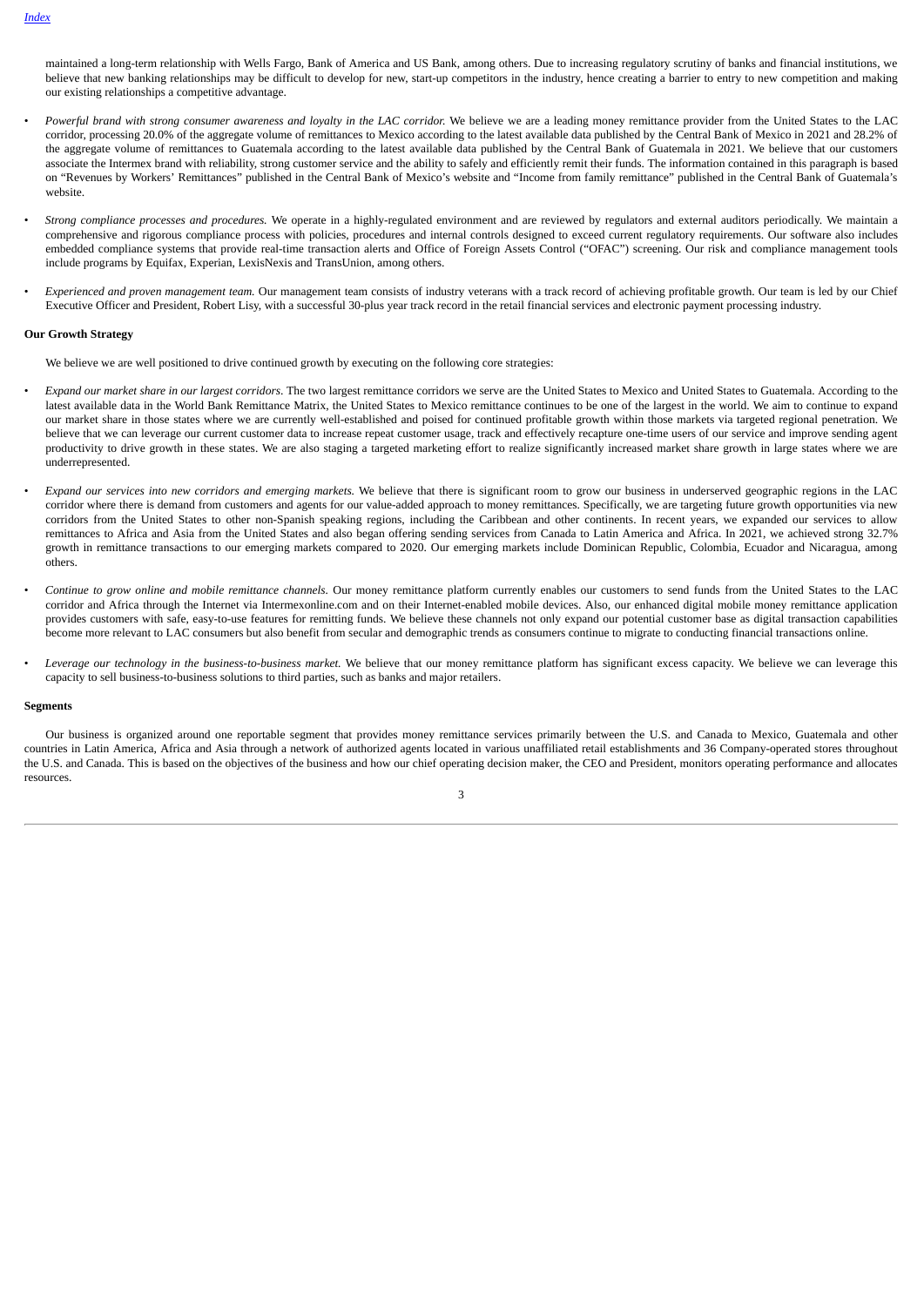maintained a long-term relationship with Wells Fargo, Bank of America and US Bank, among others. Due to increasing regulatory scrutiny of banks and financial institutions, we believe that new banking relationships may be difficult to develop for new, start-up competitors in the industry, hence creating a barrier to entry to new competition and making our existing relationships a competitive advantage.

- *Powerful brand with strong consumer awareness and loyalty in the LAC corridor.* We believe we are a leading money remittance provider from the United States to the LAC corridor, processing 20.0% of the aggregate volume of remittances to Mexico according to the latest available data published by the Central Bank of Mexico in 2021 and 28.2% of the aggregate volume of remittances to Guatemala according to the latest available data published by the Central Bank of Guatemala in 2021. We believe that our customers associate the Intermex brand with reliability, strong customer service and the ability to safely and efficiently remit their funds. The information contained in this paragraph is based on "Revenues by Workers' Remittances" published in the Central Bank of Mexico's website and "Income from family remittance" published in the Central Bank of Guatemala's website.

- *Strong compliance processes and procedures.* We operate in a highly-regulated environment and are reviewed by regulators and external auditors periodically. We maintain a comprehensive and rigorous compliance process with policies, procedures and internal controls designed to exceed current regulatory requirements. Our software also includes embedded compliance systems that provide real-time transaction alerts and Office of Foreign Assets Control ("OFAC") screening. Our risk and compliance management tools include programs by Equifax, Experian, LexisNexis and TransUnion, among others.

- *Experienced and proven management team.* Our management team consists of industry veterans with a track record of achieving profitable growth. Our team is led by our Chief Executive Officer and President, Robert Lisy, with a successful 30-plus year track record in the retail financial services and electronic payment processing industry.

**Our Growth Strategy**

We believe we are well positioned to drive continued growth by executing on the following core strategies:

- *Expand our market share in our largest corridors.* The two largest remittance corridors we serve are the United States to Mexico and United States to Guatemala. According to the latest available data in the World Bank Remittance Matrix, the United States to Mexico remittance continues to be one of the largest in the world. We aim to continue to expand our market share in those states where we are currently well-established and poised for continued profitable growth within those markets via targeted regional penetration. We believe that we can leverage our current customer data to increase repeat customer usage, track and effectively recapture one-time users of our service and improve sending agent productivity to drive growth in these states. We are also staging a targeted marketing effort to realize significantly increased market share growth in large states where we are underrepresented.

- *Expand our services into new corridors and emerging markets.* We believe that there is significant room to grow our business in underserved geographic regions in the LAC corridor where there is demand from customers and agents for our value-added approach to money remittances. Specifically, we are targeting future growth opportunities via new corridors from the United States to other non-Spanish speaking regions, including the Caribbean and other continents. In recent years, we expanded our services to allow remittances to Africa and Asia from the United States and also began offering sending services from Canada to Latin America and Africa. In 2021, we achieved strong 32.7% growth in remittance transactions to our emerging markets compared to 2020. Our emerging markets include Dominican Republic, Colombia, Ecuador and Nicaragua, among others.

- *Continue to grow online and mobile remittance channels.* Our money remittance platform currently enables our customers to send funds from the United States to the LAC corridor and Africa through the Internet via Intermexonline.com and on their Internet-enabled mobile devices. Also, our enhanced digital mobile money remittance application provides customers with safe, easy-to-use features for remitting funds. We believe these channels not only expand our potential customer base as digital transaction capabilities become more relevant to LAC consumers but also benefit from secular and demographic trends as consumers continue to migrate to conducting financial transactions online.

- *Leverage our technology in the business-to-business market.* We believe that our money remittance platform has significant excess capacity. We believe we can leverage this capacity to sell business-to-business solutions to third parties, such as banks and major retailers.

**Segments**

Our business is organized around one reportable segment that provides money remittance services primarily between the U.S. and Canada to Mexico, Guatemala and other countries in Latin America, Africa and Asia through a network of authorized agents located in various unaffiliated retail establishments and 36 Company-operated stores throughout the U.S. and Canada. This is based on the objectives of the business and how our chief operating decision maker, the CEO and President, monitors operating performance and allocates resources.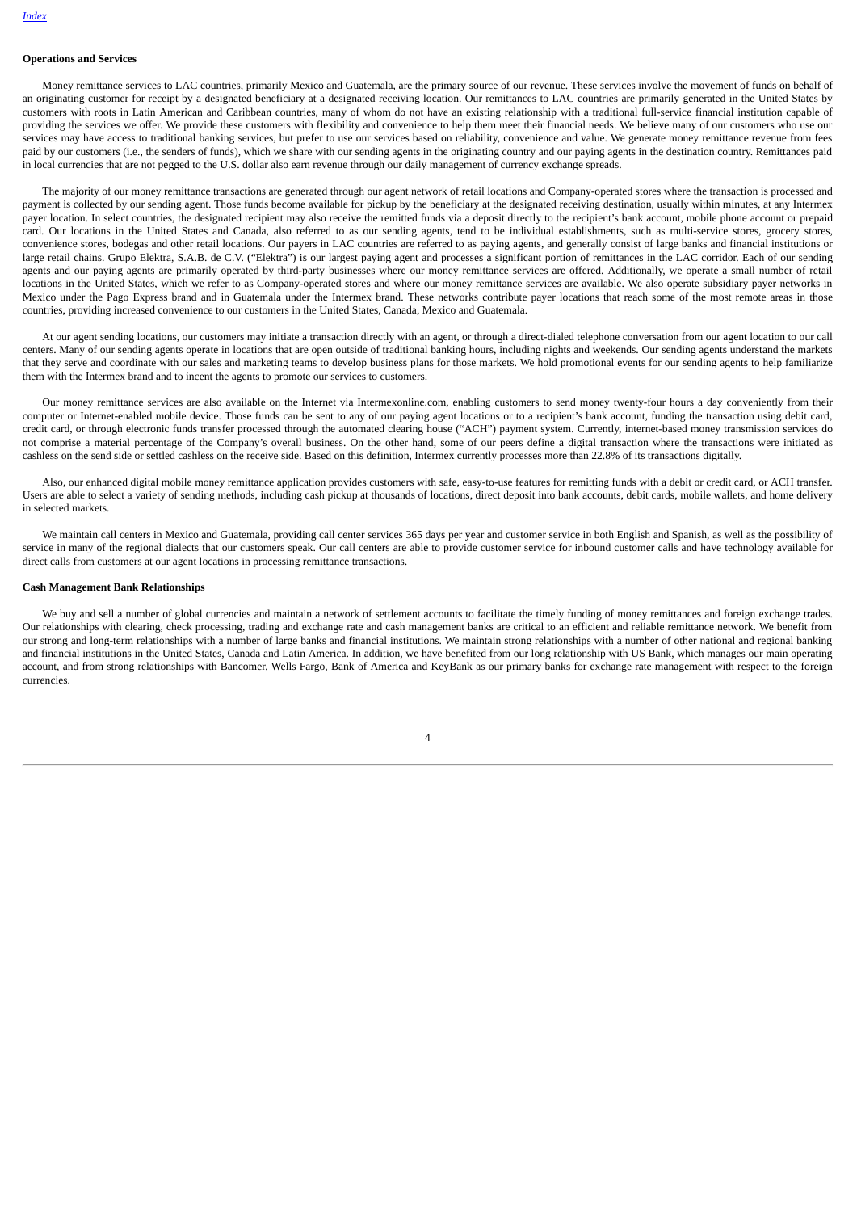**Operations and Services**

Money remittance services to LAC countries, primarily Mexico and Guatemala, are the primary source of our revenue. These services involve the movement of funds on behalf of an originating customer for receipt by a designated beneficiary at a designated receiving location. Our remittances to LAC countries are primarily generated in the United States by customers with roots in Latin American and Caribbean countries, many of whom do not have an existing relationship with a traditional full-service financial institution capable of providing the services we offer. We provide these customers with flexibility and convenience to help them meet their financial needs. We believe many of our customers who use our services may have access to traditional banking services, but prefer to use our services based on reliability, convenience and value. We generate money remittance revenue from fees paid by our customers (i.e., the senders of funds), which we share with our sending agents in the originating country and our paying agents in the destination country. Remittances paid in local currencies that are not pegged to the U.S. dollar also earn revenue through our daily management of currency exchange spreads.

The majority of our money remittance transactions are generated through our agent network of retail locations and Company-operated stores where the transaction is processed and payment is collected by our sending agent. Those funds become available for pickup by the beneficiary at the designated receiving destination, usually within minutes, at any Intermex payer location. In select countries, the designated recipient may also receive the remitted funds via a deposit directly to the recipient's bank account, mobile phone account or prepaid card. Our locations in the United States and Canada, also referred to as our sending agents, tend to be individual establishments, such as multi-service stores, grocery stores, convenience stores, bodegas and other retail locations. Our payers in LAC countries are referred to as paying agents, and generally consist of large banks and financial institutions or large retail chains. Grupo Elektra, S.A.B. de C.V. ("Elektra") is our largest paying agent and processes a significant portion of remittances in the LAC corridor. Each of our sending agents and our paying agents are primarily operated by third-party businesses where our money remittance services are offered. Additionally, we operate a small number of retail locations in the United States, which we refer to as Company-operated stores and where our money remittance services are available. We also operate subsidiary payer networks in Mexico under the Pago Express brand and in Guatemala under the Intermex brand. These networks contribute payer locations that reach some of the most remote areas in those countries, providing increased convenience to our customers in the United States, Canada, Mexico and Guatemala.

At our agent sending locations, our customers may initiate a transaction directly with an agent, or through a direct-dialed telephone conversation from our agent location to our call centers. Many of our sending agents operate in locations that are open outside of traditional banking hours, including nights and weekends. Our sending agents understand the markets that they serve and coordinate with our sales and marketing teams to develop business plans for those markets. We hold promotional events for our sending agents to help familiarize them with the Intermex brand and to incent the agents to promote our services to customers.

Our money remittance services are also available on the Internet via Intermexonline.com, enabling customers to send money twenty-four hours a day conveniently from their computer or Internet-enabled mobile device. Those funds can be sent to any of our paying agent locations or to a recipient's bank account, funding the transaction using debit card, credit card, or through electronic funds transfer processed through the automated clearing house ("ACH") payment system. Currently, internet-based money transmission services do not comprise a material percentage of the Company's overall business. On the other hand, some of our peers define a digital transaction where the transactions were initiated as cashless on the send side or settled cashless on the receive side. Based on this definition, Intermex currently processes more than 22.8% of its transactions digitally.

Also, our enhanced digital mobile money remittance application provides customers with safe, easy-to-use features for remitting funds with a debit or credit card, or ACH transfer. Users are able to select a variety of sending methods, including cash pickup at thousands of locations, direct deposit into bank accounts, debit cards, mobile wallets, and home delivery in selected markets.

We maintain call centers in Mexico and Guatemala, providing call center services 365 days per year and customer service in both English and Spanish, as well as the possibility of service in many of the regional dialects that our customers speak. Our call centers are able to provide customer service for inbound customer calls and have technology available for direct calls from customers at our agent locations in processing remittance transactions.

**Cash Management Bank Relationships**

We buy and sell a number of global currencies and maintain a network of settlement accounts to facilitate the timely funding of money remittances and foreign exchange trades. Our relationships with clearing, check processing, trading and exchange rate and cash management banks are critical to an efficient and reliable remittance network. We benefit from our strong and long-term relationships with a number of large banks and financial institutions. We maintain strong relationships with a number of other national and regional banking and financial institutions in the United States, Canada and Latin America. In addition, we have benefited from our long relationship with US Bank, which manages our main operating account, and from strong relationships with Bancomer, Wells Fargo, Bank of America and KeyBank as our primary banks for exchange rate management with respect to the foreign currencies.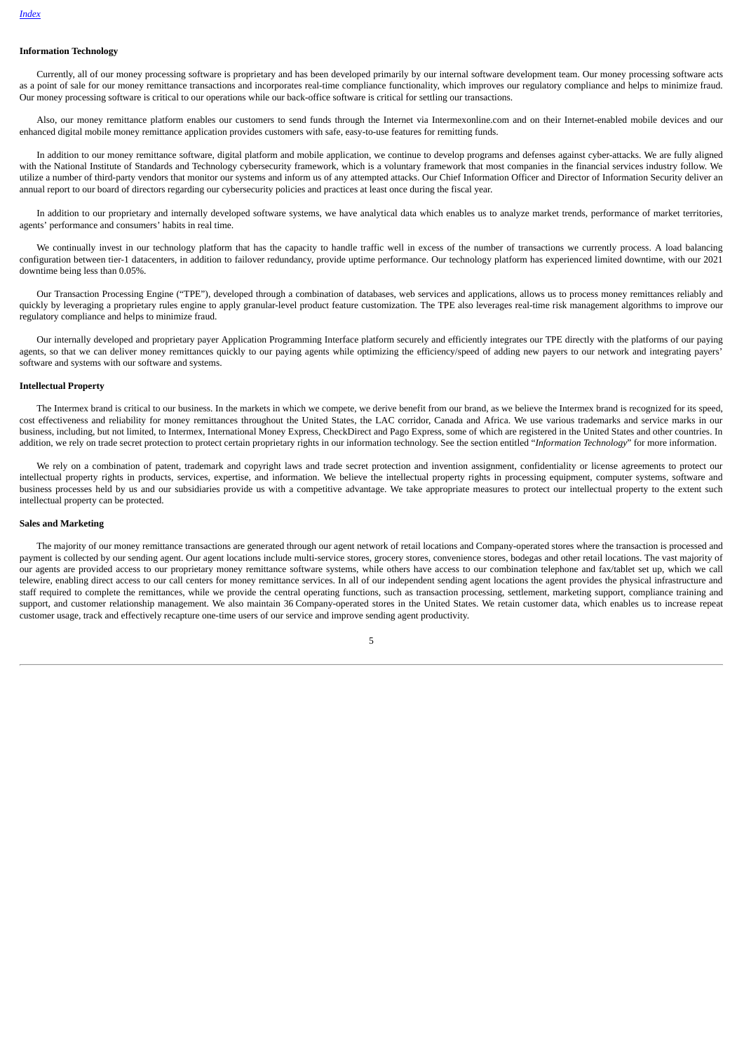**Information Technology**

Currently, all of our money processing software is proprietary and has been developed primarily by our internal software development team. Our money processing software acts as a point of sale for our money remittance transactions and incorporates real-time compliance functionality, which improves our regulatory compliance and helps to minimize fraud. Our money processing software is critical to our operations while our back-office software is critical for settling our transactions.

Also, our money remittance platform enables our customers to send funds through the Internet via Intermexonline.com and on their Internet-enabled mobile devices and our enhanced digital mobile money remittance application provides customers with safe, easy-to-use features for remitting funds.

In addition to our money remittance software, digital platform and mobile application, we continue to develop programs and defenses against cyber-attacks. We are fully aligned with the National Institute of Standards and Technology cybersecurity framework, which is a voluntary framework that most companies in the financial services industry follow. We utilize a number of third-party vendors that monitor our systems and inform us of any attempted attacks. Our Chief Information Officer and Director of Information Security deliver an annual report to our board of directors regarding our cybersecurity policies and practices at least once during the fiscal year.

In addition to our proprietary and internally developed software systems, we have analytical data which enables us to analyze market trends, performance of market territories, agents' performance and consumers' habits in real time.

We continually invest in our technology platform that has the capacity to handle traffic well in excess of the number of transactions we currently process. A load balancing configuration between tier-1 datacenters, in addition to failover redundancy, provide uptime performance. Our technology platform has experienced limited downtime, with our 2021 downtime being less than 0.05%.

Our Transaction Processing Engine ("TPE"), developed through a combination of databases, web services and applications, allows us to process money remittances reliably and quickly by leveraging a proprietary rules engine to apply granular-level product feature customization. The TPE also leverages real-time risk management algorithms to improve our regulatory compliance and helps to minimize fraud.

Our internally developed and proprietary payer Application Programming Interface platform securely and efficiently integrates our TPE directly with the platforms of our paying agents, so that we can deliver money remittances quickly to our paying agents while optimizing the efficiency/speed of adding new payers to our network and integrating payers' software and systems with our software and systems.

**Intellectual Property**

The Intermex brand is critical to our business. In the markets in which we compete, we derive benefit from our brand, as we believe the Intermex brand is recognized for its speed, cost effectiveness and reliability for money remittances throughout the United States, the LAC corridor, Canada and Africa. We use various trademarks and service marks in our business, including, but not limited, to Intermex, International Money Express, CheckDirect and Pago Express, some of which are registered in the United States and other countries. In addition, we rely on trade secret protection to protect certain proprietary rights in our information technology. See the section entitled "*Information Technology*" for more information.

We rely on a combination of patent, trademark and copyright laws and trade secret protection and invention assignment, confidentiality or license agreements to protect our intellectual property rights in products, services, expertise, and information. We believe the intellectual property rights in processing equipment, computer systems, software and business processes held by us and our subsidiaries provide us with a competitive advantage. We take appropriate measures to protect our intellectual property to the extent such intellectual property can be protected.

**Sales and Marketing**

The majority of our money remittance transactions are generated through our agent network of retail locations and Company-operated stores where the transaction is processed and payment is collected by our sending agent. Our agent locations include multi-service stores, grocery stores, convenience stores, bodegas and other retail locations. The vast majority of our agents are provided access to our proprietary money remittance software systems, while others have access to our combination telephone and fax/tablet set up, which we call telewire, enabling direct access to our call centers for money remittance services. In all of our independent sending agent locations the agent provides the physical infrastructure and staff required to complete the remittances, while we provide the central operating functions, such as transaction processing, settlement, marketing support, compliance training and support, and customer relationship management. We also maintain 36 Company-operated stores in the United States. We retain customer data, which enables us to increase repeat customer usage, track and effectively recapture one-time users of our service and improve sending agent productivity.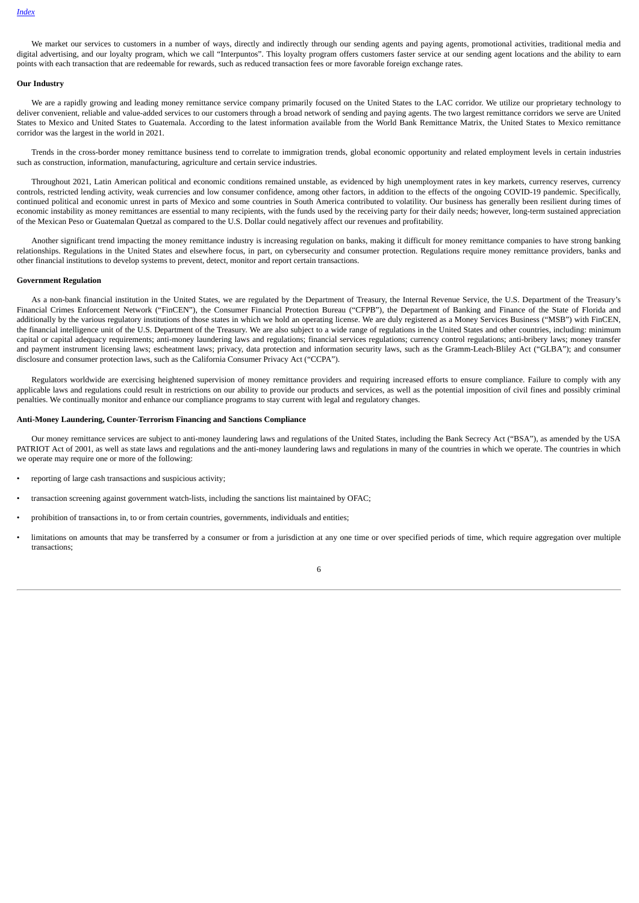We market our services to customers in a number of ways, directly and indirectly through our sending agents and paying agents, promotional activities, traditional media and digital advertising, and our loyalty program, which we call "Interpuntos". This loyalty program offers customers faster service at our sending agent locations and the ability to earn points with each transaction that are redeemable for rewards, such as reduced transaction fees or more favorable foreign exchange rates.

**Our Industry**

We are a rapidly growing and leading money remittance service company primarily focused on the United States to the LAC corridor. We utilize our proprietary technology to deliver convenient, reliable and value-added services to our customers through a broad network of sending and paying agents. The two largest remittance corridors we serve are United States to Mexico and United States to Guatemala. According to the latest information available from the World Bank Remittance Matrix, the United States to Mexico remittance corridor was the largest in the world in 2021.

Trends in the cross-border money remittance business tend to correlate to immigration trends, global economic opportunity and related employment levels in certain industries such as construction, information, manufacturing, agriculture and certain service industries.

Throughout 2021, Latin American political and economic conditions remained unstable, as evidenced by high unemployment rates in key markets, currency reserves, currency controls, restricted lending activity, weak currencies and low consumer confidence, among other factors, in addition to the effects of the ongoing COVID-19 pandemic. Specifically, continued political and economic unrest in parts of Mexico and some countries in South America contributed to volatility. Our business has generally been resilient during times of economic instability as money remittances are essential to many recipients, with the funds used by the receiving party for their daily needs; however, long-term sustained appreciation of the Mexican Peso or Guatemalan Quetzal as compared to the U.S. Dollar could negatively affect our revenues and profitability.

Another significant trend impacting the money remittance industry is increasing regulation on banks, making it difficult for money remittance companies to have strong banking relationships. Regulations in the United States and elsewhere focus, in part, on cybersecurity and consumer protection. Regulations require money remittance providers, banks and other financial institutions to develop systems to prevent, detect, monitor and report certain transactions.

**Government Regulation**

As a non-bank financial institution in the United States, we are regulated by the Department of Treasury, the Internal Revenue Service, the U.S. Department of the Treasury's Financial Crimes Enforcement Network ("FinCEN"), the Consumer Financial Protection Bureau ("CFPB"), the Department of Banking and Finance of the State of Florida and additionally by the various regulatory institutions of those states in which we hold an operating license. We are duly registered as a Money Services Business ("MSB") with FinCEN, the financial intelligence unit of the U.S. Department of the Treasury. We are also subject to a wide range of regulations in the United States and other countries, including: minimum capital or capital adequacy requirements; anti-money laundering laws and regulations; financial services regulations; currency control regulations; anti-bribery laws; money transfer and payment instrument licensing laws; escheatment laws; privacy, data protection and information security laws, such as the Gramm-Leach-Bliley Act ("GLBA"); and consumer disclosure and consumer protection laws, such as the California Consumer Privacy Act ("CCPA").

Regulators worldwide are exercising heightened supervision of money remittance providers and requiring increased efforts to ensure compliance. Failure to comply with any applicable laws and regulations could result in restrictions on our ability to provide our products and services, as well as the potential imposition of civil fines and possibly criminal penalties. We continually monitor and enhance our compliance programs to stay current with legal and regulatory changes.

**Anti-Money Laundering, Counter-Terrorism Financing and Sanctions Compliance**

Our money remittance services are subject to anti-money laundering laws and regulations of the United States, including the Bank Secrecy Act ("BSA"), as amended by the USA PATRIOT Act of 2001, as well as state laws and regulations and the anti-money laundering laws and regulations in many of the countries in which we operate. The countries in which we operate may require one or more of the following:

- reporting of large cash transactions and suspicious activity;
- transaction screening against government watch-lists, including the sanctions list maintained by OFAC;
- prohibition of transactions in, to or from certain countries, governments, individuals and entities;
- limitations on amounts that may be transferred by a consumer or from a jurisdiction at any one time or over specified periods of time, which require aggregation over multiple transactions;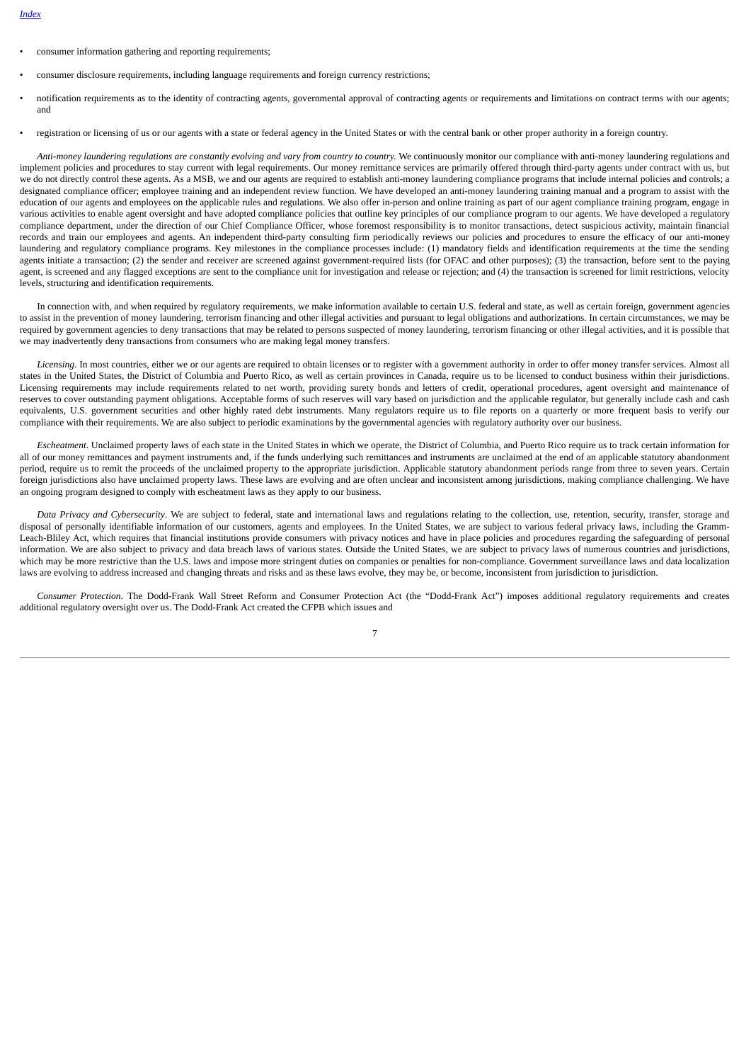- consumer information gathering and reporting requirements;
- consumer disclosure requirements, including language requirements and foreign currency restrictions;
- notification requirements as to the identity of contracting agents, governmental approval of contracting agents or requirements and limitations on contract terms with our agents; and
- registration or licensing of us or our agents with a state or federal agency in the United States or with the central bank or other proper authority in a foreign country.

*Anti-money laundering regulations are constantly evolving and vary from country to country.* We continuously monitor our compliance with anti-money laundering regulations and implement policies and procedures to stay current with legal requirements. Our money remittance services are primarily offered through third-party agents under contract with us, but we do not directly control these agents. As a MSB, we and our agents are required to establish anti-money laundering compliance programs that include internal policies and controls; a designated compliance officer; employee training and an independent review function. We have developed an anti-money laundering training manual and a program to assist with the education of our agents and employees on the applicable rules and regulations. We also offer in-person and online training as part of our agent compliance training program, engage in various activities to enable agent oversight and have adopted compliance policies that outline key principles of our compliance program to our agents. We have developed a regulatory compliance department, under the direction of our Chief Compliance Officer, whose foremost responsibility is to monitor transactions, detect suspicious activity, maintain financial records and train our employees and agents. An independent third-party consulting firm periodically reviews our policies and procedures to ensure the efficacy of our anti-money laundering and regulatory compliance programs. Key milestones in the compliance processes include: (1) mandatory fields and identification requirements at the time the sending agents initiate a transaction; (2) the sender and receiver are screened against government-required lists (for OFAC and other purposes); (3) the transaction, before sent to the paying agent, is screened and any flagged exceptions are sent to the compliance unit for investigation and release or rejection; and (4) the transaction is screened for limit restrictions, velocity levels, structuring and identification requirements.

In connection with, and when required by regulatory requirements, we make information available to certain U.S. federal and state, as well as certain foreign, government agencies to assist in the prevention of money laundering, terrorism financing and other illegal activities and pursuant to legal obligations and authorizations. In certain circumstances, we may be required by government agencies to deny transactions that may be related to persons suspected of money laundering, terrorism financing or other illegal activities, and it is possible that we may inadvertently deny transactions from consumers who are making legal money transfers.

*Licensing*. In most countries, either we or our agents are required to obtain licenses or to register with a government authority in order to offer money transfer services. Almost all states in the United States, the District of Columbia and Puerto Rico, as well as certain provinces in Canada, require us to be licensed to conduct business within their jurisdictions. Licensing requirements may include requirements related to net worth, providing surety bonds and letters of credit, operational procedures, agent oversight and maintenance of reserves to cover outstanding payment obligations. Acceptable forms of such reserves will vary based on jurisdiction and the applicable regulator, but generally include cash and cash equivalents, U.S. government securities and other highly rated debt instruments. Many regulators require us to file reports on a quarterly or more frequent basis to verify our compliance with their requirements. We are also subject to periodic examinations by the governmental agencies with regulatory authority over our business.

*Escheatment*. Unclaimed property laws of each state in the United States in which we operate, the District of Columbia, and Puerto Rico require us to track certain information for all of our money remittances and payment instruments and, if the funds underlying such remittances and instruments are unclaimed at the end of an applicable statutory abandonment period, require us to remit the proceeds of the unclaimed property to the appropriate jurisdiction. Applicable statutory abandonment periods range from three to seven years. Certain foreign jurisdictions also have unclaimed property laws. These laws are evolving and are often unclear and inconsistent among jurisdictions, making compliance challenging. We have an ongoing program designed to comply with escheatment laws as they apply to our business.

*Data Privacy and Cybersecurity*. We are subject to federal, state and international laws and regulations relating to the collection, use, retention, security, transfer, storage and disposal of personally identifiable information of our customers, agents and employees. In the United States, we are subject to various federal privacy laws, including the Gramm-Leach-Bliley Act, which requires that financial institutions provide consumers with privacy notices and have in place policies and procedures regarding the safeguarding of personal information. We are also subject to privacy and data breach laws of various states. Outside the United States, we are subject to privacy laws of numerous countries and jurisdictions, which may be more restrictive than the U.S. laws and impose more stringent duties on companies or penalties for non-compliance. Government surveillance laws and data localization laws are evolving to address increased and changing threats and risks and as these laws evolve, they may be, or become, inconsistent from jurisdiction to jurisdiction.

*Consumer Protection*. The Dodd-Frank Wall Street Reform and Consumer Protection Act (the "Dodd-Frank Act") imposes additional regulatory requirements and creates additional regulatory oversight over us. The Dodd-Frank Act created the CFPB which issues and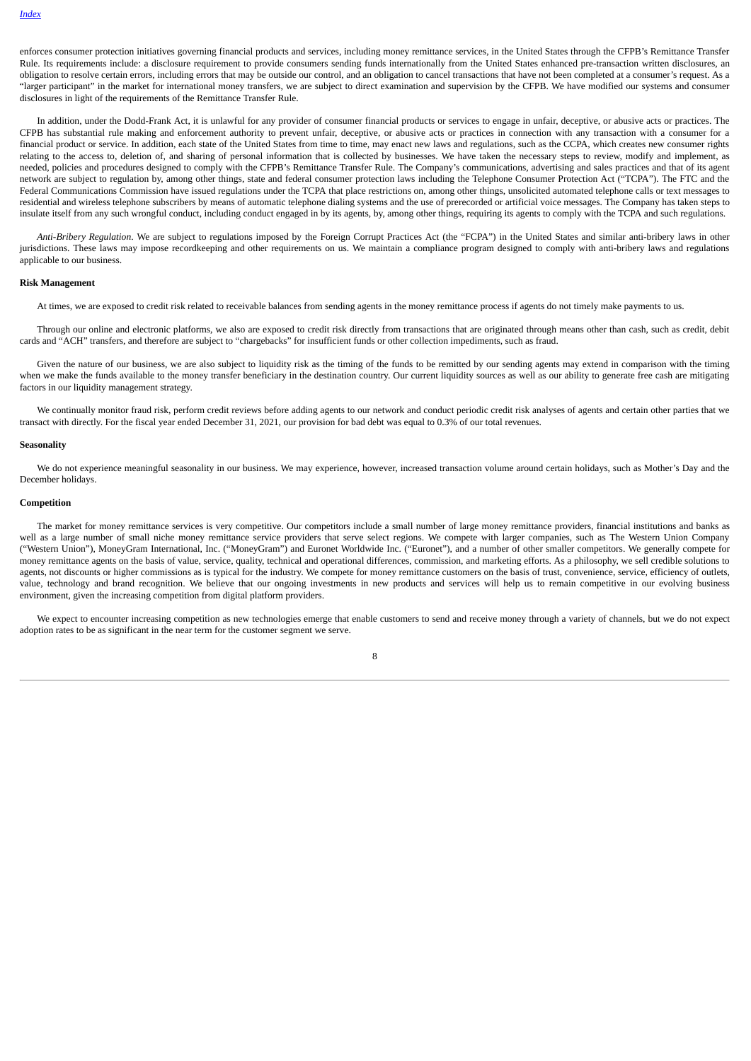enforces consumer protection initiatives governing financial products and services, including money remittance services, in the United States through the CFPB's Remittance Transfer Rule. Its requirements include: a disclosure requirement to provide consumers sending funds internationally from the United States enhanced pre-transaction written disclosures, an obligation to resolve certain errors, including errors that may be outside our control, and an obligation to cancel transactions that have not been completed at a consumer's request. As a "larger participant" in the market for international money transfers, we are subject to direct examination and supervision by the CFPB. We have modified our systems and consumer disclosures in light of the requirements of the Remittance Transfer Rule.

In addition, under the Dodd-Frank Act, it is unlawful for any provider of consumer financial products or services to engage in unfair, deceptive, or abusive acts or practices. The CFPB has substantial rule making and enforcement authority to prevent unfair, deceptive, or abusive acts or practices in connection with any transaction with a consumer for a financial product or service. In addition, each state of the United States from time to time, may enact new laws and regulations, such as the CCPA, which creates new consumer rights relating to the access to, deletion of, and sharing of personal information that is collected by businesses. We have taken the necessary steps to review, modify and implement, as needed, policies and procedures designed to comply with the CFPB's Remittance Transfer Rule. The Company's communications, advertising and sales practices and that of its agent network are subject to regulation by, among other things, state and federal consumer protection laws including the Telephone Consumer Protection Act ("TCPA"). The FTC and the Federal Communications Commission have issued regulations under the TCPA that place restrictions on, among other things, unsolicited automated telephone calls or text messages to residential and wireless telephone subscribers by means of automatic telephone dialing systems and the use of prerecorded or artificial voice messages. The Company has taken steps to insulate itself from any such wrongful conduct, including conduct engaged in by its agents, by, among other things, requiring its agents to comply with the TCPA and such regulations.

*Anti-Bribery Regulation*. We are subject to regulations imposed by the Foreign Corrupt Practices Act (the "FCPA") in the United States and similar anti-bribery laws in other jurisdictions. These laws may impose recordkeeping and other requirements on us. We maintain a compliance program designed to comply with anti-bribery laws and regulations applicable to our business.

**Risk Management**

At times, we are exposed to credit risk related to receivable balances from sending agents in the money remittance process if agents do not timely make payments to us.

Through our online and electronic platforms, we also are exposed to credit risk directly from transactions that are originated through means other than cash, such as credit, debit cards and "ACH" transfers, and therefore are subject to "chargebacks" for insufficient funds or other collection impediments, such as fraud.

Given the nature of our business, we are also subject to liquidity risk as the timing of the funds to be remitted by our sending agents may extend in comparison with the timing when we make the funds available to the money transfer beneficiary in the destination country. Our current liquidity sources as well as our ability to generate free cash are mitigating factors in our liquidity management strategy.

We continually monitor fraud risk, perform credit reviews before adding agents to our network and conduct periodic credit risk analyses of agents and certain other parties that we transact with directly. For the fiscal year ended December 31, 2021, our provision for bad debt was equal to 0.3% of our total revenues.

**Seasonality**

We do not experience meaningful seasonality in our business. We may experience, however, increased transaction volume around certain holidays, such as Mother's Day and the December holidays.

**Competition**

The market for money remittance services is very competitive. Our competitors include a small number of large money remittance providers, financial institutions and banks as well as a large number of small niche money remittance service providers that serve select regions. We compete with larger companies, such as The Western Union Company ("Western Union"), MoneyGram International, Inc. ("MoneyGram") and Euronet Worldwide Inc. ("Euronet"), and a number of other smaller competitors. We generally compete for money remittance agents on the basis of value, service, quality, technical and operational differences, commission, and marketing efforts. As a philosophy, we sell credible solutions to agents, not discounts or higher commissions as is typical for the industry. We compete for money remittance customers on the basis of trust, convenience, service, efficiency of outlets, value, technology and brand recognition. We believe that our ongoing investments in new products and services will help us to remain competitive in our evolving business environment, given the increasing competition from digital platform providers.

We expect to encounter increasing competition as new technologies emerge that enable customers to send and receive money through a variety of channels, but we do not expect adoption rates to be as significant in the near term for the customer segment we serve.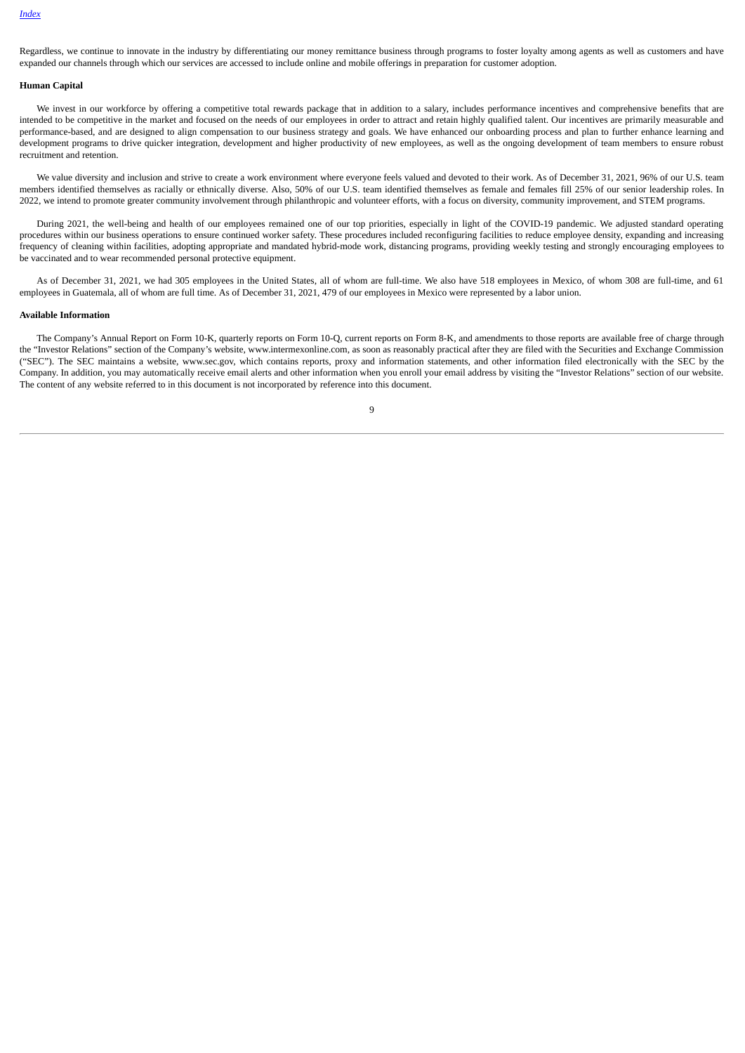Regardless, we continue to innovate in the industry by differentiating our money remittance business through programs to foster loyalty among agents as well as customers and have expanded our channels through which our services are accessed to include online and mobile offerings in preparation for customer adoption.

**Human Capital**

We invest in our workforce by offering a competitive total rewards package that in addition to a salary, includes performance incentives and comprehensive benefits that are intended to be competitive in the market and focused on the needs of our employees in order to attract and retain highly qualified talent. Our incentives are primarily measurable and performance-based, and are designed to align compensation to our business strategy and goals. We have enhanced our onboarding process and plan to further enhance learning and development programs to drive quicker integration, development and higher productivity of new employees, as well as the ongoing development of team members to ensure robust recruitment and retention.

We value diversity and inclusion and strive to create a work environment where everyone feels valued and devoted to their work. As of December 31, 2021, 96% of our U.S. team members identified themselves as racially or ethnically diverse. Also, 50% of our U.S. team identified themselves as female and females fill 25% of our senior leadership roles. In 2022, we intend to promote greater community involvement through philanthropic and volunteer efforts, with a focus on diversity, community improvement, and STEM programs.

During 2021, the well-being and health of our employees remained one of our top priorities, especially in light of the COVID-19 pandemic. We adjusted standard operating procedures within our business operations to ensure continued worker safety. These procedures included reconfiguring facilities to reduce employee density, expanding and increasing frequency of cleaning within facilities, adopting appropriate and mandated hybrid-mode work, distancing programs, providing weekly testing and strongly encouraging employees to be vaccinated and to wear recommended personal protective equipment.

As of December 31, 2021, we had 305 employees in the United States, all of whom are full-time. We also have 518 employees in Mexico, of whom 308 are full-time, and 61 employees in Guatemala, all of whom are full time. As of December 31, 2021, 479 of our employees in Mexico were represented by a labor union.

**Available Information**

The Company's Annual Report on Form 10-K, quarterly reports on Form 10-Q, current reports on Form 8-K, and amendments to those reports are available free of charge through the "Investor Relations" section of the Company's website, www.intermexonline.com, as soon as reasonably practical after they are filed with the Securities and Exchange Commission ("SEC"). The SEC maintains a website, www.sec.gov, which contains reports, proxy and information statements, and other information filed electronically with the SEC by the Company. In addition, you may automatically receive email alerts and other information when you enroll your email address by visiting the "Investor Relations" section of our website. The content of any website referred to in this document is not incorporated by reference into this document.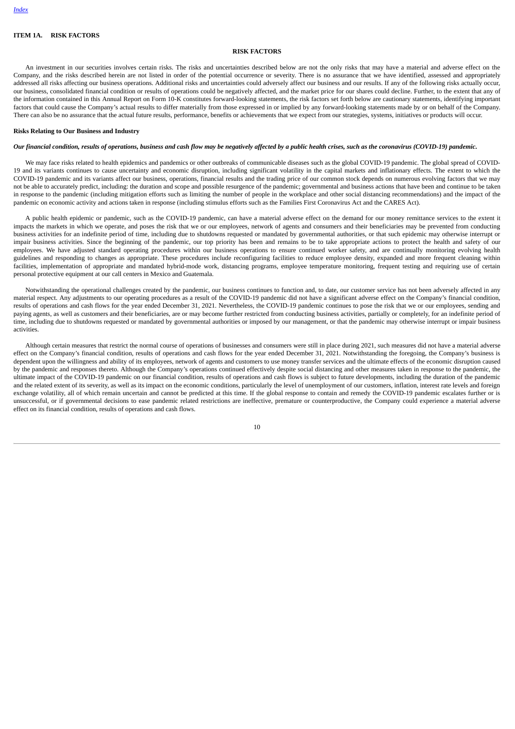## ITEM 1A. RISK FACTORS

### RISK FACTORS

An investment in our securities involves certain risks. The risks and uncertainties described below are not the only risks that may have a material and adverse effect on the Company, and the risks described herein are not listed in order of the potential occurrence or severity. There is no assurance that we have identified, assessed and appropriately addressed all risks affecting our business operations. Additional risks and uncertainties could adversely affect our business and our results. If any of the following risks actually occur, our business, consolidated financial condition or results of operations could be negatively affected, and the market price for our shares could decline. Further, to the extent that any of the information contained in this Annual Report on Form 10-K constitutes forward-looking statements, the risk factors set forth below are cautionary statements, identifying important factors that could cause the Company's actual results to differ materially from those expressed in or implied by any forward-looking statements made by or on behalf of the Company. There can also be no assurance that the actual future results, performance, benefits or achievements that we expect from our strategies, systems, initiatives or products will occur.

**Risks Relating to Our Business and Industry**

***Our financial condition, results of operations, business and cash flow may be negatively affected by a public health crises, such as the coronavirus (COVID-19) pandemic.***

We may face risks related to health epidemics and pandemics or other outbreaks of communicable diseases such as the global COVID-19 pandemic. The global spread of COVID-19 and its variants continues to cause uncertainty and economic disruption, including significant volatility in the capital markets and inflationary effects. The extent to which the COVID-19 pandemic and its variants affect our business, operations, financial results and the trading price of our common stock depends on numerous evolving factors that we may not be able to accurately predict, including: the duration and scope and possible resurgence of the pandemic; governmental and business actions that have been and continue to be taken in response to the pandemic (including mitigation efforts such as limiting the number of people in the workplace and other social distancing recommendations) and the impact of the pandemic on economic activity and actions taken in response (including stimulus efforts such as the Families First Coronavirus Act and the CARES Act).

A public health epidemic or pandemic, such as the COVID-19 pandemic, can have a material adverse effect on the demand for our money remittance services to the extent it impacts the markets in which we operate, and poses the risk that we or our employees, network of agents and consumers and their beneficiaries may be prevented from conducting business activities for an indefinite period of time, including due to shutdowns requested or mandated by governmental authorities, or that such epidemic may otherwise interrupt or impair business activities. Since the beginning of the pandemic, our top priority has been and remains to be to take appropriate actions to protect the health and safety of our employees. We have adjusted standard operating procedures within our business operations to ensure continued worker safety, and are continually monitoring evolving health guidelines and responding to changes as appropriate. These procedures include reconfiguring facilities to reduce employee density, expanded and more frequent cleaning within facilities, implementation of appropriate and mandated hybrid-mode work, distancing programs, employee temperature monitoring, frequent testing and requiring use of certain personal protective equipment at our call centers in Mexico and Guatemala.

Notwithstanding the operational challenges created by the pandemic, our business continues to function and, to date, our customer service has not been adversely affected in any material respect. Any adjustments to our operating procedures as a result of the COVID-19 pandemic did not have a significant adverse effect on the Company's financial condition, results of operations and cash flows for the year ended December 31, 2021. Nevertheless, the COVID-19 pandemic continues to pose the risk that we or our employees, sending and paying agents, as well as customers and their beneficiaries, are or may become further restricted from conducting business activities, partially or completely, for an indefinite period of time, including due to shutdowns requested or mandated by governmental authorities or imposed by our management, or that the pandemic may otherwise interrupt or impair business activities.

Although certain measures that restrict the normal course of operations of businesses and consumers were still in place during 2021, such measures did not have a material adverse effect on the Company's financial condition, results of operations and cash flows for the year ended December 31, 2021. Notwithstanding the foregoing, the Company's business is dependent upon the willingness and ability of its employees, network of agents and customers to use money transfer services and the ultimate effects of the economic disruption caused by the pandemic and responses thereto. Although the Company's operations continued effectively despite social distancing and other measures taken in response to the pandemic, the ultimate impact of the COVID-19 pandemic on our financial condition, results of operations and cash flows is subject to future developments, including the duration of the pandemic and the related extent of its severity, as well as its impact on the economic conditions, particularly the level of unemployment of our customers, inflation, interest rate levels and foreign exchange volatility, all of which remain uncertain and cannot be predicted at this time. If the global response to contain and remedy the COVID-19 pandemic escalates further or is unsuccessful, or if governmental decisions to ease pandemic related restrictions are ineffective, premature or counterproductive, the Company could experience a material adverse effect on its financial condition, results of operations and cash flows.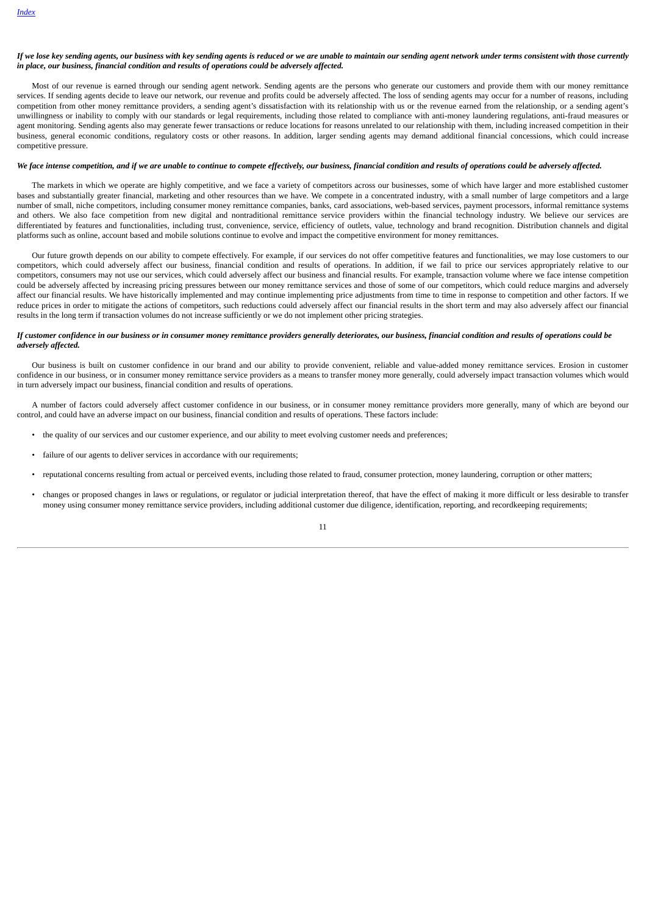*If we lose key sending agents, our business with key sending agents is reduced or we are unable to maintain our sending agent network under terms consistent with those currently in place, our business, financial condition and results of operations could be adversely affected.*

Most of our revenue is earned through our sending agent network. Sending agents are the persons who generate our customers and provide them with our money remittance services. If sending agents decide to leave our network, our revenue and profits could be adversely affected. The loss of sending agents may occur for a number of reasons, including competition from other money remittance providers, a sending agent's dissatisfaction with its relationship with us or the revenue earned from the relationship, or a sending agent's unwillingness or inability to comply with our standards or legal requirements, including those related to compliance with anti-money laundering regulations, anti-fraud measures or agent monitoring. Sending agents also may generate fewer transactions or reduce locations for reasons unrelated to our relationship with them, including increased competition in their business, general economic conditions, regulatory costs or other reasons. In addition, larger sending agents may demand additional financial concessions, which could increase competitive pressure.

*We face intense competition, and if we are unable to continue to compete effectively, our business, financial condition and results of operations could be adversely affected.*

The markets in which we operate are highly competitive, and we face a variety of competitors across our businesses, some of which have larger and more established customer bases and substantially greater financial, marketing and other resources than we have. We compete in a concentrated industry, with a small number of large competitors and a large number of small, niche competitors, including consumer money remittance companies, banks, card associations, web-based services, payment processors, informal remittance systems and others. We also face competition from new digital and nontraditional remittance service providers within the financial technology industry. We believe our services are differentiated by features and functionalities, including trust, convenience, service, efficiency of outlets, value, technology and brand recognition. Distribution channels and digital platforms such as online, account based and mobile solutions continue to evolve and impact the competitive environment for money remittances.

Our future growth depends on our ability to compete effectively. For example, if our services do not offer competitive features and functionalities, we may lose customers to our competitors, which could adversely affect our business, financial condition and results of operations. In addition, if we fail to price our services appropriately relative to our competitors, consumers may not use our services, which could adversely affect our business and financial results. For example, transaction volume where we face intense competition could be adversely affected by increasing pricing pressures between our money remittance services and those of some of our competitors, which could reduce margins and adversely affect our financial results. We have historically implemented and may continue implementing price adjustments from time to time in response to competition and other factors. If we reduce prices in order to mitigate the actions of competitors, such reductions could adversely affect our financial results in the short term and may also adversely affect our financial results in the long term if transaction volumes do not increase sufficiently or we do not implement other pricing strategies.

*If customer confidence in our business or in consumer money remittance providers generally deteriorates, our business, financial condition and results of operations could be adversely affected.*

Our business is built on customer confidence in our brand and our ability to provide convenient, reliable and value-added money remittance services. Erosion in customer confidence in our business, or in consumer money remittance service providers as a means to transfer money more generally, could adversely impact transaction volumes which would in turn adversely impact our business, financial condition and results of operations.

A number of factors could adversely affect customer confidence in our business, or in consumer money remittance providers more generally, many of which are beyond our control, and could have an adverse impact on our business, financial condition and results of operations. These factors include:

- the quality of our services and our customer experience, and our ability to meet evolving customer needs and preferences;
- failure of our agents to deliver services in accordance with our requirements;
- reputational concerns resulting from actual or perceived events, including those related to fraud, consumer protection, money laundering, corruption or other matters;
- changes or proposed changes in laws or regulations, or regulator or judicial interpretation thereof, that have the effect of making it more difficult or less desirable to transfer money using consumer money remittance service providers, including additional customer due diligence, identification, reporting, and recordkeeping requirements;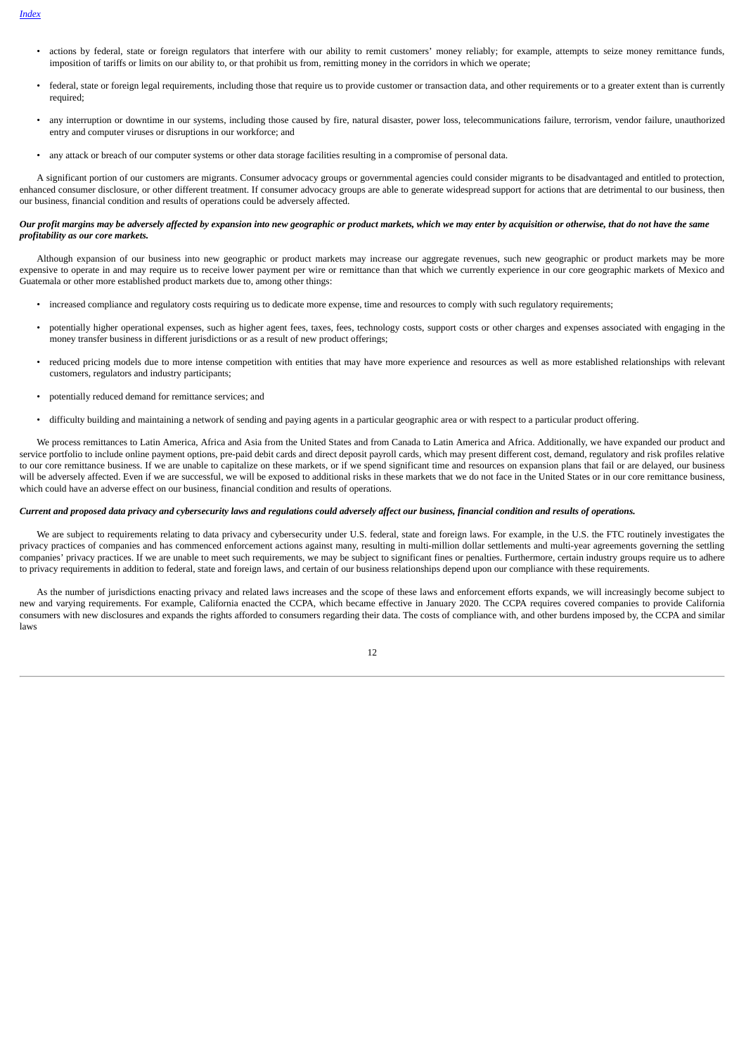- actions by federal, state or foreign regulators that interfere with our ability to remit customers' money reliably; for example, attempts to seize money remittance funds, imposition of tariffs or limits on our ability to, or that prohibit us from, remitting money in the corridors in which we operate;

- federal, state or foreign legal requirements, including those that require us to provide customer or transaction data, and other requirements or to a greater extent than is currently required;

- any interruption or downtime in our systems, including those caused by fire, natural disaster, power loss, telecommunications failure, terrorism, vendor failure, unauthorized entry and computer viruses or disruptions in our workforce; and

- any attack or breach of our computer systems or other data storage facilities resulting in a compromise of personal data.

A significant portion of our customers are migrants. Consumer advocacy groups or governmental agencies could consider migrants to be disadvantaged and entitled to protection, enhanced consumer disclosure, or other different treatment. If consumer advocacy groups are able to generate widespread support for actions that are detrimental to our business, then our business, financial condition and results of operations could be adversely affected.

***Our profit margins may be adversely affected by expansion into new geographic or product markets, which we may enter by acquisition or otherwise, that do not have the same profitability as our core markets.***

Although expansion of our business into new geographic or product markets may increase our aggregate revenues, such new geographic or product markets may be more expensive to operate in and may require us to receive lower payment per wire or remittance than that which we currently experience in our core geographic markets of Mexico and Guatemala or other more established product markets due to, among other things:

- increased compliance and regulatory costs requiring us to dedicate more expense, time and resources to comply with such regulatory requirements;

- potentially higher operational expenses, such as higher agent fees, taxes, fees, technology costs, support costs or other charges and expenses associated with engaging in the money transfer business in different jurisdictions or as a result of new product offerings;

- reduced pricing models due to more intense competition with entities that may have more experience and resources as well as more established relationships with relevant customers, regulators and industry participants;

- potentially reduced demand for remittance services; and

- difficulty building and maintaining a network of sending and paying agents in a particular geographic area or with respect to a particular product offering.

We process remittances to Latin America, Africa and Asia from the United States and from Canada to Latin America and Africa. Additionally, we have expanded our product and service portfolio to include online payment options, pre-paid debit cards and direct deposit payroll cards, which may present different cost, demand, regulatory and risk profiles relative to our core remittance business. If we are unable to capitalize on these markets, or if we spend significant time and resources on expansion plans that fail or are delayed, our business will be adversely affected. Even if we are successful, we will be exposed to additional risks in these markets that we do not face in the United States or in our core remittance business, which could have an adverse effect on our business, financial condition and results of operations.

***Current and proposed data privacy and cybersecurity laws and regulations could adversely affect our business, financial condition and results of operations.***

We are subject to requirements relating to data privacy and cybersecurity under U.S. federal, state and foreign laws. For example, in the U.S. the FTC routinely investigates the privacy practices of companies and has commenced enforcement actions against many, resulting in multi-million dollar settlements and multi-year agreements governing the settling companies' privacy practices. If we are unable to meet such requirements, we may be subject to significant fines or penalties. Furthermore, certain industry groups require us to adhere to privacy requirements in addition to federal, state and foreign laws, and certain of our business relationships depend upon our compliance with these requirements.

As the number of jurisdictions enacting privacy and related laws increases and the scope of these laws and enforcement efforts expands, we will increasingly become subject to new and varying requirements. For example, California enacted the CCPA, which became effective in January 2020. The CCPA requires covered companies to provide California consumers with new disclosures and expands the rights afforded to consumers regarding their data. The costs of compliance with, and other burdens imposed by, the CCPA and similar laws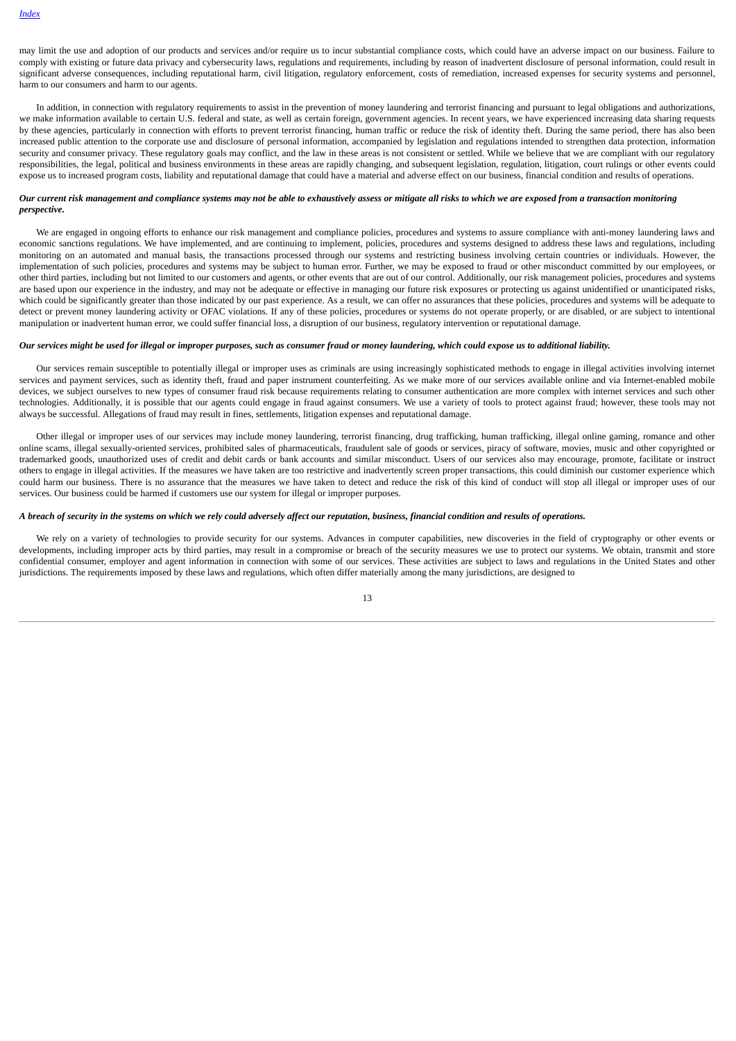may limit the use and adoption of our products and services and/or require us to incur substantial compliance costs, which could have an adverse impact on our business. Failure to comply with existing or future data privacy and cybersecurity laws, regulations and requirements, including by reason of inadvertent disclosure of personal information, could result in significant adverse consequences, including reputational harm, civil litigation, regulatory enforcement, costs of remediation, increased expenses for security systems and personnel, harm to our consumers and harm to our agents.

In addition, in connection with regulatory requirements to assist in the prevention of money laundering and terrorist financing and pursuant to legal obligations and authorizations, we make information available to certain U.S. federal and state, as well as certain foreign, government agencies. In recent years, we have experienced increasing data sharing requests by these agencies, particularly in connection with efforts to prevent terrorist financing, human traffic or reduce the risk of identity theft. During the same period, there has also been increased public attention to the corporate use and disclosure of personal information, accompanied by legislation and regulations intended to strengthen data protection, information security and consumer privacy. These regulatory goals may conflict, and the law in these areas is not consistent or settled. While we believe that we are compliant with our regulatory responsibilities, the legal, political and business environments in these areas are rapidly changing, and subsequent legislation, regulation, litigation, court rulings or other events could expose us to increased program costs, liability and reputational damage that could have a material and adverse effect on our business, financial condition and results of operations.

***Our current risk management and compliance systems may not be able to exhaustively assess or mitigate all risks to which we are exposed from a transaction monitoring perspective.***

We are engaged in ongoing efforts to enhance our risk management and compliance policies, procedures and systems to assure compliance with anti-money laundering laws and economic sanctions regulations. We have implemented, and are continuing to implement, policies, procedures and systems designed to address these laws and regulations, including monitoring on an automated and manual basis, the transactions processed through our systems and restricting business involving certain countries or individuals. However, the implementation of such policies, procedures and systems may be subject to human error. Further, we may be exposed to fraud or other misconduct committed by our employees, or other third parties, including but not limited to our customers and agents, or other events that are out of our control. Additionally, our risk management policies, procedures and systems are based upon our experience in the industry, and may not be adequate or effective in managing our future risk exposures or protecting us against unidentified or unanticipated risks, which could be significantly greater than those indicated by our past experience. As a result, we can offer no assurances that these policies, procedures and systems will be adequate to detect or prevent money laundering activity or OFAC violations. If any of these policies, procedures or systems do not operate properly, or are disabled, or are subject to intentional manipulation or inadvertent human error, we could suffer financial loss, a disruption of our business, regulatory intervention or reputational damage.

***Our services might be used for illegal or improper purposes, such as consumer fraud or money laundering, which could expose us to additional liability.***

Our services remain susceptible to potentially illegal or improper uses as criminals are using increasingly sophisticated methods to engage in illegal activities involving internet services and payment services, such as identity theft, fraud and paper instrument counterfeiting. As we make more of our services available online and via Internet-enabled mobile devices, we subject ourselves to new types of consumer fraud risk because requirements relating to consumer authentication are more complex with internet services and such other technologies. Additionally, it is possible that our agents could engage in fraud against consumers. We use a variety of tools to protect against fraud; however, these tools may not always be successful. Allegations of fraud may result in fines, settlements, litigation expenses and reputational damage.

Other illegal or improper uses of our services may include money laundering, terrorist financing, drug trafficking, human trafficking, illegal online gaming, romance and other online scams, illegal sexually-oriented services, prohibited sales of pharmaceuticals, fraudulent sale of goods or services, piracy of software, movies, music and other copyrighted or trademarked goods, unauthorized uses of credit and debit cards or bank accounts and similar misconduct. Users of our services also may encourage, promote, facilitate or instruct others to engage in illegal activities. If the measures we have taken are too restrictive and inadvertently screen proper transactions, this could diminish our customer experience which could harm our business. There is no assurance that the measures we have taken to detect and reduce the risk of this kind of conduct will stop all illegal or improper uses of our services. Our business could be harmed if customers use our system for illegal or improper purposes.

***A breach of security in the systems on which we rely could adversely affect our reputation, business, financial condition and results of operations.***

We rely on a variety of technologies to provide security for our systems. Advances in computer capabilities, new discoveries in the field of cryptography or other events or developments, including improper acts by third parties, may result in a compromise or breach of the security measures we use to protect our systems. We obtain, transmit and store confidential consumer, employer and agent information in connection with some of our services. These activities are subject to laws and regulations in the United States and other jurisdictions. The requirements imposed by these laws and regulations, which often differ materially among the many jurisdictions, are designed to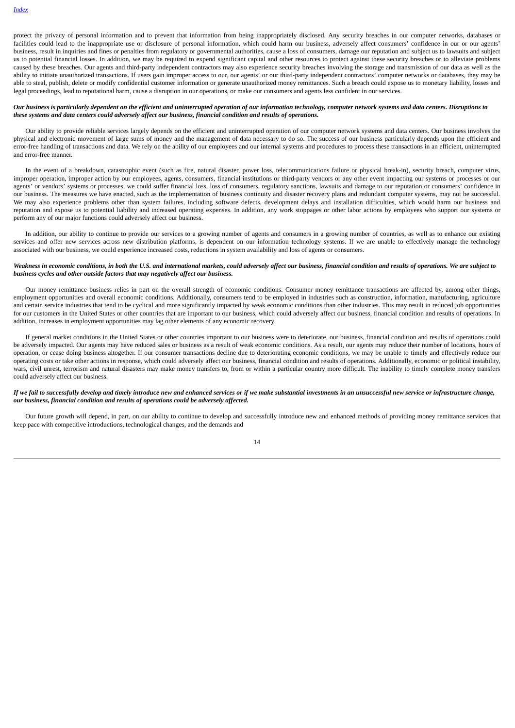protect the privacy of personal information and to prevent that information from being inappropriately disclosed. Any security breaches in our computer networks, databases or facilities could lead to the inappropriate use or disclosure of personal information, which could harm our business, adversely affect consumers' confidence in our or our agents' business, result in inquiries and fines or penalties from regulatory or governmental authorities, cause a loss of consumers, damage our reputation and subject us to lawsuits and subject us to potential financial losses. In addition, we may be required to expend significant capital and other resources to protect against these security breaches or to alleviate problems caused by these breaches. Our agents and third-party independent contractors may also experience security breaches involving the storage and transmission of our data as well as the ability to initiate unauthorized transactions. If users gain improper access to our, our agents' or our third-party independent contractors' computer networks or databases, they may be able to steal, publish, delete or modify confidential customer information or generate unauthorized money remittances. Such a breach could expose us to monetary liability, losses and legal proceedings, lead to reputational harm, cause a disruption in our operations, or make our consumers and agents less confident in our services.

***Our business is particularly dependent on the efficient and uninterrupted operation of our information technology, computer network systems and data centers. Disruptions to these systems and data centers could adversely affect our business, financial condition and results of operations.***

Our ability to provide reliable services largely depends on the efficient and uninterrupted operation of our computer network systems and data centers. Our business involves the physical and electronic movement of large sums of money and the management of data necessary to do so. The success of our business particularly depends upon the efficient and error-free handling of transactions and data. We rely on the ability of our employees and our internal systems and procedures to process these transactions in an efficient, uninterrupted and error-free manner.

In the event of a breakdown, catastrophic event (such as fire, natural disaster, power loss, telecommunications failure or physical break-in), security breach, computer virus, improper operation, improper action by our employees, agents, consumers, financial institutions or third-party vendors or any other event impacting our systems or processes or our agents' or vendors' systems or processes, we could suffer financial loss, loss of consumers, regulatory sanctions, lawsuits and damage to our reputation or consumers' confidence in our business. The measures we have enacted, such as the implementation of business continuity and disaster recovery plans and redundant computer systems, may not be successful. We may also experience problems other than system failures, including software defects, development delays and installation difficulties, which would harm our business and reputation and expose us to potential liability and increased operating expenses. In addition, any work stoppages or other labor actions by employees who support our systems or perform any of our major functions could adversely affect our business.

In addition, our ability to continue to provide our services to a growing number of agents and consumers in a growing number of countries, as well as to enhance our existing services and offer new services across new distribution platforms, is dependent on our information technology systems. If we are unable to effectively manage the technology associated with our business, we could experience increased costs, reductions in system availability and loss of agents or consumers.

***Weakness in economic conditions, in both the U.S. and international markets, could adversely affect our business, financial condition and results of operations. We are subject to business cycles and other outside factors that may negatively affect our business.***

Our money remittance business relies in part on the overall strength of economic conditions. Consumer money remittance transactions are affected by, among other things, employment opportunities and overall economic conditions. Additionally, consumers tend to be employed in industries such as construction, information, manufacturing, agriculture and certain service industries that tend to be cyclical and more significantly impacted by weak economic conditions than other industries. This may result in reduced job opportunities for our customers in the United States or other countries that are important to our business, which could adversely affect our business, financial condition and results of operations. In addition, increases in employment opportunities may lag other elements of any economic recovery.

If general market conditions in the United States or other countries important to our business were to deteriorate, our business, financial condition and results of operations could be adversely impacted. Our agents may have reduced sales or business as a result of weak economic conditions. As a result, our agents may reduce their number of locations, hours of operation, or cease doing business altogether. If our consumer transactions decline due to deteriorating economic conditions, we may be unable to timely and effectively reduce our operating costs or take other actions in response, which could adversely affect our business, financial condition and results of operations. Additionally, economic or political instability, wars, civil unrest, terrorism and natural disasters may make money transfers to, from or within a particular country more difficult. The inability to timely complete money transfers could adversely affect our business.

***If we fail to successfully develop and timely introduce new and enhanced services or if we make substantial investments in an unsuccessful new service or infrastructure change, our business, financial condition and results of operations could be adversely affected.***

Our future growth will depend, in part, on our ability to continue to develop and successfully introduce new and enhanced methods of providing money remittance services that keep pace with competitive introductions, technological changes, and the demands and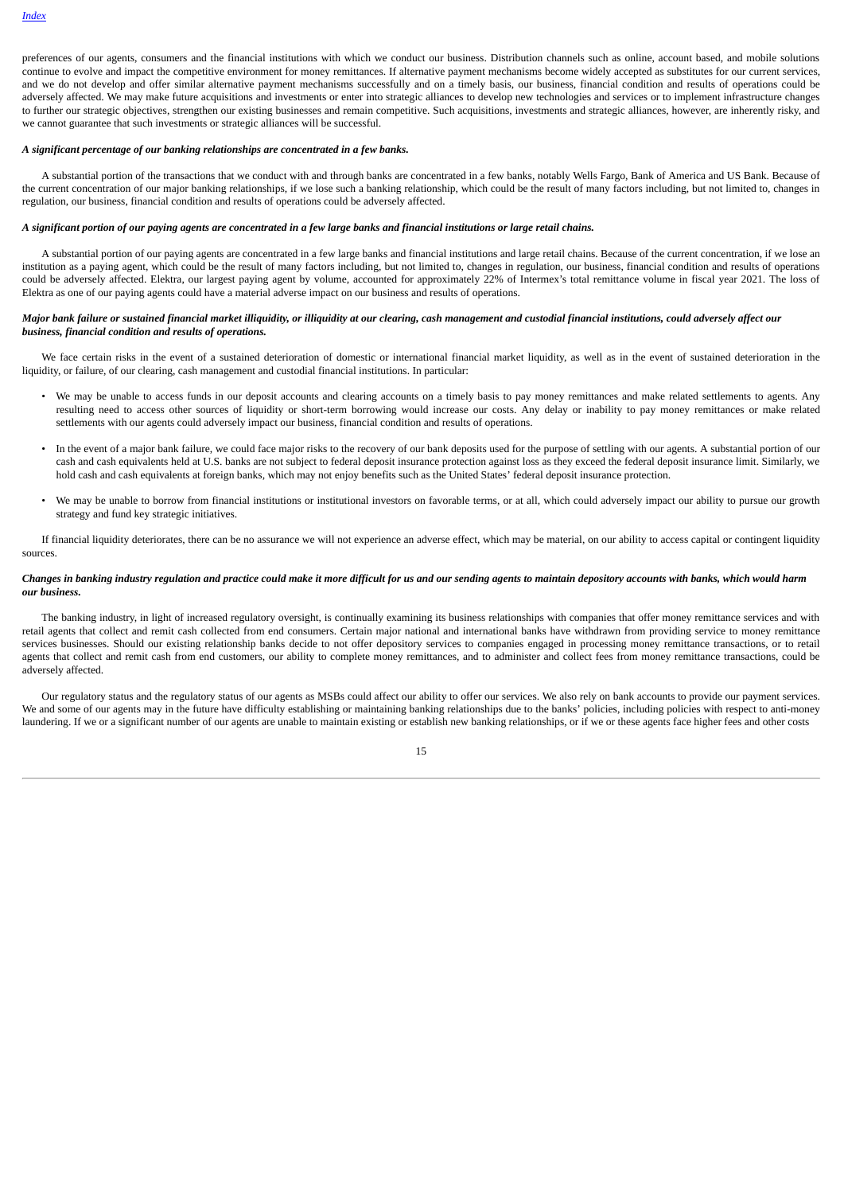preferences of our agents, consumers and the financial institutions with which we conduct our business. Distribution channels such as online, account based, and mobile solutions continue to evolve and impact the competitive environment for money remittances. If alternative payment mechanisms become widely accepted as substitutes for our current services, and we do not develop and offer similar alternative payment mechanisms successfully and on a timely basis, our business, financial condition and results of operations could be adversely affected. We may make future acquisitions and investments or enter into strategic alliances to develop new technologies and services or to implement infrastructure changes to further our strategic objectives, strengthen our existing businesses and remain competitive. Such acquisitions, investments and strategic alliances, however, are inherently risky, and we cannot guarantee that such investments or strategic alliances will be successful.

***A significant percentage of our banking relationships are concentrated in a few banks.***

A substantial portion of the transactions that we conduct with and through banks are concentrated in a few banks, notably Wells Fargo, Bank of America and US Bank. Because of the current concentration of our major banking relationships, if we lose such a banking relationship, which could be the result of many factors including, but not limited to, changes in regulation, our business, financial condition and results of operations could be adversely affected.

***A significant portion of our paying agents are concentrated in a few large banks and financial institutions or large retail chains.***

A substantial portion of our paying agents are concentrated in a few large banks and financial institutions and large retail chains. Because of the current concentration, if we lose an institution as a paying agent, which could be the result of many factors including, but not limited to, changes in regulation, our business, financial condition and results of operations could be adversely affected. Elektra, our largest paying agent by volume, accounted for approximately 22% of Intermex's total remittance volume in fiscal year 2021. The loss of Elektra as one of our paying agents could have a material adverse impact on our business and results of operations.

***Major bank failure or sustained financial market illiquidity, or illiquidity at our clearing, cash management and custodial financial institutions, could adversely affect our business, financial condition and results of operations.***

We face certain risks in the event of a sustained deterioration of domestic or international financial market liquidity, as well as in the event of sustained deterioration in the liquidity, or failure, of our clearing, cash management and custodial financial institutions. In particular:

- We may be unable to access funds in our deposit accounts and clearing accounts on a timely basis to pay money remittances and make related settlements to agents. Any resulting need to access other sources of liquidity or short-term borrowing would increase our costs. Any delay or inability to pay money remittances or make related settlements with our agents could adversely impact our business, financial condition and results of operations.

- In the event of a major bank failure, we could face major risks to the recovery of our bank deposits used for the purpose of settling with our agents. A substantial portion of our cash and cash equivalents held at U.S. banks are not subject to federal deposit insurance protection against loss as they exceed the federal deposit insurance limit. Similarly, we hold cash and cash equivalents at foreign banks, which may not enjoy benefits such as the United States' federal deposit insurance protection.

- We may be unable to borrow from financial institutions or institutional investors on favorable terms, or at all, which could adversely impact our ability to pursue our growth strategy and fund key strategic initiatives.

If financial liquidity deteriorates, there can be no assurance we will not experience an adverse effect, which may be material, on our ability to access capital or contingent liquidity sources.

***Changes in banking industry regulation and practice could make it more difficult for us and our sending agents to maintain depository accounts with banks, which would harm our business.***

The banking industry, in light of increased regulatory oversight, is continually examining its business relationships with companies that offer money remittance services and with retail agents that collect and remit cash collected from end consumers. Certain major national and international banks have withdrawn from providing service to money remittance services businesses. Should our existing relationship banks decide to not offer depository services to companies engaged in processing money remittance transactions, or to retail agents that collect and remit cash from end customers, our ability to complete money remittances, and to administer and collect fees from money remittance transactions, could be adversely affected.

Our regulatory status and the regulatory status of our agents as MSBs could affect our ability to offer our services. We also rely on bank accounts to provide our payment services. We and some of our agents may in the future have difficulty establishing or maintaining banking relationships due to the banks' policies, including policies with respect to anti-money laundering. If we or a significant number of our agents are unable to maintain existing or establish new banking relationships, or if we or these agents face higher fees and other costs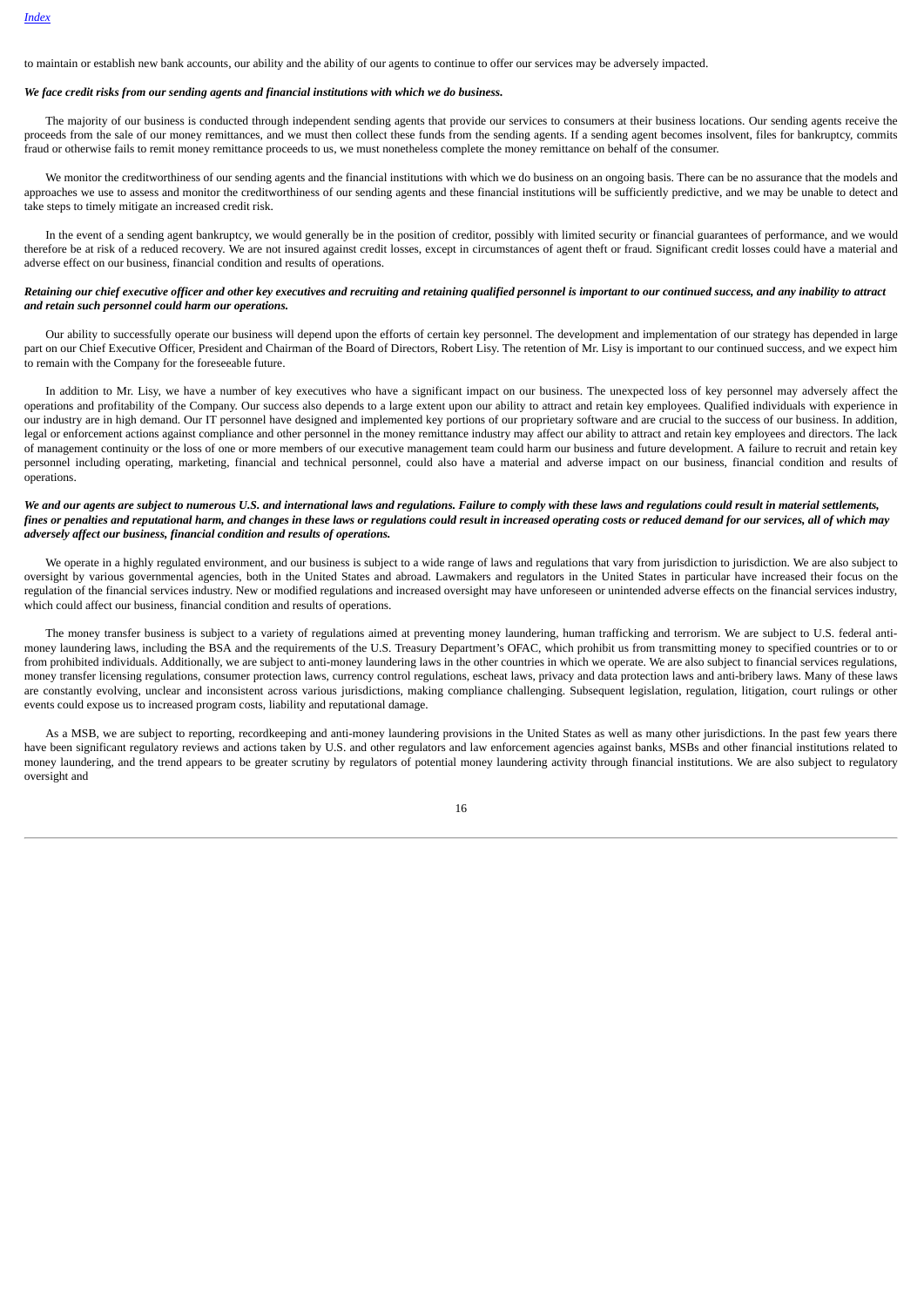to maintain or establish new bank accounts, our ability and the ability of our agents to continue to offer our services may be adversely impacted.

***We face credit risks from our sending agents and financial institutions with which we do business.***

The majority of our business is conducted through independent sending agents that provide our services to consumers at their business locations. Our sending agents receive the proceeds from the sale of our money remittances, and we must then collect these funds from the sending agents. If a sending agent becomes insolvent, files for bankruptcy, commits fraud or otherwise fails to remit money remittance proceeds to us, we must nonetheless complete the money remittance on behalf of the consumer.

We monitor the creditworthiness of our sending agents and the financial institutions with which we do business on an ongoing basis. There can be no assurance that the models and approaches we use to assess and monitor the creditworthiness of our sending agents and these financial institutions will be sufficiently predictive, and we may be unable to detect and take steps to timely mitigate an increased credit risk.

In the event of a sending agent bankruptcy, we would generally be in the position of creditor, possibly with limited security or financial guarantees of performance, and we would therefore be at risk of a reduced recovery. We are not insured against credit losses, except in circumstances of agent theft or fraud. Significant credit losses could have a material and adverse effect on our business, financial condition and results of operations.

***Retaining our chief executive officer and other key executives and recruiting and retaining qualified personnel is important to our continued success, and any inability to attract and retain such personnel could harm our operations.***

Our ability to successfully operate our business will depend upon the efforts of certain key personnel. The development and implementation of our strategy has depended in large part on our Chief Executive Officer, President and Chairman of the Board of Directors, Robert Lisy. The retention of Mr. Lisy is important to our continued success, and we expect him to remain with the Company for the foreseeable future.

In addition to Mr. Lisy, we have a number of key executives who have a significant impact on our business. The unexpected loss of key personnel may adversely affect the operations and profitability of the Company. Our success also depends to a large extent upon our ability to attract and retain key employees. Qualified individuals with experience in our industry are in high demand. Our IT personnel have designed and implemented key portions of our proprietary software and are crucial to the success of our business. In addition, legal or enforcement actions against compliance and other personnel in the money remittance industry may affect our ability to attract and retain key employees and directors. The lack of management continuity or the loss of one or more members of our executive management team could harm our business and future development. A failure to recruit and retain key personnel including operating, marketing, financial and technical personnel, could also have a material and adverse impact on our business, financial condition and results of operations.

***We and our agents are subject to numerous U.S. and international laws and regulations. Failure to comply with these laws and regulations could result in material settlements, fines or penalties and reputational harm, and changes in these laws or regulations could result in increased operating costs or reduced demand for our services, all of which may adversely affect our business, financial condition and results of operations.***

We operate in a highly regulated environment, and our business is subject to a wide range of laws and regulations that vary from jurisdiction to jurisdiction. We are also subject to oversight by various governmental agencies, both in the United States and abroad. Lawmakers and regulators in the United States in particular have increased their focus on the regulation of the financial services industry. New or modified regulations and increased oversight may have unforeseen or unintended adverse effects on the financial services industry, which could affect our business, financial condition and results of operations.

The money transfer business is subject to a variety of regulations aimed at preventing money laundering, human trafficking and terrorism. We are subject to U.S. federal anti-money laundering laws, including the BSA and the requirements of the U.S. Treasury Department's OFAC, which prohibit us from transmitting money to specified countries or to or from prohibited individuals. Additionally, we are subject to anti-money laundering laws in the other countries in which we operate. We are also subject to financial services regulations, money transfer licensing regulations, consumer protection laws, currency control regulations, escheat laws, privacy and data protection laws and anti-bribery laws. Many of these laws are constantly evolving, unclear and inconsistent across various jurisdictions, making compliance challenging. Subsequent legislation, regulation, litigation, court rulings or other events could expose us to increased program costs, liability and reputational damage.

As a MSB, we are subject to reporting, recordkeeping and anti-money laundering provisions in the United States as well as many other jurisdictions. In the past few years there have been significant regulatory reviews and actions taken by U.S. and other regulators and law enforcement agencies against banks, MSBs and other financial institutions related to money laundering, and the trend appears to be greater scrutiny by regulators of potential money laundering activity through financial institutions. We are also subject to regulatory oversight and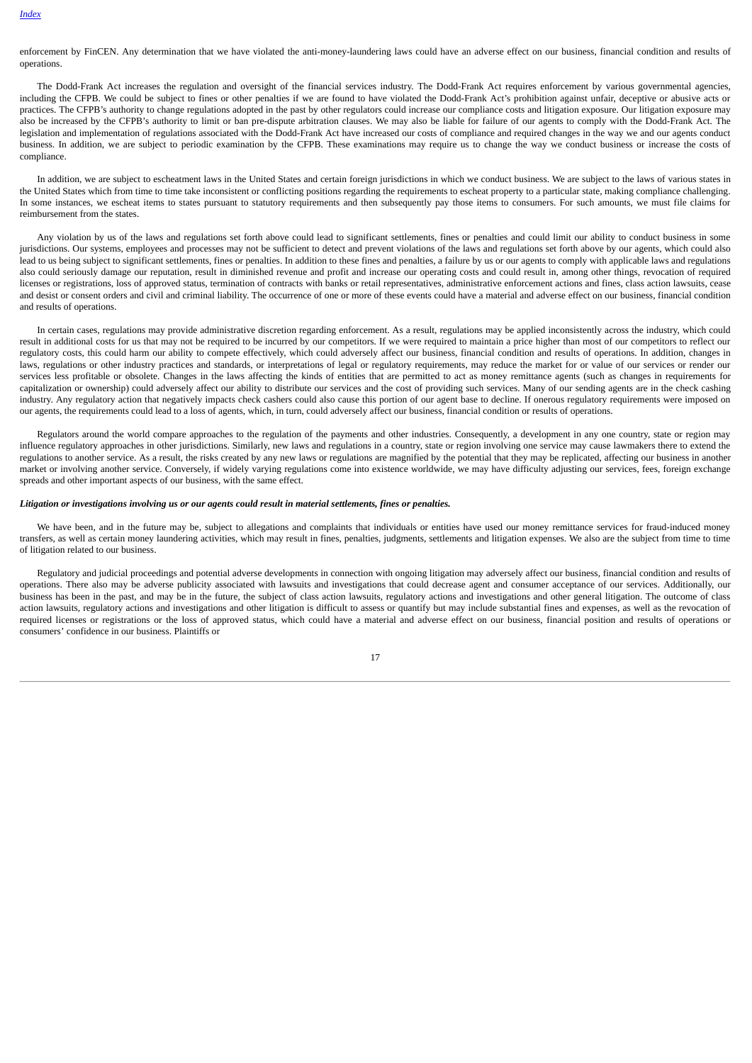enforcement by FinCEN. Any determination that we have violated the anti-money-laundering laws could have an adverse effect on our business, financial condition and results of operations.

The Dodd-Frank Act increases the regulation and oversight of the financial services industry. The Dodd-Frank Act requires enforcement by various governmental agencies, including the CFPB. We could be subject to fines or other penalties if we are found to have violated the Dodd-Frank Act's prohibition against unfair, deceptive or abusive acts or practices. The CFPB's authority to change regulations adopted in the past by other regulators could increase our compliance costs and litigation exposure. Our litigation exposure may also be increased by the CFPB's authority to limit or ban pre-dispute arbitration clauses. We may also be liable for failure of our agents to comply with the Dodd-Frank Act. The legislation and implementation of regulations associated with the Dodd-Frank Act have increased our costs of compliance and required changes in the way we and our agents conduct business. In addition, we are subject to periodic examination by the CFPB. These examinations may require us to change the way we conduct business or increase the costs of compliance.

In addition, we are subject to escheatment laws in the United States and certain foreign jurisdictions in which we conduct business. We are subject to the laws of various states in the United States which from time to time take inconsistent or conflicting positions regarding the requirements to escheat property to a particular state, making compliance challenging. In some instances, we escheat items to states pursuant to statutory requirements and then subsequently pay those items to consumers. For such amounts, we must file claims for reimbursement from the states.

Any violation by us of the laws and regulations set forth above could lead to significant settlements, fines or penalties and could limit our ability to conduct business in some jurisdictions. Our systems, employees and processes may not be sufficient to detect and prevent violations of the laws and regulations set forth above by our agents, which could also lead to us being subject to significant settlements, fines or penalties. In addition to these fines and penalties, a failure by us or our agents to comply with applicable laws and regulations also could seriously damage our reputation, result in diminished revenue and profit and increase our operating costs and could result in, among other things, revocation of required licenses or registrations, loss of approved status, termination of contracts with banks or retail representatives, administrative enforcement actions and fines, class action lawsuits, cease and desist or consent orders and civil and criminal liability. The occurrence of one or more of these events could have a material and adverse effect on our business, financial condition and results of operations.

In certain cases, regulations may provide administrative discretion regarding enforcement. As a result, regulations may be applied inconsistently across the industry, which could result in additional costs for us that may not be required to be incurred by our competitors. If we were required to maintain a price higher than most of our competitors to reflect our regulatory costs, this could harm our ability to compete effectively, which could adversely affect our business, financial condition and results of operations. In addition, changes in laws, regulations or other industry practices and standards, or interpretations of legal or regulatory requirements, may reduce the market for or value of our services or render our services less profitable or obsolete. Changes in the laws affecting the kinds of entities that are permitted to act as money remittance agents (such as changes in requirements for capitalization or ownership) could adversely affect our ability to distribute our services and the cost of providing such services. Many of our sending agents are in the check cashing industry. Any regulatory action that negatively impacts check cashers could also cause this portion of our agent base to decline. If onerous regulatory requirements were imposed on our agents, the requirements could lead to a loss of agents, which, in turn, could adversely affect our business, financial condition or results of operations.

Regulators around the world compare approaches to the regulation of the payments and other industries. Consequently, a development in any one country, state or region may influence regulatory approaches in other jurisdictions. Similarly, new laws and regulations in a country, state or region involving one service may cause lawmakers there to extend the regulations to another service. As a result, the risks created by any new laws or regulations are magnified by the potential that they may be replicated, affecting our business in another market or involving another service. Conversely, if widely varying regulations come into existence worldwide, we may have difficulty adjusting our services, fees, foreign exchange spreads and other important aspects of our business, with the same effect.

***Litigation or investigations involving us or our agents could result in material settlements, fines or penalties.***

We have been, and in the future may be, subject to allegations and complaints that individuals or entities have used our money remittance services for fraud-induced money transfers, as well as certain money laundering activities, which may result in fines, penalties, judgments, settlements and litigation expenses. We also are the subject from time to time of litigation related to our business.

Regulatory and judicial proceedings and potential adverse developments in connection with ongoing litigation may adversely affect our business, financial condition and results of operations. There also may be adverse publicity associated with lawsuits and investigations that could decrease agent and consumer acceptance of our services. Additionally, our business has been in the past, and may be in the future, the subject of class action lawsuits, regulatory actions and investigations and other general litigation. The outcome of class action lawsuits, regulatory actions and investigations and other litigation is difficult to assess or quantify but may include substantial fines and expenses, as well as the revocation of required licenses or registrations or the loss of approved status, which could have a material and adverse effect on our business, financial position and results of operations or consumers' confidence in our business. Plaintiffs or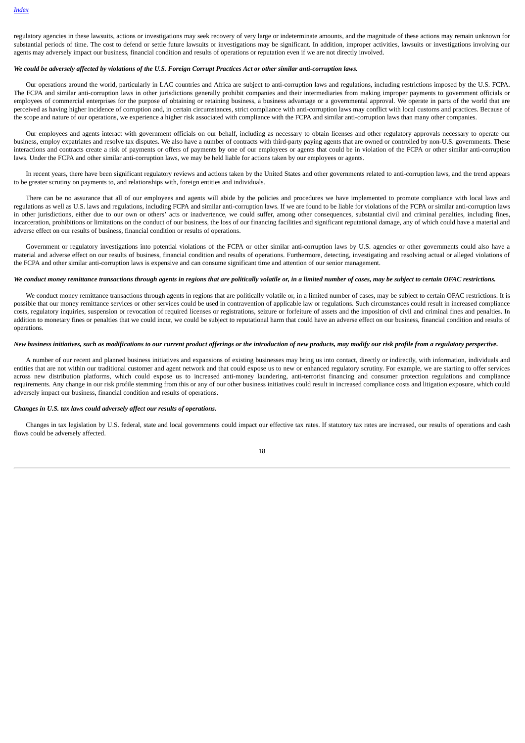regulatory agencies in these lawsuits, actions or investigations may seek recovery of very large or indeterminate amounts, and the magnitude of these actions may remain unknown for substantial periods of time. The cost to defend or settle future lawsuits or investigations may be significant. In addition, improper activities, lawsuits or investigations involving our agents may adversely impact our business, financial condition and results of operations or reputation even if we are not directly involved.

***We could be adversely affected by violations of the U.S. Foreign Corrupt Practices Act or other similar anti-corruption laws.***

Our operations around the world, particularly in LAC countries and Africa are subject to anti-corruption laws and regulations, including restrictions imposed by the U.S. FCPA. The FCPA and similar anti-corruption laws in other jurisdictions generally prohibit companies and their intermediaries from making improper payments to government officials or employees of commercial enterprises for the purpose of obtaining or retaining business, a business advantage or a governmental approval. We operate in parts of the world that are perceived as having higher incidence of corruption and, in certain circumstances, strict compliance with anti-corruption laws may conflict with local customs and practices. Because of the scope and nature of our operations, we experience a higher risk associated with compliance with the FCPA and similar anti-corruption laws than many other companies.

Our employees and agents interact with government officials on our behalf, including as necessary to obtain licenses and other regulatory approvals necessary to operate our business, employ expatriates and resolve tax disputes. We also have a number of contracts with third-party paying agents that are owned or controlled by non-U.S. governments. These interactions and contracts create a risk of payments or offers of payments by one of our employees or agents that could be in violation of the FCPA or other similar anti-corruption laws. Under the FCPA and other similar anti-corruption laws, we may be held liable for actions taken by our employees or agents.

In recent years, there have been significant regulatory reviews and actions taken by the United States and other governments related to anti-corruption laws, and the trend appears to be greater scrutiny on payments to, and relationships with, foreign entities and individuals.

There can be no assurance that all of our employees and agents will abide by the policies and procedures we have implemented to promote compliance with local laws and regulations as well as U.S. laws and regulations, including FCPA and similar anti-corruption laws. If we are found to be liable for violations of the FCPA or similar anti-corruption laws in other jurisdictions, either due to our own or others' acts or inadvertence, we could suffer, among other consequences, substantial civil and criminal penalties, including fines, incarceration, prohibitions or limitations on the conduct of our business, the loss of our financing facilities and significant reputational damage, any of which could have a material and adverse effect on our results of business, financial condition or results of operations.

Government or regulatory investigations into potential violations of the FCPA or other similar anti-corruption laws by U.S. agencies or other governments could also have a material and adverse effect on our results of business, financial condition and results of operations. Furthermore, detecting, investigating and resolving actual or alleged violations of the FCPA and other similar anti-corruption laws is expensive and can consume significant time and attention of our senior management.

***We conduct money remittance transactions through agents in regions that are politically volatile or, in a limited number of cases, may be subject to certain OFAC restrictions.***

We conduct money remittance transactions through agents in regions that are politically volatile or, in a limited number of cases, may be subject to certain OFAC restrictions. It is possible that our money remittance services or other services could be used in contravention of applicable law or regulations. Such circumstances could result in increased compliance costs, regulatory inquiries, suspension or revocation of required licenses or registrations, seizure or forfeiture of assets and the imposition of civil and criminal fines and penalties. In addition to monetary fines or penalties that we could incur, we could be subject to reputational harm that could have an adverse effect on our business, financial condition and results of operations.

***New business initiatives, such as modifications to our current product offerings or the introduction of new products, may modify our risk profile from a regulatory perspective.***

A number of our recent and planned business initiatives and expansions of existing businesses may bring us into contact, directly or indirectly, with information, individuals and entities that are not within our traditional customer and agent network and that could expose us to new or enhanced regulatory scrutiny. For example, we are starting to offer services across new distribution platforms, which could expose us to increased anti-money laundering, anti-terrorist financing and consumer protection regulations and compliance requirements. Any change in our risk profile stemming from this or any of our other business initiatives could result in increased compliance costs and litigation exposure, which could adversely impact our business, financial condition and results of operations.

***Changes in U.S. tax laws could adversely affect our results of operations.***

Changes in tax legislation by U.S. federal, state and local governments could impact our effective tax rates. If statutory tax rates are increased, our results of operations and cash flows could be adversely affected.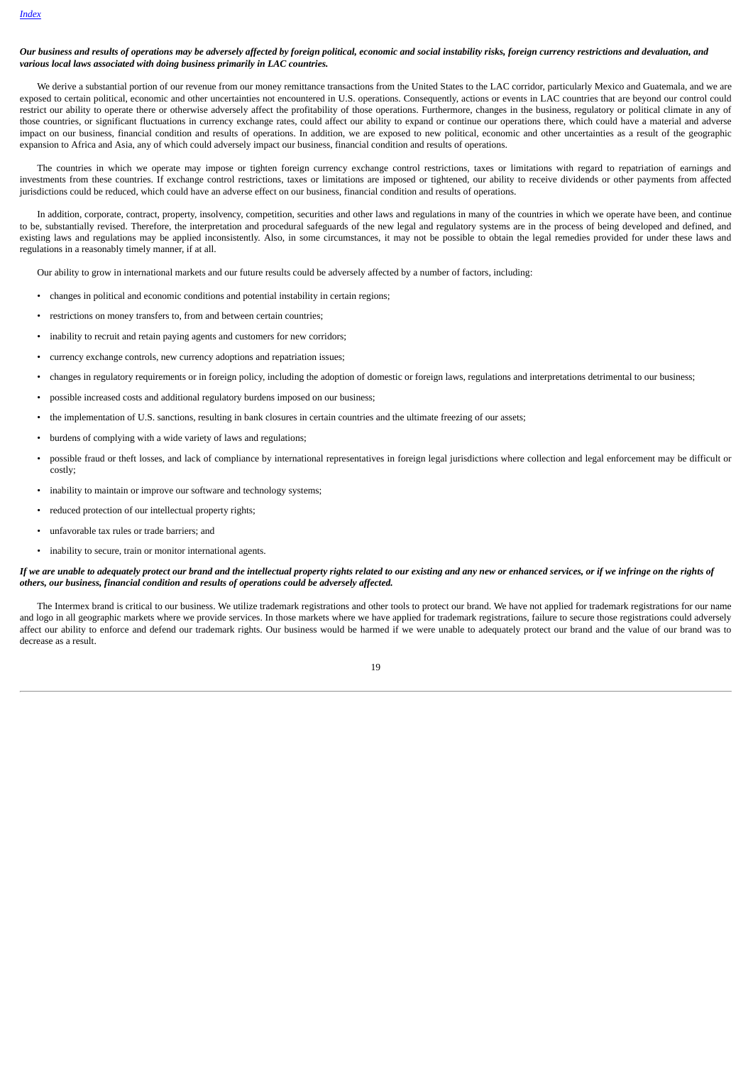***Our business and results of operations may be adversely affected by foreign political, economic and social instability risks, foreign currency restrictions and devaluation, and various local laws associated with doing business primarily in LAC countries.***

We derive a substantial portion of our revenue from our money remittance transactions from the United States to the LAC corridor, particularly Mexico and Guatemala, and we are exposed to certain political, economic and other uncertainties not encountered in U.S. operations. Consequently, actions or events in LAC countries that are beyond our control could restrict our ability to operate there or otherwise adversely affect the profitability of those operations. Furthermore, changes in the business, regulatory or political climate in any of those countries, or significant fluctuations in currency exchange rates, could affect our ability to expand or continue our operations there, which could have a material and adverse impact on our business, financial condition and results of operations. In addition, we are exposed to new political, economic and other uncertainties as a result of the geographic expansion to Africa and Asia, any of which could adversely impact our business, financial condition and results of operations.

The countries in which we operate may impose or tighten foreign currency exchange control restrictions, taxes or limitations with regard to repatriation of earnings and investments from these countries. If exchange control restrictions, taxes or limitations are imposed or tightened, our ability to receive dividends or other payments from affected jurisdictions could be reduced, which could have an adverse effect on our business, financial condition and results of operations.

In addition, corporate, contract, property, insolvency, competition, securities and other laws and regulations in many of the countries in which we operate have been, and continue to be, substantially revised. Therefore, the interpretation and procedural safeguards of the new legal and regulatory systems are in the process of being developed and defined, and existing laws and regulations may be applied inconsistently. Also, in some circumstances, it may not be possible to obtain the legal remedies provided for under these laws and regulations in a reasonably timely manner, if at all.

Our ability to grow in international markets and our future results could be adversely affected by a number of factors, including:

- changes in political and economic conditions and potential instability in certain regions;
- restrictions on money transfers to, from and between certain countries;
- inability to recruit and retain paying agents and customers for new corridors;
- currency exchange controls, new currency adoptions and repatriation issues;
- changes in regulatory requirements or in foreign policy, including the adoption of domestic or foreign laws, regulations and interpretations detrimental to our business;
- possible increased costs and additional regulatory burdens imposed on our business;
- the implementation of U.S. sanctions, resulting in bank closures in certain countries and the ultimate freezing of our assets;
- burdens of complying with a wide variety of laws and regulations;
- possible fraud or theft losses, and lack of compliance by international representatives in foreign legal jurisdictions where collection and legal enforcement may be difficult or costly;
- inability to maintain or improve our software and technology systems;
- reduced protection of our intellectual property rights;
- unfavorable tax rules or trade barriers; and
- inability to secure, train or monitor international agents.

***If we are unable to adequately protect our brand and the intellectual property rights related to our existing and any new or enhanced services, or if we infringe on the rights of others, our business, financial condition and results of operations could be adversely affected.***

The Intermex brand is critical to our business. We utilize trademark registrations and other tools to protect our brand. We have not applied for trademark registrations for our name and logo in all geographic markets where we provide services. In those markets where we have applied for trademark registrations, failure to secure those registrations could adversely affect our ability to enforce and defend our trademark rights. Our business would be harmed if we were unable to adequately protect our brand and the value of our brand was to decrease as a result.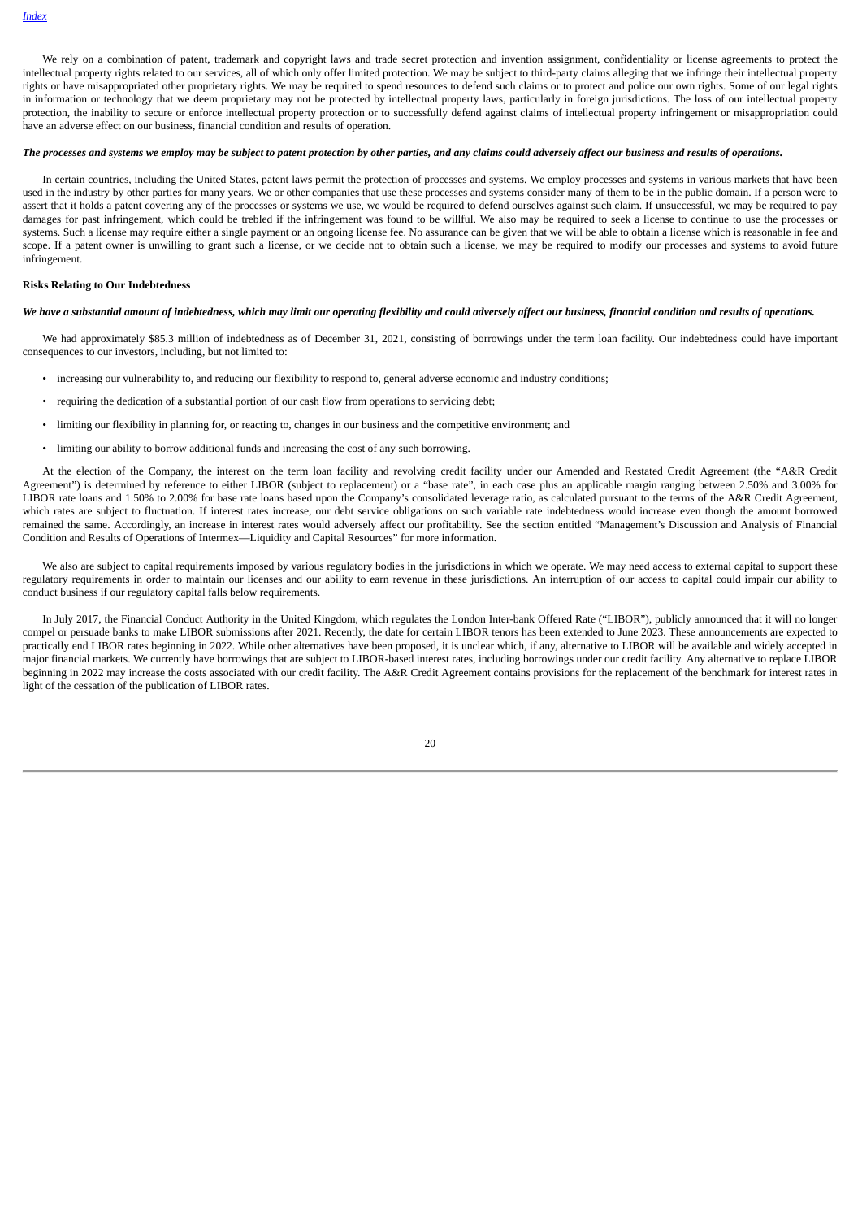We rely on a combination of patent, trademark and copyright laws and trade secret protection and invention assignment, confidentiality or license agreements to protect the intellectual property rights related to our services, all of which only offer limited protection. We may be subject to third-party claims alleging that we infringe their intellectual property rights or have misappropriated other proprietary rights. We may be required to spend resources to defend such claims or to protect and police our own rights. Some of our legal rights in information or technology that we deem proprietary may not be protected by intellectual property laws, particularly in foreign jurisdictions. The loss of our intellectual property protection, the inability to secure or enforce intellectual property protection or to successfully defend against claims of intellectual property infringement or misappropriation could have an adverse effect on our business, financial condition and results of operation.

***The processes and systems we employ may be subject to patent protection by other parties, and any claims could adversely affect our business and results of operations.***

In certain countries, including the United States, patent laws permit the protection of processes and systems. We employ processes and systems in various markets that have been used in the industry by other parties for many years. We or other companies that use these processes and systems consider many of them to be in the public domain. If a person were to assert that it holds a patent covering any of the processes or systems we use, we would be required to defend ourselves against such claim. If unsuccessful, we may be required to pay damages for past infringement, which could be trebled if the infringement was found to be willful. We also may be required to seek a license to continue to use the processes or systems. Such a license may require either a single payment or an ongoing license fee. No assurance can be given that we will be able to obtain a license which is reasonable in fee and scope. If a patent owner is unwilling to grant such a license, or we decide not to obtain such a license, we may be required to modify our processes and systems to avoid future infringement.

**Risks Relating to Our Indebtedness**

***We have a substantial amount of indebtedness, which may limit our operating flexibility and could adversely affect our business, financial condition and results of operations.***

We had approximately $85.3 million of indebtedness as of December 31, 2021, consisting of borrowings under the term loan facility. Our indebtedness could have important consequences to our investors, including, but not limited to:

- increasing our vulnerability to, and reducing our flexibility to respond to, general adverse economic and industry conditions;
- requiring the dedication of a substantial portion of our cash flow from operations to servicing debt;
- limiting our flexibility in planning for, or reacting to, changes in our business and the competitive environment; and
- limiting our ability to borrow additional funds and increasing the cost of any such borrowing.

At the election of the Company, the interest on the term loan facility and revolving credit facility under our Amended and Restated Credit Agreement (the "A&R Credit Agreement") is determined by reference to either LIBOR (subject to replacement) or a "base rate", in each case plus an applicable margin ranging between 2.50% and 3.00% for LIBOR rate loans and 1.50% to 2.00% for base rate loans based upon the Company's consolidated leverage ratio, as calculated pursuant to the terms of the A&R Credit Agreement, which rates are subject to fluctuation. If interest rates increase, our debt service obligations on such variable rate indebtedness would increase even though the amount borrowed remained the same. Accordingly, an increase in interest rates would adversely affect our profitability. See the section entitled "Management's Discussion and Analysis of Financial Condition and Results of Operations of Intermex—Liquidity and Capital Resources" for more information.

We also are subject to capital requirements imposed by various regulatory bodies in the jurisdictions in which we operate. We may need access to external capital to support these regulatory requirements in order to maintain our licenses and our ability to earn revenue in these jurisdictions. An interruption of our access to capital could impair our ability to conduct business if our regulatory capital falls below requirements.

In July 2017, the Financial Conduct Authority in the United Kingdom, which regulates the London Inter-bank Offered Rate ("LIBOR"), publicly announced that it will no longer compel or persuade banks to make LIBOR submissions after 2021. Recently, the date for certain LIBOR tenors has been extended to June 2023. These announcements are expected to practically end LIBOR rates beginning in 2022. While other alternatives have been proposed, it is unclear which, if any, alternative to LIBOR will be available and widely accepted in major financial markets. We currently have borrowings that are subject to LIBOR-based interest rates, including borrowings under our credit facility. Any alternative to replace LIBOR beginning in 2022 may increase the costs associated with our credit facility. The A&R Credit Agreement contains provisions for the replacement of the benchmark for interest rates in light of the cessation of the publication of LIBOR rates.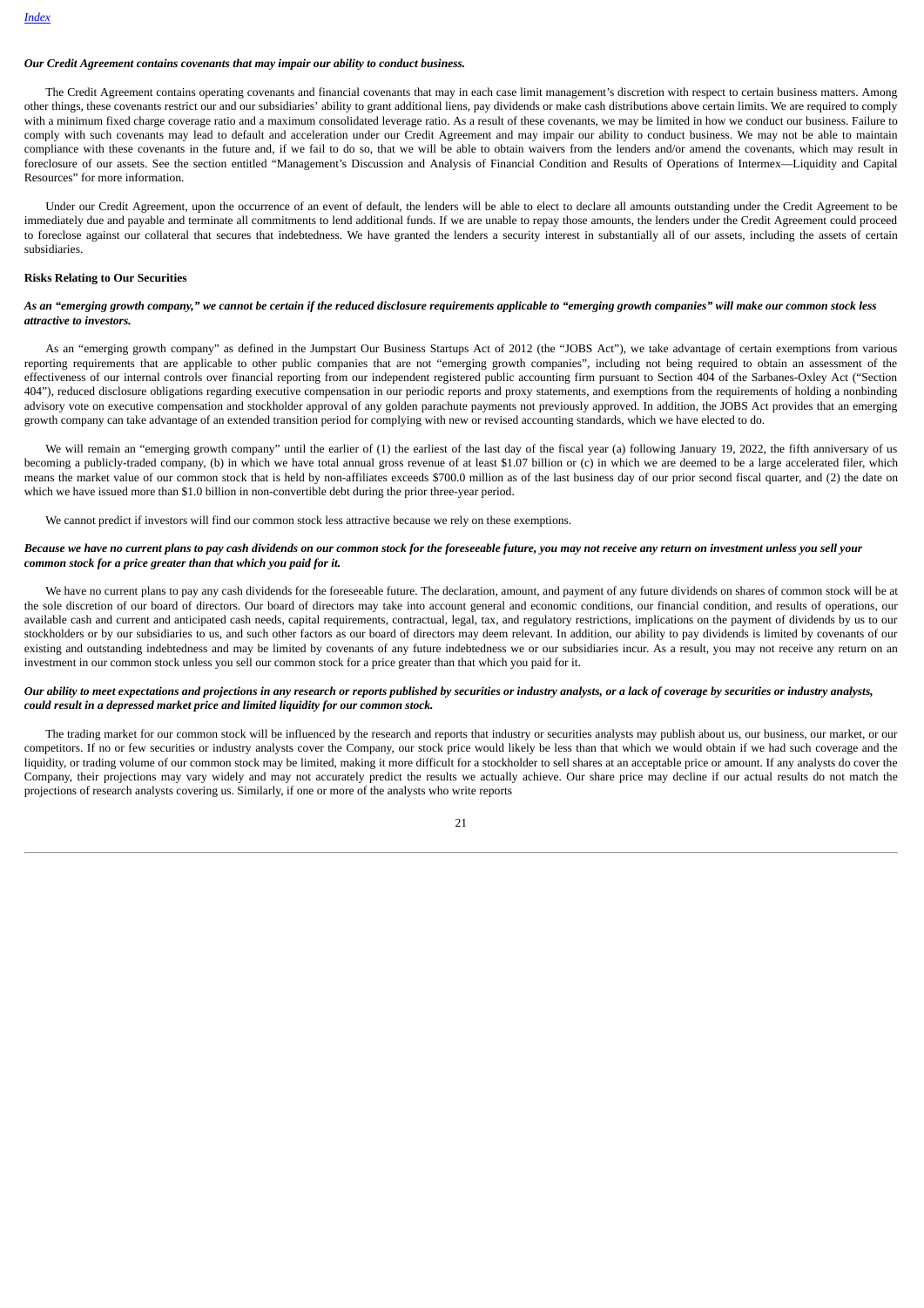***Our Credit Agreement contains covenants that may impair our ability to conduct business.***

The Credit Agreement contains operating covenants and financial covenants that may in each case limit management's discretion with respect to certain business matters. Among other things, these covenants restrict our and our subsidiaries' ability to grant additional liens, pay dividends or make cash distributions above certain limits. We are required to comply with a minimum fixed charge coverage ratio and a maximum consolidated leverage ratio. As a result of these covenants, we may be limited in how we conduct our business. Failure to comply with such covenants may lead to default and acceleration under our Credit Agreement and may impair our ability to conduct business. We may not be able to maintain compliance with these covenants in the future and, if we fail to do so, that we will be able to obtain waivers from the lenders and/or amend the covenants, which may result in foreclosure of our assets. See the section entitled "Management's Discussion and Analysis of Financial Condition and Results of Operations of Intermex—Liquidity and Capital Resources" for more information.

Under our Credit Agreement, upon the occurrence of an event of default, the lenders will be able to elect to declare all amounts outstanding under the Credit Agreement to be immediately due and payable and terminate all commitments to lend additional funds. If we are unable to repay those amounts, the lenders under the Credit Agreement could proceed to foreclose against our collateral that secures that indebtedness. We have granted the lenders a security interest in substantially all of our assets, including the assets of certain subsidiaries.

**Risks Relating to Our Securities**

***As an "emerging growth company," we cannot be certain if the reduced disclosure requirements applicable to "emerging growth companies" will make our common stock less attractive to investors.***

As an "emerging growth company" as defined in the Jumpstart Our Business Startups Act of 2012 (the "JOBS Act"), we take advantage of certain exemptions from various reporting requirements that are applicable to other public companies that are not "emerging growth companies", including not being required to obtain an assessment of the effectiveness of our internal controls over financial reporting from our independent registered public accounting firm pursuant to Section 404 of the Sarbanes-Oxley Act ("Section 404"), reduced disclosure obligations regarding executive compensation in our periodic reports and proxy statements, and exemptions from the requirements of holding a nonbinding advisory vote on executive compensation and stockholder approval of any golden parachute payments not previously approved. In addition, the JOBS Act provides that an emerging growth company can take advantage of an extended transition period for complying with new or revised accounting standards, which we have elected to do.

We will remain an "emerging growth company" until the earlier of (1) the earliest of the last day of the fiscal year (a) following January 19, 2022, the fifth anniversary of us becoming a publicly-traded company, (b) in which we have total annual gross revenue of at least $1.07 billion or (c) in which we are deemed to be a large accelerated filer, which means the market value of our common stock that is held by non-affiliates exceeds $700.0 million as of the last business day of our prior second fiscal quarter, and (2) the date on which we have issued more than $1.0 billion in non-convertible debt during the prior three-year period.

We cannot predict if investors will find our common stock less attractive because we rely on these exemptions.

***Because we have no current plans to pay cash dividends on our common stock for the foreseeable future, you may not receive any return on investment unless you sell your common stock for a price greater than that which you paid for it.***

We have no current plans to pay any cash dividends for the foreseeable future. The declaration, amount, and payment of any future dividends on shares of common stock will be at the sole discretion of our board of directors. Our board of directors may take into account general and economic conditions, our financial condition, and results of operations, our available cash and current and anticipated cash needs, capital requirements, contractual, legal, tax, and regulatory restrictions, implications on the payment of dividends by us to our stockholders or by our subsidiaries to us, and such other factors as our board of directors may deem relevant. In addition, our ability to pay dividends is limited by covenants of our existing and outstanding indebtedness and may be limited by covenants of any future indebtedness we or our subsidiaries incur. As a result, you may not receive any return on an investment in our common stock unless you sell our common stock for a price greater than that which you paid for it.

***Our ability to meet expectations and projections in any research or reports published by securities or industry analysts, or a lack of coverage by securities or industry analysts, could result in a depressed market price and limited liquidity for our common stock.***

The trading market for our common stock will be influenced by the research and reports that industry or securities analysts may publish about us, our business, our market, or our competitors. If no or few securities or industry analysts cover the Company, our stock price would likely be less than that which we would obtain if we had such coverage and the liquidity, or trading volume of our common stock may be limited, making it more difficult for a stockholder to sell shares at an acceptable price or amount. If any analysts do cover the Company, their projections may vary widely and may not accurately predict the results we actually achieve. Our share price may decline if our actual results do not match the projections of research analysts covering us. Similarly, if one or more of the analysts who write reports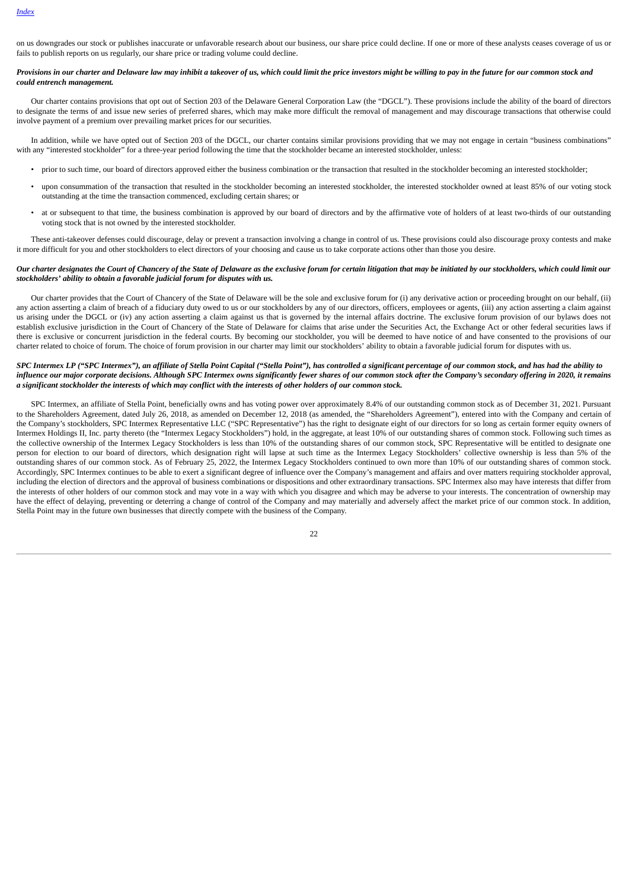on us downgrades our stock or publishes inaccurate or unfavorable research about our business, our share price could decline. If one or more of these analysts ceases coverage of us or fails to publish reports on us regularly, our share price or trading volume could decline.

***Provisions in our charter and Delaware law may inhibit a takeover of us, which could limit the price investors might be willing to pay in the future for our common stock and could entrench management.***

Our charter contains provisions that opt out of Section 203 of the Delaware General Corporation Law (the "DGCL"). These provisions include the ability of the board of directors to designate the terms of and issue new series of preferred shares, which may make more difficult the removal of management and may discourage transactions that otherwise could involve payment of a premium over prevailing market prices for our securities.

In addition, while we have opted out of Section 203 of the DGCL, our charter contains similar provisions providing that we may not engage in certain "business combinations" with any "interested stockholder" for a three-year period following the time that the stockholder became an interested stockholder, unless:

- prior to such time, our board of directors approved either the business combination or the transaction that resulted in the stockholder becoming an interested stockholder;
- upon consummation of the transaction that resulted in the stockholder becoming an interested stockholder, the interested stockholder owned at least 85% of our voting stock outstanding at the time the transaction commenced, excluding certain shares; or
- at or subsequent to that time, the business combination is approved by our board of directors and by the affirmative vote of holders of at least two-thirds of our outstanding voting stock that is not owned by the interested stockholder.

These anti-takeover defenses could discourage, delay or prevent a transaction involving a change in control of us. These provisions could also discourage proxy contests and make it more difficult for you and other stockholders to elect directors of your choosing and cause us to take corporate actions other than those you desire.

***Our charter designates the Court of Chancery of the State of Delaware as the exclusive forum for certain litigation that may be initiated by our stockholders, which could limit our stockholders' ability to obtain a favorable judicial forum for disputes with us.***

Our charter provides that the Court of Chancery of the State of Delaware will be the sole and exclusive forum for (i) any derivative action or proceeding brought on our behalf, (ii) any action asserting a claim of breach of a fiduciary duty owed to us or our stockholders by any of our directors, officers, employees or agents, (iii) any action asserting a claim against us arising under the DGCL or (iv) any action asserting a claim against us that is governed by the internal affairs doctrine. The exclusive forum provision of our bylaws does not establish exclusive jurisdiction in the Court of Chancery of the State of Delaware for claims that arise under the Securities Act, the Exchange Act or other federal securities laws if there is exclusive or concurrent jurisdiction in the federal courts. By becoming our stockholder, you will be deemed to have notice of and have consented to the provisions of our charter related to choice of forum. The choice of forum provision in our charter may limit our stockholders' ability to obtain a favorable judicial forum for disputes with us.

***SPC Intermex LP ("SPC Intermex"), an affiliate of Stella Point Capital ("Stella Point"), has controlled a significant percentage of our common stock, and has had the ability to influence our major corporate decisions. Although SPC Intermex owns significantly fewer shares of our common stock after the Company's secondary offering in 2020, it remains a significant stockholder the interests of which may conflict with the interests of other holders of our common stock.***

SPC Intermex, an affiliate of Stella Point, beneficially owns and has voting power over approximately 8.4% of our outstanding common stock as of December 31, 2021. Pursuant to the Shareholders Agreement, dated July 26, 2018, as amended on December 12, 2018 (as amended, the "Shareholders Agreement"), entered into with the Company and certain of the Company's stockholders, SPC Intermex Representative LLC ("SPC Representative") has the right to designate eight of our directors for so long as certain former equity owners of Intermex Holdings II, Inc. party thereto (the "Intermex Legacy Stockholders") hold, in the aggregate, at least 10% of our outstanding shares of common stock. Following such times as the collective ownership of the Intermex Legacy Stockholders is less than 10% of the outstanding shares of our common stock, SPC Representative will be entitled to designate one person for election to our board of directors, which designation right will lapse at such time as the Intermex Legacy Stockholders' collective ownership is less than 5% of the outstanding shares of our common stock. As of February 25, 2022, the Intermex Legacy Stockholders continued to own more than 10% of our outstanding shares of common stock. Accordingly, SPC Intermex continues to be able to exert a significant degree of influence over the Company's management and affairs and over matters requiring stockholder approval, including the election of directors and the approval of business combinations or dispositions and other extraordinary transactions. SPC Intermex also may have interests that differ from the interests of other holders of our common stock and may vote in a way with which you disagree and which may be adverse to your interests. The concentration of ownership may have the effect of delaying, preventing or deterring a change of control of the Company and may materially and adversely affect the market price of our common stock. In addition, Stella Point may in the future own businesses that directly compete with the business of the Company.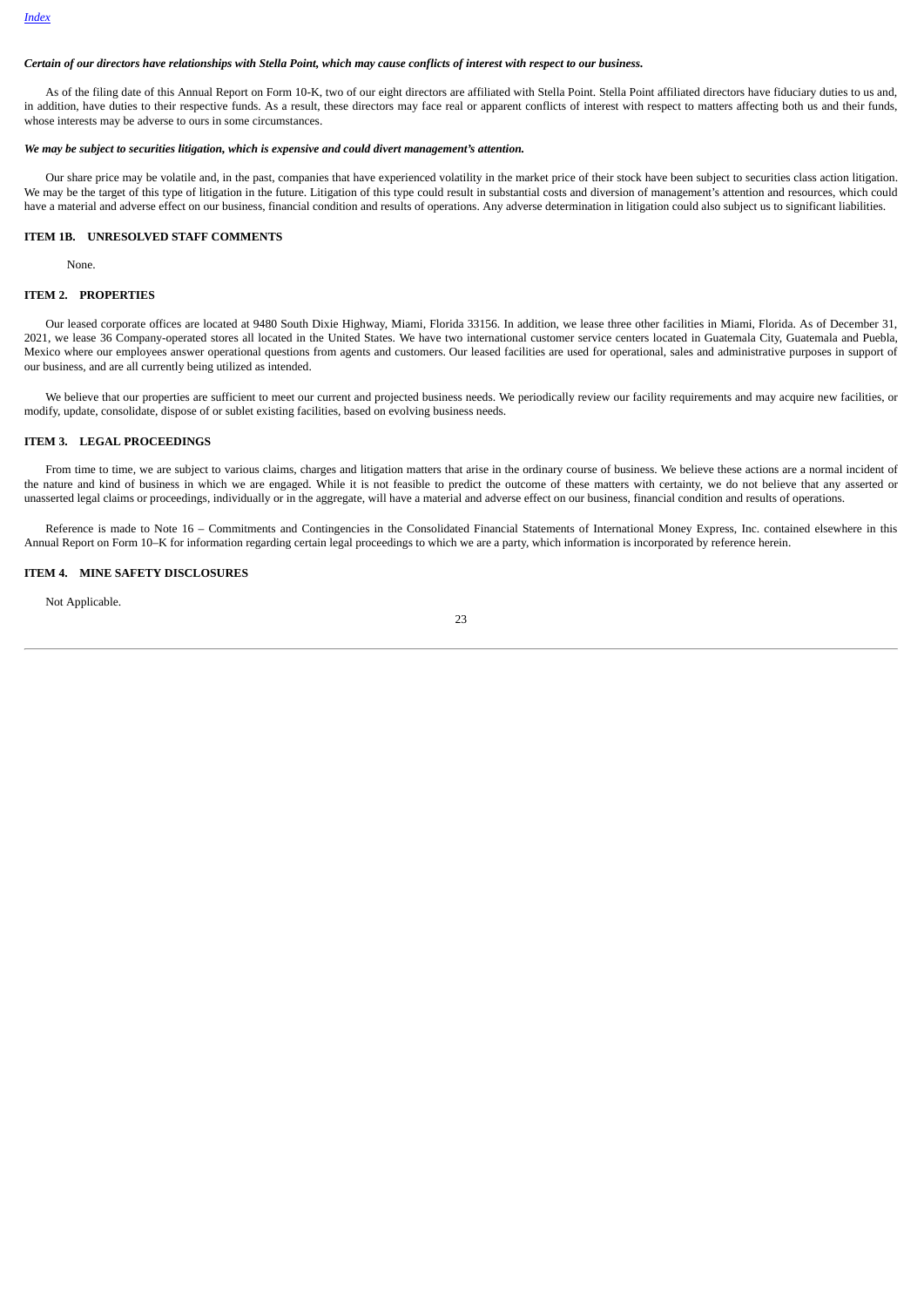***Certain of our directors have relationships with Stella Point, which may cause conflicts of interest with respect to our business.***

As of the filing date of this Annual Report on Form 10-K, two of our eight directors are affiliated with Stella Point. Stella Point affiliated directors have fiduciary duties to us and, in addition, have duties to their respective funds. As a result, these directors may face real or apparent conflicts of interest with respect to matters affecting both us and their funds, whose interests may be adverse to ours in some circumstances.

***We may be subject to securities litigation, which is expensive and could divert management's attention.***

Our share price may be volatile and, in the past, companies that have experienced volatility in the market price of their stock have been subject to securities class action litigation. We may be the target of this type of litigation in the future. Litigation of this type could result in substantial costs and diversion of management's attention and resources, which could have a material and adverse effect on our business, financial condition and results of operations. Any adverse determination in litigation could also subject us to significant liabilities.

## ITEM 1B. UNRESOLVED STAFF COMMENTS

None.

## ITEM 2. PROPERTIES

Our leased corporate offices are located at 9480 South Dixie Highway, Miami, Florida 33156. In addition, we lease three other facilities in Miami, Florida. As of December 31, 2021, we lease 36 Company-operated stores all located in the United States. We have two international customer service centers located in Guatemala City, Guatemala and Puebla, Mexico where our employees answer operational questions from agents and customers. Our leased facilities are used for operational, sales and administrative purposes in support of our business, and are all currently being utilized as intended.

We believe that our properties are sufficient to meet our current and projected business needs. We periodically review our facility requirements and may acquire new facilities, or modify, update, consolidate, dispose of or sublet existing facilities, based on evolving business needs.

## ITEM 3. LEGAL PROCEEDINGS

From time to time, we are subject to various claims, charges and litigation matters that arise in the ordinary course of business. We believe these actions are a normal incident of the nature and kind of business in which we are engaged. While it is not feasible to predict the outcome of these matters with certainty, we do not believe that any asserted or unasserted legal claims or proceedings, individually or in the aggregate, will have a material and adverse effect on our business, financial condition and results of operations.

Reference is made to Note 16 – Commitments and Contingencies in the Consolidated Financial Statements of International Money Express, Inc. contained elsewhere in this Annual Report on Form 10–K for information regarding certain legal proceedings to which we are a party, which information is incorporated by reference herein.

## ITEM 4. MINE SAFETY DISCLOSURES

Not Applicable.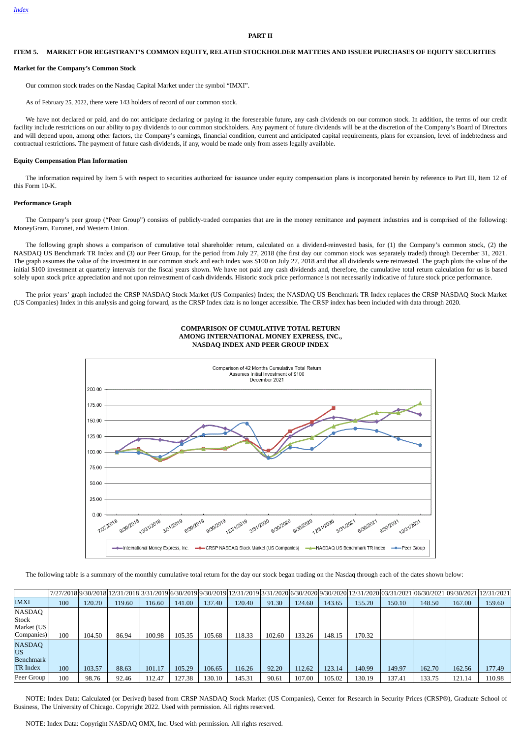[Index](#)

# PART II

## ITEM 5. MARKET FOR REGISTRANT'S COMMON EQUITY, RELATED STOCKHOLDER MATTERS AND ISSUER PURCHASES OF EQUITY SECURITIES

**Market for the Company's Common Stock**

Our common stock trades on the Nasdaq Capital Market under the symbol "IMXI".

As of February 25, 2022, there were 143 holders of record of our common stock.

We have not declared or paid, and do not anticipate declaring or paying in the foreseeable future, any cash dividends on our common stock. In addition, the terms of our credit facility include restrictions on our ability to pay dividends to our common stockholders. Any payment of future dividends will be at the discretion of the Company's Board of Directors and will depend upon, among other factors, the Company's earnings, financial condition, current and anticipated capital requirements, plans for expansion, level of indebtedness and contractual restrictions. The payment of future cash dividends, if any, would be made only from assets legally available.

**Equity Compensation Plan Information**

The information required by Item 5 with respect to securities authorized for issuance under equity compensation plans is incorporated herein by reference to Part III, Item 12 of this Form 10-K.

**Performance Graph**

The Company's peer group ("Peer Group") consists of publicly-traded companies that are in the money remittance and payment industries and is comprised of the following: MoneyGram, Euronet, and Western Union.

The following graph shows a comparison of cumulative total shareholder return, calculated on a dividend-reinvested basis, for (1) the Company's common stock, (2) the NASDAQ US Benchmark TR Index and (3) our Peer Group, for the period from July 27, 2018 (the first day our common stock was separately traded) through December 31, 2021. The graph assumes the value of the investment in our common stock and each index was $100 on July 27, 2018 and that all dividends were reinvested. The graph plots the value of the initial $100 investment at quarterly intervals for the fiscal years shown. We have not paid any cash dividends and, therefore, the cumulative total return calculation for us is based solely upon stock price appreciation and not upon reinvestment of cash dividends. Historic stock price performance is not necessarily indicative of future stock price performance.

The prior years' graph included the CRSP NASDAQ Stock Market (US Companies) Index; the NASDAQ US Benchmark TR Index replaces the CRSP NASDAQ Stock Market (US Companies) Index in this analysis and going forward, as the CRSP Index data is no longer accessible. The CRSP index has been included with data through 2020.

**COMPARISON OF CUMULATIVE TOTAL RETURN AMONG INTERNATIONAL MONEY EXPRESS, INC., NASDAQ INDEX AND PEER GROUP INDEX**

Comparison of 42 Months Cumulative Total Return
Assumes Initial Investment of $100
December 2021

The following table is a summary of the monthly cumulative total return for the day our stock began trading on the Nasdaq through each of the dates shown below:

| | 7/27/2018 | 9/30/2018 | 12/31/2018 | 3/31/2019 | 6/30/2019 | 9/30/2019 | 12/31/2019 | 3/31/2020 | 6/30/2020 | 9/30/2020 | 12/31/2020 | 03/31/2021 | 06/30/2021 | 09/30/2021 | 12/31/2021 |
|---|---|---|---|---|---|---|---|---|---|---|---|---|---|---|---|
| IMXI | 100 | 120.20 | 119.60 | 116.60 | 141.00 | 137.40 | 120.40 | 91.30 | 124.60 | 143.65 | 155.20 | 150.10 | 148.50 | 167.00 | 159.60 |
| NASDAQ Stock Market (US Companies) | 100 | 104.50 | 86.94 | 100.98 | 105.35 | 105.68 | 118.33 | 102.60 | 133.26 | 148.15 | 170.32 | | | | |
| NASDAQ US Benchmark TR Index | 100 | 103.57 | 88.63 | 101.17 | 105.29 | 106.65 | 116.26 | 92.20 | 112.62 | 123.14 | 140.99 | 149.97 | 162.70 | 162.56 | 177.49 |
| Peer Group | 100 | 98.76 | 92.46 | 112.47 | 127.38 | 130.10 | 145.31 | 90.61 | 107.00 | 105.02 | 130.19 | 137.41 | 133.75 | 121.14 | 110.98 |

NOTE: Index Data: Calculated (or Derived) based from CRSP NASDAQ Stock Market (US Companies), Center for Research in Security Prices (CRSP®), Graduate School of Business, The University of Chicago. Copyright 2022. Used with permission. All rights reserved.

NOTE: Index Data: Copyright NASDAQ OMX, Inc. Used with permission. All rights reserved.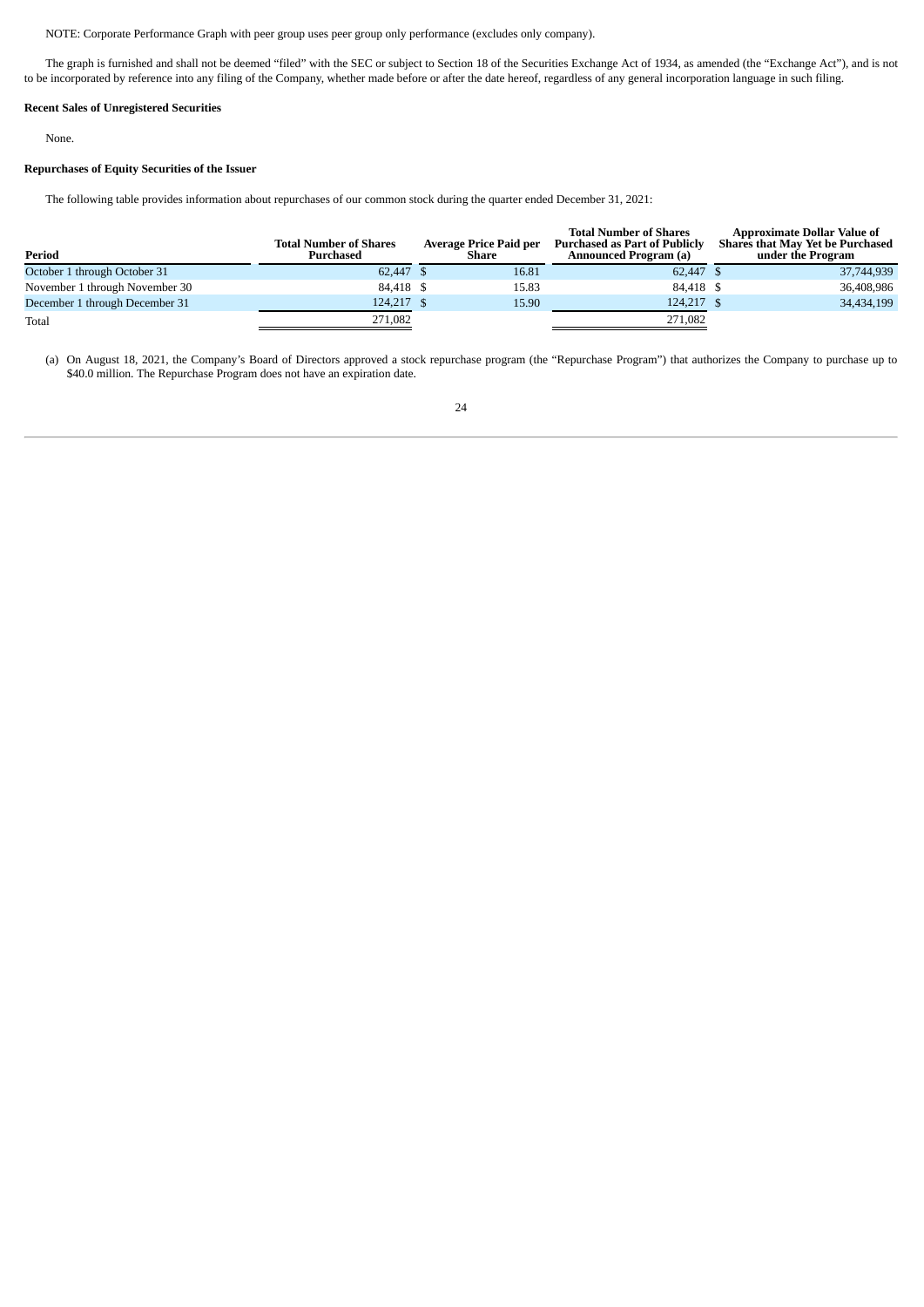NOTE: Corporate Performance Graph with peer group uses peer group only performance (excludes only company).

The graph is furnished and shall not be deemed "filed" with the SEC or subject to Section 18 of the Securities Exchange Act of 1934, as amended (the "Exchange Act"), and is not to be incorporated by reference into any filing of the Company, whether made before or after the date hereof, regardless of any general incorporation language in such filing.

**Recent Sales of Unregistered Securities**

None.

**Repurchases of Equity Securities of the Issuer**

The following table provides information about repurchases of our common stock during the quarter ended December 31, 2021:

| Period | Total Number of Shares Purchased | Average Price Paid per Share | Total Number of Shares Purchased as Part of Publicly Announced Program (a) | Approximate Dollar Value of Shares that May Yet be Purchased under the Program |
|---|---|---|---|---|
| October 1 through October 31 | 62,447 | $ 16.81 | 62,447 | $ 37,744,939 |
| November 1 through November 30 | 84,418 | $ 15.83 | 84,418 | $ 36,408,986 |
| December 1 through December 31 | 124,217 | $ 15.90 | 124,217 | $ 34,434,199 |
| Total | 271,082 | | 271,082 | |

(a) On August 18, 2021, the Company's Board of Directors approved a stock repurchase program (the "Repurchase Program") that authorizes the Company to purchase up to $40.0 million. The Repurchase Program does not have an expiration date.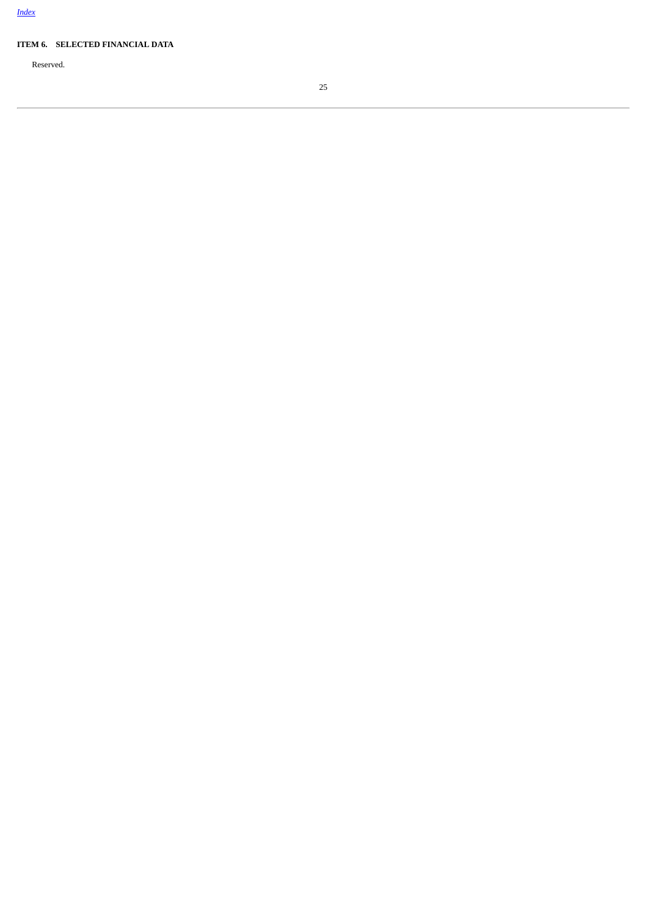## ITEM 6. SELECTED FINANCIAL DATA

Reserved.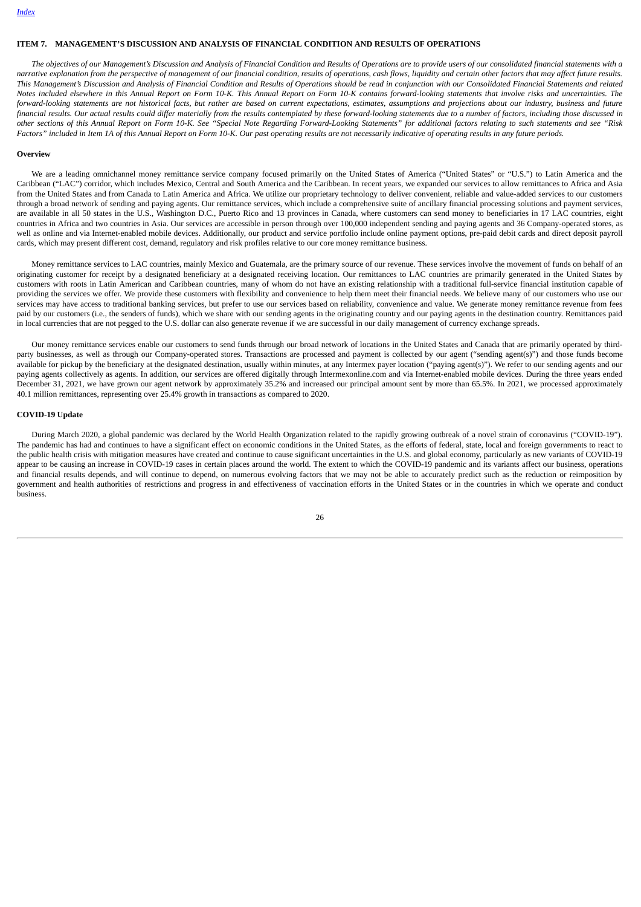## ITEM 7. MANAGEMENT'S DISCUSSION AND ANALYSIS OF FINANCIAL CONDITION AND RESULTS OF OPERATIONS

*The objectives of our Management's Discussion and Analysis of Financial Condition and Results of Operations are to provide users of our consolidated financial statements with a narrative explanation from the perspective of management of our financial condition, results of operations, cash flows, liquidity and certain other factors that may affect future results. This Management's Discussion and Analysis of Financial Condition and Results of Operations should be read in conjunction with our Consolidated Financial Statements and related Notes included elsewhere in this Annual Report on Form 10-K. This Annual Report on Form 10-K contains forward-looking statements that involve risks and uncertainties. The forward-looking statements are not historical facts, but rather are based on current expectations, estimates, assumptions and projections about our industry, business and future financial results. Our actual results could differ materially from the results contemplated by these forward-looking statements due to a number of factors, including those discussed in other sections of this Annual Report on Form 10-K. See "Special Note Regarding Forward-Looking Statements" for additional factors relating to such statements and see "Risk Factors" included in Item 1A of this Annual Report on Form 10-K. Our past operating results are not necessarily indicative of operating results in any future periods.*

### Overview

We are a leading omnichannel money remittance service company focused primarily on the United States of America ("United States" or "U.S.") to Latin America and the Caribbean ("LAC") corridor, which includes Mexico, Central and South America and the Caribbean. In recent years, we expanded our services to allow remittances to Africa and Asia from the United States and from Canada to Latin America and Africa. We utilize our proprietary technology to deliver convenient, reliable and value-added services to our customers through a broad network of sending and paying agents. Our remittance services, which include a comprehensive suite of ancillary financial processing solutions and payment services, are available in all 50 states in the U.S., Washington D.C., Puerto Rico and 13 provinces in Canada, where customers can send money to beneficiaries in 17 LAC countries, eight countries in Africa and two countries in Asia. Our services are accessible in person through over 100,000 independent sending and paying agents and 36 Company-operated stores, as well as online and via Internet-enabled mobile devices. Additionally, our product and service portfolio include online payment options, pre-paid debit cards and direct deposit payroll cards, which may present different cost, demand, regulatory and risk profiles relative to our core money remittance business.

Money remittance services to LAC countries, mainly Mexico and Guatemala, are the primary source of our revenue. These services involve the movement of funds on behalf of an originating customer for receipt by a designated beneficiary at a designated receiving location. Our remittances to LAC countries are primarily generated in the United States by customers with roots in Latin American and Caribbean countries, many of whom do not have an existing relationship with a traditional full-service financial institution capable of providing the services we offer. We provide these customers with flexibility and convenience to help them meet their financial needs. We believe many of our customers who use our services may have access to traditional banking services, but prefer to use our services based on reliability, convenience and value. We generate money remittance revenue from fees paid by our customers (i.e., the senders of funds), which we share with our sending agents in the originating country and our paying agents in the destination country. Remittances paid in local currencies that are not pegged to the U.S. dollar can also generate revenue if we are successful in our daily management of currency exchange spreads.

Our money remittance services enable our customers to send funds through our broad network of locations in the United States and Canada that are primarily operated by third-party businesses, as well as through our Company-operated stores. Transactions are processed and payment is collected by our agent ("sending agent(s)") and those funds become available for pickup by the beneficiary at the designated destination, usually within minutes, at any Intermex payer location ("paying agent(s)"). We refer to our sending agents and our paying agents collectively as agents. In addition, our services are offered digitally through Intermexonline.com and via Internet-enabled mobile devices. During the three years ended December 31, 2021, we have grown our agent network by approximately 35.2% and increased our principal amount sent by more than 65.5%. In 2021, we processed approximately 40.1 million remittances, representing over 25.4% growth in transactions as compared to 2020.

### COVID-19 Update

During March 2020, a global pandemic was declared by the World Health Organization related to the rapidly growing outbreak of a novel strain of coronavirus ("COVID-19"). The pandemic has had and continues to have a significant effect on economic conditions in the United States, as the efforts of federal, state, local and foreign governments to react to the public health crisis with mitigation measures have created and continue to cause significant uncertainties in the U.S. and global economy, particularly as new variants of COVID-19 appear to be causing an increase in COVID-19 cases in certain places around the world. The extent to which the COVID-19 pandemic and its variants affect our business, operations and financial results depends, and will continue to depend, on numerous evolving factors that we may not be able to accurately predict such as the reduction or reimposition by government and health authorities of restrictions and progress in and effectiveness of vaccination efforts in the United States or in the countries in which we operate and conduct business.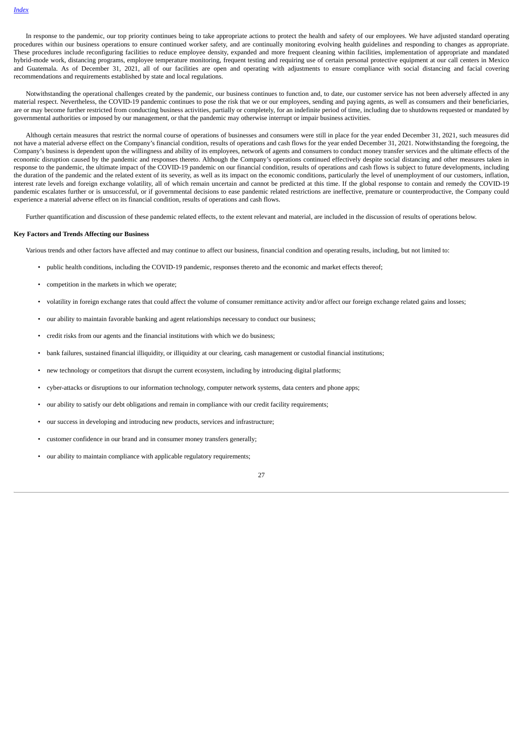In response to the pandemic, our top priority continues being to take appropriate actions to protect the health and safety of our employees. We have adjusted standard operating procedures within our business operations to ensure continued worker safety, and are continually monitoring evolving health guidelines and responding to changes as appropriate. These procedures include reconfiguring facilities to reduce employee density, expanded and more frequent cleaning within facilities, implementation of appropriate and mandated hybrid-mode work, distancing programs, employee temperature monitoring, frequent testing and requiring use of certain personal protective equipment at our call centers in Mexico and Guatemala. As of December 31, 2021, all of our facilities are open and operating with adjustments to ensure compliance with social distancing and facial covering recommendations and requirements established by state and local regulations.

Notwithstanding the operational challenges created by the pandemic, our business continues to function and, to date, our customer service has not been adversely affected in any material respect. Nevertheless, the COVID-19 pandemic continues to pose the risk that we or our employees, sending and paying agents, as well as consumers and their beneficiaries, are or may become further restricted from conducting business activities, partially or completely, for an indefinite period of time, including due to shutdowns requested or mandated by governmental authorities or imposed by our management, or that the pandemic may otherwise interrupt or impair business activities.

Although certain measures that restrict the normal course of operations of businesses and consumers were still in place for the year ended December 31, 2021, such measures did not have a material adverse effect on the Company's financial condition, results of operations and cash flows for the year ended December 31, 2021. Notwithstanding the foregoing, the Company's business is dependent upon the willingness and ability of its employees, network of agents and consumers to conduct money transfer services and the ultimate effects of the economic disruption caused by the pandemic and responses thereto. Although the Company's operations continued effectively despite social distancing and other measures taken in response to the pandemic, the ultimate impact of the COVID-19 pandemic on our financial condition, results of operations and cash flows is subject to future developments, including the duration of the pandemic and the related extent of its severity, as well as its impact on the economic conditions, particularly the level of unemployment of our customers, inflation, interest rate levels and foreign exchange volatility, all of which remain uncertain and cannot be predicted at this time. If the global response to contain and remedy the COVID-19 pandemic escalates further or is unsuccessful, or if governmental decisions to ease pandemic related restrictions are ineffective, premature or counterproductive, the Company could experience a material adverse effect on its financial condition, results of operations and cash flows.

Further quantification and discussion of these pandemic related effects, to the extent relevant and material, are included in the discussion of results of operations below.

**Key Factors and Trends Affecting our Business**

Various trends and other factors have affected and may continue to affect our business, financial condition and operating results, including, but not limited to:

- public health conditions, including the COVID-19 pandemic, responses thereto and the economic and market effects thereof;
- competition in the markets in which we operate;
- volatility in foreign exchange rates that could affect the volume of consumer remittance activity and/or affect our foreign exchange related gains and losses;
- our ability to maintain favorable banking and agent relationships necessary to conduct our business;
- credit risks from our agents and the financial institutions with which we do business;
- bank failures, sustained financial illiquidity, or illiquidity at our clearing, cash management or custodial financial institutions;
- new technology or competitors that disrupt the current ecosystem, including by introducing digital platforms;
- cyber-attacks or disruptions to our information technology, computer network systems, data centers and phone apps;
- our ability to satisfy our debt obligations and remain in compliance with our credit facility requirements;
- our success in developing and introducing new products, services and infrastructure;
- customer confidence in our brand and in consumer money transfers generally;
- our ability to maintain compliance with applicable regulatory requirements;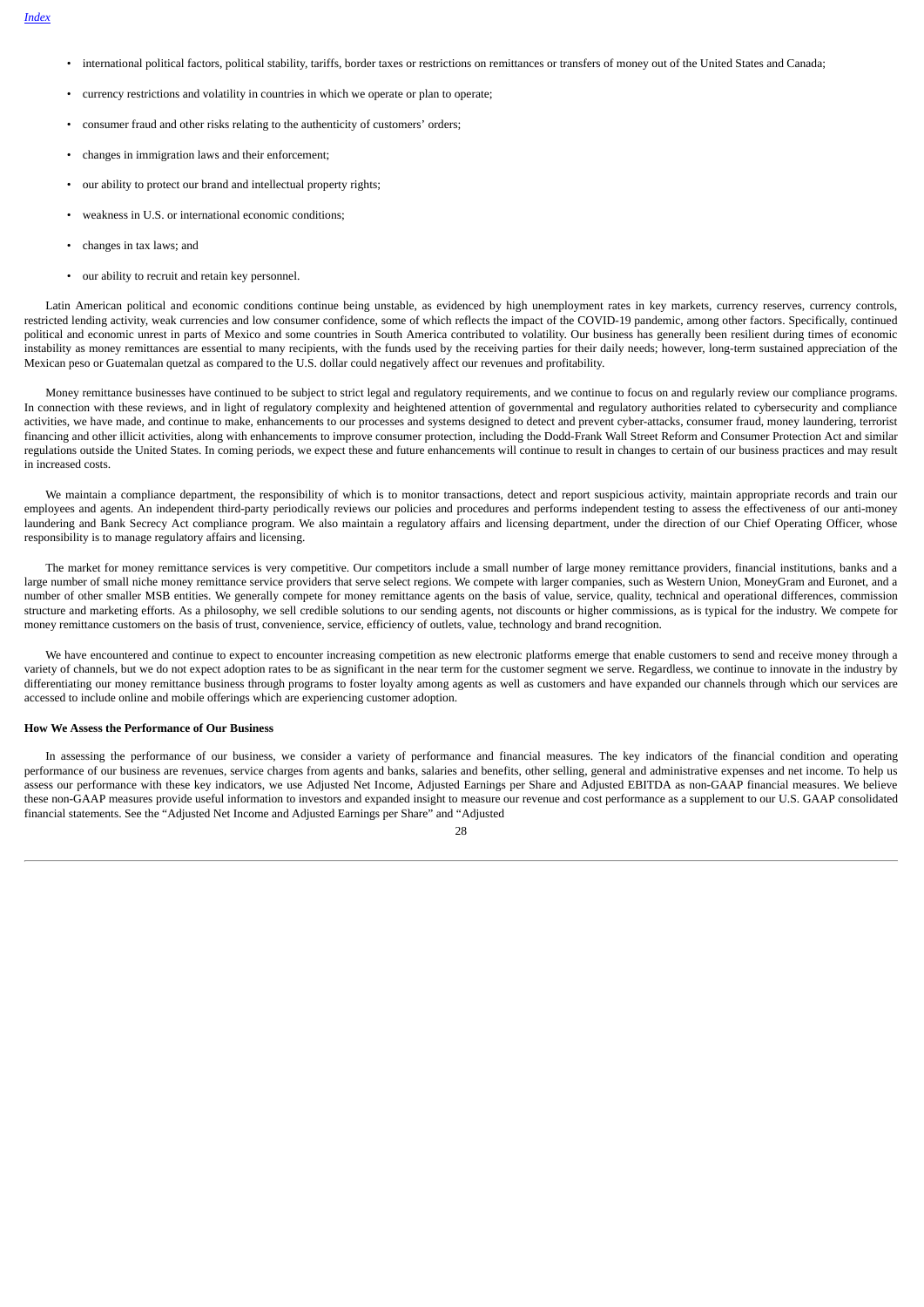- international political factors, political stability, tariffs, border taxes or restrictions on remittances or transfers of money out of the United States and Canada;
- currency restrictions and volatility in countries in which we operate or plan to operate;
- consumer fraud and other risks relating to the authenticity of customers' orders;
- changes in immigration laws and their enforcement;
- our ability to protect our brand and intellectual property rights;
- weakness in U.S. or international economic conditions;
- changes in tax laws; and
- our ability to recruit and retain key personnel.

Latin American political and economic conditions continue being unstable, as evidenced by high unemployment rates in key markets, currency reserves, currency controls, restricted lending activity, weak currencies and low consumer confidence, some of which reflects the impact of the COVID-19 pandemic, among other factors. Specifically, continued political and economic unrest in parts of Mexico and some countries in South America contributed to volatility. Our business has generally been resilient during times of economic instability as money remittances are essential to many recipients, with the funds used by the receiving parties for their daily needs; however, long-term sustained appreciation of the Mexican peso or Guatemalan quetzal as compared to the U.S. dollar could negatively affect our revenues and profitability.

Money remittance businesses have continued to be subject to strict legal and regulatory requirements, and we continue to focus on and regularly review our compliance programs. In connection with these reviews, and in light of regulatory complexity and heightened attention of governmental and regulatory authorities related to cybersecurity and compliance activities, we have made, and continue to make, enhancements to our processes and systems designed to detect and prevent cyber-attacks, consumer fraud, money laundering, terrorist financing and other illicit activities, along with enhancements to improve consumer protection, including the Dodd-Frank Wall Street Reform and Consumer Protection Act and similar regulations outside the United States. In coming periods, we expect these and future enhancements will continue to result in changes to certain of our business practices and may result in increased costs.

We maintain a compliance department, the responsibility of which is to monitor transactions, detect and report suspicious activity, maintain appropriate records and train our employees and agents. An independent third-party periodically reviews our policies and procedures and performs independent testing to assess the effectiveness of our anti-money laundering and Bank Secrecy Act compliance program. We also maintain a regulatory affairs and licensing department, under the direction of our Chief Operating Officer, whose responsibility is to manage regulatory affairs and licensing.

The market for money remittance services is very competitive. Our competitors include a small number of large money remittance providers, financial institutions, banks and a large number of small niche money remittance service providers that serve select regions. We compete with larger companies, such as Western Union, MoneyGram and Euronet, and a number of other smaller MSB entities. We generally compete for money remittance agents on the basis of value, service, quality, technical and operational differences, commission structure and marketing efforts. As a philosophy, we sell credible solutions to our sending agents, not discounts or higher commissions, as is typical for the industry. We compete for money remittance customers on the basis of trust, convenience, service, efficiency of outlets, value, technology and brand recognition.

We have encountered and continue to expect to encounter increasing competition as new electronic platforms emerge that enable customers to send and receive money through a variety of channels, but we do not expect adoption rates to be as significant in the near term for the customer segment we serve. Regardless, we continue to innovate in the industry by differentiating our money remittance business through programs to foster loyalty among agents as well as customers and have expanded our channels through which our services are accessed to include online and mobile offerings which are experiencing customer adoption.

**How We Assess the Performance of Our Business**

In assessing the performance of our business, we consider a variety of performance and financial measures. The key indicators of the financial condition and operating performance of our business are revenues, service charges from agents and banks, salaries and benefits, other selling, general and administrative expenses and net income. To help us assess our performance with these key indicators, we use Adjusted Net Income, Adjusted Earnings per Share and Adjusted EBITDA as non-GAAP financial measures. We believe these non-GAAP measures provide useful information to investors and expanded insight to measure our revenue and cost performance as a supplement to our U.S. GAAP consolidated financial statements. See the "Adjusted Net Income and Adjusted Earnings per Share" and "Adjusted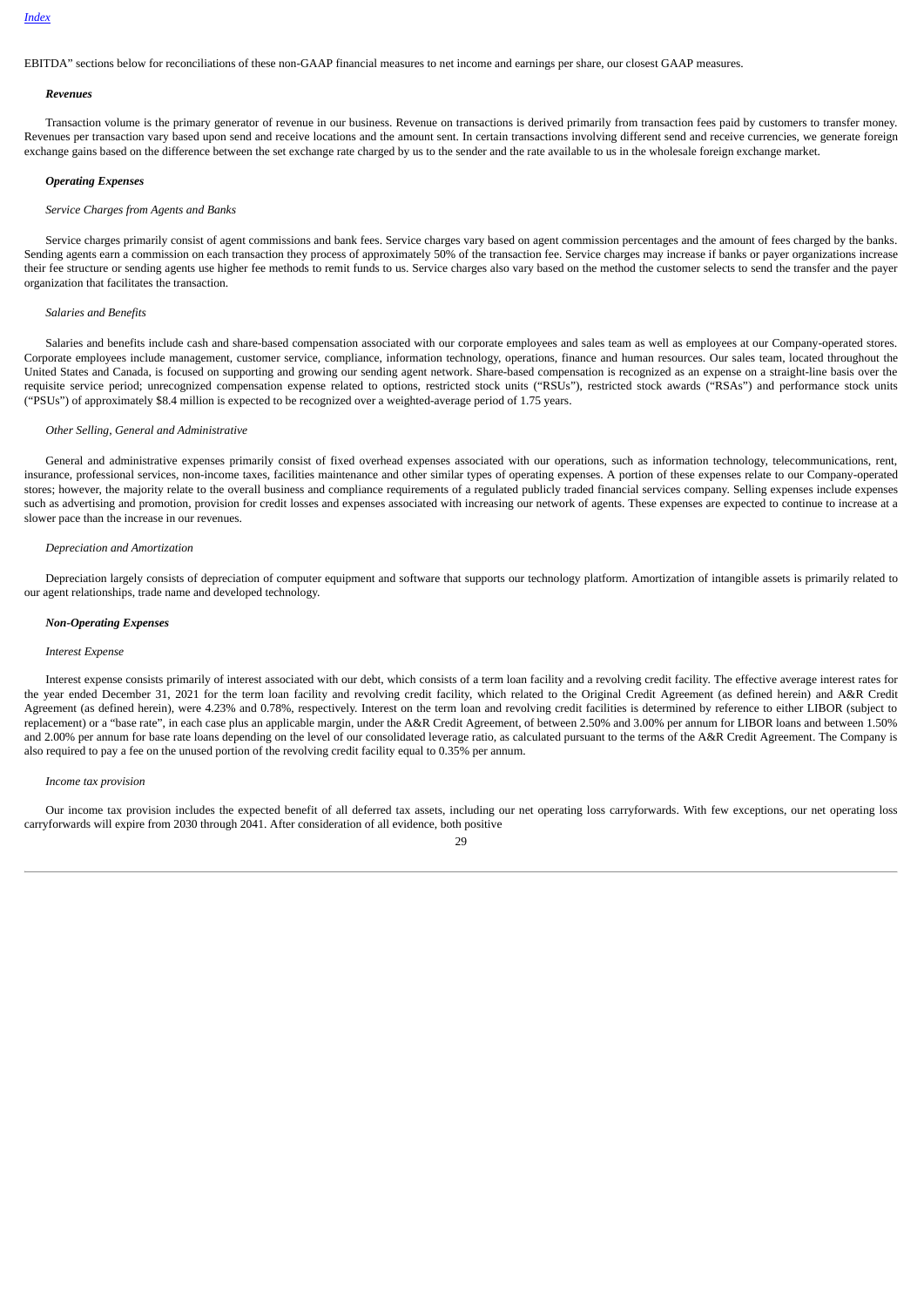EBITDA" sections below for reconciliations of these non-GAAP financial measures to net income and earnings per share, our closest GAAP measures.

***Revenues***

Transaction volume is the primary generator of revenue in our business. Revenue on transactions is derived primarily from transaction fees paid by customers to transfer money. Revenues per transaction vary based upon send and receive locations and the amount sent. In certain transactions involving different send and receive currencies, we generate foreign exchange gains based on the difference between the set exchange rate charged by us to the sender and the rate available to us in the wholesale foreign exchange market.

***Operating Expenses***

*Service Charges from Agents and Banks*

Service charges primarily consist of agent commissions and bank fees. Service charges vary based on agent commission percentages and the amount of fees charged by the banks. Sending agents earn a commission on each transaction they process of approximately 50% of the transaction fee. Service charges may increase if banks or payer organizations increase their fee structure or sending agents use higher fee methods to remit funds to us. Service charges also vary based on the method the customer selects to send the transfer and the payer organization that facilitates the transaction.

*Salaries and Benefits*

Salaries and benefits include cash and share-based compensation associated with our corporate employees and sales team as well as employees at our Company-operated stores. Corporate employees include management, customer service, compliance, information technology, operations, finance and human resources. Our sales team, located throughout the United States and Canada, is focused on supporting and growing our sending agent network. Share-based compensation is recognized as an expense on a straight-line basis over the requisite service period; unrecognized compensation expense related to options, restricted stock units ("RSUs"), restricted stock awards ("RSAs") and performance stock units ("PSUs") of approximately $8.4 million is expected to be recognized over a weighted-average period of 1.75 years.

*Other Selling, General and Administrative*

General and administrative expenses primarily consist of fixed overhead expenses associated with our operations, such as information technology, telecommunications, rent, insurance, professional services, non-income taxes, facilities maintenance and other similar types of operating expenses. A portion of these expenses relate to our Company-operated stores; however, the majority relate to the overall business and compliance requirements of a regulated publicly traded financial services company. Selling expenses include expenses such as advertising and promotion, provision for credit losses and expenses associated with increasing our network of agents. These expenses are expected to continue to increase at a slower pace than the increase in our revenues.

*Depreciation and Amortization*

Depreciation largely consists of depreciation of computer equipment and software that supports our technology platform. Amortization of intangible assets is primarily related to our agent relationships, trade name and developed technology.

***Non-Operating Expenses***

*Interest Expense*

Interest expense consists primarily of interest associated with our debt, which consists of a term loan facility and a revolving credit facility. The effective average interest rates for the year ended December 31, 2021 for the term loan facility and revolving credit facility, which related to the Original Credit Agreement (as defined herein) and A&R Credit Agreement (as defined herein), were 4.23% and 0.78%, respectively. Interest on the term loan and revolving credit facilities is determined by reference to either LIBOR (subject to replacement) or a "base rate", in each case plus an applicable margin, under the A&R Credit Agreement, of between 2.50% and 3.00% per annum for LIBOR loans and between 1.50% and 2.00% per annum for base rate loans depending on the level of our consolidated leverage ratio, as calculated pursuant to the terms of the A&R Credit Agreement. The Company is also required to pay a fee on the unused portion of the revolving credit facility equal to 0.35% per annum.

*Income tax provision*

Our income tax provision includes the expected benefit of all deferred tax assets, including our net operating loss carryforwards. With few exceptions, our net operating loss carryforwards will expire from 2030 through 2041. After consideration of all evidence, both positive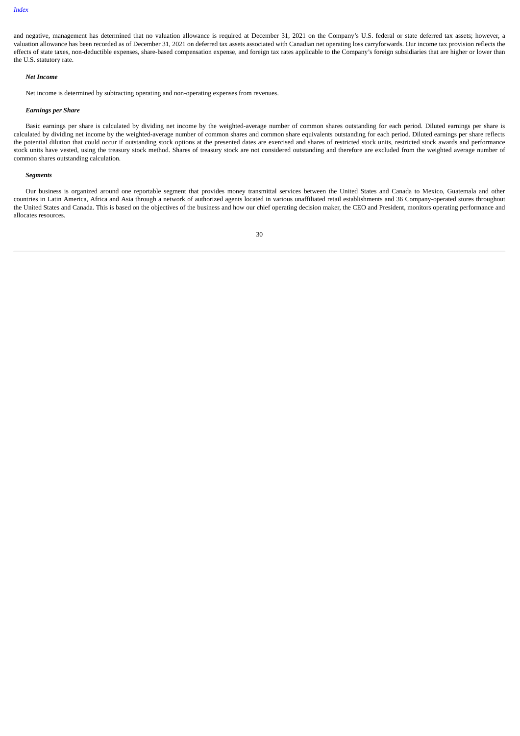and negative, management has determined that no valuation allowance is required at December 31, 2021 on the Company's U.S. federal or state deferred tax assets; however, a valuation allowance has been recorded as of December 31, 2021 on deferred tax assets associated with Canadian net operating loss carryforwards. Our income tax provision reflects the effects of state taxes, non-deductible expenses, share-based compensation expense, and foreign tax rates applicable to the Company's foreign subsidiaries that are higher or lower than the U.S. statutory rate.

***Net Income***

Net income is determined by subtracting operating and non-operating expenses from revenues.

***Earnings per Share***

Basic earnings per share is calculated by dividing net income by the weighted-average number of common shares outstanding for each period. Diluted earnings per share is calculated by dividing net income by the weighted-average number of common shares and common share equivalents outstanding for each period. Diluted earnings per share reflects the potential dilution that could occur if outstanding stock options at the presented dates are exercised and shares of restricted stock units, restricted stock awards and performance stock units have vested, using the treasury stock method. Shares of treasury stock are not considered outstanding and therefore are excluded from the weighted average number of common shares outstanding calculation.

***Segments***

Our business is organized around one reportable segment that provides money transmittal services between the United States and Canada to Mexico, Guatemala and other countries in Latin America, Africa and Asia through a network of authorized agents located in various unaffiliated retail establishments and 36 Company-operated stores throughout the United States and Canada. This is based on the objectives of the business and how our chief operating decision maker, the CEO and President, monitors operating performance and allocates resources.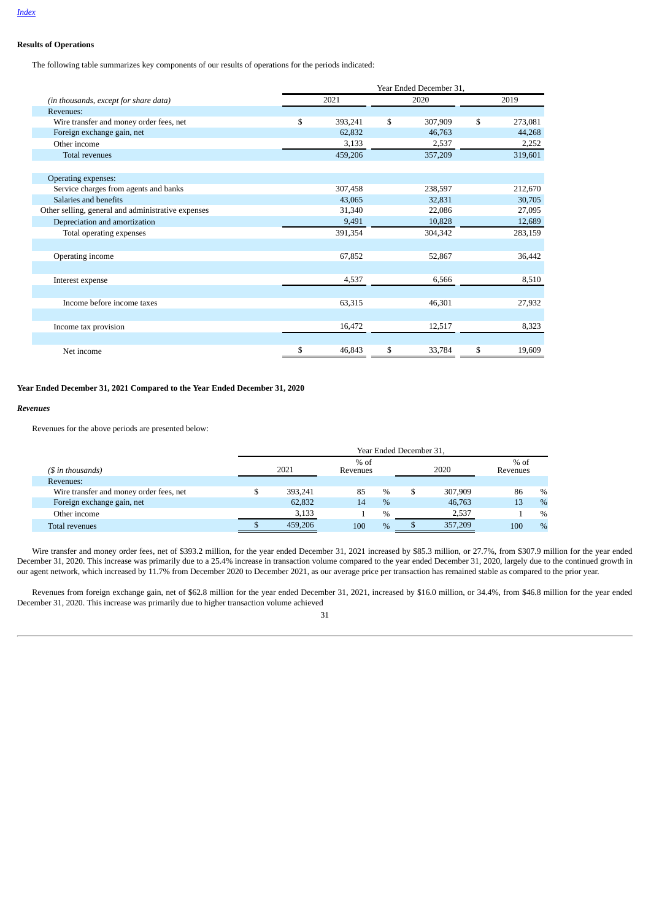### Results of Operations

The following table summarizes key components of our results of operations for the periods indicated:

| (in thousands, except for share data) | 2021 | 2020 | 2019 |
|---|---|---|---|
| | Year Ended December 31, | | |
| Revenues: | | | |
| Wire transfer and money order fees, net | $ 393,241 | $ 307,909 | $ 273,081 |
| Foreign exchange gain, net | 62,832 | 46,763 | 44,268 |
| Other income | 3,133 | 2,537 | 2,252 |
| Total revenues | 459,206 | 357,209 | 319,601 |
| Operating expenses: | | | |
| Service charges from agents and banks | 307,458 | 238,597 | 212,670 |
| Salaries and benefits | 43,065 | 32,831 | 30,705 |
| Other selling, general and administrative expenses | 31,340 | 22,086 | 27,095 |
| Depreciation and amortization | 9,491 | 10,828 | 12,689 |
| Total operating expenses | 391,354 | 304,342 | 283,159 |
| Operating income | 67,852 | 52,867 | 36,442 |
| Interest expense | 4,537 | 6,566 | 8,510 |
| Income before income taxes | 63,315 | 46,301 | 27,932 |
| Income tax provision | 16,472 | 12,517 | 8,323 |
| Net income | $ 46,843 | $ 33,784 | $ 19,609 |

**Year Ended December 31, 2021 Compared to the Year Ended December 31, 2020**

***Revenues***

Revenues for the above periods are presented below:

| ($ in thousands) | 2021 | % of Revenues | 2020 | % of Revenues |
|---|---|---|---|---|
| | Year Ended December 31, | | | |
| Revenues: | | | | |
| Wire transfer and money order fees, net | $ 393,241 | 85 % | $ 307,909 | 86 % |
| Foreign exchange gain, net | 62,832 | 14 % | 46,763 | 13 % |
| Other income | 3,133 | 1 % | 2,537 | 1 % |
| Total revenues | $ 459,206 | 100 % | $ 357,209 | 100 % |

Wire transfer and money order fees, net of $393.2 million, for the year ended December 31, 2021 increased by $85.3 million, or 27.7%, from $307.9 million for the year ended December 31, 2020. This increase was primarily due to a 25.4% increase in transaction volume compared to the year ended December 31, 2020, largely due to the continued growth in our agent network, which increased by 11.7% from December 2020 to December 2021, as our average price per transaction has remained stable as compared to the prior year.

Revenues from foreign exchange gain, net of $62.8 million for the year ended December 31, 2021, increased by $16.0 million, or 34.4%, from $46.8 million for the year ended December 31, 2020. This increase was primarily due to higher transaction volume achieved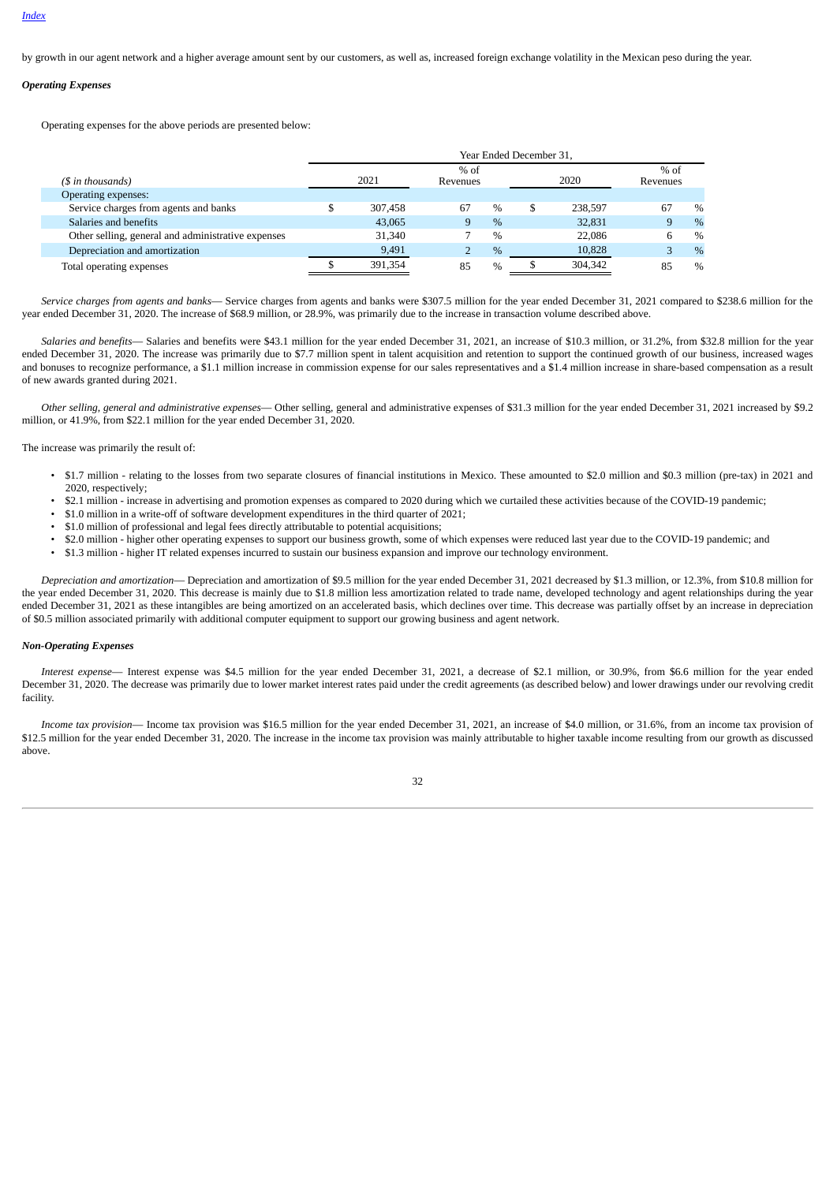by growth in our agent network and a higher average amount sent by our customers, as well as, increased foreign exchange volatility in the Mexican peso during the year.

***Operating Expenses***

Operating expenses for the above periods are presented below:

| | Year Ended December 31, | | | |
|---|---|---|---|---|
| *($ in thousands)* | 2021 | % of Revenues | 2020 | % of Revenues |
| Operating expenses: | | | | |
| Service charges from agents and banks | $ 307,458 | 67 % | $ 238,597 | 67 % |
| Salaries and benefits | 43,065 | 9 % | 32,831 | 9 % |
| Other selling, general and administrative expenses | 31,340 | 7 % | 22,086 | 6 % |
| Depreciation and amortization | 9,491 | 2 % | 10,828 | 3 % |
| Total operating expenses | $ 391,354 | 85 % | $ 304,342 | 85 % |

*Service charges from agents and banks*— Service charges from agents and banks were $307.5 million for the year ended December 31, 2021 compared to $238.6 million for the year ended December 31, 2020. The increase of $68.9 million, or 28.9%, was primarily due to the increase in transaction volume described above.

*Salaries and benefits*— Salaries and benefits were $43.1 million for the year ended December 31, 2021, an increase of $10.3 million, or 31.2%, from $32.8 million for the year ended December 31, 2020. The increase was primarily due to $7.7 million spent in talent acquisition and retention to support the continued growth of our business, increased wages and bonuses to recognize performance, a $1.1 million increase in commission expense for our sales representatives and a $1.4 million increase in share-based compensation as a result of new awards granted during 2021.

*Other selling, general and administrative expenses*— Other selling, general and administrative expenses of $31.3 million for the year ended December 31, 2021 increased by $9.2 million, or 41.9%, from $22.1 million for the year ended December 31, 2020.

The increase was primarily the result of:

- $1.7 million - relating to the losses from two separate closures of financial institutions in Mexico. These amounted to $2.0 million and $0.3 million (pre-tax) in 2021 and 2020, respectively;
- $2.1 million - increase in advertising and promotion expenses as compared to 2020 during which we curtailed these activities because of the COVID-19 pandemic;
- $1.0 million in a write-off of software development expenditures in the third quarter of 2021;
- $1.0 million of professional and legal fees directly attributable to potential acquisitions;
- $2.0 million - higher other operating expenses to support our business growth, some of which expenses were reduced last year due to the COVID-19 pandemic; and
- $1.3 million - higher IT related expenses incurred to sustain our business expansion and improve our technology environment.

*Depreciation and amortization*— Depreciation and amortization of $9.5 million for the year ended December 31, 2021 decreased by $1.3 million, or 12.3%, from $10.8 million for the year ended December 31, 2020. This decrease is mainly due to $1.8 million less amortization related to trade name, developed technology and agent relationships during the year ended December 31, 2021 as these intangibles are being amortized on an accelerated basis, which declines over time. This decrease was partially offset by an increase in depreciation of $0.5 million associated primarily with additional computer equipment to support our growing business and agent network.

***Non-Operating Expenses***

*Interest expense*— Interest expense was $4.5 million for the year ended December 31, 2021, a decrease of $2.1 million, or 30.9%, from $6.6 million for the year ended December 31, 2020. The decrease was primarily due to lower market interest rates paid under the credit agreements (as described below) and lower drawings under our revolving credit facility.

*Income tax provision*— Income tax provision was $16.5 million for the year ended December 31, 2021, an increase of $4.0 million, or 31.6%, from an income tax provision of $12.5 million for the year ended December 31, 2020. The increase in the income tax provision was mainly attributable to higher taxable income resulting from our growth as discussed above.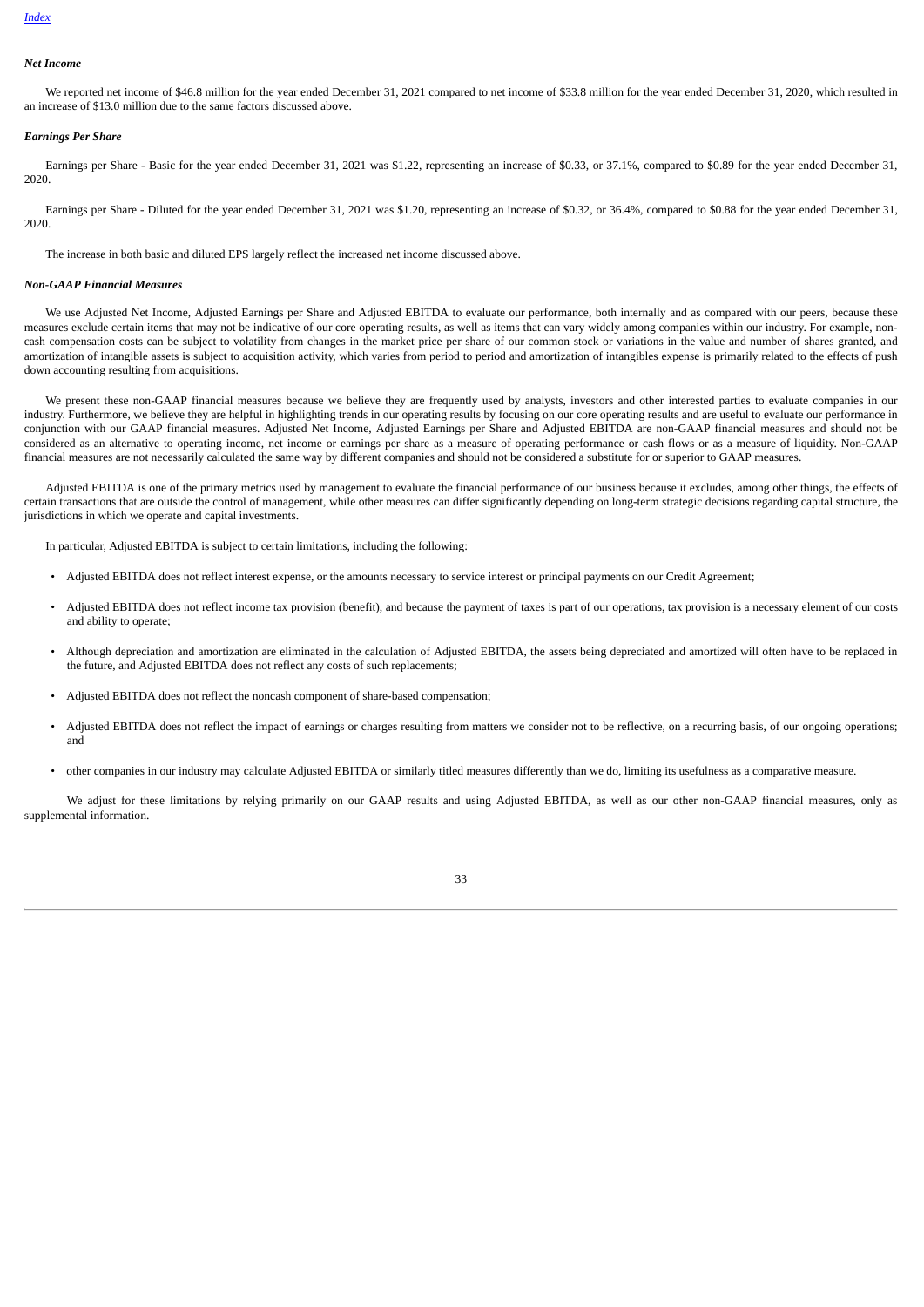### *Net Income*

We reported net income of $46.8 million for the year ended December 31, 2021 compared to net income of $33.8 million for the year ended December 31, 2020, which resulted in an increase of $13.0 million due to the same factors discussed above.

### *Earnings Per Share*

Earnings per Share - Basic for the year ended December 31, 2021 was $1.22, representing an increase of $0.33, or 37.1%, compared to $0.89 for the year ended December 31, 2020.

Earnings per Share - Diluted for the year ended December 31, 2021 was $1.20, representing an increase of $0.32, or 36.4%, compared to $0.88 for the year ended December 31, 2020.

The increase in both basic and diluted EPS largely reflect the increased net income discussed above.

### *Non-GAAP Financial Measures*

We use Adjusted Net Income, Adjusted Earnings per Share and Adjusted EBITDA to evaluate our performance, both internally and as compared with our peers, because these measures exclude certain items that may not be indicative of our core operating results, as well as items that can vary widely among companies within our industry. For example, non-cash compensation costs can be subject to volatility from changes in the market price per share of our common stock or variations in the value and number of shares granted, and amortization of intangible assets is subject to acquisition activity, which varies from period to period and amortization of intangibles expense is primarily related to the effects of push down accounting resulting from acquisitions.

We present these non-GAAP financial measures because we believe they are frequently used by analysts, investors and other interested parties to evaluate companies in our industry. Furthermore, we believe they are helpful in highlighting trends in our operating results by focusing on our core operating results and are useful to evaluate our performance in conjunction with our GAAP financial measures. Adjusted Net Income, Adjusted Earnings per Share and Adjusted EBITDA are non-GAAP financial measures and should not be considered as an alternative to operating income, net income or earnings per share as a measure of operating performance or cash flows or as a measure of liquidity. Non-GAAP financial measures are not necessarily calculated the same way by different companies and should not be considered a substitute for or superior to GAAP measures.

Adjusted EBITDA is one of the primary metrics used by management to evaluate the financial performance of our business because it excludes, among other things, the effects of certain transactions that are outside the control of management, while other measures can differ significantly depending on long-term strategic decisions regarding capital structure, the jurisdictions in which we operate and capital investments.

In particular, Adjusted EBITDA is subject to certain limitations, including the following:

- Adjusted EBITDA does not reflect interest expense, or the amounts necessary to service interest or principal payments on our Credit Agreement;
- Adjusted EBITDA does not reflect income tax provision (benefit), and because the payment of taxes is part of our operations, tax provision is a necessary element of our costs and ability to operate;
- Although depreciation and amortization are eliminated in the calculation of Adjusted EBITDA, the assets being depreciated and amortized will often have to be replaced in the future, and Adjusted EBITDA does not reflect any costs of such replacements;
- Adjusted EBITDA does not reflect the noncash component of share-based compensation;
- Adjusted EBITDA does not reflect the impact of earnings or charges resulting from matters we consider not to be reflective, on a recurring basis, of our ongoing operations; and
- other companies in our industry may calculate Adjusted EBITDA or similarly titled measures differently than we do, limiting its usefulness as a comparative measure.

We adjust for these limitations by relying primarily on our GAAP results and using Adjusted EBITDA, as well as our other non-GAAP financial measures, only as supplemental information.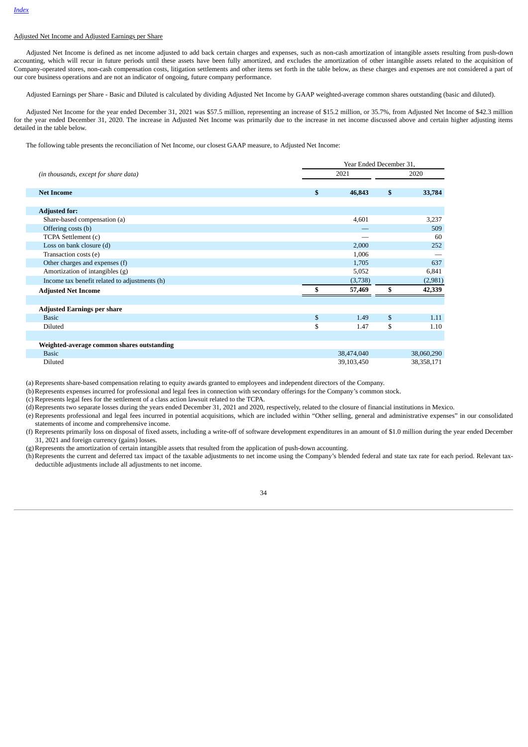Adjusted Net Income and Adjusted Earnings per Share

Adjusted Net Income is defined as net income adjusted to add back certain charges and expenses, such as non-cash amortization of intangible assets resulting from push-down accounting, which will recur in future periods until these assets have been fully amortized, and excludes the amortization of other intangible assets related to the acquisition of Company-operated stores, non-cash compensation costs, litigation settlements and other items set forth in the table below, as these charges and expenses are not considered a part of our core business operations and are not an indicator of ongoing, future company performance.

Adjusted Earnings per Share - Basic and Diluted is calculated by dividing Adjusted Net Income by GAAP weighted-average common shares outstanding (basic and diluted).

Adjusted Net Income for the year ended December 31, 2021 was $57.5 million, representing an increase of $15.2 million, or 35.7%, from Adjusted Net Income of $42.3 million for the year ended December 31, 2020. The increase in Adjusted Net Income was primarily due to the increase in net income discussed above and certain higher adjusting items detailed in the table below.

The following table presents the reconciliation of Net Income, our closest GAAP measure, to Adjusted Net Income:

| *(in thousands, except for share data)* | Year Ended December 31, 2021 | Year Ended December 31, 2020 |
|---|---|---|
| **Net Income** | **$ 46,843** | **$ 33,784** |
| **Adjusted for:** | | |
| Share-based compensation (a) | 4,601 | 3,237 |
| Offering costs (b) | — | 509 |
| TCPA Settlement (c) | — | 60 |
| Loss on bank closure (d) | 2,000 | 252 |
| Transaction costs (e) | 1,006 | — |
| Other charges and expenses (f) | 1,705 | 637 |
| Amortization of intangibles (g) | 5,052 | 6,841 |
| Income tax benefit related to adjustments (h) | (3,738) | (2,981) |
| **Adjusted Net Income** | **$ 57,469** | **$ 42,339** |
| **Adjusted Earnings per share** | | |
| Basic | $ 1.49 | $ 1.11 |
| Diluted | $ 1.47 | $ 1.10 |
| **Weighted-average common shares outstanding** | | |
| Basic | 38,474,040 | 38,060,290 |
| Diluted | 39,103,450 | 38,358,171 |

(a) Represents share-based compensation relating to equity awards granted to employees and independent directors of the Company.

(b) Represents expenses incurred for professional and legal fees in connection with secondary offerings for the Company's common stock.

(c) Represents legal fees for the settlement of a class action lawsuit related to the TCPA.

(d) Represents two separate losses during the years ended December 31, 2021 and 2020, respectively, related to the closure of financial institutions in Mexico.

(e) Represents professional and legal fees incurred in potential acquisitions, which are included within "Other selling, general and administrative expenses" in our consolidated statements of income and comprehensive income.

(f) Represents primarily loss on disposal of fixed assets, including a write-off of software development expenditures in an amount of $1.0 million during the year ended December 31, 2021 and foreign currency (gains) losses.

(g) Represents the amortization of certain intangible assets that resulted from the application of push-down accounting.

(h) Represents the current and deferred tax impact of the taxable adjustments to net income using the Company's blended federal and state tax rate for each period. Relevant tax-deductible adjustments include all adjustments to net income.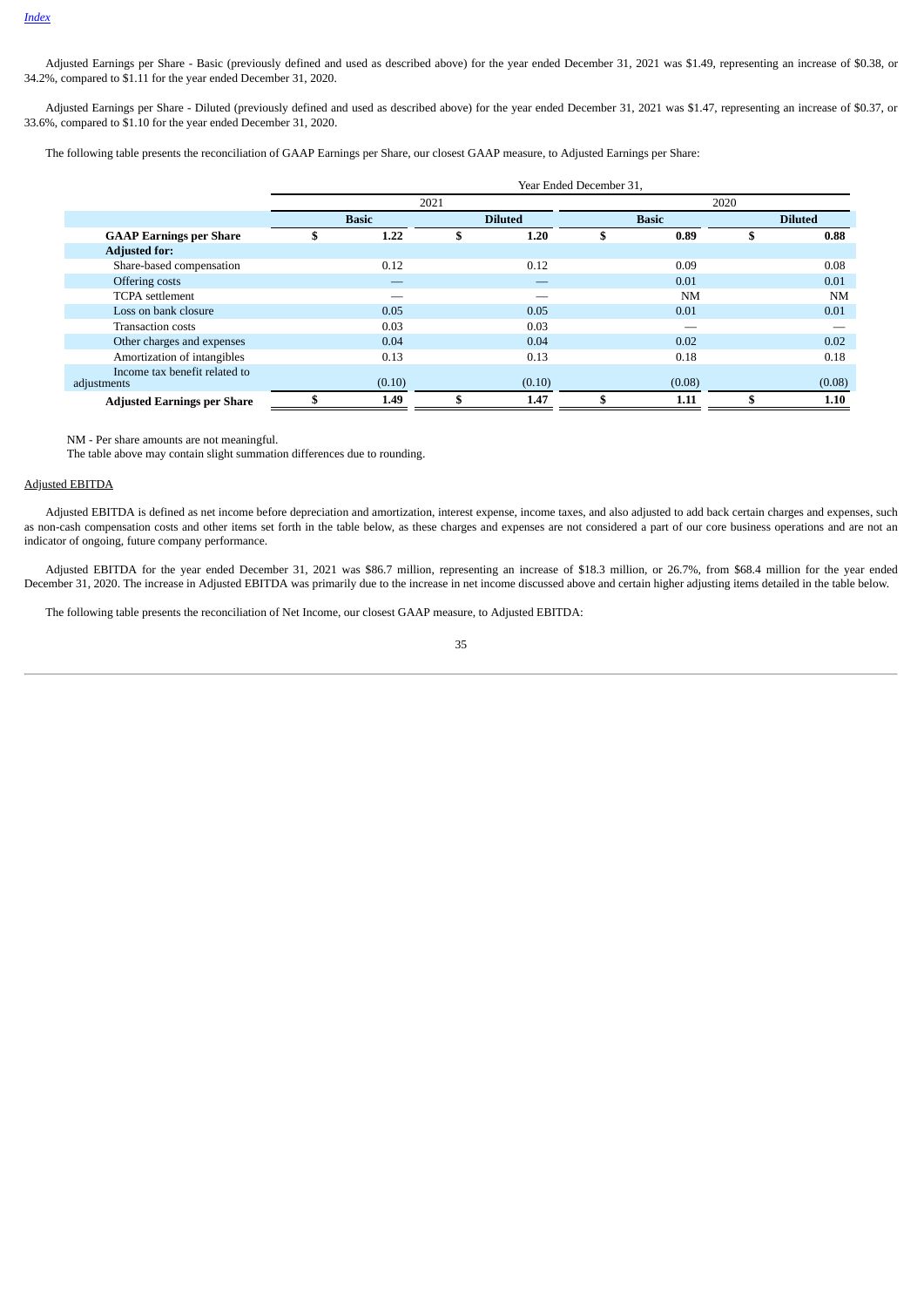Adjusted Earnings per Share - Basic (previously defined and used as described above) for the year ended December 31, 2021 was $1.49, representing an increase of $0.38, or 34.2%, compared to $1.11 for the year ended December 31, 2020.

Adjusted Earnings per Share - Diluted (previously defined and used as described above) for the year ended December 31, 2021 was $1.47, representing an increase of $0.37, or 33.6%, compared to $1.10 for the year ended December 31, 2020.

The following table presents the reconciliation of GAAP Earnings per Share, our closest GAAP measure, to Adjusted Earnings per Share:

| | Year Ended December 31, | | | |
|---|---|---|---|---|
| | 2021 | | 2020 | |
| | Basic | Diluted | Basic | Diluted |
| **GAAP Earnings per Share** | **$ 1.22** | **$ 1.20** | **$ 0.89** | **$ 0.88** |
| **Adjusted for:** | | | | |
| Share-based compensation | 0.12 | 0.12 | 0.09 | 0.08 |
| Offering costs | — | — | 0.01 | 0.01 |
| TCPA settlement | — | — | NM | NM |
| Loss on bank closure | 0.05 | 0.05 | 0.01 | 0.01 |
| Transaction costs | 0.03 | 0.03 | — | — |
| Other charges and expenses | 0.04 | 0.04 | 0.02 | 0.02 |
| Amortization of intangibles | 0.13 | 0.13 | 0.18 | 0.18 |
| Income tax benefit related to adjustments | (0.10) | (0.10) | (0.08) | (0.08) |
| **Adjusted Earnings per Share** | **$ 1.49** | **$ 1.47** | **$ 1.11** | **$ 1.10** |

NM - Per share amounts are not meaningful.
The table above may contain slight summation differences due to rounding.

Adjusted EBITDA

Adjusted EBITDA is defined as net income before depreciation and amortization, interest expense, income taxes, and also adjusted to add back certain charges and expenses, such as non-cash compensation costs and other items set forth in the table below, as these charges and expenses are not considered a part of our core business operations and are not an indicator of ongoing, future company performance.

Adjusted EBITDA for the year ended December 31, 2021 was $86.7 million, representing an increase of $18.3 million, or 26.7%, from $68.4 million for the year ended December 31, 2020. The increase in Adjusted EBITDA was primarily due to the increase in net income discussed above and certain higher adjusting items detailed in the table below.

The following table presents the reconciliation of Net Income, our closest GAAP measure, to Adjusted EBITDA: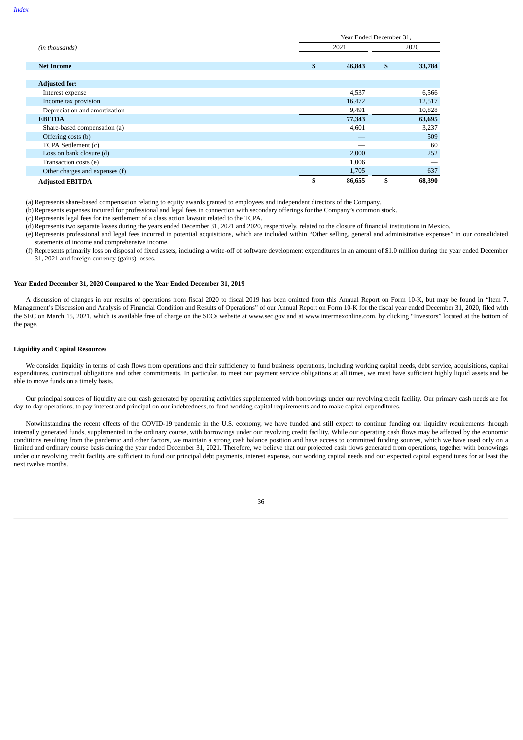| *(in thousands)* | Year Ended December 31, 2021 | Year Ended December 31, 2020 |
|---|---|---|
| **Net Income** | **$ 46,843** | **$ 33,784** |
| **Adjusted for:** | | |
| Interest expense | 4,537 | 6,566 |
| Income tax provision | 16,472 | 12,517 |
| Depreciation and amortization | 9,491 | 10,828 |
| **EBITDA** | **77,343** | **63,695** |
| Share-based compensation (a) | 4,601 | 3,237 |
| Offering costs (b) | — | 509 |
| TCPA Settlement (c) | — | 60 |
| Loss on bank closure (d) | 2,000 | 252 |
| Transaction costs (e) | 1,006 | — |
| Other charges and expenses (f) | 1,705 | 637 |
| **Adjusted EBITDA** | **$ 86,655** | **$ 68,390** |

(a) Represents share-based compensation relating to equity awards granted to employees and independent directors of the Company.

(b) Represents expenses incurred for professional and legal fees in connection with secondary offerings for the Company's common stock.

(c) Represents legal fees for the settlement of a class action lawsuit related to the TCPA.

(d) Represents two separate losses during the years ended December 31, 2021 and 2020, respectively, related to the closure of financial institutions in Mexico.

(e) Represents professional and legal fees incurred in potential acquisitions, which are included within "Other selling, general and administrative expenses" in our consolidated statements of income and comprehensive income.

(f) Represents primarily loss on disposal of fixed assets, including a write-off of software development expenditures in an amount of $1.0 million during the year ended December 31, 2021 and foreign currency (gains) losses.

#### Year Ended December 31, 2020 Compared to the Year Ended December 31, 2019

A discussion of changes in our results of operations from fiscal 2020 to fiscal 2019 has been omitted from this Annual Report on Form 10-K, but may be found in "Item 7. Management's Discussion and Analysis of Financial Condition and Results of Operations" of our Annual Report on Form 10-K for the fiscal year ended December 31, 2020, filed with the SEC on March 15, 2021, which is available free of charge on the SECs website at www.sec.gov and at www.intermexonline.com, by clicking "Investors" located at the bottom of the page.

#### Liquidity and Capital Resources

We consider liquidity in terms of cash flows from operations and their sufficiency to fund business operations, including working capital needs, debt service, acquisitions, capital expenditures, contractual obligations and other commitments. In particular, to meet our payment service obligations at all times, we must have sufficient highly liquid assets and be able to move funds on a timely basis.

Our principal sources of liquidity are our cash generated by operating activities supplemented with borrowings under our revolving credit facility. Our primary cash needs are for day-to-day operations, to pay interest and principal on our indebtedness, to fund working capital requirements and to make capital expenditures.

Notwithstanding the recent effects of the COVID-19 pandemic in the U.S. economy, we have funded and still expect to continue funding our liquidity requirements through internally generated funds, supplemented in the ordinary course, with borrowings under our revolving credit facility. While our operating cash flows may be affected by the economic conditions resulting from the pandemic and other factors, we maintain a strong cash balance position and have access to committed funding sources, which we have used only on a limited and ordinary course basis during the year ended December 31, 2021. Therefore, we believe that our projected cash flows generated from operations, together with borrowings under our revolving credit facility are sufficient to fund our principal debt payments, interest expense, our working capital needs and our expected capital expenditures for at least the next twelve months.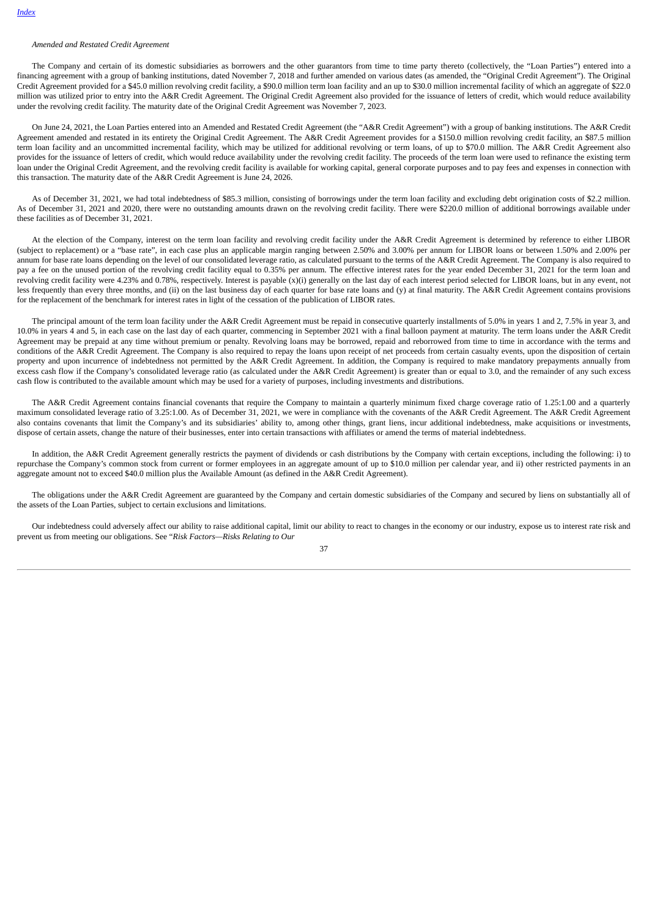*Amended and Restated Credit Agreement*

The Company and certain of its domestic subsidiaries as borrowers and the other guarantors from time to time party thereto (collectively, the "Loan Parties") entered into a financing agreement with a group of banking institutions, dated November 7, 2018 and further amended on various dates (as amended, the "Original Credit Agreement"). The Original Credit Agreement provided for a $45.0 million revolving credit facility, a $90.0 million term loan facility and an up to $30.0 million incremental facility of which an aggregate of $22.0 million was utilized prior to entry into the A&R Credit Agreement. The Original Credit Agreement also provided for the issuance of letters of credit, which would reduce availability under the revolving credit facility. The maturity date of the Original Credit Agreement was November 7, 2023.

On June 24, 2021, the Loan Parties entered into an Amended and Restated Credit Agreement (the "A&R Credit Agreement") with a group of banking institutions. The A&R Credit Agreement amended and restated in its entirety the Original Credit Agreement. The A&R Credit Agreement provides for a $150.0 million revolving credit facility, an $87.5 million term loan facility and an uncommitted incremental facility, which may be utilized for additional revolving or term loans, of up to $70.0 million. The A&R Credit Agreement also provides for the issuance of letters of credit, which would reduce availability under the revolving credit facility. The proceeds of the term loan were used to refinance the existing term loan under the Original Credit Agreement, and the revolving credit facility is available for working capital, general corporate purposes and to pay fees and expenses in connection with this transaction. The maturity date of the A&R Credit Agreement is June 24, 2026.

As of December 31, 2021, we had total indebtedness of $85.3 million, consisting of borrowings under the term loan facility and excluding debt origination costs of $2.2 million. As of December 31, 2021 and 2020, there were no outstanding amounts drawn on the revolving credit facility. There were $220.0 million of additional borrowings available under these facilities as of December 31, 2021.

At the election of the Company, interest on the term loan facility and revolving credit facility under the A&R Credit Agreement is determined by reference to either LIBOR (subject to replacement) or a "base rate", in each case plus an applicable margin ranging between 2.50% and 3.00% per annum for LIBOR loans or between 1.50% and 2.00% per annum for base rate loans depending on the level of our consolidated leverage ratio, as calculated pursuant to the terms of the A&R Credit Agreement. The Company is also required to pay a fee on the unused portion of the revolving credit facility equal to 0.35% per annum. The effective interest rates for the year ended December 31, 2021 for the term loan and revolving credit facility were 4.23% and 0.78%, respectively. Interest is payable (x)(i) generally on the last day of each interest period selected for LIBOR loans, but in any event, not less frequently than every three months, and (ii) on the last business day of each quarter for base rate loans and (y) at final maturity. The A&R Credit Agreement contains provisions for the replacement of the benchmark for interest rates in light of the cessation of the publication of LIBOR rates.

The principal amount of the term loan facility under the A&R Credit Agreement must be repaid in consecutive quarterly installments of 5.0% in years 1 and 2, 7.5% in year 3, and 10.0% in years 4 and 5, in each case on the last day of each quarter, commencing in September 2021 with a final balloon payment at maturity. The term loans under the A&R Credit Agreement may be prepaid at any time without premium or penalty. Revolving loans may be borrowed, repaid and reborrowed from time to time in accordance with the terms and conditions of the A&R Credit Agreement. The Company is also required to repay the loans upon receipt of net proceeds from certain casualty events, upon the disposition of certain property and upon incurrence of indebtedness not permitted by the A&R Credit Agreement. In addition, the Company is required to make mandatory prepayments annually from excess cash flow if the Company's consolidated leverage ratio (as calculated under the A&R Credit Agreement) is greater than or equal to 3.0, and the remainder of any such excess cash flow is contributed to the available amount which may be used for a variety of purposes, including investments and distributions.

The A&R Credit Agreement contains financial covenants that require the Company to maintain a quarterly minimum fixed charge coverage ratio of 1.25:1.00 and a quarterly maximum consolidated leverage ratio of 3.25:1.00. As of December 31, 2021, we were in compliance with the covenants of the A&R Credit Agreement. The A&R Credit Agreement also contains covenants that limit the Company's and its subsidiaries' ability to, among other things, grant liens, incur additional indebtedness, make acquisitions or investments, dispose of certain assets, change the nature of their businesses, enter into certain transactions with affiliates or amend the terms of material indebtedness.

In addition, the A&R Credit Agreement generally restricts the payment of dividends or cash distributions by the Company with certain exceptions, including the following: i) to repurchase the Company's common stock from current or former employees in an aggregate amount of up to $10.0 million per calendar year, and ii) other restricted payments in an aggregate amount not to exceed $40.0 million plus the Available Amount (as defined in the A&R Credit Agreement).

The obligations under the A&R Credit Agreement are guaranteed by the Company and certain domestic subsidiaries of the Company and secured by liens on substantially all of the assets of the Loan Parties, subject to certain exclusions and limitations.

Our indebtedness could adversely affect our ability to raise additional capital, limit our ability to react to changes in the economy or our industry, expose us to interest rate risk and prevent us from meeting our obligations. See "*Risk Factors—Risks Relating to Our*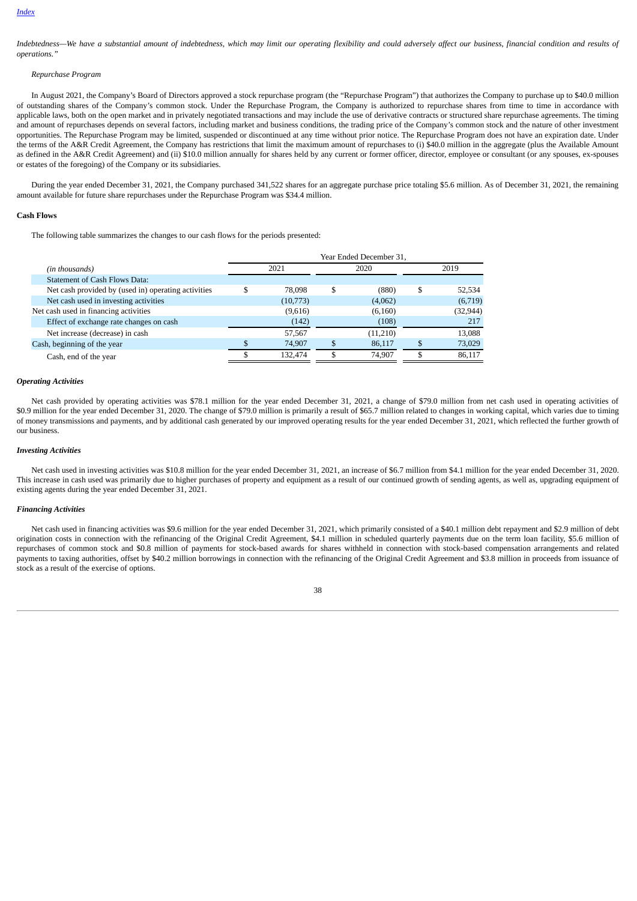*Indebtedness—We have a substantial amount of indebtedness, which may limit our operating flexibility and could adversely affect our business, financial condition and results of operations."*

*Repurchase Program*

In August 2021, the Company's Board of Directors approved a stock repurchase program (the "Repurchase Program") that authorizes the Company to purchase up to $40.0 million of outstanding shares of the Company's common stock. Under the Repurchase Program, the Company is authorized to repurchase shares from time to time in accordance with applicable laws, both on the open market and in privately negotiated transactions and may include the use of derivative contracts or structured share repurchase agreements. The timing and amount of repurchases depends on several factors, including market and business conditions, the trading price of the Company's common stock and the nature of other investment opportunities. The Repurchase Program may be limited, suspended or discontinued at any time without prior notice. The Repurchase Program does not have an expiration date. Under the terms of the A&R Credit Agreement, the Company has restrictions that limit the maximum amount of repurchases to (i) $40.0 million in the aggregate (plus the Available Amount as defined in the A&R Credit Agreement) and (ii) $10.0 million annually for shares held by any current or former officer, director, employee or consultant (or any spouses, ex-spouses or estates of the foregoing) of the Company or its subsidiaries.

During the year ended December 31, 2021, the Company purchased 341,522 shares for an aggregate purchase price totaling $5.6 million. As of December 31, 2021, the remaining amount available for future share repurchases under the Repurchase Program was $34.4 million.

**Cash Flows**

The following table summarizes the changes to our cash flows for the periods presented:

| | Year Ended December 31, | | |
|---|---|---|---|
| *(in thousands)* | 2021 | 2020 | 2019 |
| Statement of Cash Flows Data: | | | |
| Net cash provided by (used in) operating activities | $ 78,098 | $ (880) | $ 52,534 |
| Net cash used in investing activities | (10,773) | (4,062) | (6,719) |
| Net cash used in financing activities | (9,616) | (6,160) | (32,944) |
| Effect of exchange rate changes on cash | (142) | (108) | 217 |
| Net increase (decrease) in cash | 57,567 | (11,210) | 13,088 |
| Cash, beginning of the year | $ 74,907 | $ 86,117 | $ 73,029 |
| Cash, end of the year | $ 132,474 | $ 74,907 | $ 86,117 |

***Operating Activities***

Net cash provided by operating activities was $78.1 million for the year ended December 31, 2021, a change of $79.0 million from net cash used in operating activities of $0.9 million for the year ended December 31, 2020. The change of $79.0 million is primarily a result of $65.7 million related to changes in working capital, which varies due to timing of money transmissions and payments, and by additional cash generated by our improved operating results for the year ended December 31, 2021, which reflected the further growth of our business.

***Investing Activities***

Net cash used in investing activities was $10.8 million for the year ended December 31, 2021, an increase of $6.7 million from $4.1 million for the year ended December 31, 2020. This increase in cash used was primarily due to higher purchases of property and equipment as a result of our continued growth of sending agents, as well as, upgrading equipment of existing agents during the year ended December 31, 2021.

***Financing Activities***

Net cash used in financing activities was $9.6 million for the year ended December 31, 2021, which primarily consisted of a $40.1 million debt repayment and $2.9 million of debt origination costs in connection with the refinancing of the Original Credit Agreement, $4.1 million in scheduled quarterly payments due on the term loan facility, $5.6 million of repurchases of common stock and $0.8 million of payments for stock-based awards for shares withheld in connection with stock-based compensation arrangements and related payments to taxing authorities, offset by $40.2 million borrowings in connection with the refinancing of the Original Credit Agreement and $3.8 million in proceeds from issuance of stock as a result of the exercise of options.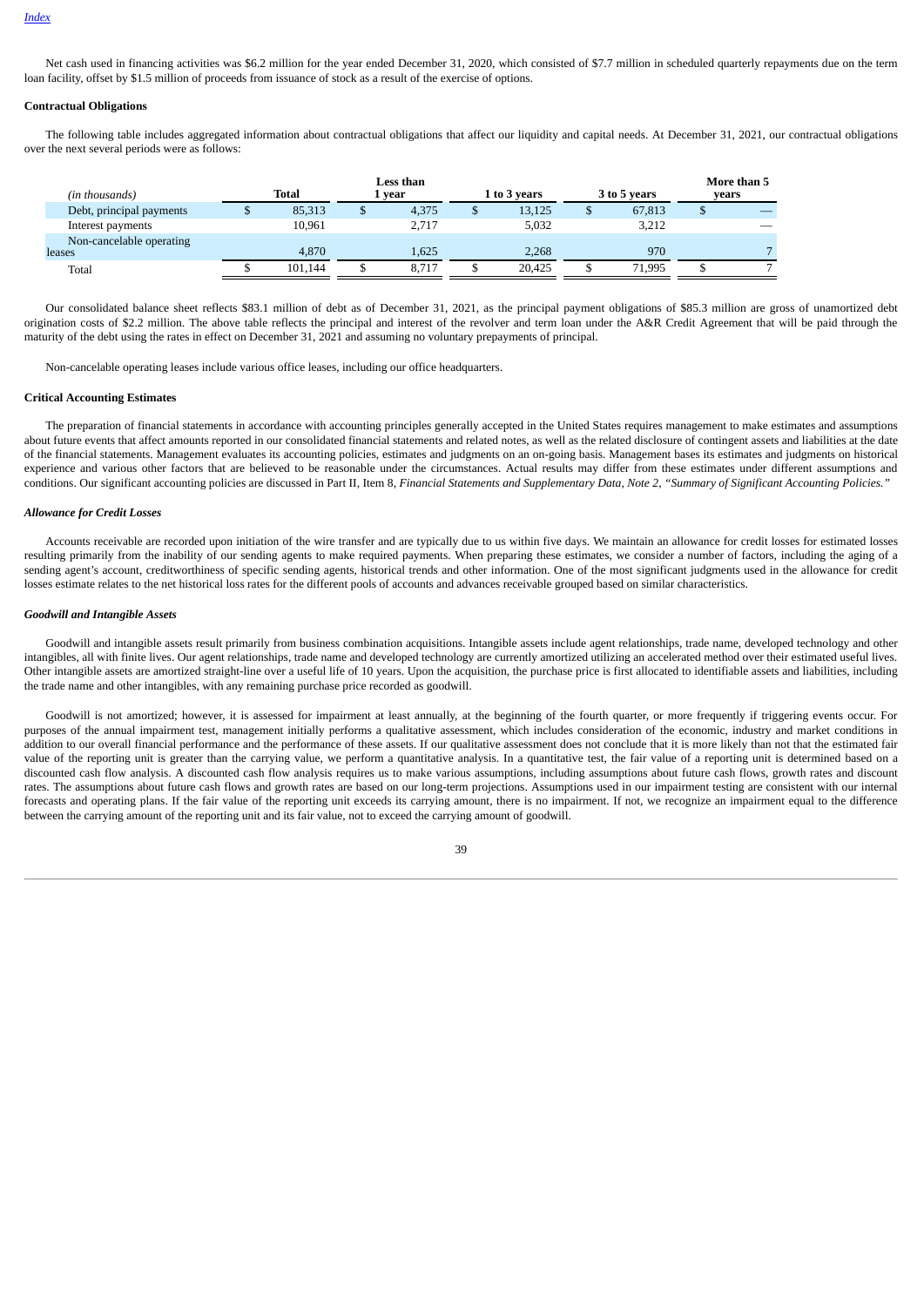Net cash used in financing activities was $6.2 million for the year ended December 31, 2020, which consisted of $7.7 million in scheduled quarterly repayments due on the term loan facility, offset by $1.5 million of proceeds from issuance of stock as a result of the exercise of options.

**Contractual Obligations**

The following table includes aggregated information about contractual obligations that affect our liquidity and capital needs. At December 31, 2021, our contractual obligations over the next several periods were as follows:

| *(in thousands)* | Total | Less than 1 year | 1 to 3 years | 3 to 5 years | More than 5 years |
|---|---|---|---|---|---|
| Debt, principal payments | $ 85,313 | $ 4,375 | $ 13,125 | $ 67,813 | $ — |
| Interest payments | 10,961 | 2,717 | 5,032 | 3,212 | — |
| Non-cancelable operating leases | 4,870 | 1,625 | 2,268 | 970 | 7 |
| Total | $ 101,144 | $ 8,717 | $ 20,425 | $ 71,995 | $ 7 |

Our consolidated balance sheet reflects $83.1 million of debt as of December 31, 2021, as the principal payment obligations of $85.3 million are gross of unamortized debt origination costs of $2.2 million. The above table reflects the principal and interest of the revolver and term loan under the A&R Credit Agreement that will be paid through the maturity of the debt using the rates in effect on December 31, 2021 and assuming no voluntary prepayments of principal.

Non-cancelable operating leases include various office leases, including our office headquarters.

**Critical Accounting Estimates**

The preparation of financial statements in accordance with accounting principles generally accepted in the United States requires management to make estimates and assumptions about future events that affect amounts reported in our consolidated financial statements and related notes, as well as the related disclosure of contingent assets and liabilities at the date of the financial statements. Management evaluates its accounting policies, estimates and judgments on an on-going basis. Management bases its estimates and judgments on historical experience and various other factors that are believed to be reasonable under the circumstances. Actual results may differ from these estimates under different assumptions and conditions. Our significant accounting policies are discussed in Part II, Item 8, *Financial Statements and Supplementary Data, Note 2, "Summary of Significant Accounting Policies."*

***Allowance for Credit Losses***

Accounts receivable are recorded upon initiation of the wire transfer and are typically due to us within five days. We maintain an allowance for credit losses for estimated losses resulting primarily from the inability of our sending agents to make required payments. When preparing these estimates, we consider a number of factors, including the aging of a sending agent's account, creditworthiness of specific sending agents, historical trends and other information. One of the most significant judgments used in the allowance for credit losses estimate relates to the net historical loss rates for the different pools of accounts and advances receivable grouped based on similar characteristics.

***Goodwill and Intangible Assets***

Goodwill and intangible assets result primarily from business combination acquisitions. Intangible assets include agent relationships, trade name, developed technology and other intangibles, all with finite lives. Our agent relationships, trade name and developed technology are currently amortized utilizing an accelerated method over their estimated useful lives. Other intangible assets are amortized straight-line over a useful life of 10 years. Upon the acquisition, the purchase price is first allocated to identifiable assets and liabilities, including the trade name and other intangibles, with any remaining purchase price recorded as goodwill.

Goodwill is not amortized; however, it is assessed for impairment at least annually, at the beginning of the fourth quarter, or more frequently if triggering events occur. For purposes of the annual impairment test, management initially performs a qualitative assessment, which includes consideration of the economic, industry and market conditions in addition to our overall financial performance and the performance of these assets. If our qualitative assessment does not conclude that it is more likely than not that the estimated fair value of the reporting unit is greater than the carrying value, we perform a quantitative analysis. In a quantitative test, the fair value of a reporting unit is determined based on a discounted cash flow analysis. A discounted cash flow analysis requires us to make various assumptions, including assumptions about future cash flows, growth rates and discount rates. The assumptions about future cash flows and growth rates are based on our long-term projections. Assumptions used in our impairment testing are consistent with our internal forecasts and operating plans. If the fair value of the reporting unit exceeds its carrying amount, there is no impairment. If not, we recognize an impairment equal to the difference between the carrying amount of the reporting unit and its fair value, not to exceed the carrying amount of goodwill.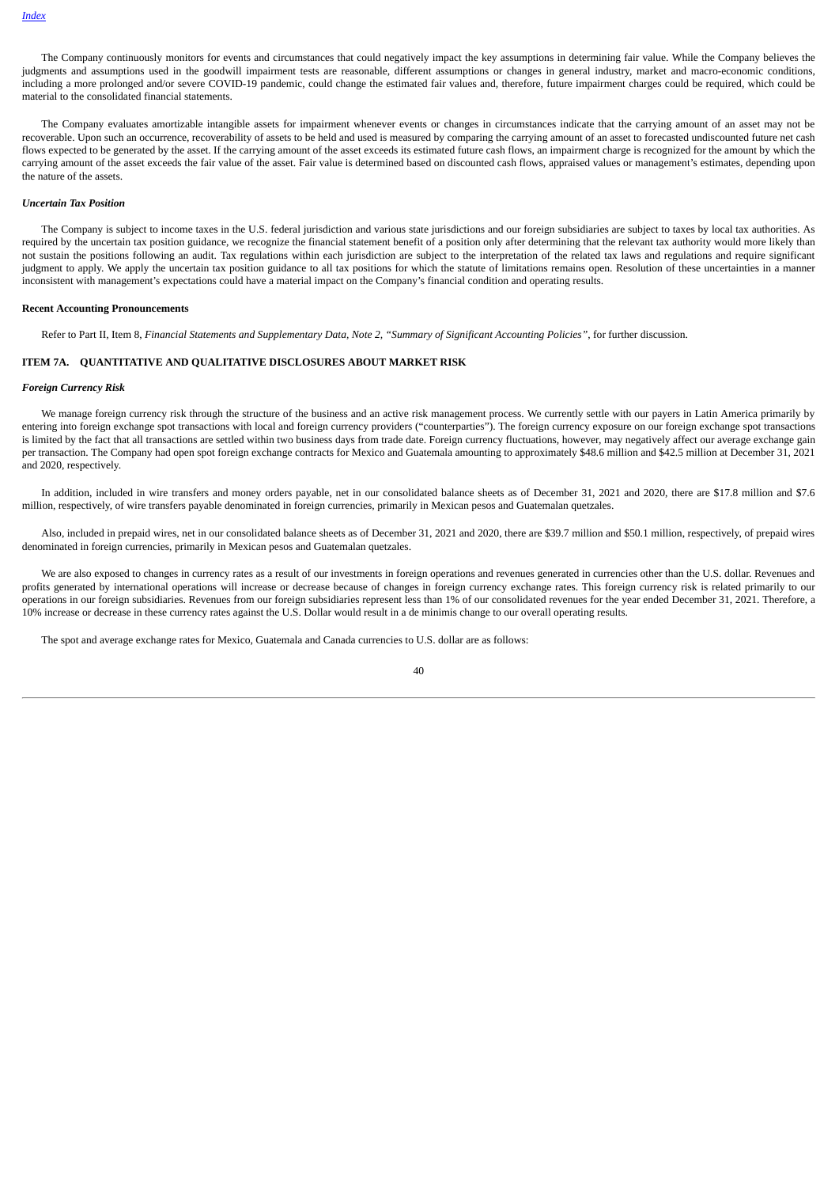The Company continuously monitors for events and circumstances that could negatively impact the key assumptions in determining fair value. While the Company believes the judgments and assumptions used in the goodwill impairment tests are reasonable, different assumptions or changes in general industry, market and macro-economic conditions, including a more prolonged and/or severe COVID-19 pandemic, could change the estimated fair values and, therefore, future impairment charges could be required, which could be material to the consolidated financial statements.

The Company evaluates amortizable intangible assets for impairment whenever events or changes in circumstances indicate that the carrying amount of an asset may not be recoverable. Upon such an occurrence, recoverability of assets to be held and used is measured by comparing the carrying amount of an asset to forecasted undiscounted future net cash flows expected to be generated by the asset. If the carrying amount of the asset exceeds its estimated future cash flows, an impairment charge is recognized for the amount by which the carrying amount of the asset exceeds the fair value of the asset. Fair value is determined based on discounted cash flows, appraised values or management's estimates, depending upon the nature of the assets.

***Uncertain Tax Position***

The Company is subject to income taxes in the U.S. federal jurisdiction and various state jurisdictions and our foreign subsidiaries are subject to taxes by local tax authorities. As required by the uncertain tax position guidance, we recognize the financial statement benefit of a position only after determining that the relevant tax authority would more likely than not sustain the positions following an audit. Tax regulations within each jurisdiction are subject to the interpretation of the related tax laws and regulations and require significant judgment to apply. We apply the uncertain tax position guidance to all tax positions for which the statute of limitations remains open. Resolution of these uncertainties in a manner inconsistent with management's expectations could have a material impact on the Company's financial condition and operating results.

**Recent Accounting Pronouncements**

Refer to Part II, Item 8, *Financial Statements and Supplementary Data, Note 2, "Summary of Significant Accounting Policies"*, for further discussion.

## ITEM 7A. QUANTITATIVE AND QUALITATIVE DISCLOSURES ABOUT MARKET RISK

***Foreign Currency Risk***

We manage foreign currency risk through the structure of the business and an active risk management process. We currently settle with our payers in Latin America primarily by entering into foreign exchange spot transactions with local and foreign currency providers ("counterparties"). The foreign currency exposure on our foreign exchange spot transactions is limited by the fact that all transactions are settled within two business days from trade date. Foreign currency fluctuations, however, may negatively affect our average exchange gain per transaction. The Company had open spot foreign exchange contracts for Mexico and Guatemala amounting to approximately $48.6 million and $42.5 million at December 31, 2021 and 2020, respectively.

In addition, included in wire transfers and money orders payable, net in our consolidated balance sheets as of December 31, 2021 and 2020, there are $17.8 million and $7.6 million, respectively, of wire transfers payable denominated in foreign currencies, primarily in Mexican pesos and Guatemalan quetzales.

Also, included in prepaid wires, net in our consolidated balance sheets as of December 31, 2021 and 2020, there are $39.7 million and $50.1 million, respectively, of prepaid wires denominated in foreign currencies, primarily in Mexican pesos and Guatemalan quetzales.

We are also exposed to changes in currency rates as a result of our investments in foreign operations and revenues generated in currencies other than the U.S. dollar. Revenues and profits generated by international operations will increase or decrease because of changes in foreign currency exchange rates. This foreign currency risk is related primarily to our operations in our foreign subsidiaries. Revenues from our foreign subsidiaries represent less than 1% of our consolidated revenues for the year ended December 31, 2021. Therefore, a 10% increase or decrease in these currency rates against the U.S. Dollar would result in a de minimis change to our overall operating results.

The spot and average exchange rates for Mexico, Guatemala and Canada currencies to U.S. dollar are as follows: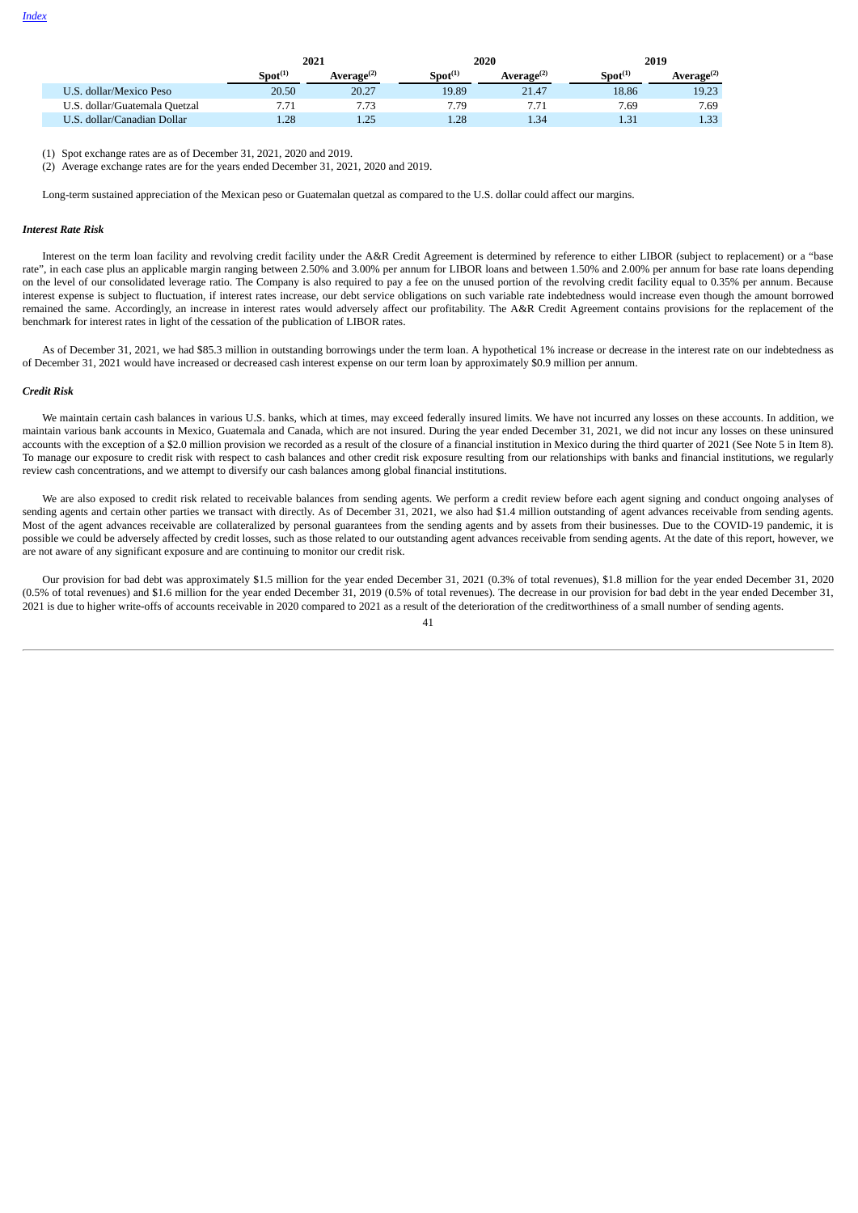| | 2021 | | 2020 | | 2019 | |
|---|---|---|---|---|---|---|
| | Spot[(1)] | Average[(2)] | Spot[(1)] | Average[(2)] | Spot[(1)] | Average[(2)] |
| U.S. dollar/Mexico Peso | 20.50 | 20.27 | 19.89 | 21.47 | 18.86 | 19.23 |
| U.S. dollar/Guatemala Quetzal | 7.71 | 7.73 | 7.79 | 7.71 | 7.69 | 7.69 |
| U.S. dollar/Canadian Dollar | 1.28 | 1.25 | 1.28 | 1.34 | 1.31 | 1.33 |

(1) Spot exchange rates are as of December 31, 2021, 2020 and 2019.

(2) Average exchange rates are for the years ended December 31, 2021, 2020 and 2019.

Long-term sustained appreciation of the Mexican peso or Guatemalan quetzal as compared to the U.S. dollar could affect our margins.

***Interest Rate Risk***

Interest on the term loan facility and revolving credit facility under the A&R Credit Agreement is determined by reference to either LIBOR (subject to replacement) or a "base rate", in each case plus an applicable margin ranging between 2.50% and 3.00% per annum for LIBOR loans and between 1.50% and 2.00% per annum for base rate loans depending on the level of our consolidated leverage ratio. The Company is also required to pay a fee on the unused portion of the revolving credit facility equal to 0.35% per annum. Because interest expense is subject to fluctuation, if interest rates increase, our debt service obligations on such variable rate indebtedness would increase even though the amount borrowed remained the same. Accordingly, an increase in interest rates would adversely affect our profitability. The A&R Credit Agreement contains provisions for the replacement of the benchmark for interest rates in light of the cessation of the publication of LIBOR rates.

As of December 31, 2021, we had $85.3 million in outstanding borrowings under the term loan. A hypothetical 1% increase or decrease in the interest rate on our indebtedness as of December 31, 2021 would have increased or decreased cash interest expense on our term loan by approximately $0.9 million per annum.

***Credit Risk***

We maintain certain cash balances in various U.S. banks, which at times, may exceed federally insured limits. We have not incurred any losses on these accounts. In addition, we maintain various bank accounts in Mexico, Guatemala and Canada, which are not insured. During the year ended December 31, 2021, we did not incur any losses on these uninsured accounts with the exception of a $2.0 million provision we recorded as a result of the closure of a financial institution in Mexico during the third quarter of 2021 (See Note 5 in Item 8). To manage our exposure to credit risk with respect to cash balances and other credit risk exposure resulting from our relationships with banks and financial institutions, we regularly review cash concentrations, and we attempt to diversify our cash balances among global financial institutions.

We are also exposed to credit risk related to receivable balances from sending agents. We perform a credit review before each agent signing and conduct ongoing analyses of sending agents and certain other parties we transact with directly. As of December 31, 2021, we also had $1.4 million outstanding of agent advances receivable from sending agents. Most of the agent advances receivable are collateralized by personal guarantees from the sending agents and by assets from their businesses. Due to the COVID-19 pandemic, it is possible we could be adversely affected by credit losses, such as those related to our outstanding agent advances receivable from sending agents. At the date of this report, however, we are not aware of any significant exposure and are continuing to monitor our credit risk.

Our provision for bad debt was approximately $1.5 million for the year ended December 31, 2021 (0.3% of total revenues), $1.8 million for the year ended December 31, 2020 (0.5% of total revenues) and $1.6 million for the year ended December 31, 2019 (0.5% of total revenues). The decrease in our provision for bad debt in the year ended December 31, 2021 is due to higher write-offs of accounts receivable in 2020 compared to 2021 as a result of the deterioration of the creditworthiness of a small number of sending agents.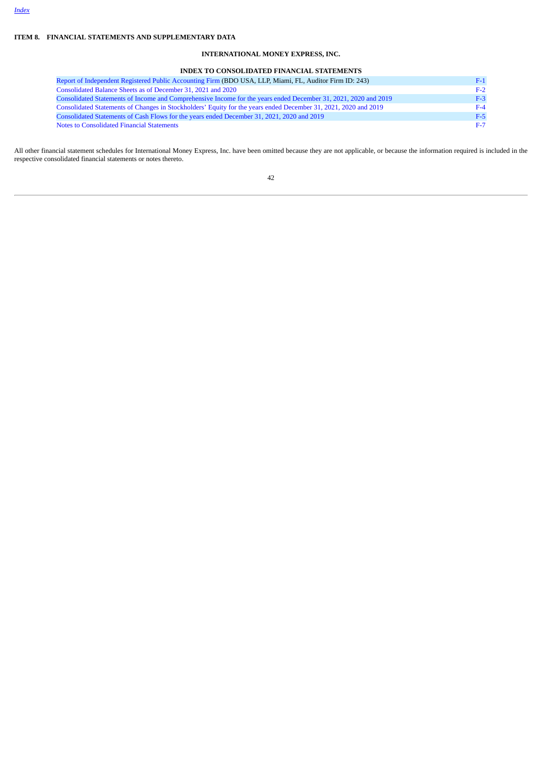## ITEM 8. FINANCIAL STATEMENTS AND SUPPLEMENTARY DATA

### INTERNATIONAL MONEY EXPRESS, INC.

### INDEX TO CONSOLIDATED FINANCIAL STATEMENTS

| | |
|---|---|
| Report of Independent Registered Public Accounting Firm (BDO USA, LLP, Miami, FL, Auditor Firm ID: 243) | F-1 |
| Consolidated Balance Sheets as of December 31, 2021 and 2020 | F-2 |
| Consolidated Statements of Income and Comprehensive Income for the years ended December 31, 2021, 2020 and 2019 | F-3 |
| Consolidated Statements of Changes in Stockholders' Equity for the years ended December 31, 2021, 2020 and 2019 | F-4 |
| Consolidated Statements of Cash Flows for the years ended December 31, 2021, 2020 and 2019 | F-5 |
| Notes to Consolidated Financial Statements | F-7 |

All other financial statement schedules for International Money Express, Inc. have been omitted because they are not applicable, or because the information required is included in the respective consolidated financial statements or notes thereto.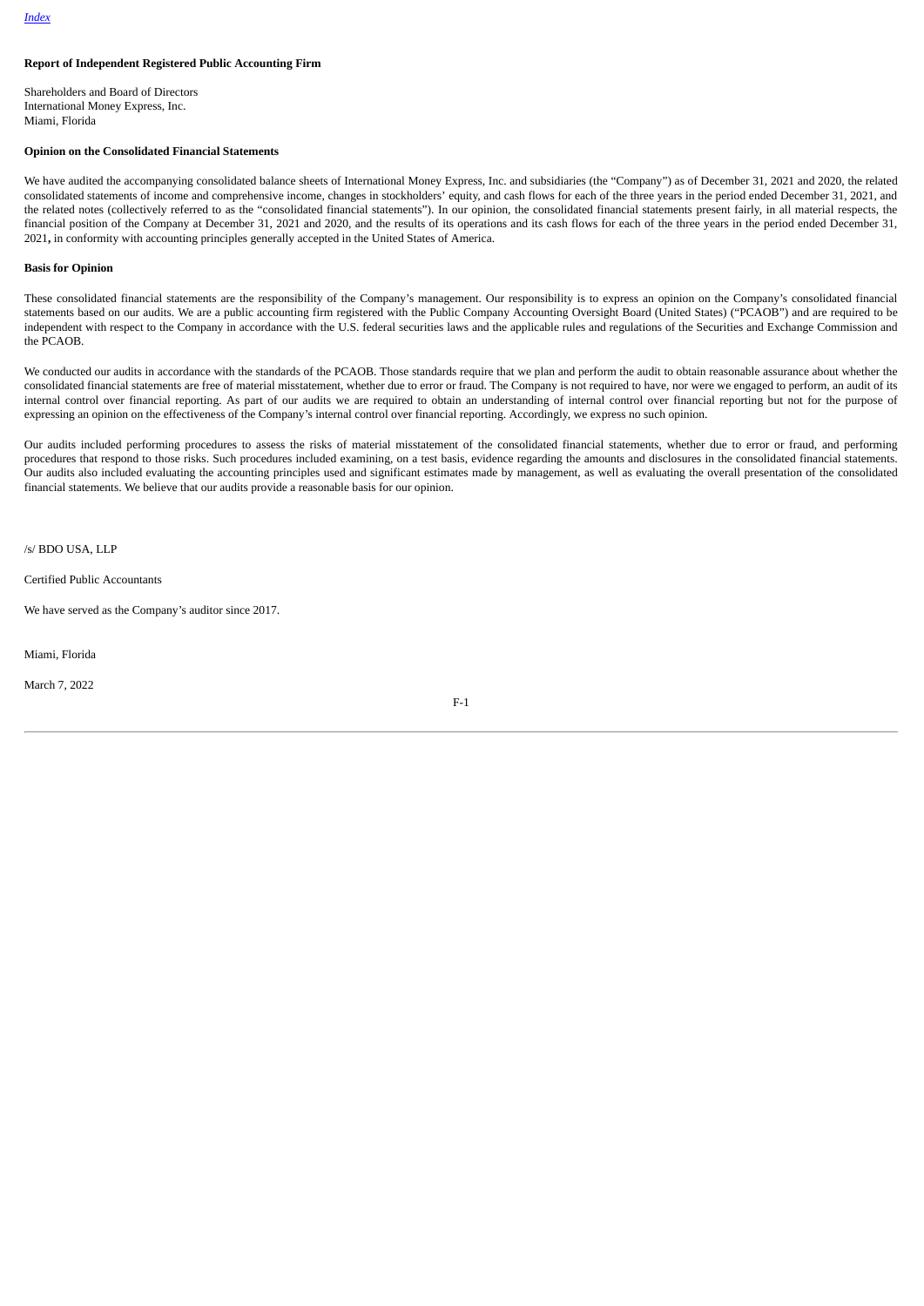**Report of Independent Registered Public Accounting Firm**

Shareholders and Board of Directors
International Money Express, Inc.
Miami, Florida

**Opinion on the Consolidated Financial Statements**

We have audited the accompanying consolidated balance sheets of International Money Express, Inc. and subsidiaries (the "Company") as of December 31, 2021 and 2020, the related consolidated statements of income and comprehensive income, changes in stockholders' equity, and cash flows for each of the three years in the period ended December 31, 2021, and the related notes (collectively referred to as the "consolidated financial statements"). In our opinion, the consolidated financial statements present fairly, in all material respects, the financial position of the Company at December 31, 2021 and 2020, and the results of its operations and its cash flows for each of the three years in the period ended December 31, 2021**,** in conformity with accounting principles generally accepted in the United States of America.

**Basis for Opinion**

These consolidated financial statements are the responsibility of the Company's management. Our responsibility is to express an opinion on the Company's consolidated financial statements based on our audits. We are a public accounting firm registered with the Public Company Accounting Oversight Board (United States) ("PCAOB") and are required to be independent with respect to the Company in accordance with the U.S. federal securities laws and the applicable rules and regulations of the Securities and Exchange Commission and the PCAOB.

We conducted our audits in accordance with the standards of the PCAOB. Those standards require that we plan and perform the audit to obtain reasonable assurance about whether the consolidated financial statements are free of material misstatement, whether due to error or fraud. The Company is not required to have, nor were we engaged to perform, an audit of its internal control over financial reporting. As part of our audits we are required to obtain an understanding of internal control over financial reporting but not for the purpose of expressing an opinion on the effectiveness of the Company's internal control over financial reporting. Accordingly, we express no such opinion.

Our audits included performing procedures to assess the risks of material misstatement of the consolidated financial statements, whether due to error or fraud, and performing procedures that respond to those risks. Such procedures included examining, on a test basis, evidence regarding the amounts and disclosures in the consolidated financial statements. Our audits also included evaluating the accounting principles used and significant estimates made by management, as well as evaluating the overall presentation of the consolidated financial statements. We believe that our audits provide a reasonable basis for our opinion.

/s/ BDO USA, LLP

Certified Public Accountants

We have served as the Company's auditor since 2017.

Miami, Florida

March 7, 2022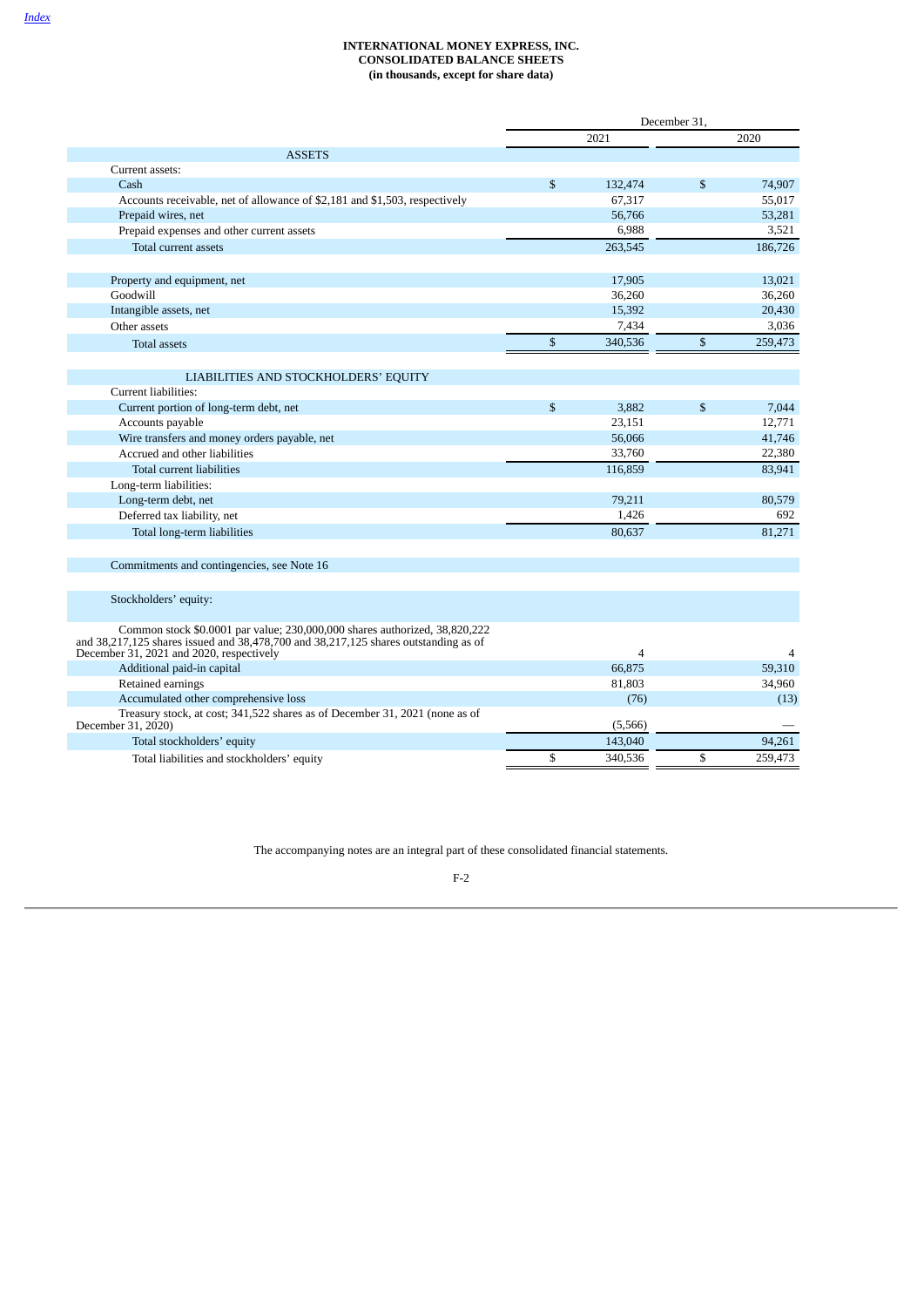**INTERNATIONAL MONEY EXPRESS, INC.**
**CONSOLIDATED BALANCE SHEETS**
**(in thousands, except for share data)**

| | December 31, | |
|---|---|---|
| | 2021 | 2020 |
| **ASSETS** | | |
| Current assets: | | |
| Cash | $ 132,474 | $ 74,907 |
| Accounts receivable, net of allowance of $2,181 and $1,503, respectively | 67,317 | 55,017 |
| Prepaid wires, net | 56,766 | 53,281 |
| Prepaid expenses and other current assets | 6,988 | 3,521 |
| Total current assets | 263,545 | 186,726 |
| | | |
| Property and equipment, net | 17,905 | 13,021 |
| Goodwill | 36,260 | 36,260 |
| Intangible assets, net | 15,392 | 20,430 |
| Other assets | 7,434 | 3,036 |
| Total assets | $ 340,536 | $ 259,473 |
| | | |
| **LIABILITIES AND STOCKHOLDERS' EQUITY** | | |
| Current liabilities: | | |
| Current portion of long-term debt, net | $ 3,882 | $ 7,044 |
| Accounts payable | 23,151 | 12,771 |
| Wire transfers and money orders payable, net | 56,066 | 41,746 |
| Accrued and other liabilities | 33,760 | 22,380 |
| Total current liabilities | 116,859 | 83,941 |
| Long-term liabilities: | | |
| Long-term debt, net | 79,211 | 80,579 |
| Deferred tax liability, net | 1,426 | 692 |
| Total long-term liabilities | 80,637 | 81,271 |
| | | |
| Commitments and contingencies, see Note 16 | | |
| | | |
| Stockholders' equity: | | |
| Common stock $0.0001 par value; 230,000,000 shares authorized, 38,820,222 and 38,217,125 shares issued and 38,478,700 and 38,217,125 shares outstanding as of December 31, 2021 and 2020, respectively | 4 | 4 |
| Additional paid-in capital | 66,875 | 59,310 |
| Retained earnings | 81,803 | 34,960 |
| Accumulated other comprehensive loss | (76) | (13) |
| Treasury stock, at cost; 341,522 shares as of December 31, 2021 (none as of December 31, 2020) | (5,566) | — |
| Total stockholders' equity | 143,040 | 94,261 |
| Total liabilities and stockholders' equity | $ 340,536 | $ 259,473 |

The accompanying notes are an integral part of these consolidated financial statements.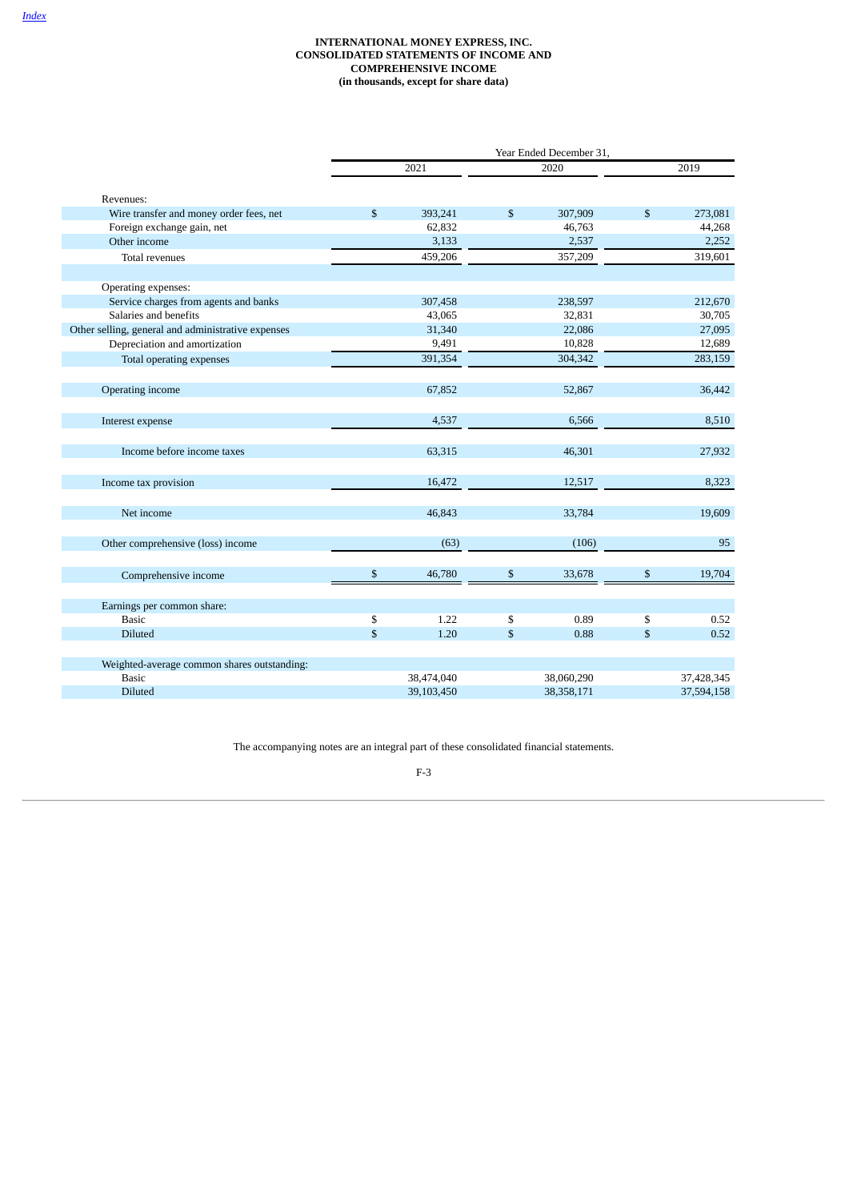**INTERNATIONAL MONEY EXPRESS, INC.**
**CONSOLIDATED STATEMENTS OF INCOME AND COMPREHENSIVE INCOME**
**(in thousands, except for share data)**

| | Year Ended December 31, | | |
|---|---|---|---|
| | 2021 | 2020 | 2019 |
| Revenues: | | | |
| Wire transfer and money order fees, net | $ 393,241 | $ 307,909 | $ 273,081 |
| Foreign exchange gain, net | 62,832 | 46,763 | 44,268 |
| Other income | 3,133 | 2,537 | 2,252 |
| Total revenues | 459,206 | 357,209 | 319,601 |
| | | | |
| Operating expenses: | | | |
| Service charges from agents and banks | 307,458 | 238,597 | 212,670 |
| Salaries and benefits | 43,065 | 32,831 | 30,705 |
| Other selling, general and administrative expenses | 31,340 | 22,086 | 27,095 |
| Depreciation and amortization | 9,491 | 10,828 | 12,689 |
| Total operating expenses | 391,354 | 304,342 | 283,159 |
| | | | |
| Operating income | 67,852 | 52,867 | 36,442 |
| | | | |
| Interest expense | 4,537 | 6,566 | 8,510 |
| | | | |
| Income before income taxes | 63,315 | 46,301 | 27,932 |
| | | | |
| Income tax provision | 16,472 | 12,517 | 8,323 |
| | | | |
| Net income | 46,843 | 33,784 | 19,609 |
| | | | |
| Other comprehensive (loss) income | (63) | (106) | 95 |
| | | | |
| Comprehensive income | $ 46,780 | $ 33,678 | $ 19,704 |
| | | | |
| Earnings per common share: | | | |
| Basic | $ 1.22 | $ 0.89 | $ 0.52 |
| Diluted | $ 1.20 | $ 0.88 | $ 0.52 |
| | | | |
| Weighted-average common shares outstanding: | | | |
| Basic | 38,474,040 | 38,060,290 | 37,428,345 |
| Diluted | 39,103,450 | 38,358,171 | 37,594,158 |

The accompanying notes are an integral part of these consolidated financial statements.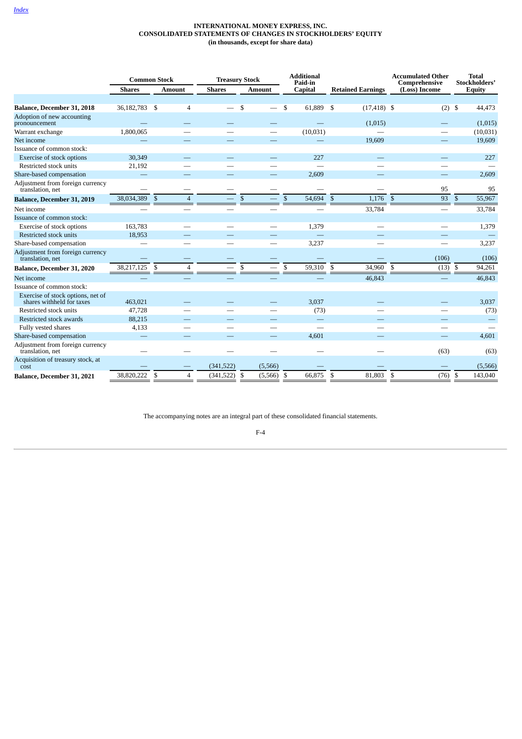[Index](#)

# INTERNATIONAL MONEY EXPRESS, INC.
## CONSOLIDATED STATEMENTS OF CHANGES IN STOCKHOLDERS' EQUITY
### (in thousands, except for share data)

| | Common Stock | | Treasury Stock | | Additional Paid-in Capital | Retained Earnings | Accumulated Other Comprehensive (Loss) Income | Total Stockholders' Equity |
|---|---|---|---|---|---|---|---|---|
| | Shares | Amount | Shares | Amount | | | | |
| **Balance, December 31, 2018** | 36,182,783 | $ 4 | — | $ — | $ 61,889 | $ (17,418) | $ (2) | $ 44,473 |
| Adoption of new accounting pronouncement | — | — | — | — | — | (1,015) | — | (1,015) |
| Warrant exchange | 1,800,065 | — | — | — | (10,031) | — | — | (10,031) |
| Net income | — | — | — | — | — | 19,609 | — | 19,609 |
| Issuance of common stock: | | | | | | | | |
| Exercise of stock options | 30,349 | — | — | — | 227 | — | — | 227 |
| Restricted stock units | 21,192 | — | — | — | — | — | — | — |
| Share-based compensation | — | — | — | — | 2,609 | — | — | 2,609 |
| Adjustment from foreign currency translation, net | — | — | — | — | — | — | 95 | 95 |
| **Balance, December 31, 2019** | 38,034,389 | $ 4 | — | $ — | $ 54,694 | $ 1,176 | $ 93 | $ 55,967 |
| Net income | — | — | — | — | — | 33,784 | — | 33,784 |
| Issuance of common stock: | | | | | | | | |
| Exercise of stock options | 163,783 | — | — | — | 1,379 | — | — | 1,379 |
| Restricted stock units | 18,953 | — | — | — | — | — | — | — |
| Share-based compensation | — | — | — | — | 3,237 | — | — | 3,237 |
| Adjustment from foreign currency translation, net | — | — | — | — | — | — | (106) | (106) |
| **Balance, December 31, 2020** | 38,217,125 | $ 4 | — | $ — | $ 59,310 | $ 34,960 | $ (13) | $ 94,261 |
| Net income | — | — | — | — | — | 46,843 | — | 46,843 |
| Issuance of common stock: | | | | | | | | |
| Exercise of stock options, net of shares withheld for taxes | 463,021 | — | — | — | 3,037 | — | — | 3,037 |
| Restricted stock units | 47,728 | — | — | — | (73) | — | — | (73) |
| Restricted stock awards | 88,215 | — | — | — | — | — | — | — |
| Fully vested shares | 4,133 | — | — | — | — | — | — | — |
| Share-based compensation | — | — | — | — | 4,601 | — | — | 4,601 |
| Adjustment from foreign currency translation, net | — | — | — | — | — | — | (63) | (63) |
| Acquisition of treasury stock, at cost | — | — | (341,522) | (5,566) | — | — | — | (5,566) |
| **Balance, December 31, 2021** | 38,820,222 | $ 4 | (341,522) | $ (5,566) | $ 66,875 | $ 81,803 | $ (76) | $ 143,040 |

The accompanying notes are an integral part of these consolidated financial statements.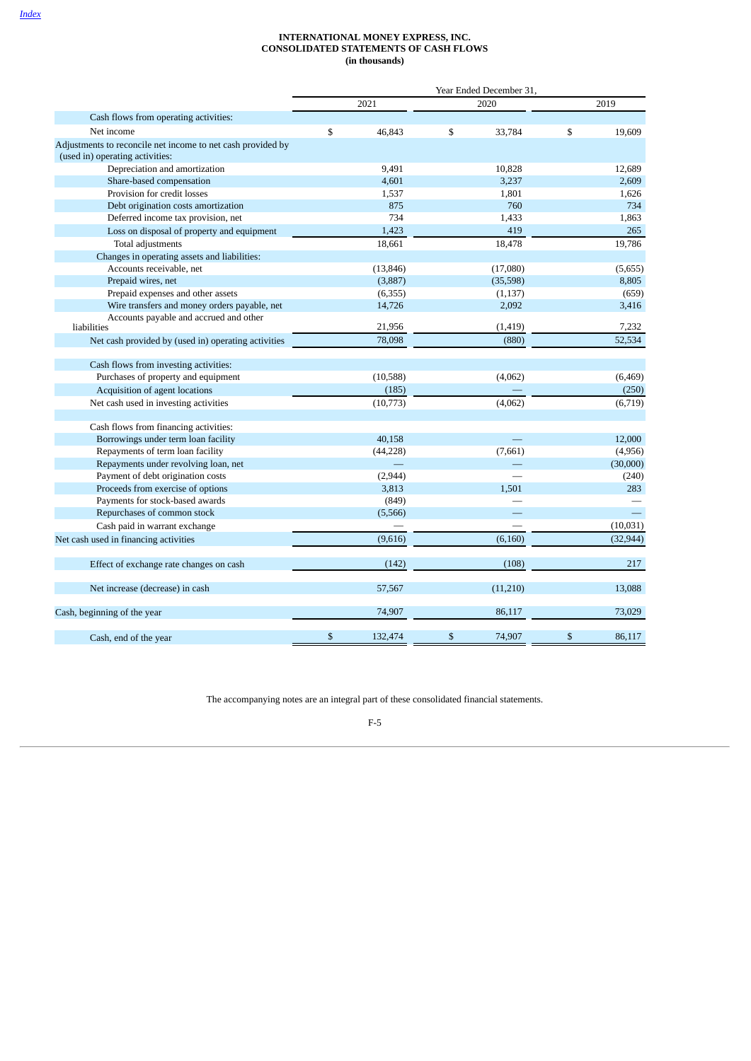# INTERNATIONAL MONEY EXPRESS, INC.
## CONSOLIDATED STATEMENTS OF CASH FLOWS
**(in thousands)**

| | Year Ended December 31, | | |
|---|---|---|---|
| | 2021 | 2020 | 2019 |
| Cash flows from operating activities: | | | |
| Net income | $ 46,843 | $ 33,784 | $ 19,609 |
| Adjustments to reconcile net income to net cash provided by (used in) operating activities: | | | |
| Depreciation and amortization | 9,491 | 10,828 | 12,689 |
| Share-based compensation | 4,601 | 3,237 | 2,609 |
| Provision for credit losses | 1,537 | 1,801 | 1,626 |
| Debt origination costs amortization | 875 | 760 | 734 |
| Deferred income tax provision, net | 734 | 1,433 | 1,863 |
| Loss on disposal of property and equipment | 1,423 | 419 | 265 |
| Total adjustments | 18,661 | 18,478 | 19,786 |
| Changes in operating assets and liabilities: | | | |
| Accounts receivable, net | (13,846) | (17,080) | (5,655) |
| Prepaid wires, net | (3,887) | (35,598) | 8,805 |
| Prepaid expenses and other assets | (6,355) | (1,137) | (659) |
| Wire transfers and money orders payable, net | 14,726 | 2,092 | 3,416 |
| Accounts payable and accrued and other liabilities | 21,956 | (1,419) | 7,232 |
| Net cash provided by (used in) operating activities | 78,098 | (880) | 52,534 |
| Cash flows from investing activities: | | | |
| Purchases of property and equipment | (10,588) | (4,062) | (6,469) |
| Acquisition of agent locations | (185) | — | (250) |
| Net cash used in investing activities | (10,773) | (4,062) | (6,719) |
| Cash flows from financing activities: | | | |
| Borrowings under term loan facility | 40,158 | — | 12,000 |
| Repayments of term loan facility | (44,228) | (7,661) | (4,956) |
| Repayments under revolving loan, net | — | — | (30,000) |
| Payment of debt origination costs | (2,944) | — | (240) |
| Proceeds from exercise of options | 3,813 | 1,501 | 283 |
| Payments for stock-based awards | (849) | — | — |
| Repurchases of common stock | (5,566) | — | — |
| Cash paid in warrant exchange | — | — | (10,031) |
| Net cash used in financing activities | (9,616) | (6,160) | (32,944) |
| Effect of exchange rate changes on cash | (142) | (108) | 217 |
| Net increase (decrease) in cash | 57,567 | (11,210) | 13,088 |
| Cash, beginning of the year | 74,907 | 86,117 | 73,029 |
| Cash, end of the year | $ 132,474 | $ 74,907 | $ 86,117 |

The accompanying notes are an integral part of these consolidated financial statements.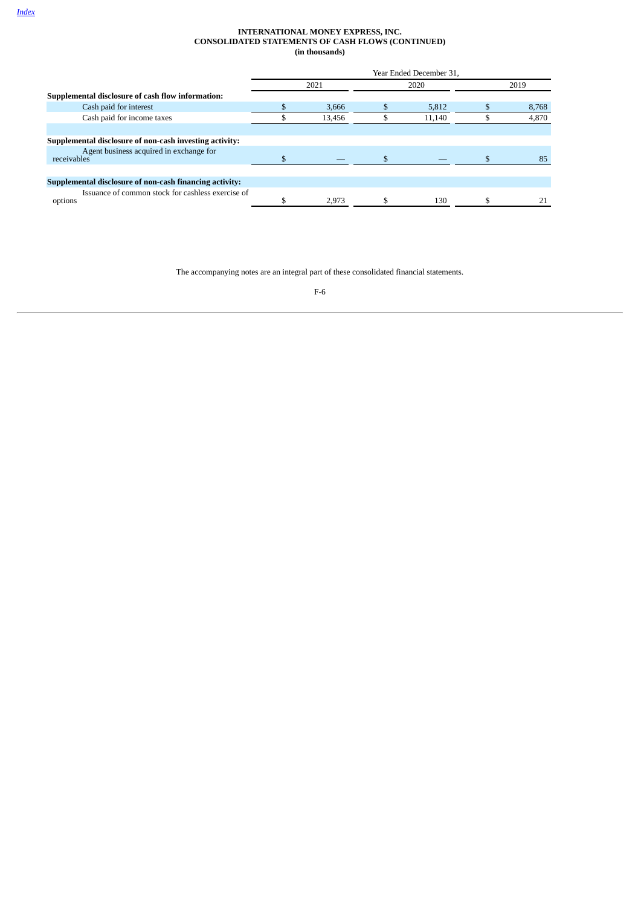**INTERNATIONAL MONEY EXPRESS, INC.**
**CONSOLIDATED STATEMENTS OF CASH FLOWS (CONTINUED)**
**(in thousands)**

| | Year Ended December 31, | | |
|---|---|---|---|
| | 2021 | 2020 | 2019 |
| **Supplemental disclosure of cash flow information:** | | | |
| Cash paid for interest | $ 3,666 | $ 5,812 | $ 8,768 |
| Cash paid for income taxes | $ 13,456 | $ 11,140 | $ 4,870 |
| | | | |
| **Supplemental disclosure of non-cash investing activity:** | | | |
| Agent business acquired in exchange for receivables | $ — | $ — | $ 85 |
| | | | |
| **Supplemental disclosure of non-cash financing activity:** | | | |
| Issuance of common stock for cashless exercise of options | $ 2,973 | $ 130 | $ 21 |

The accompanying notes are an integral part of these consolidated financial statements.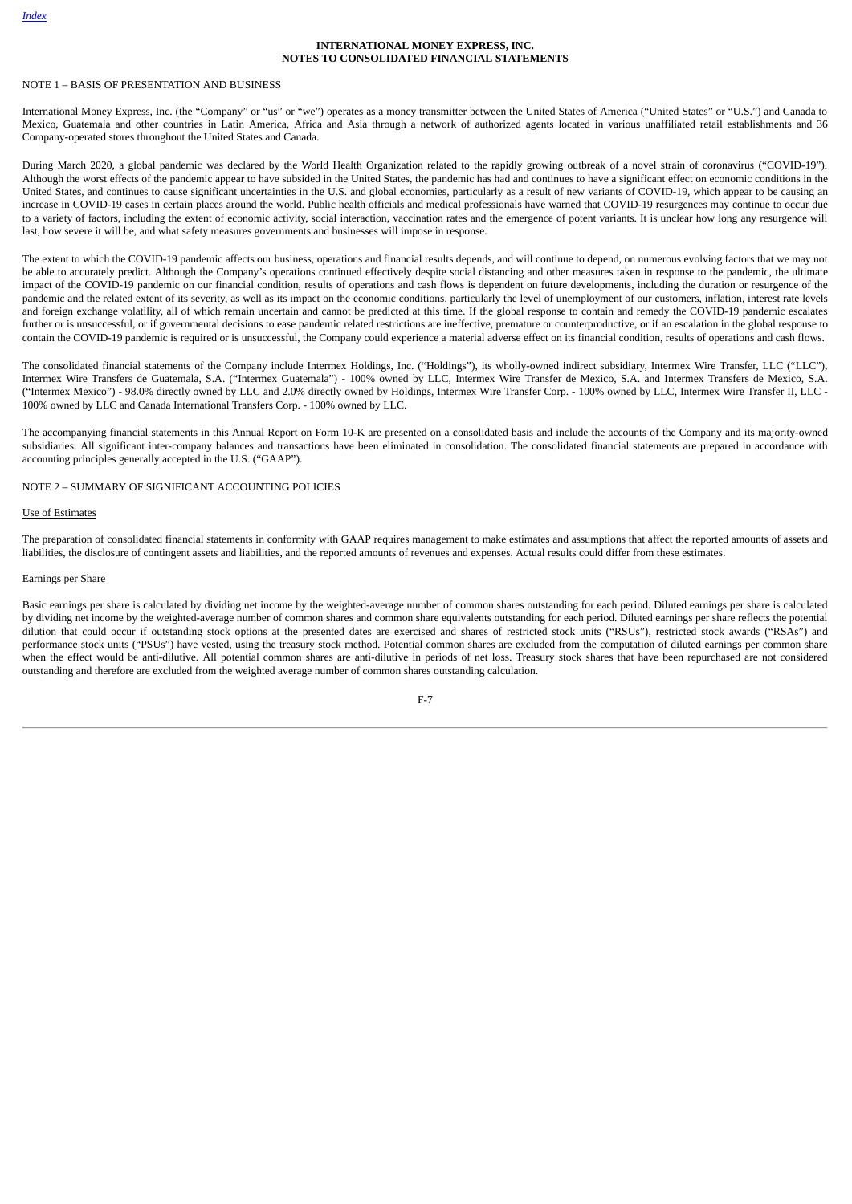**INTERNATIONAL MONEY EXPRESS, INC.**
**NOTES TO CONSOLIDATED FINANCIAL STATEMENTS**

NOTE 1 – BASIS OF PRESENTATION AND BUSINESS

International Money Express, Inc. (the "Company" or "us" or "we") operates as a money transmitter between the United States of America ("United States" or "U.S.") and Canada to Mexico, Guatemala and other countries in Latin America, Africa and Asia through a network of authorized agents located in various unaffiliated retail establishments and 36 Company-operated stores throughout the United States and Canada.

During March 2020, a global pandemic was declared by the World Health Organization related to the rapidly growing outbreak of a novel strain of coronavirus ("COVID-19"). Although the worst effects of the pandemic appear to have subsided in the United States, the pandemic has had and continues to have a significant effect on economic conditions in the United States, and continues to cause significant uncertainties in the U.S. and global economies, particularly as a result of new variants of COVID-19, which appear to be causing an increase in COVID-19 cases in certain places around the world. Public health officials and medical professionals have warned that COVID-19 resurgences may continue to occur due to a variety of factors, including the extent of economic activity, social interaction, vaccination rates and the emergence of potent variants. It is unclear how long any resurgence will last, how severe it will be, and what safety measures governments and businesses will impose in response.

The extent to which the COVID-19 pandemic affects our business, operations and financial results depends, and will continue to depend, on numerous evolving factors that we may not be able to accurately predict. Although the Company's operations continued effectively despite social distancing and other measures taken in response to the pandemic, the ultimate impact of the COVID-19 pandemic on our financial condition, results of operations and cash flows is dependent on future developments, including the duration or resurgence of the pandemic and the related extent of its severity, as well as its impact on the economic conditions, particularly the level of unemployment of our customers, inflation, interest rate levels and foreign exchange volatility, all of which remain uncertain and cannot be predicted at this time. If the global response to contain and remedy the COVID-19 pandemic escalates further or is unsuccessful, or if governmental decisions to ease pandemic related restrictions are ineffective, premature or counterproductive, or if an escalation in the global response to contain the COVID-19 pandemic is required or is unsuccessful, the Company could experience a material adverse effect on its financial condition, results of operations and cash flows.

The consolidated financial statements of the Company include Intermex Holdings, Inc. ("Holdings"), its wholly-owned indirect subsidiary, Intermex Wire Transfer, LLC ("LLC"), Intermex Wire Transfers de Guatemala, S.A. ("Intermex Guatemala") - 100% owned by LLC, Intermex Wire Transfer de Mexico, S.A. and Intermex Transfers de Mexico, S.A. ("Intermex Mexico") - 98.0% directly owned by LLC and 2.0% directly owned by Holdings, Intermex Wire Transfer Corp. - 100% owned by LLC, Intermex Wire Transfer II, LLC - 100% owned by LLC and Canada International Transfers Corp. - 100% owned by LLC.

The accompanying financial statements in this Annual Report on Form 10-K are presented on a consolidated basis and include the accounts of the Company and its majority-owned subsidiaries. All significant inter-company balances and transactions have been eliminated in consolidation. The consolidated financial statements are prepared in accordance with accounting principles generally accepted in the U.S. ("GAAP").

NOTE 2 – SUMMARY OF SIGNIFICANT ACCOUNTING POLICIES

Use of Estimates

The preparation of consolidated financial statements in conformity with GAAP requires management to make estimates and assumptions that affect the reported amounts of assets and liabilities, the disclosure of contingent assets and liabilities, and the reported amounts of revenues and expenses. Actual results could differ from these estimates.

Earnings per Share

Basic earnings per share is calculated by dividing net income by the weighted-average number of common shares outstanding for each period. Diluted earnings per share is calculated by dividing net income by the weighted-average number of common shares and common share equivalents outstanding for each period. Diluted earnings per share reflects the potential dilution that could occur if outstanding stock options at the presented dates are exercised and shares of restricted stock units ("RSUs"), restricted stock awards ("RSAs") and performance stock units ("PSUs") have vested, using the treasury stock method. Potential common shares are excluded from the computation of diluted earnings per common share when the effect would be anti-dilutive. All potential common shares are anti-dilutive in periods of net loss. Treasury stock shares that have been repurchased are not considered outstanding and therefore are excluded from the weighted average number of common shares outstanding calculation.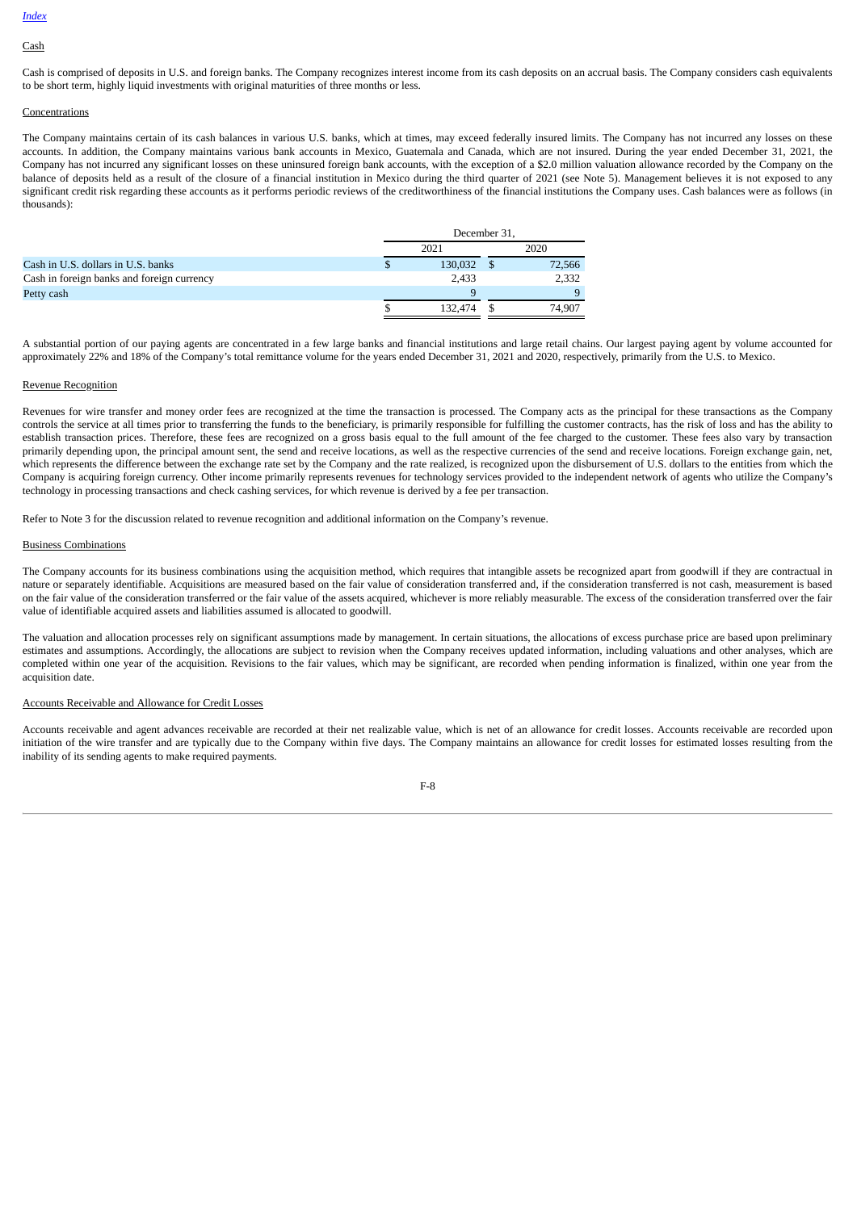Cash

Cash is comprised of deposits in U.S. and foreign banks. The Company recognizes interest income from its cash deposits on an accrual basis. The Company considers cash equivalents to be short term, highly liquid investments with original maturities of three months or less.

Concentrations

The Company maintains certain of its cash balances in various U.S. banks, which at times, may exceed federally insured limits. The Company has not incurred any losses on these accounts. In addition, the Company maintains various bank accounts in Mexico, Guatemala and Canada, which are not insured. During the year ended December 31, 2021, the Company has not incurred any significant losses on these uninsured foreign bank accounts, with the exception of a $2.0 million valuation allowance recorded by the Company on the balance of deposits held as a result of the closure of a financial institution in Mexico during the third quarter of 2021 (see Note 5). Management believes it is not exposed to any significant credit risk regarding these accounts as it performs periodic reviews of the creditworthiness of the financial institutions the Company uses. Cash balances were as follows (in thousands):

| | December 31, | |
|---|---|---|
| | 2021 | 2020 |
| Cash in U.S. dollars in U.S. banks | $ 130,032 | $ 72,566 |
| Cash in foreign banks and foreign currency | 2,433 | 2,332 |
| Petty cash | 9 | 9 |
| | $ 132,474 | $ 74,907 |

A substantial portion of our paying agents are concentrated in a few large banks and financial institutions and large retail chains. Our largest paying agent by volume accounted for approximately 22% and 18% of the Company's total remittance volume for the years ended December 31, 2021 and 2020, respectively, primarily from the U.S. to Mexico.

Revenue Recognition

Revenues for wire transfer and money order fees are recognized at the time the transaction is processed. The Company acts as the principal for these transactions as the Company controls the service at all times prior to transferring the funds to the beneficiary, is primarily responsible for fulfilling the customer contracts, has the risk of loss and has the ability to establish transaction prices. Therefore, these fees are recognized on a gross basis equal to the full amount of the fee charged to the customer. These fees also vary by transaction primarily depending upon, the principal amount sent, the send and receive locations, as well as the respective currencies of the send and receive locations. Foreign exchange gain, net, which represents the difference between the exchange rate set by the Company and the rate realized, is recognized upon the disbursement of U.S. dollars to the entities from which the Company is acquiring foreign currency. Other income primarily represents revenues for technology services provided to the independent network of agents who utilize the Company's technology in processing transactions and check cashing services, for which revenue is derived by a fee per transaction.

Refer to Note 3 for the discussion related to revenue recognition and additional information on the Company's revenue.

Business Combinations

The Company accounts for its business combinations using the acquisition method, which requires that intangible assets be recognized apart from goodwill if they are contractual in nature or separately identifiable. Acquisitions are measured based on the fair value of consideration transferred and, if the consideration transferred is not cash, measurement is based on the fair value of the consideration transferred or the fair value of the assets acquired, whichever is more reliably measurable. The excess of the consideration transferred over the fair value of identifiable acquired assets and liabilities assumed is allocated to goodwill.

The valuation and allocation processes rely on significant assumptions made by management. In certain situations, the allocations of excess purchase price are based upon preliminary estimates and assumptions. Accordingly, the allocations are subject to revision when the Company receives updated information, including valuations and other analyses, which are completed within one year of the acquisition. Revisions to the fair values, which may be significant, are recorded when pending information is finalized, within one year from the acquisition date.

Accounts Receivable and Allowance for Credit Losses

Accounts receivable and agent advances receivable are recorded at their net realizable value, which is net of an allowance for credit losses. Accounts receivable are recorded upon initiation of the wire transfer and are typically due to the Company within five days. The Company maintains an allowance for credit losses for estimated losses resulting from the inability of its sending agents to make required payments.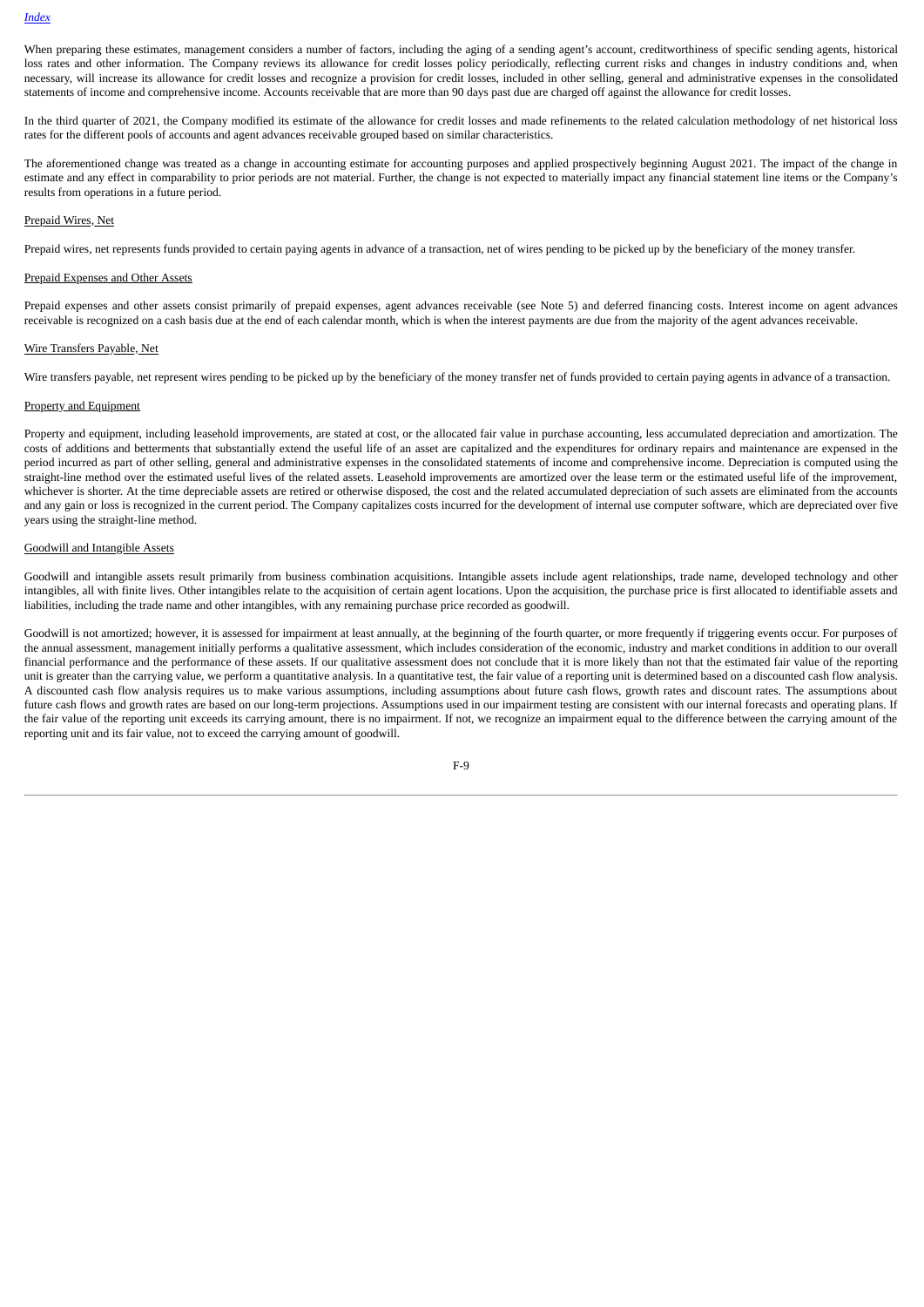When preparing these estimates, management considers a number of factors, including the aging of a sending agent's account, creditworthiness of specific sending agents, historical loss rates and other information. The Company reviews its allowance for credit losses policy periodically, reflecting current risks and changes in industry conditions and, when necessary, will increase its allowance for credit losses and recognize a provision for credit losses, included in other selling, general and administrative expenses in the consolidated statements of income and comprehensive income. Accounts receivable that are more than 90 days past due are charged off against the allowance for credit losses.

In the third quarter of 2021, the Company modified its estimate of the allowance for credit losses and made refinements to the related calculation methodology of net historical loss rates for the different pools of accounts and agent advances receivable grouped based on similar characteristics.

The aforementioned change was treated as a change in accounting estimate for accounting purposes and applied prospectively beginning August 2021. The impact of the change in estimate and any effect in comparability to prior periods are not material. Further, the change is not expected to materially impact any financial statement line items or the Company's results from operations in a future period.

Prepaid Wires, Net

Prepaid wires, net represents funds provided to certain paying agents in advance of a transaction, net of wires pending to be picked up by the beneficiary of the money transfer.

Prepaid Expenses and Other Assets

Prepaid expenses and other assets consist primarily of prepaid expenses, agent advances receivable (see Note 5) and deferred financing costs. Interest income on agent advances receivable is recognized on a cash basis due at the end of each calendar month, which is when the interest payments are due from the majority of the agent advances receivable.

Wire Transfers Payable, Net

Wire transfers payable, net represent wires pending to be picked up by the beneficiary of the money transfer net of funds provided to certain paying agents in advance of a transaction.

Property and Equipment

Property and equipment, including leasehold improvements, are stated at cost, or the allocated fair value in purchase accounting, less accumulated depreciation and amortization. The costs of additions and betterments that substantially extend the useful life of an asset are capitalized and the expenditures for ordinary repairs and maintenance are expensed in the period incurred as part of other selling, general and administrative expenses in the consolidated statements of income and comprehensive income. Depreciation is computed using the straight-line method over the estimated useful lives of the related assets. Leasehold improvements are amortized over the lease term or the estimated useful life of the improvement, whichever is shorter. At the time depreciable assets are retired or otherwise disposed, the cost and the related accumulated depreciation of such assets are eliminated from the accounts and any gain or loss is recognized in the current period. The Company capitalizes costs incurred for the development of internal use computer software, which are depreciated over five years using the straight-line method.

Goodwill and Intangible Assets

Goodwill and intangible assets result primarily from business combination acquisitions. Intangible assets include agent relationships, trade name, developed technology and other intangibles, all with finite lives. Other intangibles relate to the acquisition of certain agent locations. Upon the acquisition, the purchase price is first allocated to identifiable assets and liabilities, including the trade name and other intangibles, with any remaining purchase price recorded as goodwill.

Goodwill is not amortized; however, it is assessed for impairment at least annually, at the beginning of the fourth quarter, or more frequently if triggering events occur. For purposes of the annual assessment, management initially performs a qualitative assessment, which includes consideration of the economic, industry and market conditions in addition to our overall financial performance and the performance of these assets. If our qualitative assessment does not conclude that it is more likely than not that the estimated fair value of the reporting unit is greater than the carrying value, we perform a quantitative analysis. In a quantitative test, the fair value of a reporting unit is determined based on a discounted cash flow analysis. A discounted cash flow analysis requires us to make various assumptions, including assumptions about future cash flows, growth rates and discount rates. The assumptions about future cash flows and growth rates are based on our long-term projections. Assumptions used in our impairment testing are consistent with our internal forecasts and operating plans. If the fair value of the reporting unit exceeds its carrying amount, there is no impairment. If not, we recognize an impairment equal to the difference between the carrying amount of the reporting unit and its fair value, not to exceed the carrying amount of goodwill.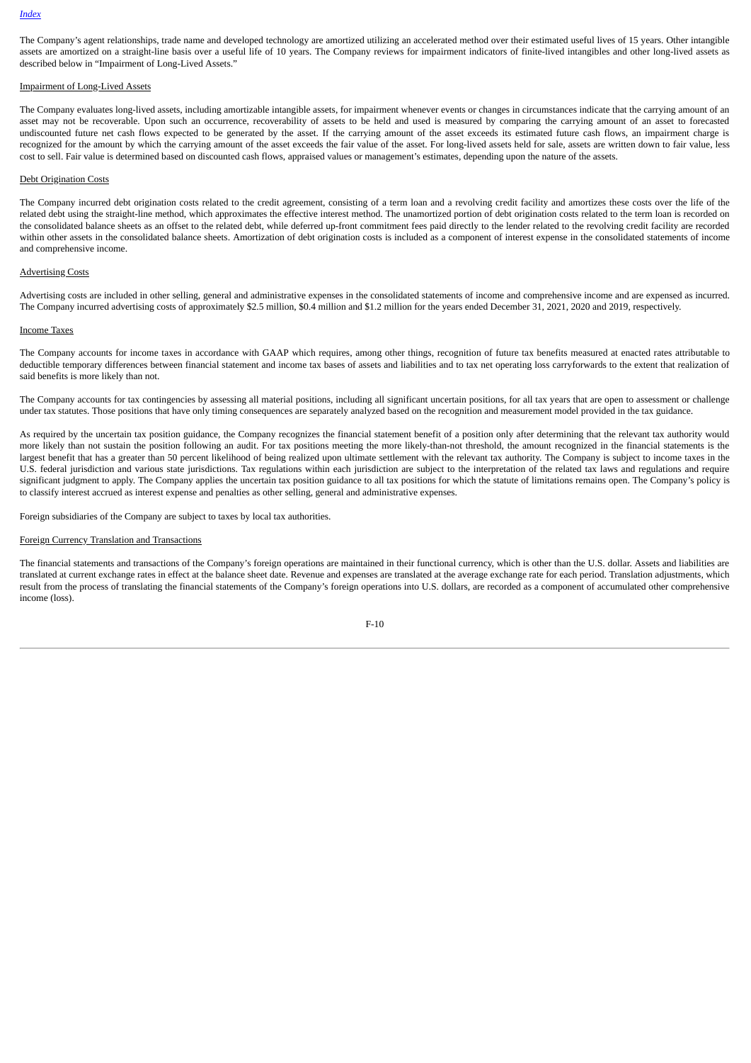The Company's agent relationships, trade name and developed technology are amortized utilizing an accelerated method over their estimated useful lives of 15 years. Other intangible assets are amortized on a straight-line basis over a useful life of 10 years. The Company reviews for impairment indicators of finite-lived intangibles and other long-lived assets as described below in "Impairment of Long-Lived Assets."

Impairment of Long-Lived Assets

The Company evaluates long-lived assets, including amortizable intangible assets, for impairment whenever events or changes in circumstances indicate that the carrying amount of an asset may not be recoverable. Upon such an occurrence, recoverability of assets to be held and used is measured by comparing the carrying amount of an asset to forecasted undiscounted future net cash flows expected to be generated by the asset. If the carrying amount of the asset exceeds its estimated future cash flows, an impairment charge is recognized for the amount by which the carrying amount of the asset exceeds the fair value of the asset. For long-lived assets held for sale, assets are written down to fair value, less cost to sell. Fair value is determined based on discounted cash flows, appraised values or management's estimates, depending upon the nature of the assets.

Debt Origination Costs

The Company incurred debt origination costs related to the credit agreement, consisting of a term loan and a revolving credit facility and amortizes these costs over the life of the related debt using the straight-line method, which approximates the effective interest method. The unamortized portion of debt origination costs related to the term loan is recorded on the consolidated balance sheets as an offset to the related debt, while deferred up-front commitment fees paid directly to the lender related to the revolving credit facility are recorded within other assets in the consolidated balance sheets. Amortization of debt origination costs is included as a component of interest expense in the consolidated statements of income and comprehensive income.

Advertising Costs

Advertising costs are included in other selling, general and administrative expenses in the consolidated statements of income and comprehensive income and are expensed as incurred. The Company incurred advertising costs of approximately $2.5 million, $0.4 million and $1.2 million for the years ended December 31, 2021, 2020 and 2019, respectively.

Income Taxes

The Company accounts for income taxes in accordance with GAAP which requires, among other things, recognition of future tax benefits measured at enacted rates attributable to deductible temporary differences between financial statement and income tax bases of assets and liabilities and to tax net operating loss carryforwards to the extent that realization of said benefits is more likely than not.

The Company accounts for tax contingencies by assessing all material positions, including all significant uncertain positions, for all tax years that are open to assessment or challenge under tax statutes. Those positions that have only timing consequences are separately analyzed based on the recognition and measurement model provided in the tax guidance.

As required by the uncertain tax position guidance, the Company recognizes the financial statement benefit of a position only after determining that the relevant tax authority would more likely than not sustain the position following an audit. For tax positions meeting the more likely-than-not threshold, the amount recognized in the financial statements is the largest benefit that has a greater than 50 percent likelihood of being realized upon ultimate settlement with the relevant tax authority. The Company is subject to income taxes in the U.S. federal jurisdiction and various state jurisdictions. Tax regulations within each jurisdiction are subject to the interpretation of the related tax laws and regulations and require significant judgment to apply. The Company applies the uncertain tax position guidance to all tax positions for which the statute of limitations remains open. The Company's policy is to classify interest accrued as interest expense and penalties as other selling, general and administrative expenses.

Foreign subsidiaries of the Company are subject to taxes by local tax authorities.

Foreign Currency Translation and Transactions

The financial statements and transactions of the Company's foreign operations are maintained in their functional currency, which is other than the U.S. dollar. Assets and liabilities are translated at current exchange rates in effect at the balance sheet date. Revenue and expenses are translated at the average exchange rate for each period. Translation adjustments, which result from the process of translating the financial statements of the Company's foreign operations into U.S. dollars, are recorded as a component of accumulated other comprehensive income (loss).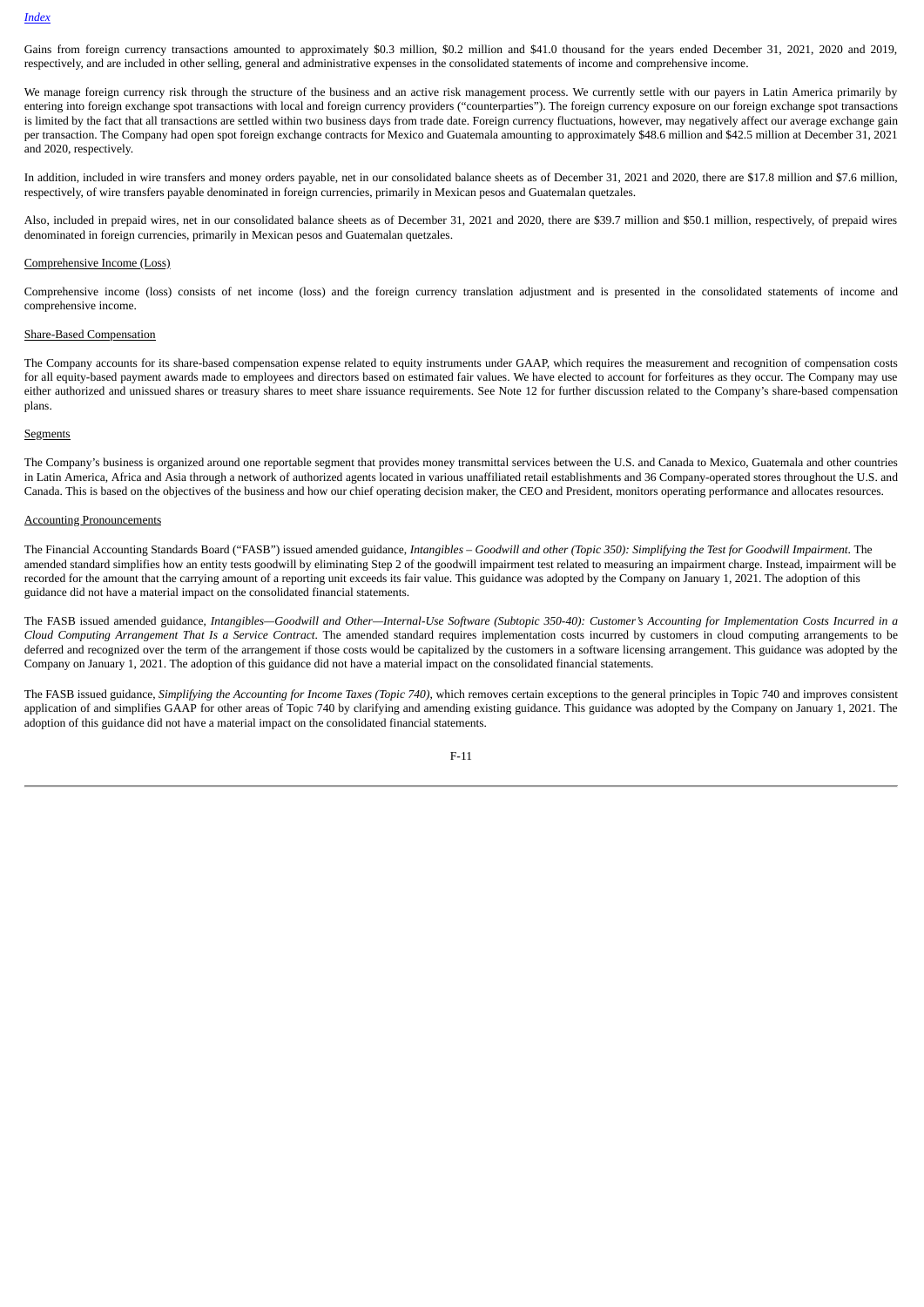Gains from foreign currency transactions amounted to approximately $0.3 million, $0.2 million and $41.0 thousand for the years ended December 31, 2021, 2020 and 2019, respectively, and are included in other selling, general and administrative expenses in the consolidated statements of income and comprehensive income.

We manage foreign currency risk through the structure of the business and an active risk management process. We currently settle with our payers in Latin America primarily by entering into foreign exchange spot transactions with local and foreign currency providers ("counterparties"). The foreign currency exposure on our foreign exchange spot transactions is limited by the fact that all transactions are settled within two business days from trade date. Foreign currency fluctuations, however, may negatively affect our average exchange gain per transaction. The Company had open spot foreign exchange contracts for Mexico and Guatemala amounting to approximately $48.6 million and $42.5 million at December 31, 2021 and 2020, respectively.

In addition, included in wire transfers and money orders payable, net in our consolidated balance sheets as of December 31, 2021 and 2020, there are $17.8 million and $7.6 million, respectively, of wire transfers payable denominated in foreign currencies, primarily in Mexican pesos and Guatemalan quetzales.

Also, included in prepaid wires, net in our consolidated balance sheets as of December 31, 2021 and 2020, there are $39.7 million and $50.1 million, respectively, of prepaid wires denominated in foreign currencies, primarily in Mexican pesos and Guatemalan quetzales.

Comprehensive Income (Loss)

Comprehensive income (loss) consists of net income (loss) and the foreign currency translation adjustment and is presented in the consolidated statements of income and comprehensive income.

Share-Based Compensation

The Company accounts for its share-based compensation expense related to equity instruments under GAAP, which requires the measurement and recognition of compensation costs for all equity-based payment awards made to employees and directors based on estimated fair values. We have elected to account for forfeitures as they occur. The Company may use either authorized and unissued shares or treasury shares to meet share issuance requirements. See Note 12 for further discussion related to the Company's share-based compensation plans.

Segments

The Company's business is organized around one reportable segment that provides money transmittal services between the U.S. and Canada to Mexico, Guatemala and other countries in Latin America, Africa and Asia through a network of authorized agents located in various unaffiliated retail establishments and 36 Company-operated stores throughout the U.S. and Canada. This is based on the objectives of the business and how our chief operating decision maker, the CEO and President, monitors operating performance and allocates resources.

Accounting Pronouncements

The Financial Accounting Standards Board ("FASB") issued amended guidance, *Intangibles – Goodwill and other (Topic 350): Simplifying the Test for Goodwill Impairment*. The amended standard simplifies how an entity tests goodwill by eliminating Step 2 of the goodwill impairment test related to measuring an impairment charge. Instead, impairment will be recorded for the amount that the carrying amount of a reporting unit exceeds its fair value. This guidance was adopted by the Company on January 1, 2021. The adoption of this guidance did not have a material impact on the consolidated financial statements.

The FASB issued amended guidance, *Intangibles—Goodwill and Other—Internal-Use Software (Subtopic 350-40): Customer's Accounting for Implementation Costs Incurred in a Cloud Computing Arrangement That Is a Service Contract*. The amended standard requires implementation costs incurred by customers in cloud computing arrangements to be deferred and recognized over the term of the arrangement if those costs would be capitalized by the customers in a software licensing arrangement. This guidance was adopted by the Company on January 1, 2021. The adoption of this guidance did not have a material impact on the consolidated financial statements.

The FASB issued guidance, *Simplifying the Accounting for Income Taxes (Topic 740)*, which removes certain exceptions to the general principles in Topic 740 and improves consistent application of and simplifies GAAP for other areas of Topic 740 by clarifying and amending existing guidance. This guidance was adopted by the Company on January 1, 2021. The adoption of this guidance did not have a material impact on the consolidated financial statements.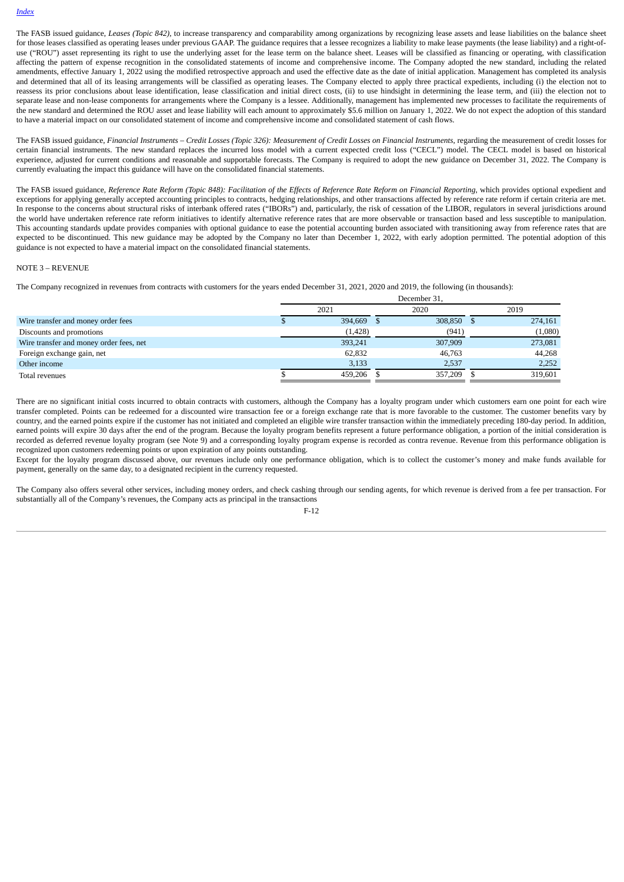The FASB issued guidance, *Leases (Topic 842)*, to increase transparency and comparability among organizations by recognizing lease assets and lease liabilities on the balance sheet for those leases classified as operating leases under previous GAAP. The guidance requires that a lessee recognizes a liability to make lease payments (the lease liability) and a right-of-use ("ROU") asset representing its right to use the underlying asset for the lease term on the balance sheet. Leases will be classified as financing or operating, with classification affecting the pattern of expense recognition in the consolidated statements of income and comprehensive income. The Company adopted the new standard, including the related amendments, effective January 1, 2022 using the modified retrospective approach and used the effective date as the date of initial application. Management has completed its analysis and determined that all of its leasing arrangements will be classified as operating leases. The Company elected to apply three practical expedients, including (i) the election not to reassess its prior conclusions about lease identification, lease classification and initial direct costs, (ii) to use hindsight in determining the lease term, and (iii) the election not to separate lease and non-lease components for arrangements where the Company is a lessee. Additionally, management has implemented new processes to facilitate the requirements of the new standard and determined the ROU asset and lease liability will each amount to approximately $5.6 million on January 1, 2022. We do not expect the adoption of this standard to have a material impact on our consolidated statement of income and comprehensive income and consolidated statement of cash flows.

The FASB issued guidance, *Financial Instruments – Credit Losses (Topic 326): Measurement of Credit Losses on Financial Instruments*, regarding the measurement of credit losses for certain financial instruments. The new standard replaces the incurred loss model with a current expected credit loss ("CECL") model. The CECL model is based on historical experience, adjusted for current conditions and reasonable and supportable forecasts. The Company is required to adopt the new guidance on December 31, 2022. The Company is currently evaluating the impact this guidance will have on the consolidated financial statements.

The FASB issued guidance, *Reference Rate Reform (Topic 848): Facilitation of the Effects of Reference Rate Reform on Financial Reporting*, which provides optional expedient and exceptions for applying generally accepted accounting principles to contracts, hedging relationships, and other transactions affected by reference rate reform if certain criteria are met. In response to the concerns about structural risks of interbank offered rates ("IBORs") and, particularly, the risk of cessation of the LIBOR, regulators in several jurisdictions around the world have undertaken reference rate reform initiatives to identify alternative reference rates that are more observable or transaction based and less susceptible to manipulation. This accounting standards update provides companies with optional guidance to ease the potential accounting burden associated with transitioning away from reference rates that are expected to be discontinued. This new guidance may be adopted by the Company no later than December 1, 2022, with early adoption permitted. The potential adoption of this guidance is not expected to have a material impact on the consolidated financial statements.

NOTE 3 – REVENUE

The Company recognized in revenues from contracts with customers for the years ended December 31, 2021, 2020 and 2019, the following (in thousands):

| | December 31, | | |
|---|---|---|---|
| | 2021 | 2020 | 2019 |
| Wire transfer and money order fees | $ 394,669 | $ 308,850 | $ 274,161 |
| Discounts and promotions | (1,428) | (941) | (1,080) |
| Wire transfer and money order fees, net | 393,241 | 307,909 | 273,081 |
| Foreign exchange gain, net | 62,832 | 46,763 | 44,268 |
| Other income | 3,133 | 2,537 | 2,252 |
| Total revenues | $ 459,206 | $ 357,209 | $ 319,601 |

There are no significant initial costs incurred to obtain contracts with customers, although the Company has a loyalty program under which customers earn one point for each wire transfer completed. Points can be redeemed for a discounted wire transaction fee or a foreign exchange rate that is more favorable to the customer. The customer benefits vary by country, and the earned points expire if the customer has not initiated and completed an eligible wire transfer transaction within the immediately preceding 180-day period. In addition, earned points will expire 30 days after the end of the program. Because the loyalty program benefits represent a future performance obligation, a portion of the initial consideration is recorded as deferred revenue loyalty program (see Note 9) and a corresponding loyalty program expense is recorded as contra revenue. Revenue from this performance obligation is recognized upon customers redeeming points or upon expiration of any points outstanding.

Except for the loyalty program discussed above, our revenues include only one performance obligation, which is to collect the customer's money and make funds available for payment, generally on the same day, to a designated recipient in the currency requested.

The Company also offers several other services, including money orders, and check cashing through our sending agents, for which revenue is derived from a fee per transaction. For substantially all of the Company's revenues, the Company acts as principal in the transactions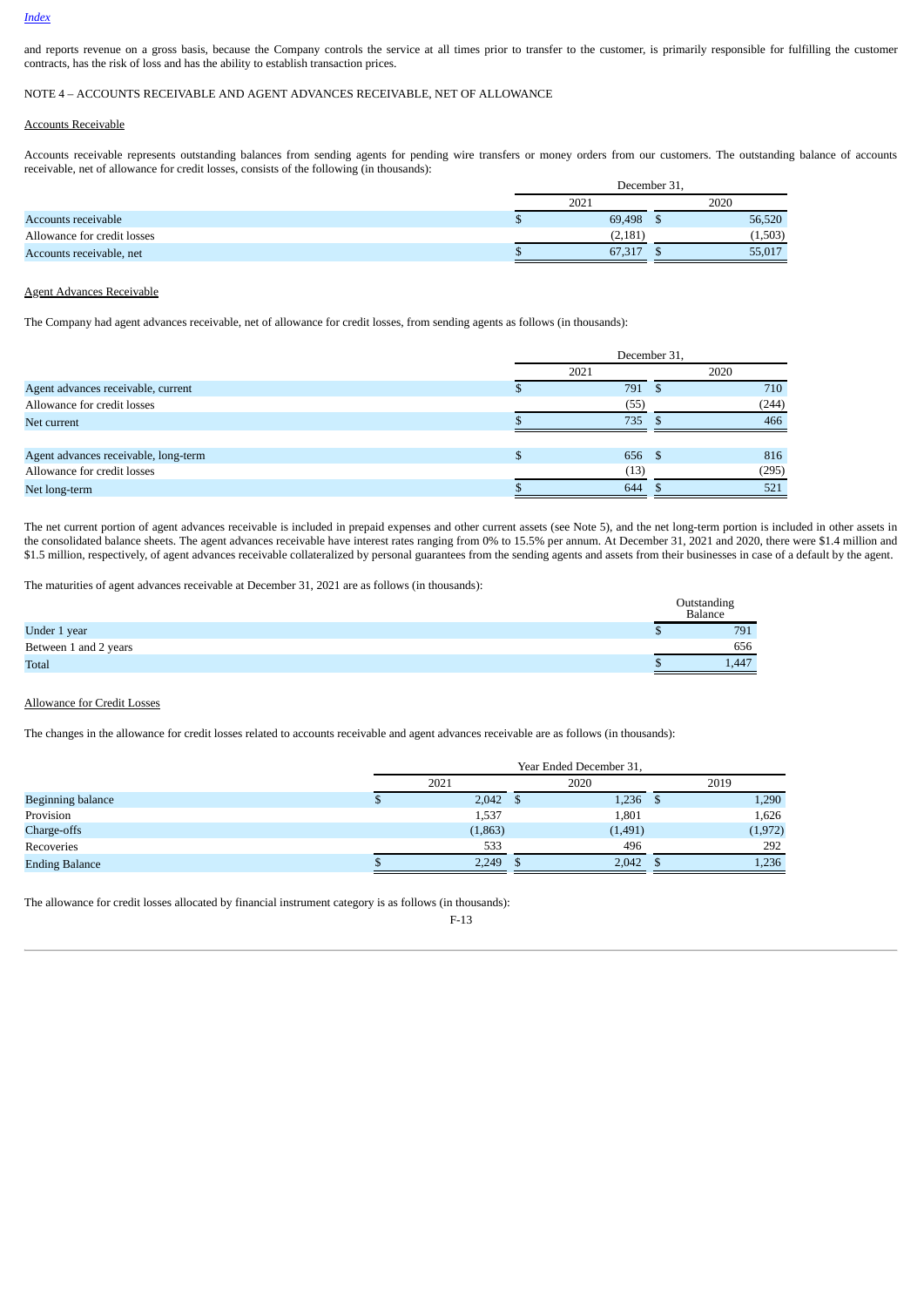and reports revenue on a gross basis, because the Company controls the service at all times prior to transfer to the customer, is primarily responsible for fulfilling the customer contracts, has the risk of loss and has the ability to establish transaction prices.

NOTE 4 – ACCOUNTS RECEIVABLE AND AGENT ADVANCES RECEIVABLE, NET OF ALLOWANCE

Accounts Receivable

Accounts receivable represents outstanding balances from sending agents for pending wire transfers or money orders from our customers. The outstanding balance of accounts receivable, net of allowance for credit losses, consists of the following (in thousands):

| | December 31, | |
|---|---|---|
| | 2021 | 2020 |
| Accounts receivable | $ 69,498 | $ 56,520 |
| Allowance for credit losses | (2,181) | (1,503) |
| Accounts receivable, net | $ 67,317 | $ 55,017 |

Agent Advances Receivable

The Company had agent advances receivable, net of allowance for credit losses, from sending agents as follows (in thousands):

| | December 31, | |
|---|---|---|
| | 2021 | 2020 |
| Agent advances receivable, current | $ 791 | $ 710 |
| Allowance for credit losses | (55) | (244) |
| Net current | $ 735 | $ 466 |
| | | |
| Agent advances receivable, long-term | $ 656 | $ 816 |
| Allowance for credit losses | (13) | (295) |
| Net long-term | $ 644 | $ 521 |

The net current portion of agent advances receivable is included in prepaid expenses and other current assets (see Note 5), and the net long-term portion is included in other assets in the consolidated balance sheets. The agent advances receivable have interest rates ranging from 0% to 15.5% per annum. At December 31, 2021 and 2020, there were $1.4 million and $1.5 million, respectively, of agent advances receivable collateralized by personal guarantees from the sending agents and assets from their businesses in case of a default by the agent.

The maturities of agent advances receivable at December 31, 2021 are as follows (in thousands):

| | Outstanding Balance |
|---|---|
| Under 1 year | $ 791 |
| Between 1 and 2 years | 656 |
| Total | $ 1,447 |

Allowance for Credit Losses

The changes in the allowance for credit losses related to accounts receivable and agent advances receivable are as follows (in thousands):

| | Year Ended December 31, | | |
|---|---|---|---|
| | 2021 | 2020 | 2019 |
| Beginning balance | $ 2,042 | $ 1,236 | $ 1,290 |
| Provision | 1,537 | 1,801 | 1,626 |
| Charge-offs | (1,863) | (1,491) | (1,972) |
| Recoveries | 533 | 496 | 292 |
| Ending Balance | $ 2,249 | $ 2,042 | $ 1,236 |

The allowance for credit losses allocated by financial instrument category is as follows (in thousands):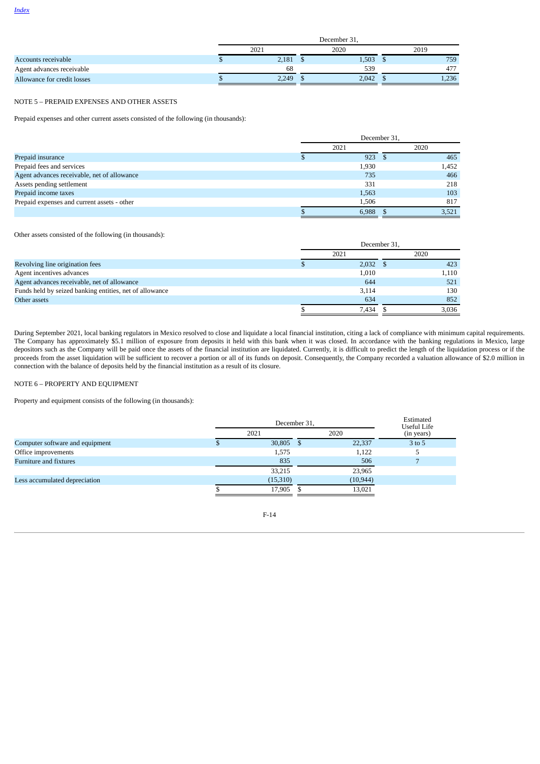| | December 31, | | |
|---|---|---|---|
| | 2021 | 2020 | 2019 |
| Accounts receivable | $ 2,181 | $ 1,503 | $ 759 |
| Agent advances receivable | 68 | 539 | 477 |
| Allowance for credit losses | $ 2,249 | $ 2,042 | $ 1,236 |

NOTE 5 – PREPAID EXPENSES AND OTHER ASSETS

Prepaid expenses and other current assets consisted of the following (in thousands):

| | December 31, | |
|---|---|---|
| | 2021 | 2020 |
| Prepaid insurance | $ 923 | $ 465 |
| Prepaid fees and services | 1,930 | 1,452 |
| Agent advances receivable, net of allowance | 735 | 466 |
| Assets pending settlement | 331 | 218 |
| Prepaid income taxes | 1,563 | 103 |
| Prepaid expenses and current assets - other | 1,506 | 817 |
| | $ 6,988 | $ 3,521 |

Other assets consisted of the following (in thousands):

| | December 31, | |
|---|---|---|
| | 2021 | 2020 |
| Revolving line origination fees | $ 2,032 | $ 423 |
| Agent incentives advances | 1,010 | 1,110 |
| Agent advances receivable, net of allowance | 644 | 521 |
| Funds held by seized banking entities, net of allowance | 3,114 | 130 |
| Other assets | 634 | 852 |
| | $ 7,434 | $ 3,036 |

During September 2021, local banking regulators in Mexico resolved to close and liquidate a local financial institution, citing a lack of compliance with minimum capital requirements. The Company has approximately $5.1 million of exposure from deposits it held with this bank when it was closed. In accordance with the banking regulations in Mexico, large depositors such as the Company will be paid once the assets of the financial institution are liquidated. Currently, it is difficult to predict the length of the liquidation process or if the proceeds from the asset liquidation will be sufficient to recover a portion or all of its funds on deposit. Consequently, the Company recorded a valuation allowance of $2.0 million in connection with the balance of deposits held by the financial institution as a result of its closure.

NOTE 6 – PROPERTY AND EQUIPMENT

Property and equipment consists of the following (in thousands):

| | December 31, | | Estimated Useful Life |
|---|---|---|---|
| | 2021 | 2020 | (in years) |
| Computer software and equipment | $ 30,805 | $ 22,337 | 3 to 5 |
| Office improvements | 1,575 | 1,122 | 5 |
| Furniture and fixtures | 835 | 506 | 7 |
| | 33,215 | 23,965 | |
| Less accumulated depreciation | (15,310) | (10,944) | |
| | $ 17,905 | $ 13,021 | |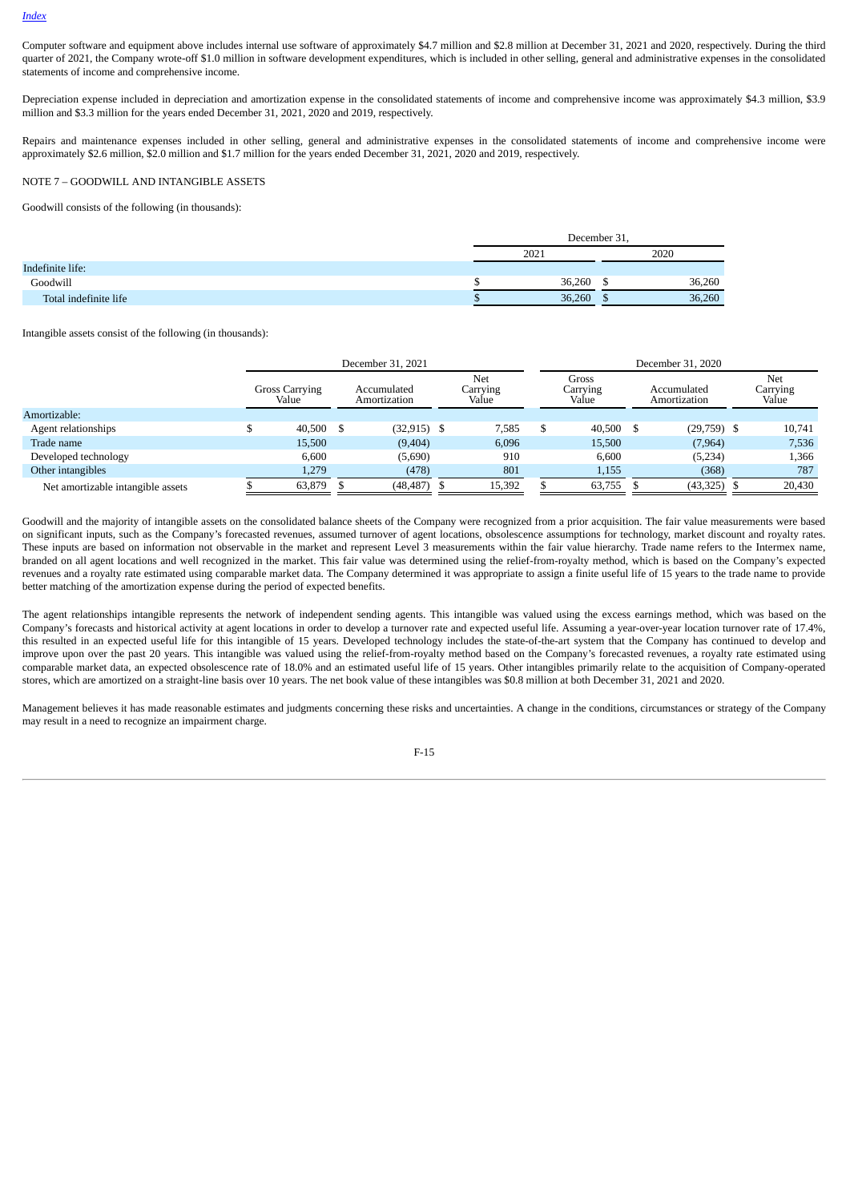Computer software and equipment above includes internal use software of approximately $4.7 million and $2.8 million at December 31, 2021 and 2020, respectively. During the third quarter of 2021, the Company wrote-off $1.0 million in software development expenditures, which is included in other selling, general and administrative expenses in the consolidated statements of income and comprehensive income.

Depreciation expense included in depreciation and amortization expense in the consolidated statements of income and comprehensive income was approximately $4.3 million, $3.9 million and $3.3 million for the years ended December 31, 2021, 2020 and 2019, respectively.

Repairs and maintenance expenses included in other selling, general and administrative expenses in the consolidated statements of income and comprehensive income were approximately $2.6 million, $2.0 million and $1.7 million for the years ended December 31, 2021, 2020 and 2019, respectively.

NOTE 7 – GOODWILL AND INTANGIBLE ASSETS

Goodwill consists of the following (in thousands):

| | December 31, | |
|---|---|---|
| | 2021 | 2020 |
| Indefinite life: | | |
| Goodwill | $ 36,260 | $ 36,260 |
| Total indefinite life | $ 36,260 | $ 36,260 |

Intangible assets consist of the following (in thousands):

| | December 31, 2021 | | | December 31, 2020 | | |
|---|---|---|---|---|---|---|
| | Gross Carrying Value | Accumulated Amortization | Net Carrying Value | Gross Carrying Value | Accumulated Amortization | Net Carrying Value |
| Amortizable: | | | | | | |
| Agent relationships | $ 40,500 | $ (32,915) | $ 7,585 | $ 40,500 | $ (29,759) | $ 10,741 |
| Trade name | 15,500 | (9,404) | 6,096 | 15,500 | (7,964) | 7,536 |
| Developed technology | 6,600 | (5,690) | 910 | 6,600 | (5,234) | 1,366 |
| Other intangibles | 1,279 | (478) | 801 | 1,155 | (368) | 787 |
| Net amortizable intangible assets | $ 63,879 | $ (48,487) | $ 15,392 | $ 63,755 | $ (43,325) | $ 20,430 |

Goodwill and the majority of intangible assets on the consolidated balance sheets of the Company were recognized from a prior acquisition. The fair value measurements were based on significant inputs, such as the Company's forecasted revenues, assumed turnover of agent locations, obsolescence assumptions for technology, market discount and royalty rates. These inputs are based on information not observable in the market and represent Level 3 measurements within the fair value hierarchy. Trade name refers to the Intermex name, branded on all agent locations and well recognized in the market. This fair value was determined using the relief-from-royalty method, which is based on the Company's expected revenues and a royalty rate estimated using comparable market data. The Company determined it was appropriate to assign a finite useful life of 15 years to the trade name to provide better matching of the amortization expense during the period of expected benefits.

The agent relationships intangible represents the network of independent sending agents. This intangible was valued using the excess earnings method, which was based on the Company's forecasts and historical activity at agent locations in order to develop a turnover rate and expected useful life. Assuming a year-over-year location turnover rate of 17.4%, this resulted in an expected useful life for this intangible of 15 years. Developed technology includes the state-of-the-art system that the Company has continued to develop and improve upon over the past 20 years. This intangible was valued using the relief-from-royalty method based on the Company's forecasted revenues, a royalty rate estimated using comparable market data, an expected obsolescence rate of 18.0% and an estimated useful life of 15 years. Other intangibles primarily relate to the acquisition of Company-operated stores, which are amortized on a straight-line basis over 10 years. The net book value of these intangibles was $0.8 million at both December 31, 2021 and 2020.

Management believes it has made reasonable estimates and judgments concerning these risks and uncertainties. A change in the conditions, circumstances or strategy of the Company may result in a need to recognize an impairment charge.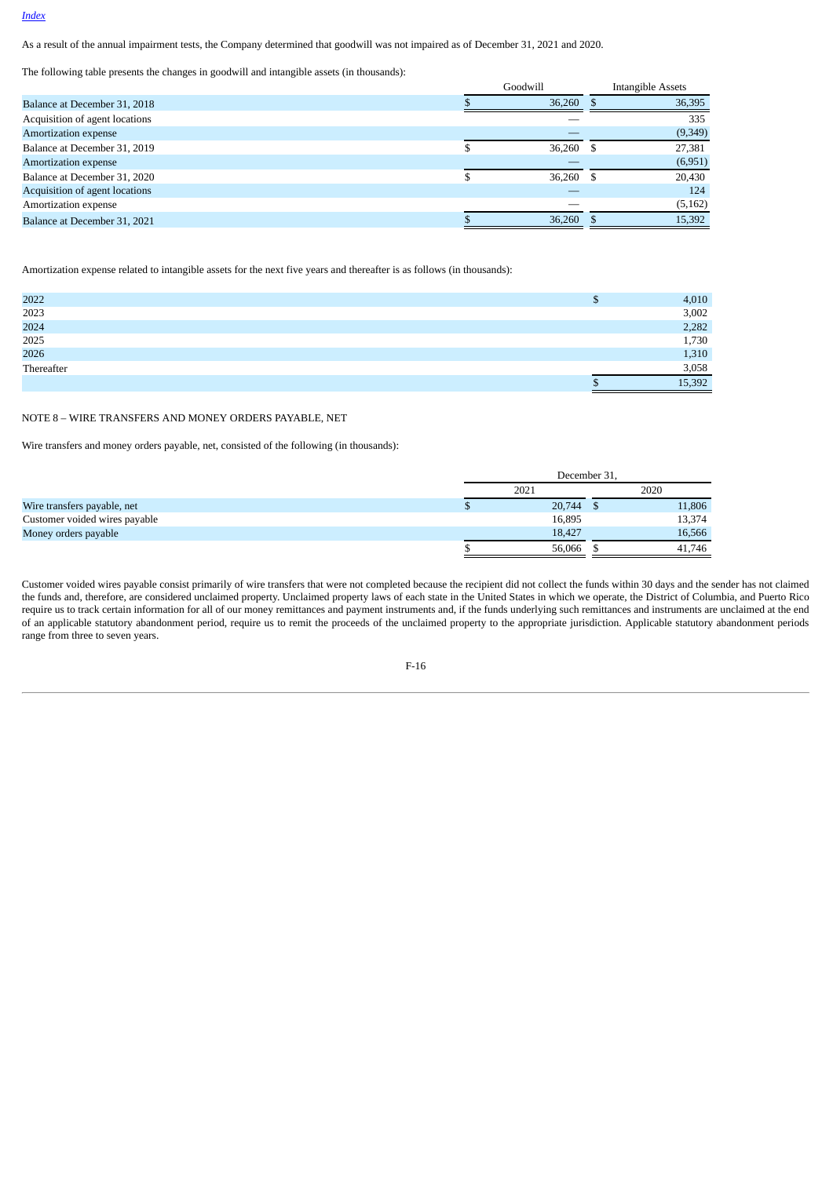[Index](#)

As a result of the annual impairment tests, the Company determined that goodwill was not impaired as of December 31, 2021 and 2020.

The following table presents the changes in goodwill and intangible assets (in thousands):

| | Goodwill | Intangible Assets |
|---|---|---|
| Balance at December 31, 2018 | $ 36,260 | $ 36,395 |
| Acquisition of agent locations | — | 335 |
| Amortization expense | — | (9,349) |
| Balance at December 31, 2019 | $ 36,260 | $ 27,381 |
| Amortization expense | — | (6,951) |
| Balance at December 31, 2020 | $ 36,260 | $ 20,430 |
| Acquisition of agent locations | — | 124 |
| Amortization expense | — | (5,162) |
| Balance at December 31, 2021 | $ 36,260 | $ 15,392 |

Amortization expense related to intangible assets for the next five years and thereafter is as follows (in thousands):

| | |
|---|---|
| 2022 | $ 4,010 |
| 2023 | 3,002 |
| 2024 | 2,282 |
| 2025 | 1,730 |
| 2026 | 1,310 |
| Thereafter | 3,058 |
| | $ 15,392 |

NOTE 8 – WIRE TRANSFERS AND MONEY ORDERS PAYABLE, NET

Wire transfers and money orders payable, net, consisted of the following (in thousands):

| | December 31, | |
|---|---|---|
| | 2021 | 2020 |
| Wire transfers payable, net | $ 20,744 | $ 11,806 |
| Customer voided wires payable | 16,895 | 13,374 |
| Money orders payable | 18,427 | 16,566 |
| | $ 56,066 | $ 41,746 |

Customer voided wires payable consist primarily of wire transfers that were not completed because the recipient did not collect the funds within 30 days and the sender has not claimed the funds and, therefore, are considered unclaimed property. Unclaimed property laws of each state in the United States in which we operate, the District of Columbia, and Puerto Rico require us to track certain information for all of our money remittances and payment instruments and, if the funds underlying such remittances and instruments are unclaimed at the end of an applicable statutory abandonment period, require us to remit the proceeds of the unclaimed property to the appropriate jurisdiction. Applicable statutory abandonment periods range from three to seven years.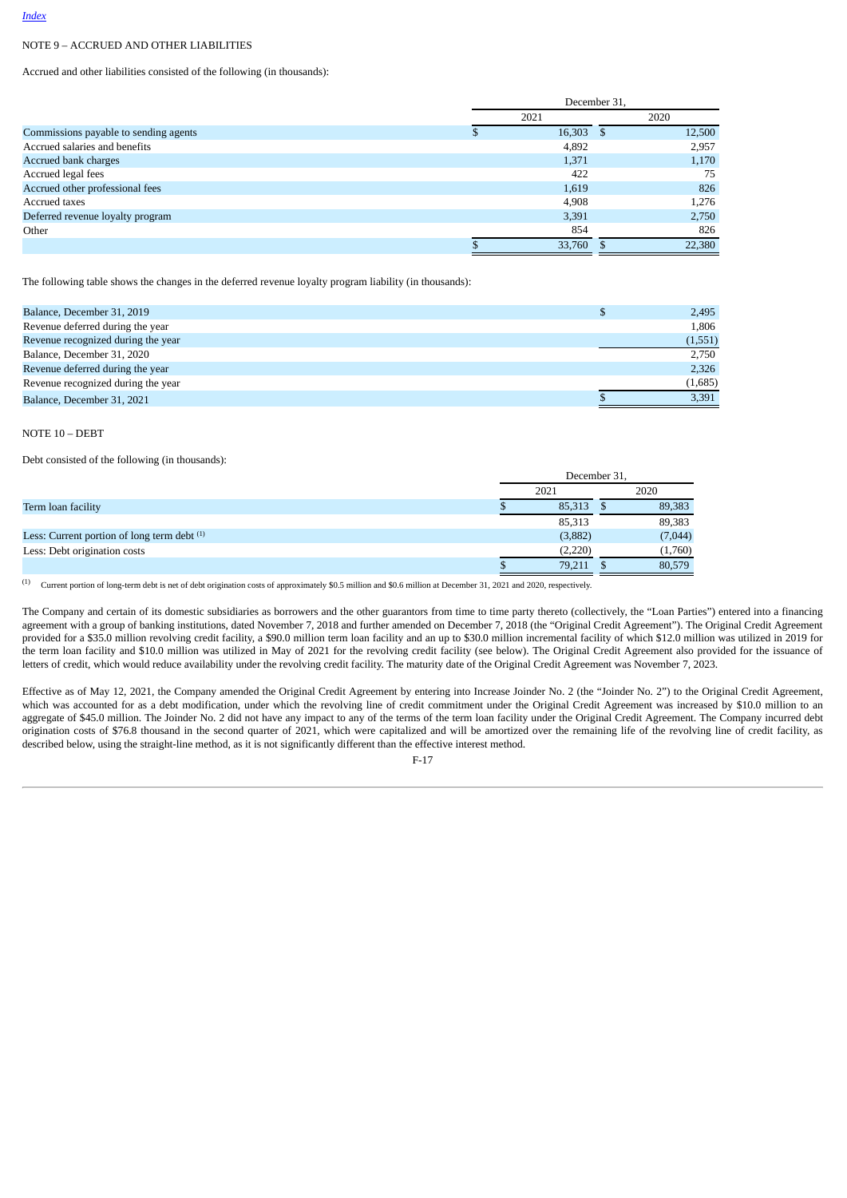NOTE 9 – ACCRUED AND OTHER LIABILITIES

Accrued and other liabilities consisted of the following (in thousands):

| | December 31, | |
|---|---|---|
| | 2021 | 2020 |
| Commissions payable to sending agents | $ 16,303 | $ 12,500 |
| Accrued salaries and benefits | 4,892 | 2,957 |
| Accrued bank charges | 1,371 | 1,170 |
| Accrued legal fees | 422 | 75 |
| Accrued other professional fees | 1,619 | 826 |
| Accrued taxes | 4,908 | 1,276 |
| Deferred revenue loyalty program | 3,391 | 2,750 |
| Other | 854 | 826 |
| | $ 33,760 | $ 22,380 |

The following table shows the changes in the deferred revenue loyalty program liability (in thousands):

| | |
|---|---|
| Balance, December 31, 2019 | $ 2,495 |
| Revenue deferred during the year | 1,806 |
| Revenue recognized during the year | (1,551) |
| Balance, December 31, 2020 | 2,750 |
| Revenue deferred during the year | 2,326 |
| Revenue recognized during the year | (1,685) |
| Balance, December 31, 2021 | $ 3,391 |

NOTE 10 – DEBT

Debt consisted of the following (in thousands):

| | December 31, | |
|---|---|---|
| | 2021 | 2020 |
| Term loan facility | $ 85,313 | $ 89,383 |
| | 85,313 | 89,383 |
| Less: Current portion of long term debt [(1)] | (3,882) | (7,044) |
| Less: Debt origination costs | (2,220) | (1,760) |
| | $ 79,211 | $ 80,579 |

(1) Current portion of long-term debt is net of debt origination costs of approximately $0.5 million and $0.6 million at December 31, 2021 and 2020, respectively.

The Company and certain of its domestic subsidiaries as borrowers and the other guarantors from time to time party thereto (collectively, the "Loan Parties") entered into a financing agreement with a group of banking institutions, dated November 7, 2018 and further amended on December 7, 2018 (the "Original Credit Agreement"). The Original Credit Agreement provided for a $35.0 million revolving credit facility, a $90.0 million term loan facility and an up to $30.0 million incremental facility of which $12.0 million was utilized in 2019 for the term loan facility and $10.0 million was utilized in May of 2021 for the revolving credit facility (see below). The Original Credit Agreement also provided for the issuance of letters of credit, which would reduce availability under the revolving credit facility. The maturity date of the Original Credit Agreement was November 7, 2023.

Effective as of May 12, 2021, the Company amended the Original Credit Agreement by entering into Increase Joinder No. 2 (the "Joinder No. 2") to the Original Credit Agreement, which was accounted for as a debt modification, under which the revolving line of credit commitment under the Original Credit Agreement was increased by $10.0 million to an aggregate of $45.0 million. The Joinder No. 2 did not have any impact to any of the terms of the term loan facility under the Original Credit Agreement. The Company incurred debt origination costs of $76.8 thousand in the second quarter of 2021, which were capitalized and will be amortized over the remaining life of the revolving line of credit facility, as described below, using the straight-line method, as it is not significantly different than the effective interest method.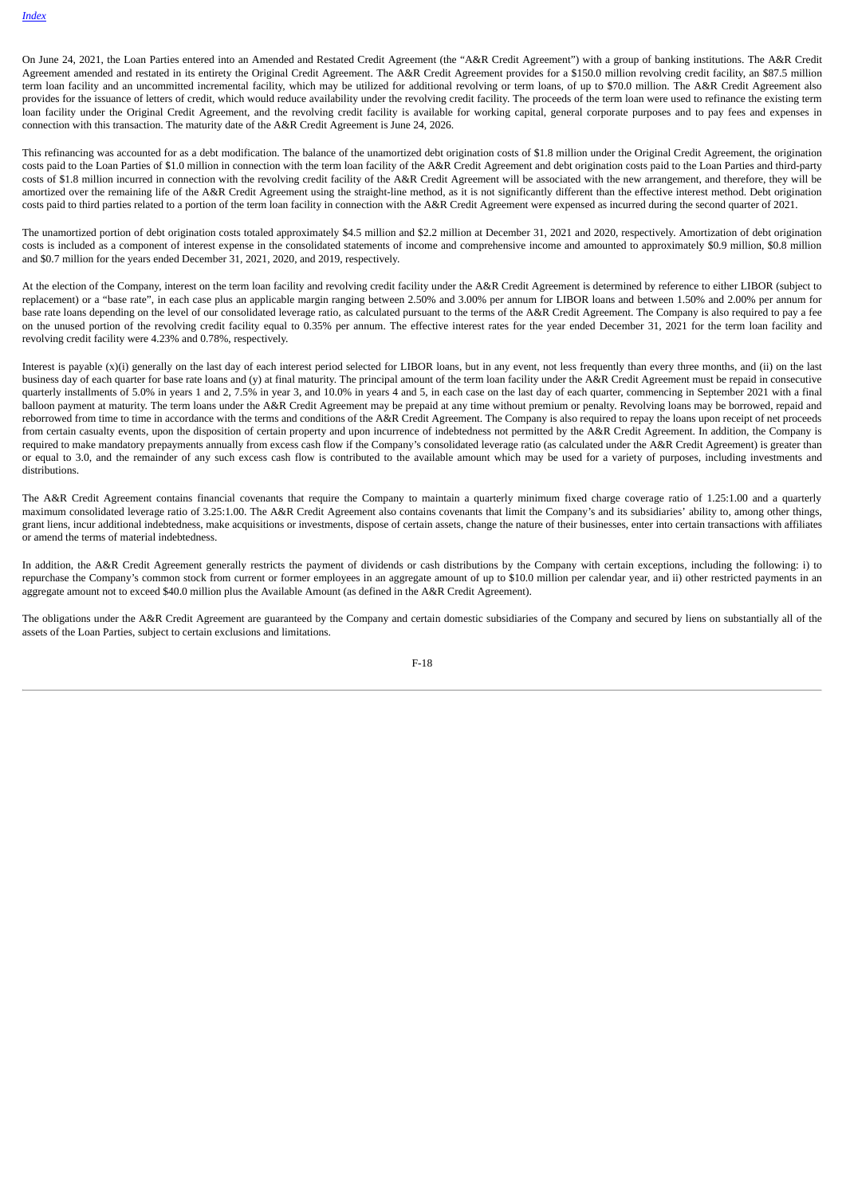On June 24, 2021, the Loan Parties entered into an Amended and Restated Credit Agreement (the "A&R Credit Agreement") with a group of banking institutions. The A&R Credit Agreement amended and restated in its entirety the Original Credit Agreement. The A&R Credit Agreement provides for a $150.0 million revolving credit facility, an $87.5 million term loan facility and an uncommitted incremental facility, which may be utilized for additional revolving or term loans, of up to $70.0 million. The A&R Credit Agreement also provides for the issuance of letters of credit, which would reduce availability under the revolving credit facility. The proceeds of the term loan were used to refinance the existing term loan facility under the Original Credit Agreement, and the revolving credit facility is available for working capital, general corporate purposes and to pay fees and expenses in connection with this transaction. The maturity date of the A&R Credit Agreement is June 24, 2026.

This refinancing was accounted for as a debt modification. The balance of the unamortized debt origination costs of $1.8 million under the Original Credit Agreement, the origination costs paid to the Loan Parties of $1.0 million in connection with the term loan facility of the A&R Credit Agreement and debt origination costs paid to the Loan Parties and third-party costs of $1.8 million incurred in connection with the revolving credit facility of the A&R Credit Agreement will be associated with the new arrangement, and therefore, they will be amortized over the remaining life of the A&R Credit Agreement using the straight-line method, as it is not significantly different than the effective interest method. Debt origination costs paid to third parties related to a portion of the term loan facility in connection with the A&R Credit Agreement were expensed as incurred during the second quarter of 2021.

The unamortized portion of debt origination costs totaled approximately $4.5 million and $2.2 million at December 31, 2021 and 2020, respectively. Amortization of debt origination costs is included as a component of interest expense in the consolidated statements of income and comprehensive income and amounted to approximately $0.9 million, $0.8 million and $0.7 million for the years ended December 31, 2021, 2020, and 2019, respectively.

At the election of the Company, interest on the term loan facility and revolving credit facility under the A&R Credit Agreement is determined by reference to either LIBOR (subject to replacement) or a "base rate", in each case plus an applicable margin ranging between 2.50% and 3.00% per annum for LIBOR loans and between 1.50% and 2.00% per annum for base rate loans depending on the level of our consolidated leverage ratio, as calculated pursuant to the terms of the A&R Credit Agreement. The Company is also required to pay a fee on the unused portion of the revolving credit facility equal to 0.35% per annum. The effective interest rates for the year ended December 31, 2021 for the term loan facility and revolving credit facility were 4.23% and 0.78%, respectively.

Interest is payable (x)(i) generally on the last day of each interest period selected for LIBOR loans, but in any event, not less frequently than every three months, and (ii) on the last business day of each quarter for base rate loans and (y) at final maturity. The principal amount of the term loan facility under the A&R Credit Agreement must be repaid in consecutive quarterly installments of 5.0% in years 1 and 2, 7.5% in year 3, and 10.0% in years 4 and 5, in each case on the last day of each quarter, commencing in September 2021 with a final balloon payment at maturity. The term loans under the A&R Credit Agreement may be prepaid at any time without premium or penalty. Revolving loans may be borrowed, repaid and reborrowed from time to time in accordance with the terms and conditions of the A&R Credit Agreement. The Company is also required to repay the loans upon receipt of net proceeds from certain casualty events, upon the disposition of certain property and upon incurrence of indebtedness not permitted by the A&R Credit Agreement. In addition, the Company is required to make mandatory prepayments annually from excess cash flow if the Company's consolidated leverage ratio (as calculated under the A&R Credit Agreement) is greater than or equal to 3.0, and the remainder of any such excess cash flow is contributed to the available amount which may be used for a variety of purposes, including investments and distributions.

The A&R Credit Agreement contains financial covenants that require the Company to maintain a quarterly minimum fixed charge coverage ratio of 1.25:1.00 and a quarterly maximum consolidated leverage ratio of 3.25:1.00. The A&R Credit Agreement also contains covenants that limit the Company's and its subsidiaries' ability to, among other things, grant liens, incur additional indebtedness, make acquisitions or investments, dispose of certain assets, change the nature of their businesses, enter into certain transactions with affiliates or amend the terms of material indebtedness.

In addition, the A&R Credit Agreement generally restricts the payment of dividends or cash distributions by the Company with certain exceptions, including the following: i) to repurchase the Company's common stock from current or former employees in an aggregate amount of up to $10.0 million per calendar year, and ii) other restricted payments in an aggregate amount not to exceed $40.0 million plus the Available Amount (as defined in the A&R Credit Agreement).

The obligations under the A&R Credit Agreement are guaranteed by the Company and certain domestic subsidiaries of the Company and secured by liens on substantially all of the assets of the Loan Parties, subject to certain exclusions and limitations.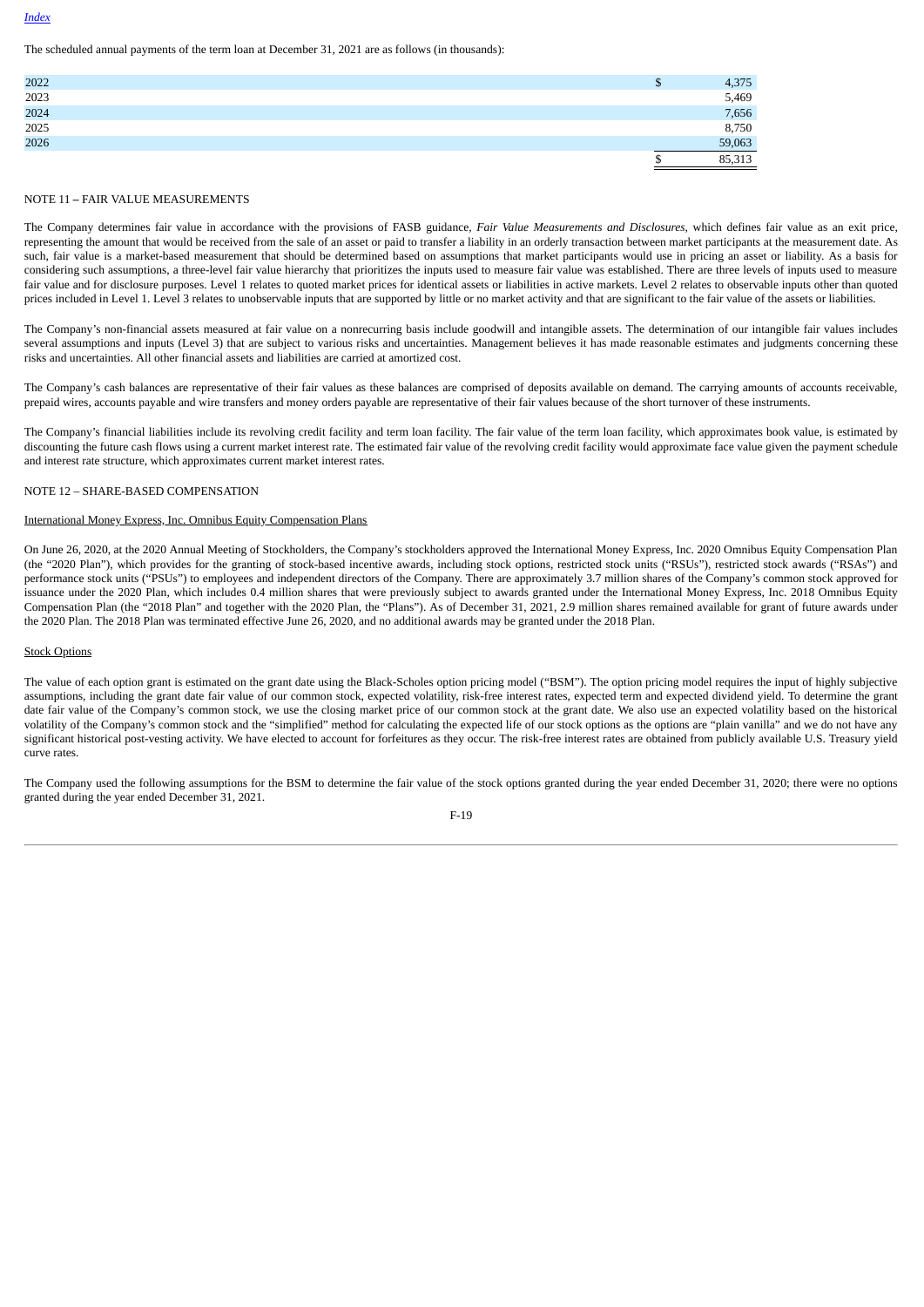The scheduled annual payments of the term loan at December 31, 2021 are as follows (in thousands):

| | |
|---|---|
| 2022 | $ 4,375 |
| 2023 | 5,469 |
| 2024 | 7,656 |
| 2025 | 8,750 |
| 2026 | 59,063 |
| | $ 85,313 |

NOTE 11 – FAIR VALUE MEASUREMENTS

The Company determines fair value in accordance with the provisions of FASB guidance, *Fair Value Measurements and Disclosures*, which defines fair value as an exit price, representing the amount that would be received from the sale of an asset or paid to transfer a liability in an orderly transaction between market participants at the measurement date. As such, fair value is a market-based measurement that should be determined based on assumptions that market participants would use in pricing an asset or liability. As a basis for considering such assumptions, a three-level fair value hierarchy that prioritizes the inputs used to measure fair value was established. There are three levels of inputs used to measure fair value and for disclosure purposes. Level 1 relates to quoted market prices for identical assets or liabilities in active markets. Level 2 relates to observable inputs other than quoted prices included in Level 1. Level 3 relates to unobservable inputs that are supported by little or no market activity and that are significant to the fair value of the assets or liabilities.

The Company's non-financial assets measured at fair value on a nonrecurring basis include goodwill and intangible assets. The determination of our intangible fair values includes several assumptions and inputs (Level 3) that are subject to various risks and uncertainties. Management believes it has made reasonable estimates and judgments concerning these risks and uncertainties. All other financial assets and liabilities are carried at amortized cost.

The Company's cash balances are representative of their fair values as these balances are comprised of deposits available on demand. The carrying amounts of accounts receivable, prepaid wires, accounts payable and wire transfers and money orders payable are representative of their fair values because of the short turnover of these instruments.

The Company's financial liabilities include its revolving credit facility and term loan facility. The fair value of the term loan facility, which approximates book value, is estimated by discounting the future cash flows using a current market interest rate. The estimated fair value of the revolving credit facility would approximate face value given the payment schedule and interest rate structure, which approximates current market interest rates.

NOTE 12 – SHARE-BASED COMPENSATION

International Money Express, Inc. Omnibus Equity Compensation Plans

On June 26, 2020, at the 2020 Annual Meeting of Stockholders, the Company's stockholders approved the International Money Express, Inc. 2020 Omnibus Equity Compensation Plan (the "2020 Plan"), which provides for the granting of stock-based incentive awards, including stock options, restricted stock units ("RSUs"), restricted stock awards ("RSAs") and performance stock units ("PSUs") to employees and independent directors of the Company. There are approximately 3.7 million shares of the Company's common stock approved for issuance under the 2020 Plan, which includes 0.4 million shares that were previously subject to awards granted under the International Money Express, Inc. 2018 Omnibus Equity Compensation Plan (the "2018 Plan" and together with the 2020 Plan, the "Plans"). As of December 31, 2021, 2.9 million shares remained available for grant of future awards under the 2020 Plan. The 2018 Plan was terminated effective June 26, 2020, and no additional awards may be granted under the 2018 Plan.

Stock Options

The value of each option grant is estimated on the grant date using the Black-Scholes option pricing model ("BSM"). The option pricing model requires the input of highly subjective assumptions, including the grant date fair value of our common stock, expected volatility, risk-free interest rates, expected term and expected dividend yield. To determine the grant date fair value of the Company's common stock, we use the closing market price of our common stock at the grant date. We also use an expected volatility based on the historical volatility of the Company's common stock and the "simplified" method for calculating the expected life of our stock options as the options are "plain vanilla" and we do not have any significant historical post-vesting activity. We have elected to account for forfeitures as they occur. The risk-free interest rates are obtained from publicly available U.S. Treasury yield curve rates.

The Company used the following assumptions for the BSM to determine the fair value of the stock options granted during the year ended December 31, 2020; there were no options granted during the year ended December 31, 2021.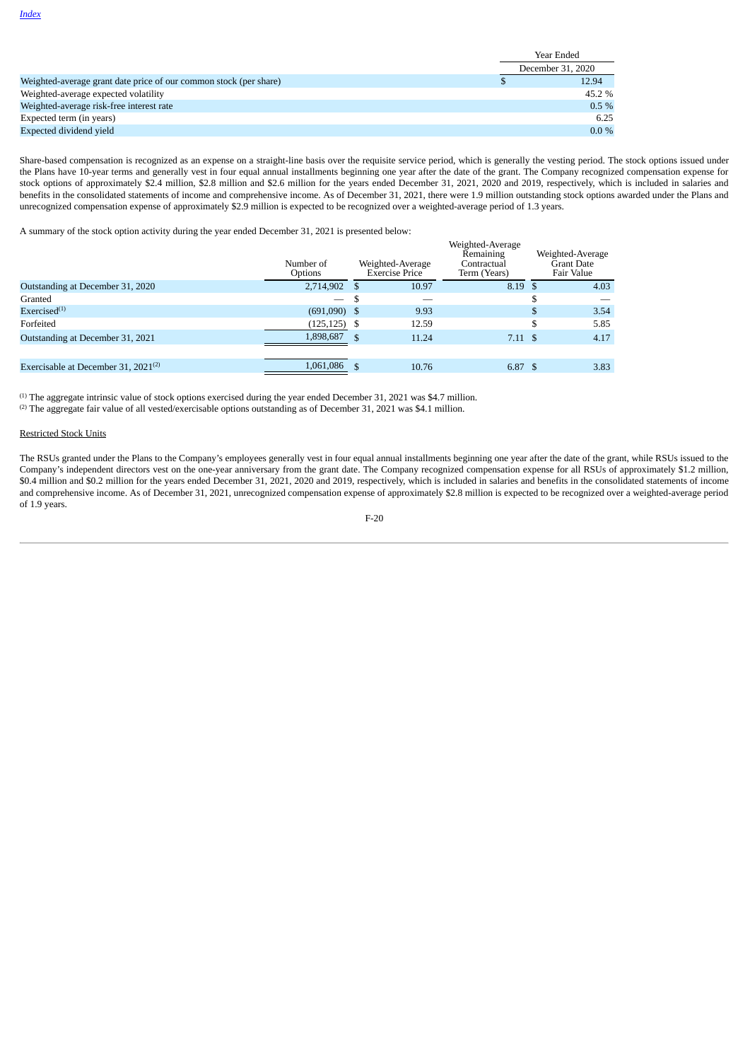| | Year Ended December 31, 2020 |
|---|---|
| Weighted-average grant date price of our common stock (per share) | $ 12.94 |
| Weighted-average expected volatility | 45.2 % |
| Weighted-average risk-free interest rate | 0.5 % |
| Expected term (in years) | 6.25 |
| Expected dividend yield | 0.0 % |

Share-based compensation is recognized as an expense on a straight-line basis over the requisite service period, which is generally the vesting period. The stock options issued under the Plans have 10-year terms and generally vest in four equal annual installments beginning one year after the date of the grant. The Company recognized compensation expense for stock options of approximately $2.4 million, $2.8 million and $2.6 million for the years ended December 31, 2021, 2020 and 2019, respectively, which is included in salaries and benefits in the consolidated statements of income and comprehensive income. As of December 31, 2021, there were 1.9 million outstanding stock options awarded under the Plans and unrecognized compensation expense of approximately $2.9 million is expected to be recognized over a weighted-average period of 1.3 years.

A summary of the stock option activity during the year ended December 31, 2021 is presented below:

| | Number of Options | Weighted-Average Exercise Price | Weighted-Average Remaining Contractual Term (Years) | Weighted-Average Grant Date Fair Value |
|---|---|---|---|---|
| Outstanding at December 31, 2020 | 2,714,902 | $ 10.97 | 8.19 | $ 4.03 |
| Granted | — | $ — | | $ — |
| Exercised[1] | (691,090) | $ 9.93 | | $ 3.54 |
| Forfeited | (125,125) | $ 12.59 | | $ 5.85 |
| Outstanding at December 31, 2021 | 1,898,687 | $ 11.24 | 7.11 | $ 4.17 |
| Exercisable at December 31, 2021[2] | 1,061,086 | $ 10.76 | 6.87 | $ 3.83 |

[1] The aggregate intrinsic value of stock options exercised during the year ended December 31, 2021 was $4.7 million.
[2] The aggregate fair value of all vested/exercisable options outstanding as of December 31, 2021 was $4.1 million.

Restricted Stock Units

The RSUs granted under the Plans to the Company's employees generally vest in four equal annual installments beginning one year after the date of the grant, while RSUs issued to the Company's independent directors vest on the one-year anniversary from the grant date. The Company recognized compensation expense for all RSUs of approximately $1.2 million, $0.4 million and $0.2 million for the years ended December 31, 2021, 2020 and 2019, respectively, which is included in salaries and benefits in the consolidated statements of income and comprehensive income. As of December 31, 2021, unrecognized compensation expense of approximately $2.8 million is expected to be recognized over a weighted-average period of 1.9 years.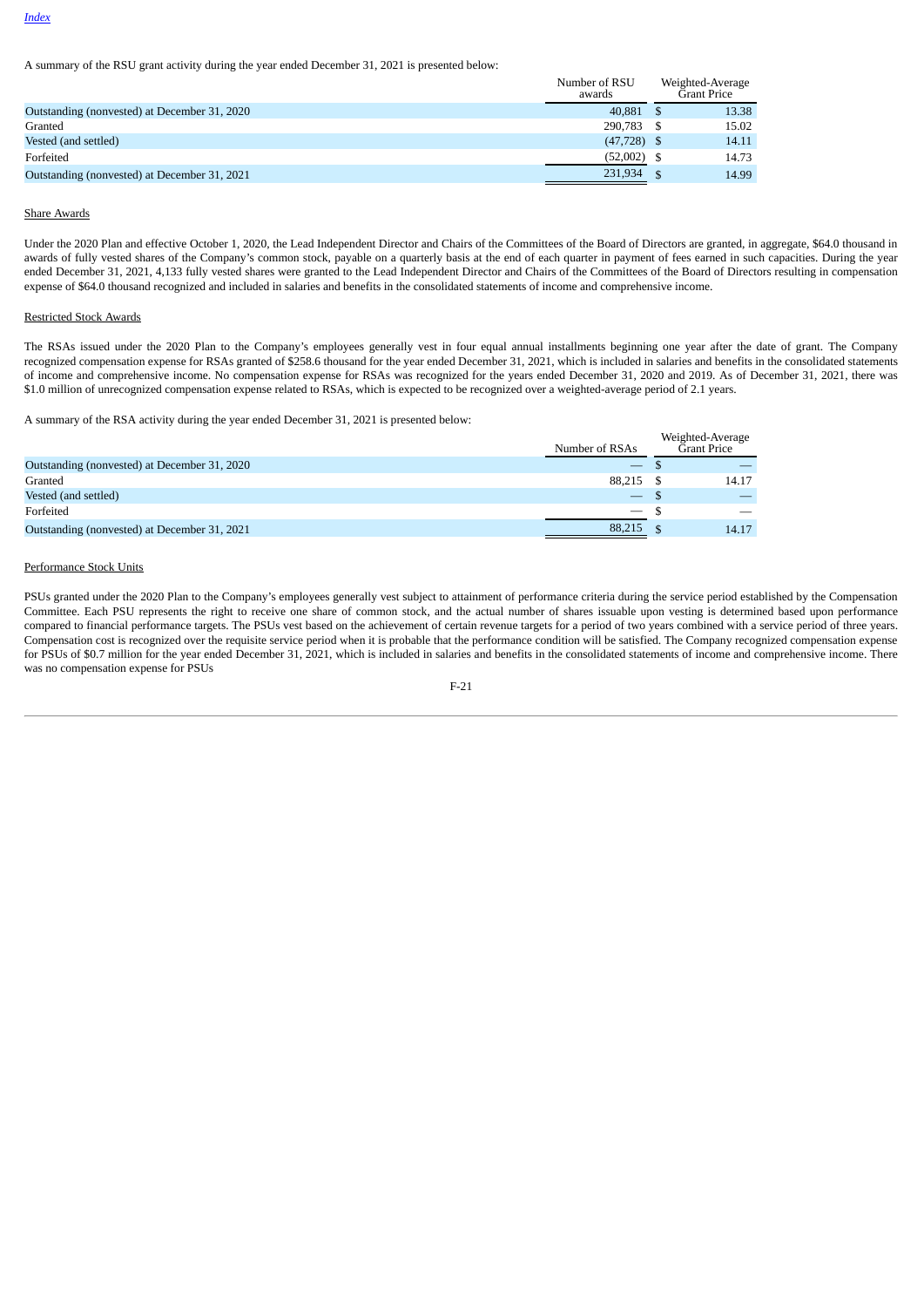A summary of the RSU grant activity during the year ended December 31, 2021 is presented below:

| | Number of RSU awards | Weighted-Average Grant Price |
|---|---|---|
| Outstanding (nonvested) at December 31, 2020 | 40,881 | $ 13.38 |
| Granted | 290,783 | $ 15.02 |
| Vested (and settled) | (47,728) | $ 14.11 |
| Forfeited | (52,002) | $ 14.73 |
| Outstanding (nonvested) at December 31, 2021 | 231,934 | $ 14.99 |

Share Awards

Under the 2020 Plan and effective October 1, 2020, the Lead Independent Director and Chairs of the Committees of the Board of Directors are granted, in aggregate, $64.0 thousand in awards of fully vested shares of the Company's common stock, payable on a quarterly basis at the end of each quarter in payment of fees earned in such capacities. During the year ended December 31, 2021, 4,133 fully vested shares were granted to the Lead Independent Director and Chairs of the Committees of the Board of Directors resulting in compensation expense of $64.0 thousand recognized and included in salaries and benefits in the consolidated statements of income and comprehensive income.

Restricted Stock Awards

The RSAs issued under the 2020 Plan to the Company's employees generally vest in four equal annual installments beginning one year after the date of grant. The Company recognized compensation expense for RSAs granted of $258.6 thousand for the year ended December 31, 2021, which is included in salaries and benefits in the consolidated statements of income and comprehensive income. No compensation expense for RSAs was recognized for the years ended December 31, 2020 and 2019. As of December 31, 2021, there was $1.0 million of unrecognized compensation expense related to RSAs, which is expected to be recognized over a weighted-average period of 2.1 years.

A summary of the RSA activity during the year ended December 31, 2021 is presented below:

| | Number of RSAs | Weighted-Average Grant Price |
|---|---|---|
| Outstanding (nonvested) at December 31, 2020 | — | $ — |
| Granted | 88,215 | $ 14.17 |
| Vested (and settled) | — | $ — |
| Forfeited | — | $ — |
| Outstanding (nonvested) at December 31, 2021 | 88,215 | $ 14.17 |

Performance Stock Units

PSUs granted under the 2020 Plan to the Company's employees generally vest subject to attainment of performance criteria during the service period established by the Compensation Committee. Each PSU represents the right to receive one share of common stock, and the actual number of shares issuable upon vesting is determined based upon performance compared to financial performance targets. The PSUs vest based on the achievement of certain revenue targets for a period of two years combined with a service period of three years. Compensation cost is recognized over the requisite service period when it is probable that the performance condition will be satisfied. The Company recognized compensation expense for PSUs of $0.7 million for the year ended December 31, 2021, which is included in salaries and benefits in the consolidated statements of income and comprehensive income. There was no compensation expense for PSUs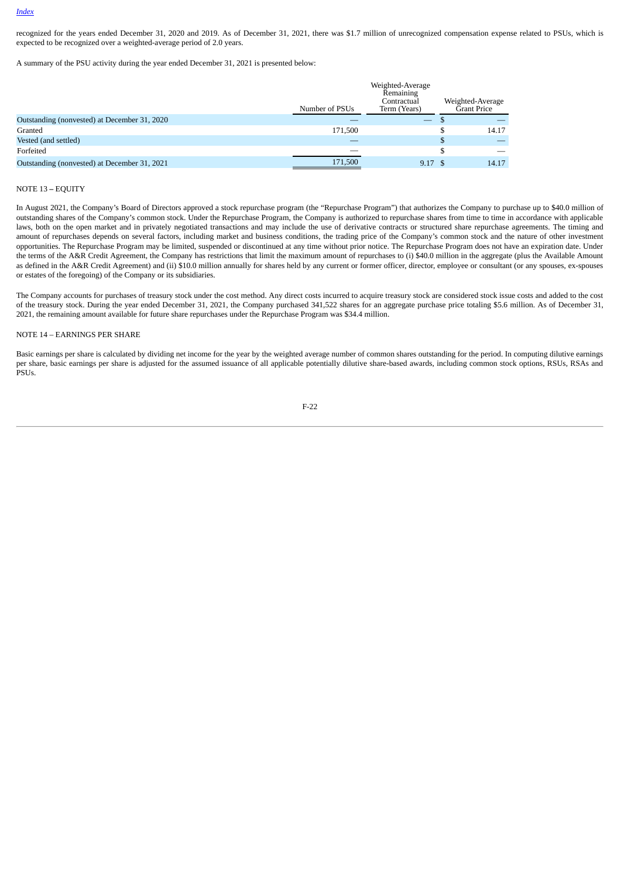recognized for the years ended December 31, 2020 and 2019. As of December 31, 2021, there was $1.7 million of unrecognized compensation expense related to PSUs, which is expected to be recognized over a weighted-average period of 2.0 years.

A summary of the PSU activity during the year ended December 31, 2021 is presented below:

| | Number of PSUs | Weighted-Average Remaining Contractual Term (Years) | Weighted-Average Grant Price |
|---|---|---|---|
| Outstanding (nonvested) at December 31, 2020 | — | — | $ — |
| Granted | 171,500 | | $ 14.17 |
| Vested (and settled) | — | | $ — |
| Forfeited | — | | $ — |
| Outstanding (nonvested) at December 31, 2021 | 171,500 | 9.17 | $ 14.17 |

NOTE 13 – EQUITY

In August 2021, the Company's Board of Directors approved a stock repurchase program (the "Repurchase Program") that authorizes the Company to purchase up to $40.0 million of outstanding shares of the Company's common stock. Under the Repurchase Program, the Company is authorized to repurchase shares from time to time in accordance with applicable laws, both on the open market and in privately negotiated transactions and may include the use of derivative contracts or structured share repurchase agreements. The timing and amount of repurchases depends on several factors, including market and business conditions, the trading price of the Company's common stock and the nature of other investment opportunities. The Repurchase Program may be limited, suspended or discontinued at any time without prior notice. The Repurchase Program does not have an expiration date. Under the terms of the A&R Credit Agreement, the Company has restrictions that limit the maximum amount of repurchases to (i) $40.0 million in the aggregate (plus the Available Amount as defined in the A&R Credit Agreement) and (ii) $10.0 million annually for shares held by any current or former officer, director, employee or consultant (or any spouses, ex-spouses or estates of the foregoing) of the Company or its subsidiaries.

The Company accounts for purchases of treasury stock under the cost method. Any direct costs incurred to acquire treasury stock are considered stock issue costs and added to the cost of the treasury stock. During the year ended December 31, 2021, the Company purchased 341,522 shares for an aggregate purchase price totaling $5.6 million. As of December 31, 2021, the remaining amount available for future share repurchases under the Repurchase Program was $34.4 million.

NOTE 14 – EARNINGS PER SHARE

Basic earnings per share is calculated by dividing net income for the year by the weighted average number of common shares outstanding for the period. In computing dilutive earnings per share, basic earnings per share is adjusted for the assumed issuance of all applicable potentially dilutive share-based awards, including common stock options, RSUs, RSAs and PSUs.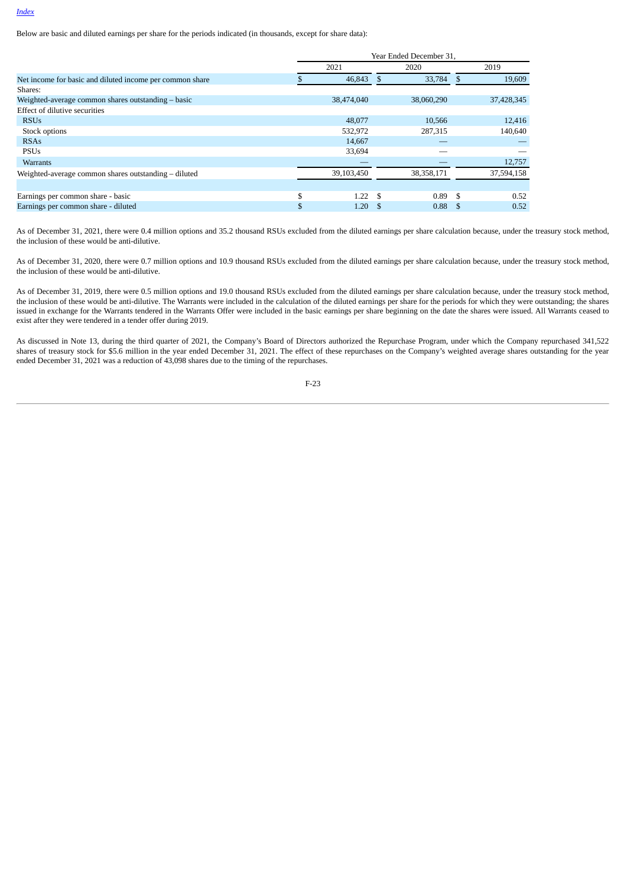Below are basic and diluted earnings per share for the periods indicated (in thousands, except for share data):

| | Year Ended December 31, | | |
|---|---|---|---|
| | 2021 | 2020 | 2019 |
| Net income for basic and diluted income per common share | $ 46,843 | $ 33,784 | $ 19,609 |
| Shares: | | | |
| Weighted-average common shares outstanding – basic | 38,474,040 | 38,060,290 | 37,428,345 |
| Effect of dilutive securities | | | |
| RSUs | 48,077 | 10,566 | 12,416 |
| Stock options | 532,972 | 287,315 | 140,640 |
| RSAs | 14,667 | — | — |
| PSUs | 33,694 | — | — |
| Warrants | — | — | 12,757 |
| Weighted-average common shares outstanding – diluted | 39,103,450 | 38,358,171 | 37,594,158 |
| | | | |
| Earnings per common share - basic | $ 1.22 | $ 0.89 | $ 0.52 |
| Earnings per common share - diluted | $ 1.20 | $ 0.88 | $ 0.52 |

As of December 31, 2021, there were 0.4 million options and 35.2 thousand RSUs excluded from the diluted earnings per share calculation because, under the treasury stock method, the inclusion of these would be anti-dilutive.

As of December 31, 2020, there were 0.7 million options and 10.9 thousand RSUs excluded from the diluted earnings per share calculation because, under the treasury stock method, the inclusion of these would be anti-dilutive.

As of December 31, 2019, there were 0.5 million options and 19.0 thousand RSUs excluded from the diluted earnings per share calculation because, under the treasury stock method, the inclusion of these would be anti-dilutive. The Warrants were included in the calculation of the diluted earnings per share for the periods for which they were outstanding; the shares issued in exchange for the Warrants tendered in the Warrants Offer were included in the basic earnings per share beginning on the date the shares were issued. All Warrants ceased to exist after they were tendered in a tender offer during 2019.

As discussed in Note 13, during the third quarter of 2021, the Company's Board of Directors authorized the Repurchase Program, under which the Company repurchased 341,522 shares of treasury stock for $5.6 million in the year ended December 31, 2021. The effect of these repurchases on the Company's weighted average shares outstanding for the year ended December 31, 2021 was a reduction of 43,098 shares due to the timing of the repurchases.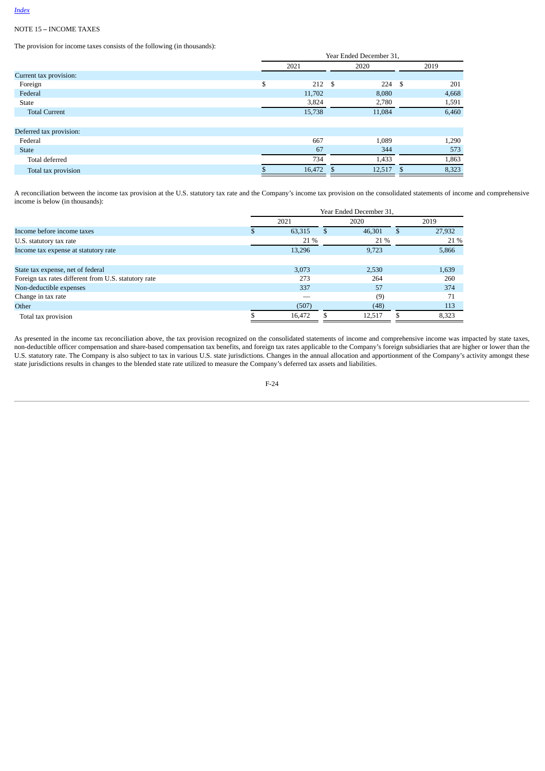NOTE 15 – INCOME TAXES

The provision for income taxes consists of the following (in thousands):

| | Year Ended December 31, | | |
|---|---|---|---|
| | 2021 | 2020 | 2019 |
| Current tax provision: | | | |
| Foreign | $ 212 | $ 224 | $ 201 |
| Federal | 11,702 | 8,080 | 4,668 |
| State | 3,824 | 2,780 | 1,591 |
| Total Current | 15,738 | 11,084 | 6,460 |
| | | | |
| Deferred tax provision: | | | |
| Federal | 667 | 1,089 | 1,290 |
| State | 67 | 344 | 573 |
| Total deferred | 734 | 1,433 | 1,863 |
| Total tax provision | $ 16,472 | $ 12,517 | $ 8,323 |

A reconciliation between the income tax provision at the U.S. statutory tax rate and the Company's income tax provision on the consolidated statements of income and comprehensive income is below (in thousands):

| | Year Ended December 31, | | |
|---|---|---|---|
| | 2021 | 2020 | 2019 |
| Income before income taxes | $ 63,315 | $ 46,301 | $ 27,932 |
| U.S. statutory tax rate | 21 % | 21 % | 21 % |
| Income tax expense at statutory rate | 13,296 | 9,723 | 5,866 |
| | | | |
| State tax expense, net of federal | 3,073 | 2,530 | 1,639 |
| Foreign tax rates different from U.S. statutory rate | 273 | 264 | 260 |
| Non-deductible expenses | 337 | 57 | 374 |
| Change in tax rate | — | (9) | 71 |
| Other | (507) | (48) | 113 |
| Total tax provision | $ 16,472 | $ 12,517 | $ 8,323 |

As presented in the income tax reconciliation above, the tax provision recognized on the consolidated statements of income and comprehensive income was impacted by state taxes, non-deductible officer compensation and share-based compensation tax benefits, and foreign tax rates applicable to the Company's foreign subsidiaries that are higher or lower than the U.S. statutory rate. The Company is also subject to tax in various U.S. state jurisdictions. Changes in the annual allocation and apportionment of the Company's activity amongst these state jurisdictions results in changes to the blended state rate utilized to measure the Company's deferred tax assets and liabilities.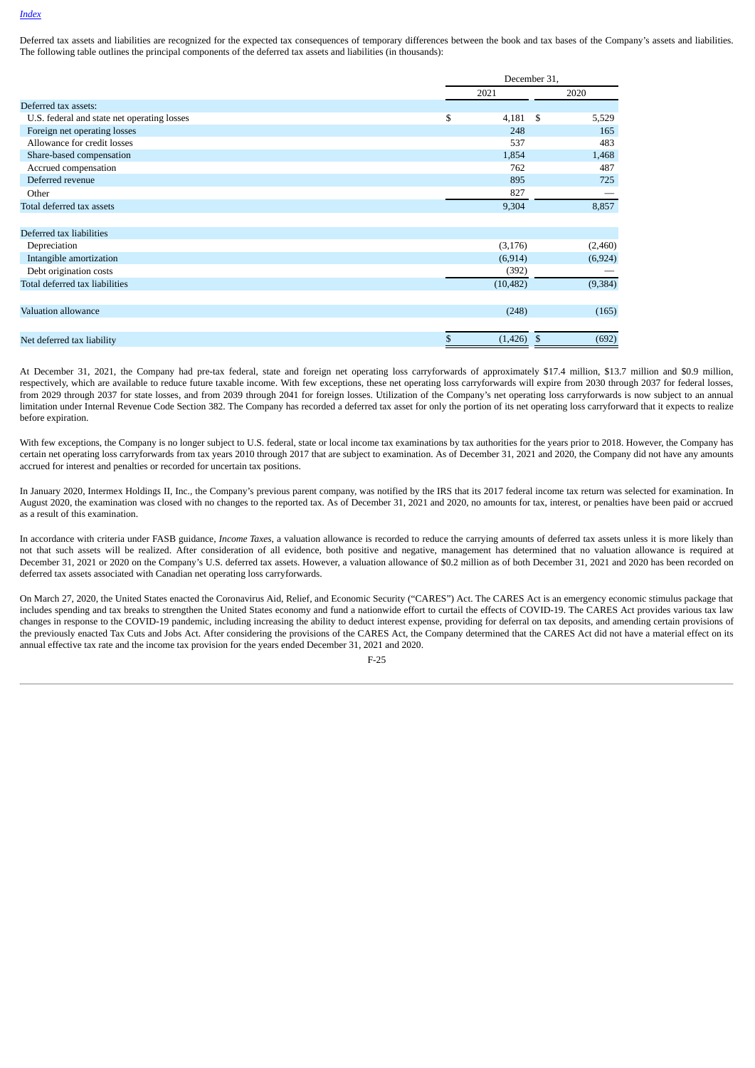Deferred tax assets and liabilities are recognized for the expected tax consequences of temporary differences between the book and tax bases of the Company's assets and liabilities. The following table outlines the principal components of the deferred tax assets and liabilities (in thousands):

| | December 31, | |
|---|---|---|
| | 2021 | 2020 |
| Deferred tax assets: | | |
| U.S. federal and state net operating losses | $ 4,181 | $ 5,529 |
| Foreign net operating losses | 248 | 165 |
| Allowance for credit losses | 537 | 483 |
| Share-based compensation | 1,854 | 1,468 |
| Accrued compensation | 762 | 487 |
| Deferred revenue | 895 | 725 |
| Other | 827 | — |
| Total deferred tax assets | 9,304 | 8,857 |
| | | |
| Deferred tax liabilities | | |
| Depreciation | (3,176) | (2,460) |
| Intangible amortization | (6,914) | (6,924) |
| Debt origination costs | (392) | — |
| Total deferred tax liabilities | (10,482) | (9,384) |
| | | |
| Valuation allowance | (248) | (165) |
| | | |
| Net deferred tax liability | $ (1,426) | $ (692) |

At December 31, 2021, the Company had pre-tax federal, state and foreign net operating loss carryforwards of approximately $17.4 million, $13.7 million and $0.9 million, respectively, which are available to reduce future taxable income. With few exceptions, these net operating loss carryforwards will expire from 2030 through 2037 for federal losses, from 2029 through 2037 for state losses, and from 2039 through 2041 for foreign losses. Utilization of the Company's net operating loss carryforwards is now subject to an annual limitation under Internal Revenue Code Section 382. The Company has recorded a deferred tax asset for only the portion of its net operating loss carryforward that it expects to realize before expiration.

With few exceptions, the Company is no longer subject to U.S. federal, state or local income tax examinations by tax authorities for the years prior to 2018. However, the Company has certain net operating loss carryforwards from tax years 2010 through 2017 that are subject to examination. As of December 31, 2021 and 2020, the Company did not have any amounts accrued for interest and penalties or recorded for uncertain tax positions.

In January 2020, Intermex Holdings II, Inc., the Company's previous parent company, was notified by the IRS that its 2017 federal income tax return was selected for examination. In August 2020, the examination was closed with no changes to the reported tax. As of December 31, 2021 and 2020, no amounts for tax, interest, or penalties have been paid or accrued as a result of this examination.

In accordance with criteria under FASB guidance, *Income Taxes*, a valuation allowance is recorded to reduce the carrying amounts of deferred tax assets unless it is more likely than not that such assets will be realized. After consideration of all evidence, both positive and negative, management has determined that no valuation allowance is required at December 31, 2021 or 2020 on the Company's U.S. deferred tax assets. However, a valuation allowance of $0.2 million as of both December 31, 2021 and 2020 has been recorded on deferred tax assets associated with Canadian net operating loss carryforwards.

On March 27, 2020, the United States enacted the Coronavirus Aid, Relief, and Economic Security ("CARES") Act. The CARES Act is an emergency economic stimulus package that includes spending and tax breaks to strengthen the United States economy and fund a nationwide effort to curtail the effects of COVID-19. The CARES Act provides various tax law changes in response to the COVID-19 pandemic, including increasing the ability to deduct interest expense, providing for deferral on tax deposits, and amending certain provisions of the previously enacted Tax Cuts and Jobs Act. After considering the provisions of the CARES Act, the Company determined that the CARES Act did not have a material effect on its annual effective tax rate and the income tax provision for the years ended December 31, 2021 and 2020.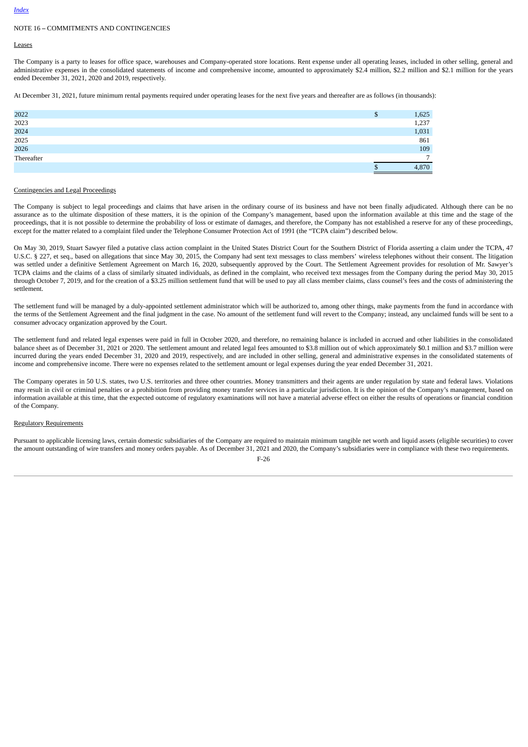NOTE 16 – COMMITMENTS AND CONTINGENCIES

Leases

The Company is a party to leases for office space, warehouses and Company-operated store locations. Rent expense under all operating leases, included in other selling, general and administrative expenses in the consolidated statements of income and comprehensive income, amounted to approximately $2.4 million, $2.2 million and $2.1 million for the years ended December 31, 2021, 2020 and 2019, respectively.

At December 31, 2021, future minimum rental payments required under operating leases for the next five years and thereafter are as follows (in thousands):

| | |
|---|---|
| 2022 | $ 1,625 |
| 2023 | 1,237 |
| 2024 | 1,031 |
| 2025 | 861 |
| 2026 | 109 |
| Thereafter | 7 |
| | $ 4,870 |

Contingencies and Legal Proceedings

The Company is subject to legal proceedings and claims that have arisen in the ordinary course of its business and have not been finally adjudicated. Although there can be no assurance as to the ultimate disposition of these matters, it is the opinion of the Company's management, based upon the information available at this time and the stage of the proceedings, that it is not possible to determine the probability of loss or estimate of damages, and therefore, the Company has not established a reserve for any of these proceedings, except for the matter related to a complaint filed under the Telephone Consumer Protection Act of 1991 (the "TCPA claim") described below.

On May 30, 2019, Stuart Sawyer filed a putative class action complaint in the United States District Court for the Southern District of Florida asserting a claim under the TCPA, 47 U.S.C. § 227, et seq., based on allegations that since May 30, 2015, the Company had sent text messages to class members' wireless telephones without their consent. The litigation was settled under a definitive Settlement Agreement on March 16, 2020, subsequently approved by the Court. The Settlement Agreement provides for resolution of Mr. Sawyer's TCPA claims and the claims of a class of similarly situated individuals, as defined in the complaint, who received text messages from the Company during the period May 30, 2015 through October 7, 2019, and for the creation of a $3.25 million settlement fund that will be used to pay all class member claims, class counsel's fees and the costs of administering the settlement.

The settlement fund will be managed by a duly-appointed settlement administrator which will be authorized to, among other things, make payments from the fund in accordance with the terms of the Settlement Agreement and the final judgment in the case. No amount of the settlement fund will revert to the Company; instead, any unclaimed funds will be sent to a consumer advocacy organization approved by the Court.

The settlement fund and related legal expenses were paid in full in October 2020, and therefore, no remaining balance is included in accrued and other liabilities in the consolidated balance sheet as of December 31, 2021 or 2020. The settlement amount and related legal fees amounted to $3.8 million out of which approximately $0.1 million and $3.7 million were incurred during the years ended December 31, 2020 and 2019, respectively, and are included in other selling, general and administrative expenses in the consolidated statements of income and comprehensive income. There were no expenses related to the settlement amount or legal expenses during the year ended December 31, 2021.

The Company operates in 50 U.S. states, two U.S. territories and three other countries. Money transmitters and their agents are under regulation by state and federal laws. Violations may result in civil or criminal penalties or a prohibition from providing money transfer services in a particular jurisdiction. It is the opinion of the Company's management, based on information available at this time, that the expected outcome of regulatory examinations will not have a material adverse effect on either the results of operations or financial condition of the Company.

Regulatory Requirements

Pursuant to applicable licensing laws, certain domestic subsidiaries of the Company are required to maintain minimum tangible net worth and liquid assets (eligible securities) to cover the amount outstanding of wire transfers and money orders payable. As of December 31, 2021 and 2020, the Company's subsidiaries were in compliance with these two requirements.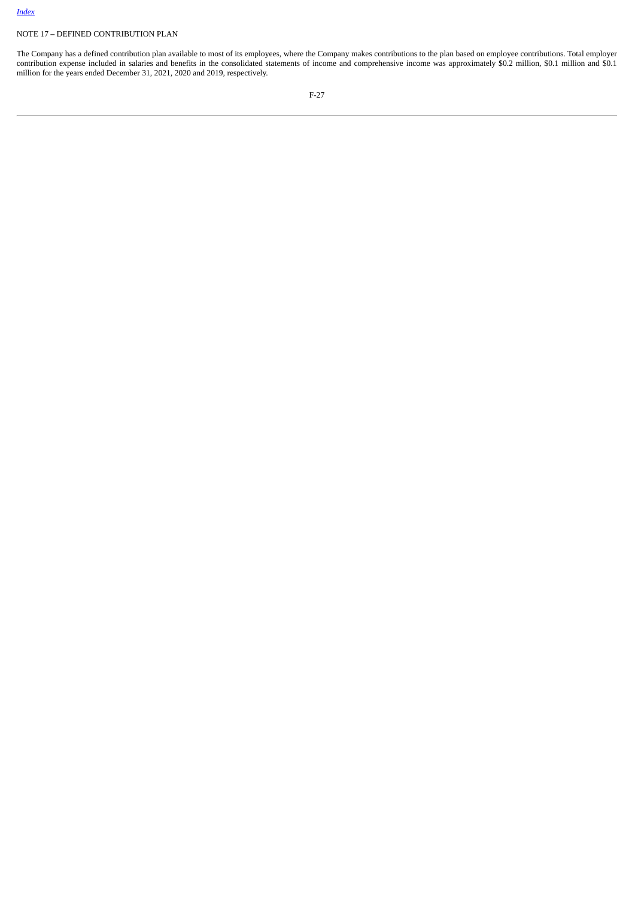NOTE 17 – DEFINED CONTRIBUTION PLAN

The Company has a defined contribution plan available to most of its employees, where the Company makes contributions to the plan based on employee contributions. Total employer contribution expense included in salaries and benefits in the consolidated statements of income and comprehensive income was approximately $0.2 million, $0.1 million and $0.1 million for the years ended December 31, 2021, 2020 and 2019, respectively.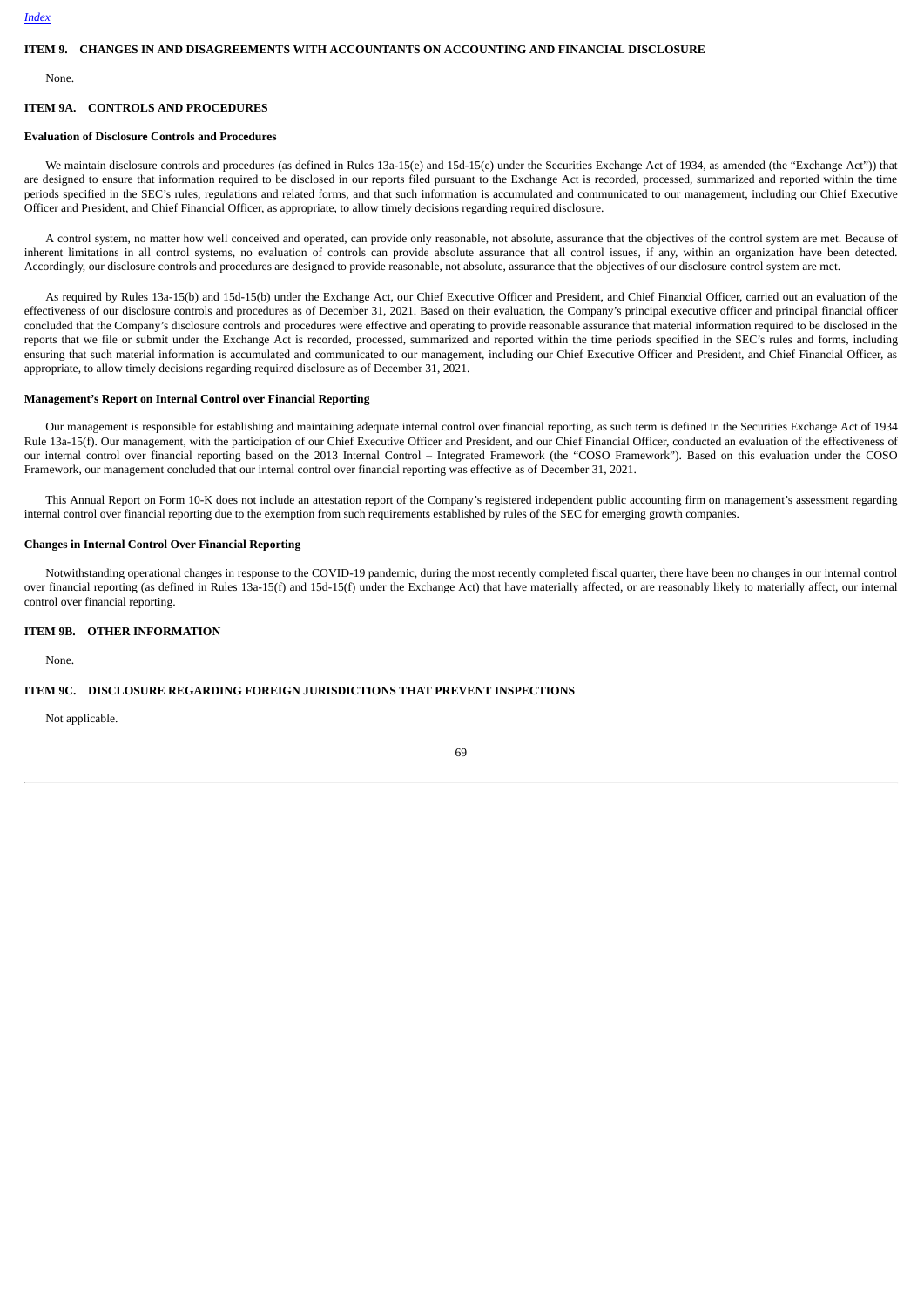## ITEM 9. CHANGES IN AND DISAGREEMENTS WITH ACCOUNTANTS ON ACCOUNTING AND FINANCIAL DISCLOSURE

None.

## ITEM 9A. CONTROLS AND PROCEDURES

### Evaluation of Disclosure Controls and Procedures

We maintain disclosure controls and procedures (as defined in Rules 13a-15(e) and 15d-15(e) under the Securities Exchange Act of 1934, as amended (the "Exchange Act")) that are designed to ensure that information required to be disclosed in our reports filed pursuant to the Exchange Act is recorded, processed, summarized and reported within the time periods specified in the SEC's rules, regulations and related forms, and that such information is accumulated and communicated to our management, including our Chief Executive Officer and President, and Chief Financial Officer, as appropriate, to allow timely decisions regarding required disclosure.

A control system, no matter how well conceived and operated, can provide only reasonable, not absolute, assurance that the objectives of the control system are met. Because of inherent limitations in all control systems, no evaluation of controls can provide absolute assurance that all control issues, if any, within an organization have been detected. Accordingly, our disclosure controls and procedures are designed to provide reasonable, not absolute, assurance that the objectives of our disclosure control system are met.

As required by Rules 13a-15(b) and 15d-15(b) under the Exchange Act, our Chief Executive Officer and President, and Chief Financial Officer, carried out an evaluation of the effectiveness of our disclosure controls and procedures as of December 31, 2021. Based on their evaluation, the Company's principal executive officer and principal financial officer concluded that the Company's disclosure controls and procedures were effective and operating to provide reasonable assurance that material information required to be disclosed in the reports that we file or submit under the Exchange Act is recorded, processed, summarized and reported within the time periods specified in the SEC's rules and forms, including ensuring that such material information is accumulated and communicated to our management, including our Chief Executive Officer and President, and Chief Financial Officer, as appropriate, to allow timely decisions regarding required disclosure as of December 31, 2021.

### Management's Report on Internal Control over Financial Reporting

Our management is responsible for establishing and maintaining adequate internal control over financial reporting, as such term is defined in the Securities Exchange Act of 1934 Rule 13a-15(f). Our management, with the participation of our Chief Executive Officer and President, and our Chief Financial Officer, conducted an evaluation of the effectiveness of our internal control over financial reporting based on the 2013 Internal Control – Integrated Framework (the "COSO Framework"). Based on this evaluation under the COSO Framework, our management concluded that our internal control over financial reporting was effective as of December 31, 2021.

This Annual Report on Form 10-K does not include an attestation report of the Company's registered independent public accounting firm on management's assessment regarding internal control over financial reporting due to the exemption from such requirements established by rules of the SEC for emerging growth companies.

### Changes in Internal Control Over Financial Reporting

Notwithstanding operational changes in response to the COVID-19 pandemic, during the most recently completed fiscal quarter, there have been no changes in our internal control over financial reporting (as defined in Rules 13a-15(f) and 15d-15(f) under the Exchange Act) that have materially affected, or are reasonably likely to materially affect, our internal control over financial reporting.

## ITEM 9B. OTHER INFORMATION

None.

## ITEM 9C. DISCLOSURE REGARDING FOREIGN JURISDICTIONS THAT PREVENT INSPECTIONS

Not applicable.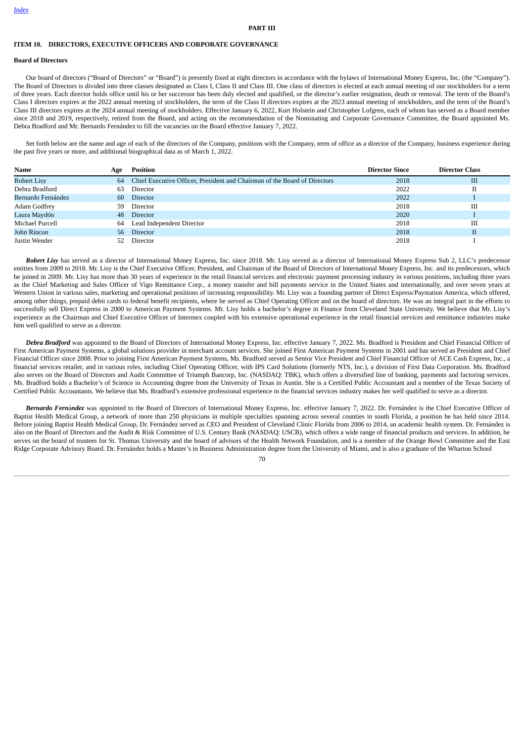## PART III

### ITEM 10. DIRECTORS, EXECUTIVE OFFICERS AND CORPORATE GOVERNANCE

#### Board of Directors

Our board of directors ("Board of Directors" or "Board") is presently fixed at eight directors in accordance with the bylaws of International Money Express, Inc. (the "Company"). The Board of Directors is divided into three classes designated as Class I, Class II and Class III. One class of directors is elected at each annual meeting of our stockholders for a term of three years. Each director holds office until his or her successor has been duly elected and qualified, or the director's earlier resignation, death or removal. The term of the Board's Class I directors expires at the 2022 annual meeting of stockholders, the term of the Class II directors expires at the 2023 annual meeting of stockholders, and the term of the Board's Class III directors expires at the 2024 annual meeting of stockholders. Effective January 6, 2022, Kurt Holstein and Christopher Lofgren, each of whom has served as a Board member since 2018 and 2019, respectively, retired from the Board, and acting on the recommendation of the Nominating and Corporate Governance Committee, the Board appointed Ms. Debra Bradford and Mr. Bernardo Fernández to fill the vacancies on the Board effective January 7, 2022.

Set forth below are the name and age of each of the directors of the Company, positions with the Company, term of office as a director of the Company, business experience during the past five years or more, and additional biographical data as of March 1, 2022.

| Name | Age | Position | Director Since | Director Class |
|---|---|---|---|---|
| Robert Lisy | 64 | Chief Executive Officer, President and Chairman of the Board of Directors | 2018 | III |
| Debra Bradford | 63 | Director | 2022 | II |
| Bernardo Fernández | 60 | Director | 2022 | I |
| Adam Godfrey | 59 | Director | 2018 | III |
| Laura Maydón | 48 | Director | 2020 | I |
| Michael Purcell | 64 | Lead Independent Director | 2018 | III |
| John Rincon | 56 | Director | 2018 | II |
| Justin Wender | 52 | Director | 2018 | I |

***Robert Lisy*** has served as a director of International Money Express, Inc. since 2018. Mr. Lisy served as a director of International Money Express Sub 2, LLC's predecessor entities from 2009 to 2018. Mr. Lisy is the Chief Executive Officer, President, and Chairman of the Board of Directors of International Money Express, Inc. and its predecessors, which he joined in 2009. Mr. Lisy has more than 30 years of experience in the retail financial services and electronic payment processing industry in various positions, including three years as the Chief Marketing and Sales Officer of Vigo Remittance Corp., a money transfer and bill payments service in the United States and internationally, and over seven years at Western Union in various sales, marketing and operational positions of increasing responsibility. Mr. Lisy was a founding partner of Direct Express/Paystation America, which offered, among other things, prepaid debit cards to federal benefit recipients, where he served as Chief Operating Officer and on the board of directors. He was an integral part in the efforts to successfully sell Direct Express in 2000 to American Payment Systems. Mr. Lisy holds a bachelor's degree in Finance from Cleveland State University. We believe that Mr. Lisy's experience as the Chairman and Chief Executive Officer of Intermex coupled with his extensive operational experience in the retail financial services and remittance industries make him well qualified to serve as a director.

***Debra Bradford*** was appointed to the Board of Directors of International Money Express, Inc. effective January 7, 2022. Ms. Bradford is President and Chief Financial Officer of First American Payment Systems, a global solutions provider in merchant account services. She joined First American Payment Systems in 2001 and has served as President and Chief Financial Officer since 2008. Prior to joining First American Payment Systems, Ms. Bradford served as Senior Vice President and Chief Financial Officer of ACE Cash Express, Inc., a financial services retailer, and in various roles, including Chief Operating Officer, with IPS Card Solutions (formerly NTS, Inc.), a division of First Data Corporation. Ms. Bradford also serves on the Board of Directors and Audit Committee of Triumph Bancorp, Inc. (NASDAQ: TBK), which offers a diversified line of banking, payments and factoring services. Ms. Bradford holds a Bachelor's of Science in Accounting degree from the University of Texas in Austin. She is a Certified Public Accountant and a member of the Texas Society of Certified Public Accountants. We believe that Ms. Bradford's extensive professional experience in the financial services industry makes her well qualified to serve as a director.

***Bernardo Fernández*** was appointed to the Board of Directors of International Money Express, Inc. effective January 7, 2022. Dr. Fernández is the Chief Executive Officer of Baptist Health Medical Group, a network of more than 250 physicians in multiple specialties spanning across several counties in south Florida, a position he has held since 2014. Before joining Baptist Health Medical Group, Dr. Fernández served as CEO and President of Cleveland Clinic Florida from 2006 to 2014, an academic health system. Dr. Fernández is also on the Board of Directors and the Audit & Risk Committee of U.S. Century Bank (NASDAQ: USCB), which offers a wide range of financial products and services. In addition, he serves on the board of trustees for St. Thomas University and the board of advisors of the Health Network Foundation, and is a member of the Orange Bowl Committee and the East Ridge Corporate Advisory Board. Dr. Fernández holds a Master's in Business Administration degree from the University of Miami, and is also a graduate of the Wharton School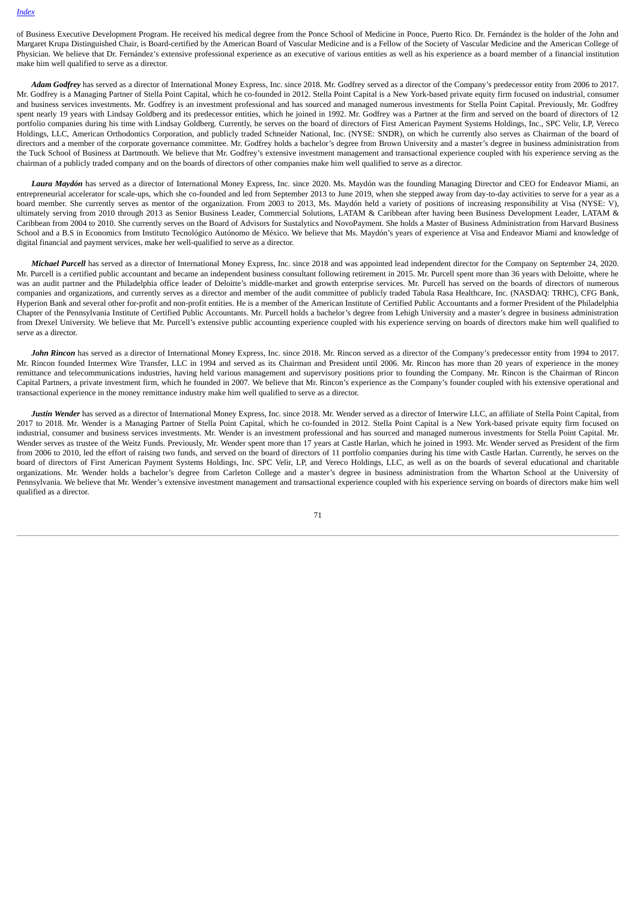of Business Executive Development Program. He received his medical degree from the Ponce School of Medicine in Ponce, Puerto Rico. Dr. Fernández is the holder of the John and Margaret Krupa Distinguished Chair, is Board-certified by the American Board of Vascular Medicine and is a Fellow of the Society of Vascular Medicine and the American College of Physician. We believe that Dr. Fernández's extensive professional experience as an executive of various entities as well as his experience as a board member of a financial institution make him well qualified to serve as a director.

***Adam Godfrey*** has served as a director of International Money Express, Inc. since 2018. Mr. Godfrey served as a director of the Company's predecessor entity from 2006 to 2017. Mr. Godfrey is a Managing Partner of Stella Point Capital, which he co-founded in 2012. Stella Point Capital is a New York-based private equity firm focused on industrial, consumer and business services investments. Mr. Godfrey is an investment professional and has sourced and managed numerous investments for Stella Point Capital. Previously, Mr. Godfrey spent nearly 19 years with Lindsay Goldberg and its predecessor entities, which he joined in 1992. Mr. Godfrey was a Partner at the firm and served on the board of directors of 12 portfolio companies during his time with Lindsay Goldberg. Currently, he serves on the board of directors of First American Payment Systems Holdings, Inc., SPC Velir, LP, Vereco Holdings, LLC, American Orthodontics Corporation, and publicly traded Schneider National, Inc. (NYSE: SNDR), on which he currently also serves as Chairman of the board of directors and a member of the corporate governance committee. Mr. Godfrey holds a bachelor's degree from Brown University and a master's degree in business administration from the Tuck School of Business at Dartmouth. We believe that Mr. Godfrey's extensive investment management and transactional experience coupled with his experience serving as the chairman of a publicly traded company and on the boards of directors of other companies make him well qualified to serve as a director.

***Laura Maydón*** has served as a director of International Money Express, Inc. since 2020. Ms. Maydón was the founding Managing Director and CEO for Endeavor Miami, an entrepreneurial accelerator for scale-ups, which she co-founded and led from September 2013 to June 2019, when she stepped away from day-to-day activities to serve for a year as a board member. She currently serves as mentor of the organization. From 2003 to 2013, Ms. Maydón held a variety of positions of increasing responsibility at Visa (NYSE: V), ultimately serving from 2010 through 2013 as Senior Business Leader, Commercial Solutions, LATAM & Caribbean after having been Business Development Leader, LATAM & Caribbean from 2004 to 2010. She currently serves on the Board of Advisors for Sustalytics and NovoPayment. She holds a Master of Business Administration from Harvard Business School and a B.S in Economics from Instituto Tecnológico Autónomo de México. We believe that Ms. Maydón's years of experience at Visa and Endeavor Miami and knowledge of digital financial and payment services, make her well-qualified to serve as a director.

***Michael Purcell*** has served as a director of International Money Express, Inc. since 2018 and was appointed lead independent director for the Company on September 24, 2020. Mr. Purcell is a certified public accountant and became an independent business consultant following retirement in 2015. Mr. Purcell spent more than 36 years with Deloitte, where he was an audit partner and the Philadelphia office leader of Deloitte's middle-market and growth enterprise services. Mr. Purcell has served on the boards of directors of numerous companies and organizations, and currently serves as a director and member of the audit committee of publicly traded Tabula Rasa Healthcare, Inc. (NASDAQ: TRHC), CFG Bank, Hyperion Bank and several other for-profit and non-profit entities. He is a member of the American Institute of Certified Public Accountants and a former President of the Philadelphia Chapter of the Pennsylvania Institute of Certified Public Accountants. Mr. Purcell holds a bachelor's degree from Lehigh University and a master's degree in business administration from Drexel University. We believe that Mr. Purcell's extensive public accounting experience coupled with his experience serving on boards of directors make him well qualified to serve as a director.

***John Rincon*** has served as a director of International Money Express, Inc. since 2018. Mr. Rincon served as a director of the Company's predecessor entity from 1994 to 2017. Mr. Rincon founded Intermex Wire Transfer, LLC in 1994 and served as its Chairman and President until 2006. Mr. Rincon has more than 20 years of experience in the money remittance and telecommunications industries, having held various management and supervisory positions prior to founding the Company. Mr. Rincon is the Chairman of Rincon Capital Partners, a private investment firm, which he founded in 2007. We believe that Mr. Rincon's experience as the Company's founder coupled with his extensive operational and transactional experience in the money remittance industry make him well qualified to serve as a director.

***Justin Wender*** has served as a director of International Money Express, Inc. since 2018. Mr. Wender served as a director of Interwire LLC, an affiliate of Stella Point Capital, from 2017 to 2018. Mr. Wender is a Managing Partner of Stella Point Capital, which he co-founded in 2012. Stella Point Capital is a New York-based private equity firm focused on industrial, consumer and business services investments. Mr. Wender is an investment professional and has sourced and managed numerous investments for Stella Point Capital. Mr. Wender serves as trustee of the Weitz Funds. Previously, Mr. Wender spent more than 17 years at Castle Harlan, which he joined in 1993. Mr. Wender served as President of the firm from 2006 to 2010, led the effort of raising two funds, and served on the board of directors of 11 portfolio companies during his time with Castle Harlan. Currently, he serves on the board of directors of First American Payment Systems Holdings, Inc. SPC Velir, LP, and Vereco Holdings, LLC, as well as on the boards of several educational and charitable organizations. Mr. Wender holds a bachelor's degree from Carleton College and a master's degree in business administration from the Wharton School at the University of Pennsylvania. We believe that Mr. Wender's extensive investment management and transactional experience coupled with his experience serving on boards of directors make him well qualified as a director.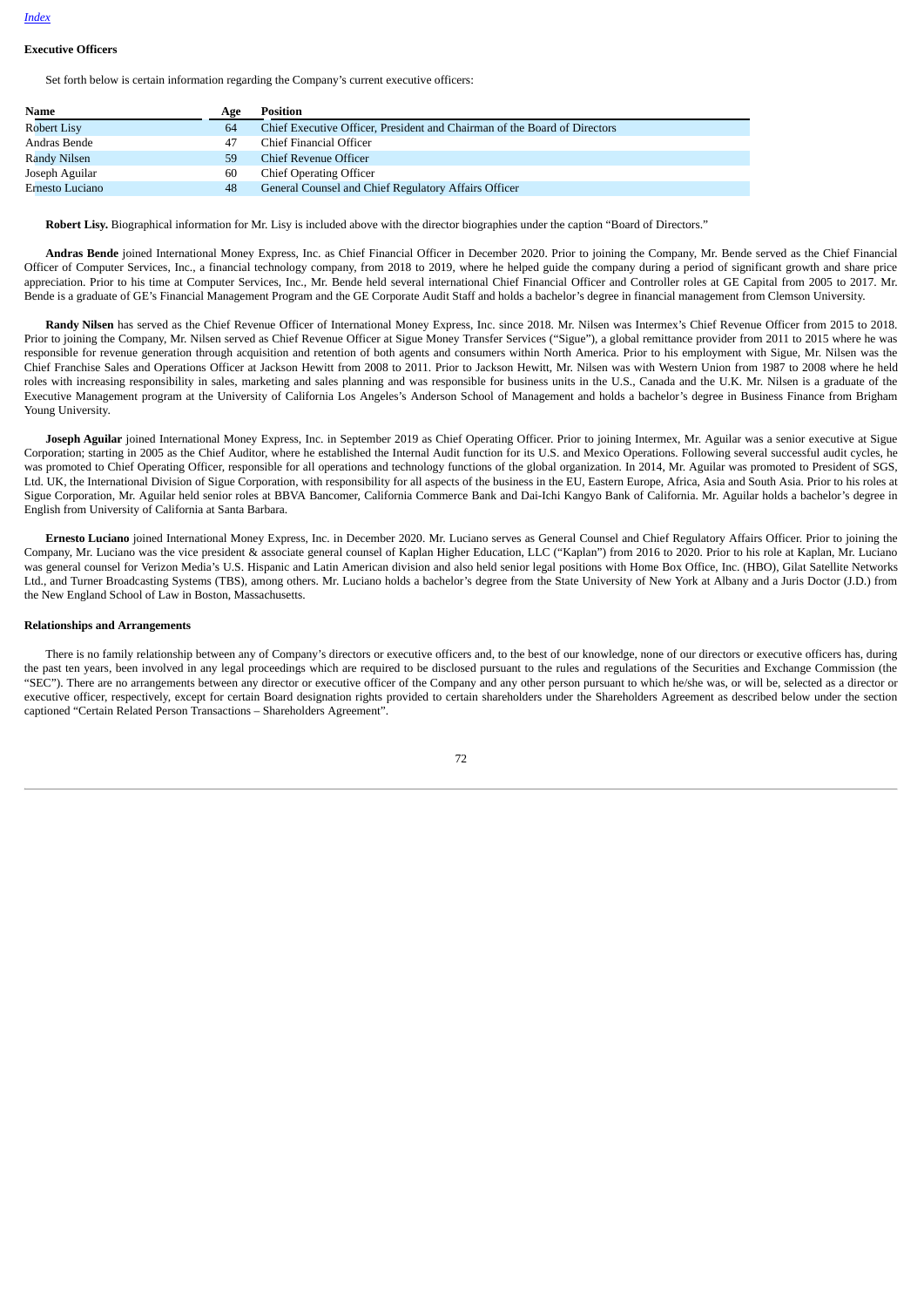[Index](#)

**Executive Officers**

Set forth below is certain information regarding the Company's current executive officers:

| Name | Age | Position |
|---|---|---|
| Robert Lisy | 64 | Chief Executive Officer, President and Chairman of the Board of Directors |
| Andras Bende | 47 | Chief Financial Officer |
| Randy Nilsen | 59 | Chief Revenue Officer |
| Joseph Aguilar | 60 | Chief Operating Officer |
| Ernesto Luciano | 48 | General Counsel and Chief Regulatory Affairs Officer |

**Robert Lisy.** Biographical information for Mr. Lisy is included above with the director biographies under the caption "Board of Directors."

**Andras Bende** joined International Money Express, Inc. as Chief Financial Officer in December 2020. Prior to joining the Company, Mr. Bende served as the Chief Financial Officer of Computer Services, Inc., a financial technology company, from 2018 to 2019, where he helped guide the company during a period of significant growth and share price appreciation. Prior to his time at Computer Services, Inc., Mr. Bende held several international Chief Financial Officer and Controller roles at GE Capital from 2005 to 2017. Mr. Bende is a graduate of GE's Financial Management Program and the GE Corporate Audit Staff and holds a bachelor's degree in financial management from Clemson University.

**Randy Nilsen** has served as the Chief Revenue Officer of International Money Express, Inc. since 2018. Mr. Nilsen was Intermex's Chief Revenue Officer from 2015 to 2018. Prior to joining the Company, Mr. Nilsen served as Chief Revenue Officer at Sigue Money Transfer Services ("Sigue"), a global remittance provider from 2011 to 2015 where he was responsible for revenue generation through acquisition and retention of both agents and consumers within North America. Prior to his employment with Sigue, Mr. Nilsen was the Chief Franchise Sales and Operations Officer at Jackson Hewitt from 2008 to 2011. Prior to Jackson Hewitt, Mr. Nilsen was with Western Union from 1987 to 2008 where he held roles with increasing responsibility in sales, marketing and sales planning and was responsible for business units in the U.S., Canada and the U.K. Mr. Nilsen is a graduate of the Executive Management program at the University of California Los Angeles's Anderson School of Management and holds a bachelor's degree in Business Finance from Brigham Young University.

**Joseph Aguilar** joined International Money Express, Inc. in September 2019 as Chief Operating Officer. Prior to joining Intermex, Mr. Aguilar was a senior executive at Sigue Corporation; starting in 2005 as the Chief Auditor, where he established the Internal Audit function for its U.S. and Mexico Operations. Following several successful audit cycles, he was promoted to Chief Operating Officer, responsible for all operations and technology functions of the global organization. In 2014, Mr. Aguilar was promoted to President of SGS, Ltd. UK, the International Division of Sigue Corporation, with responsibility for all aspects of the business in the EU, Eastern Europe, Africa, Asia and South Asia. Prior to his roles at Sigue Corporation, Mr. Aguilar held senior roles at BBVA Bancomer, California Commerce Bank and Dai-Ichi Kangyo Bank of California. Mr. Aguilar holds a bachelor's degree in English from University of California at Santa Barbara.

**Ernesto Luciano** joined International Money Express, Inc. in December 2020. Mr. Luciano serves as General Counsel and Chief Regulatory Affairs Officer. Prior to joining the Company, Mr. Luciano was the vice president & associate general counsel of Kaplan Higher Education, LLC ("Kaplan") from 2016 to 2020. Prior to his role at Kaplan, Mr. Luciano was general counsel for Verizon Media's U.S. Hispanic and Latin American division and also held senior legal positions with Home Box Office, Inc. (HBO), Gilat Satellite Networks Ltd., and Turner Broadcasting Systems (TBS), among others. Mr. Luciano holds a bachelor's degree from the State University of New York at Albany and a Juris Doctor (J.D.) from the New England School of Law in Boston, Massachusetts.

**Relationships and Arrangements**

There is no family relationship between any of Company's directors or executive officers and, to the best of our knowledge, none of our directors or executive officers has, during the past ten years, been involved in any legal proceedings which are required to be disclosed pursuant to the rules and regulations of the Securities and Exchange Commission (the "SEC"). There are no arrangements between any director or executive officer of the Company and any other person pursuant to which he/she was, or will be, selected as a director or executive officer, respectively, except for certain Board designation rights provided to certain shareholders under the Shareholders Agreement as described below under the section captioned "Certain Related Person Transactions – Shareholders Agreement".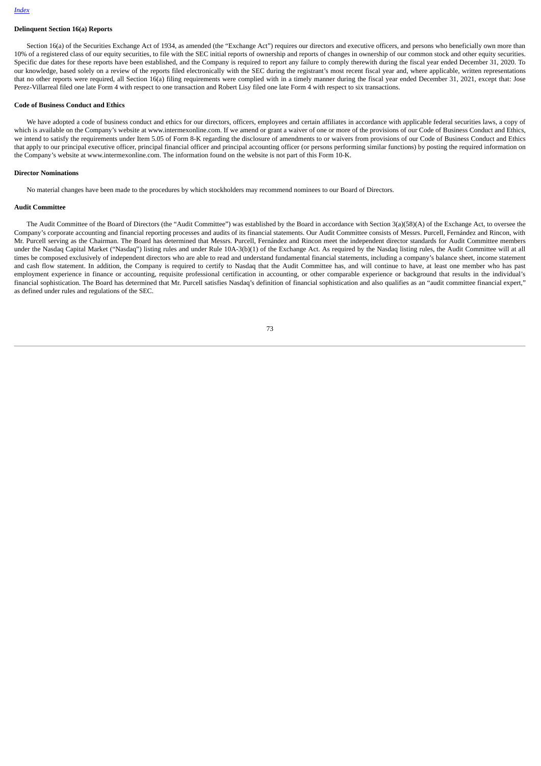**Delinquent Section 16(a) Reports**

Section 16(a) of the Securities Exchange Act of 1934, as amended (the "Exchange Act") requires our directors and executive officers, and persons who beneficially own more than 10% of a registered class of our equity securities, to file with the SEC initial reports of ownership and reports of changes in ownership of our common stock and other equity securities. Specific due dates for these reports have been established, and the Company is required to report any failure to comply therewith during the fiscal year ended December 31, 2020. To our knowledge, based solely on a review of the reports filed electronically with the SEC during the registrant's most recent fiscal year and, where applicable, written representations that no other reports were required, all Section 16(a) filing requirements were complied with in a timely manner during the fiscal year ended December 31, 2021, except that: Jose Perez-Villarreal filed one late Form 4 with respect to one transaction and Robert Lisy filed one late Form 4 with respect to six transactions.

**Code of Business Conduct and Ethics**

We have adopted a code of business conduct and ethics for our directors, officers, employees and certain affiliates in accordance with applicable federal securities laws, a copy of which is available on the Company's website at www.intermexonline.com. If we amend or grant a waiver of one or more of the provisions of our Code of Business Conduct and Ethics, we intend to satisfy the requirements under Item 5.05 of Form 8-K regarding the disclosure of amendments to or waivers from provisions of our Code of Business Conduct and Ethics that apply to our principal executive officer, principal financial officer and principal accounting officer (or persons performing similar functions) by posting the required information on the Company's website at www.intermexonline.com. The information found on the website is not part of this Form 10-K.

**Director Nominations**

No material changes have been made to the procedures by which stockholders may recommend nominees to our Board of Directors.

**Audit Committee**

The Audit Committee of the Board of Directors (the "Audit Committee") was established by the Board in accordance with Section 3(a)(58)(A) of the Exchange Act, to oversee the Company's corporate accounting and financial reporting processes and audits of its financial statements. Our Audit Committee consists of Messrs. Purcell, Fernández and Rincon, with Mr. Purcell serving as the Chairman. The Board has determined that Messrs. Purcell, Fernández and Rincon meet the independent director standards for Audit Committee members under the Nasdaq Capital Market ("Nasdaq") listing rules and under Rule 10A-3(b)(1) of the Exchange Act. As required by the Nasdaq listing rules, the Audit Committee will at all times be composed exclusively of independent directors who are able to read and understand fundamental financial statements, including a company's balance sheet, income statement and cash flow statement. In addition, the Company is required to certify to Nasdaq that the Audit Committee has, and will continue to have, at least one member who has past employment experience in finance or accounting, requisite professional certification in accounting, or other comparable experience or background that results in the individual's financial sophistication. The Board has determined that Mr. Purcell satisfies Nasdaq's definition of financial sophistication and also qualifies as an "audit committee financial expert," as defined under rules and regulations of the SEC.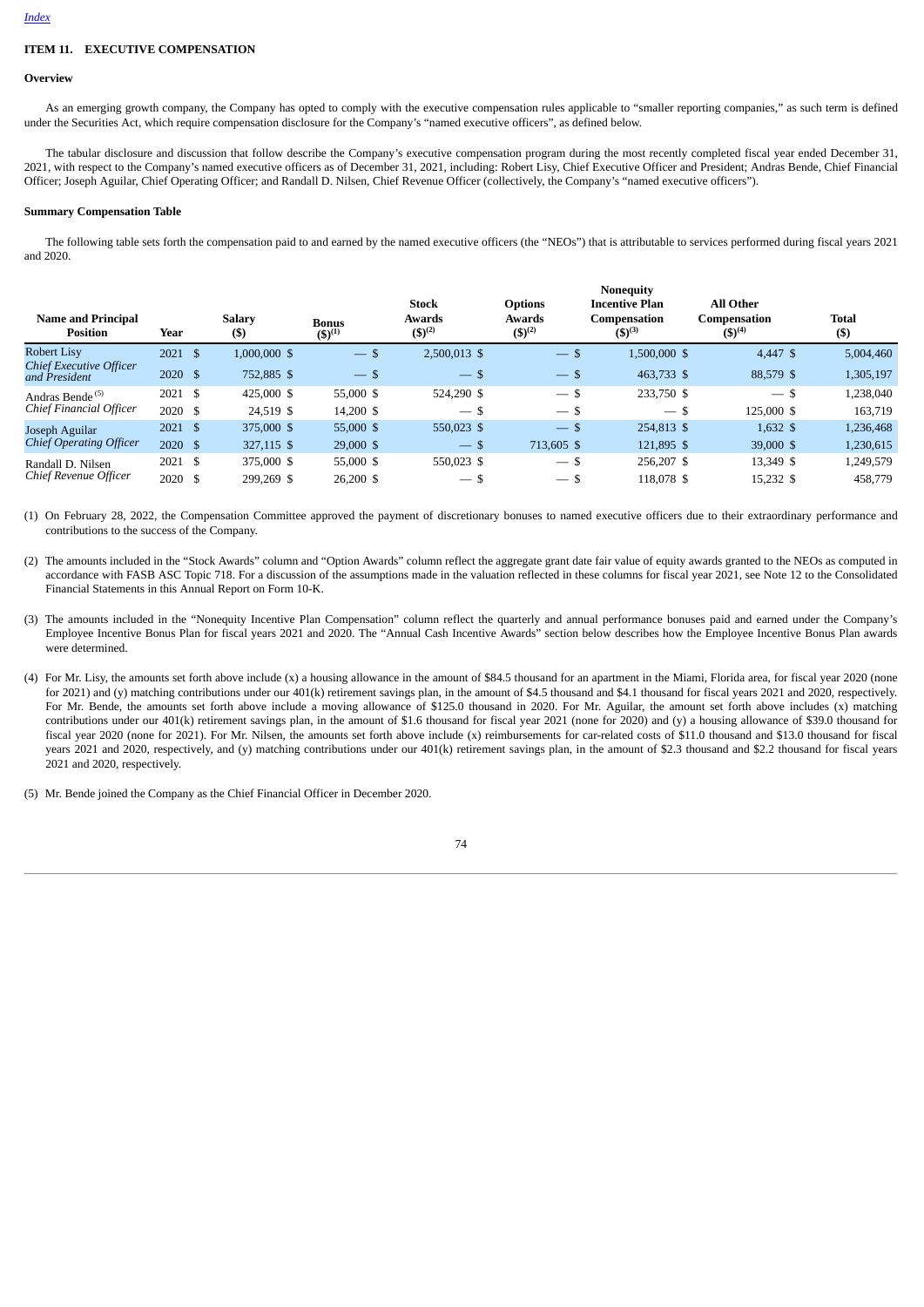[Index](#)

## ITEM 11. EXECUTIVE COMPENSATION

### Overview

As an emerging growth company, the Company has opted to comply with the executive compensation rules applicable to "smaller reporting companies," as such term is defined under the Securities Act, which require compensation disclosure for the Company's "named executive officers", as defined below.

The tabular disclosure and discussion that follow describe the Company's executive compensation program during the most recently completed fiscal year ended December 31, 2021, with respect to the Company's named executive officers as of December 31, 2021, including: Robert Lisy, Chief Executive Officer and President; Andras Bende, Chief Financial Officer; Joseph Aguilar, Chief Operating Officer; and Randall D. Nilsen, Chief Revenue Officer (collectively, the Company's "named executive officers").

### Summary Compensation Table

The following table sets forth the compensation paid to and earned by the named executive officers (the "NEOs") that is attributable to services performed during fiscal years 2021 and 2020.

| Name and Principal Position | Year | Salary ($) | Bonus ($)[(1)] | Stock Awards ($)[(2)] | Options Awards ($)[(2)] | Nonequity Incentive Plan Compensation ($)[(3)] | All Other Compensation ($)[(4)] | Total ($) |
|---|---|---|---|---|---|---|---|---|
| Robert Lisy<br>*Chief Executive Officer and President* | 2021 | $ 1,000,000 | $ — | $ 2,500,013 | $ — | $ 1,500,000 | $ 4,447 | $ 5,004,460 |
| | 2020 | $ 752,885 | $ — | $ — | $ — | $ 463,733 | $ 88,579 | $ 1,305,197 |
| Andras Bende[(5)]<br>*Chief Financial Officer* | 2021 | $ 425,000 | $ 55,000 | $ 524,290 | $ — | $ 233,750 | $ — | $ 1,238,040 |
| | 2020 | $ 24,519 | $ 14,200 | $ — | $ — | $ — | $ 125,000 | $ 163,719 |
| Joseph Aguilar<br>*Chief Operating Officer* | 2021 | $ 375,000 | $ 55,000 | $ 550,023 | $ — | $ 254,813 | $ 1,632 | $ 1,236,468 |
| | 2020 | $ 327,115 | $ 29,000 | $ — | $ 713,605 | $ 121,895 | $ 39,000 | $ 1,230,615 |
| Randall D. Nilsen<br>*Chief Revenue Officer* | 2021 | $ 375,000 | $ 55,000 | $ 550,023 | $ — | $ 256,207 | $ 13,349 | $ 1,249,579 |
| | 2020 | $ 299,269 | $ 26,200 | $ — | $ — | $ 118,078 | $ 15,232 | $ 458,779 |

(1) On February 28, 2022, the Compensation Committee approved the payment of discretionary bonuses to named executive officers due to their extraordinary performance and contributions to the success of the Company.

(2) The amounts included in the "Stock Awards" column and "Option Awards" column reflect the aggregate grant date fair value of equity awards granted to the NEOs as computed in accordance with FASB ASC Topic 718. For a discussion of the assumptions made in the valuation reflected in these columns for fiscal year 2021, see Note 12 to the Consolidated Financial Statements in this Annual Report on Form 10-K.

(3) The amounts included in the "Nonequity Incentive Plan Compensation" column reflect the quarterly and annual performance bonuses paid and earned under the Company's Employee Incentive Bonus Plan for fiscal years 2021 and 2020. The "Annual Cash Incentive Awards" section below describes how the Employee Incentive Bonus Plan awards were determined.

(4) For Mr. Lisy, the amounts set forth above include (x) a housing allowance in the amount of $84.5 thousand for an apartment in the Miami, Florida area, for fiscal year 2020 (none for 2021) and (y) matching contributions under our 401(k) retirement savings plan, in the amount of $4.5 thousand and $4.1 thousand for fiscal years 2021 and 2020, respectively. For Mr. Bende, the amounts set forth above include a moving allowance of $125.0 thousand in 2020. For Mr. Aguilar, the amount set forth above includes (x) matching contributions under our 401(k) retirement savings plan, in the amount of $1.6 thousand for fiscal year 2021 (none for 2020) and (y) a housing allowance of $39.0 thousand for fiscal year 2020 (none for 2021). For Mr. Nilsen, the amounts set forth above include (x) reimbursements for car-related costs of $11.0 thousand and $13.0 thousand for fiscal years 2021 and 2020, respectively, and (y) matching contributions under our 401(k) retirement savings plan, in the amount of $2.3 thousand and $2.2 thousand for fiscal years 2021 and 2020, respectively.

(5) Mr. Bende joined the Company as the Chief Financial Officer in December 2020.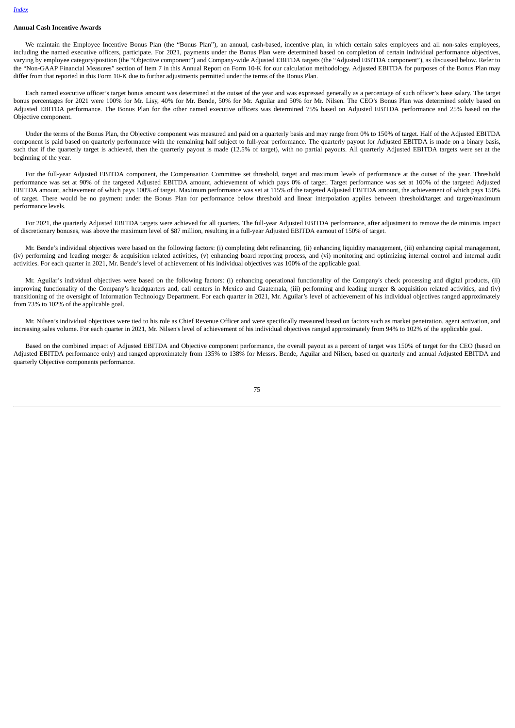**Annual Cash Incentive Awards**

We maintain the Employee Incentive Bonus Plan (the "Bonus Plan"), an annual, cash-based, incentive plan, in which certain sales employees and all non-sales employees, including the named executive officers, participate. For 2021, payments under the Bonus Plan were determined based on completion of certain individual performance objectives, varying by employee category/position (the "Objective component") and Company-wide Adjusted EBITDA targets (the "Adjusted EBITDA component"), as discussed below. Refer to the "Non-GAAP Financial Measures" section of Item 7 in this Annual Report on Form 10-K for our calculation methodology. Adjusted EBITDA for purposes of the Bonus Plan may differ from that reported in this Form 10-K due to further adjustments permitted under the terms of the Bonus Plan.

Each named executive officer's target bonus amount was determined at the outset of the year and was expressed generally as a percentage of such officer's base salary. The target bonus percentages for 2021 were 100% for Mr. Lisy, 40% for Mr. Bende, 50% for Mr. Aguilar and 50% for Mr. Nilsen. The CEO's Bonus Plan was determined solely based on Adjusted EBITDA performance. The Bonus Plan for the other named executive officers was determined 75% based on Adjusted EBITDA performance and 25% based on the Objective component.

Under the terms of the Bonus Plan, the Objective component was measured and paid on a quarterly basis and may range from 0% to 150% of target. Half of the Adjusted EBITDA component is paid based on quarterly performance with the remaining half subject to full-year performance. The quarterly payout for Adjusted EBITDA is made on a binary basis, such that if the quarterly target is achieved, then the quarterly payout is made (12.5% of target), with no partial payouts. All quarterly Adjusted EBITDA targets were set at the beginning of the year.

For the full-year Adjusted EBITDA component, the Compensation Committee set threshold, target and maximum levels of performance at the outset of the year. Threshold performance was set at 90% of the targeted Adjusted EBITDA amount, achievement of which pays 0% of target. Target performance was set at 100% of the targeted Adjusted EBITDA amount, achievement of which pays 100% of target. Maximum performance was set at 115% of the targeted Adjusted EBITDA amount, the achievement of which pays 150% of target. There would be no payment under the Bonus Plan for performance below threshold and linear interpolation applies between threshold/target and target/maximum performance levels.

For 2021, the quarterly Adjusted EBITDA targets were achieved for all quarters. The full-year Adjusted EBITDA performance, after adjustment to remove the de minimis impact of discretionary bonuses, was above the maximum level of $87 million, resulting in a full-year Adjusted EBITDA earnout of 150% of target.

Mr. Bende's individual objectives were based on the following factors: (i) completing debt refinancing, (ii) enhancing liquidity management, (iii) enhancing capital management, (iv) performing and leading merger & acquisition related activities, (v) enhancing board reporting process, and (vi) monitoring and optimizing internal control and internal audit activities. For each quarter in 2021, Mr. Bende's level of achievement of his individual objectives was 100% of the applicable goal.

Mr. Aguilar's individual objectives were based on the following factors: (i) enhancing operational functionality of the Company's check processing and digital products, (ii) improving functionality of the Company's headquarters and, call centers in Mexico and Guatemala, (iii) performing and leading merger & acquisition related activities, and (iv) transitioning of the oversight of Information Technology Department. For each quarter in 2021, Mr. Aguilar's level of achievement of his individual objectives ranged approximately from 73% to 102% of the applicable goal.

Mr. Nilsen's individual objectives were tied to his role as Chief Revenue Officer and were specifically measured based on factors such as market penetration, agent activation, and increasing sales volume. For each quarter in 2021, Mr. Nilsen's level of achievement of his individual objectives ranged approximately from 94% to 102% of the applicable goal.

Based on the combined impact of Adjusted EBITDA and Objective component performance, the overall payout as a percent of target was 150% of target for the CEO (based on Adjusted EBITDA performance only) and ranged approximately from 135% to 138% for Messrs. Bende, Aguilar and Nilsen, based on quarterly and annual Adjusted EBITDA and quarterly Objective components performance.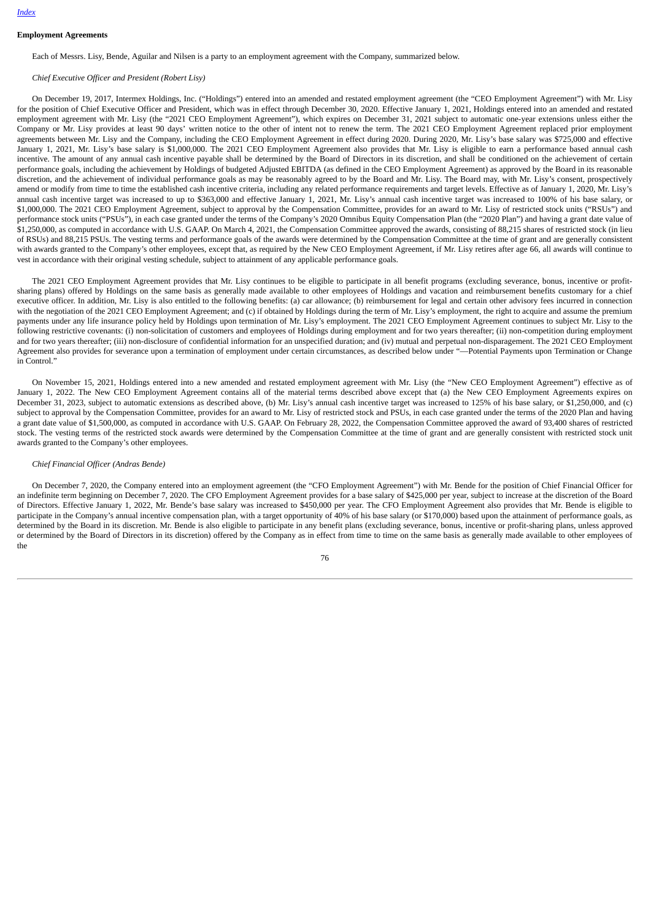**Employment Agreements**

Each of Messrs. Lisy, Bende, Aguilar and Nilsen is a party to an employment agreement with the Company, summarized below.

*Chief Executive Officer and President (Robert Lisy)*

On December 19, 2017, Intermex Holdings, Inc. ("Holdings") entered into an amended and restated employment agreement (the "CEO Employment Agreement") with Mr. Lisy for the position of Chief Executive Officer and President, which was in effect through December 30, 2020. Effective January 1, 2021, Holdings entered into an amended and restated employment agreement with Mr. Lisy (the "2021 CEO Employment Agreement"), which expires on December 31, 2021 subject to automatic one-year extensions unless either the Company or Mr. Lisy provides at least 90 days' written notice to the other of intent not to renew the term. The 2021 CEO Employment Agreement replaced prior employment agreements between Mr. Lisy and the Company, including the CEO Employment Agreement in effect during 2020. During 2020, Mr. Lisy's base salary was $725,000 and effective January 1, 2021, Mr. Lisy's base salary is $1,000,000. The 2021 CEO Employment Agreement also provides that Mr. Lisy is eligible to earn a performance based annual cash incentive. The amount of any annual cash incentive payable shall be determined by the Board of Directors in its discretion, and shall be conditioned on the achievement of certain performance goals, including the achievement by Holdings of budgeted Adjusted EBITDA (as defined in the CEO Employment Agreement) as approved by the Board in its reasonable discretion, and the achievement of individual performance goals as may be reasonably agreed to by the Board and Mr. Lisy. The Board may, with Mr. Lisy's consent, prospectively amend or modify from time to time the established cash incentive criteria, including any related performance requirements and target levels. Effective as of January 1, 2020, Mr. Lisy's annual cash incentive target was increased to up to $363,000 and effective January 1, 2021, Mr. Lisy's annual cash incentive target was increased to 100% of his base salary, or $1,000,000. The 2021 CEO Employment Agreement, subject to approval by the Compensation Committee, provides for an award to Mr. Lisy of restricted stock units ("RSUs") and performance stock units ("PSUs"), in each case granted under the terms of the Company's 2020 Omnibus Equity Compensation Plan (the "2020 Plan") and having a grant date value of $1,250,000, as computed in accordance with U.S. GAAP. On March 4, 2021, the Compensation Committee approved the awards, consisting of 88,215 shares of restricted stock (in lieu of RSUs) and 88,215 PSUs. The vesting terms and performance goals of the awards were determined by the Compensation Committee at the time of grant and are generally consistent with awards granted to the Company's other employees, except that, as required by the New CEO Employment Agreement, if Mr. Lisy retires after age 66, all awards will continue to vest in accordance with their original vesting schedule, subject to attainment of any applicable performance goals.

The 2021 CEO Employment Agreement provides that Mr. Lisy continues to be eligible to participate in all benefit programs (excluding severance, bonus, incentive or profit-sharing plans) offered by Holdings on the same basis as generally made available to other employees of Holdings and vacation and reimbursement benefits customary for a chief executive officer. In addition, Mr. Lisy is also entitled to the following benefits: (a) car allowance; (b) reimbursement for legal and certain other advisory fees incurred in connection with the negotiation of the 2021 CEO Employment Agreement; and (c) if obtained by Holdings during the term of Mr. Lisy's employment, the right to acquire and assume the premium payments under any life insurance policy held by Holdings upon termination of Mr. Lisy's employment. The 2021 CEO Employment Agreement continues to subject Mr. Lisy to the following restrictive covenants: (i) non-solicitation of customers and employees of Holdings during employment and for two years thereafter; (ii) non-competition during employment and for two years thereafter; (iii) non-disclosure of confidential information for an unspecified duration; and (iv) mutual and perpetual non-disparagement. The 2021 CEO Employment Agreement also provides for severance upon a termination of employment under certain circumstances, as described below under "—Potential Payments upon Termination or Change in Control."

On November 15, 2021, Holdings entered into a new amended and restated employment agreement with Mr. Lisy (the "New CEO Employment Agreement") effective as of January 1, 2022. The New CEO Employment Agreement contains all of the material terms described above except that (a) the New CEO Employment Agreements expires on December 31, 2023, subject to automatic extensions as described above, (b) Mr. Lisy's annual cash incentive target was increased to 125% of his base salary, or $1,250,000, and (c) subject to approval by the Compensation Committee, provides for an award to Mr. Lisy of restricted stock and PSUs, in each case granted under the terms of the 2020 Plan and having a grant date value of $1,500,000, as computed in accordance with U.S. GAAP. On February 28, 2022, the Compensation Committee approved the award of 93,400 shares of restricted stock. The vesting terms of the restricted stock awards were determined by the Compensation Committee at the time of grant and are generally consistent with restricted stock unit awards granted to the Company's other employees.

*Chief Financial Officer (Andras Bende)*

On December 7, 2020, the Company entered into an employment agreement (the "CFO Employment Agreement") with Mr. Bende for the position of Chief Financial Officer for an indefinite term beginning on December 7, 2020. The CFO Employment Agreement provides for a base salary of $425,000 per year, subject to increase at the discretion of the Board of Directors. Effective January 1, 2022, Mr. Bende's base salary was increased to $450,000 per year. The CFO Employment Agreement also provides that Mr. Bende is eligible to participate in the Company's annual incentive compensation plan, with a target opportunity of 40% of his base salary (or $170,000) based upon the attainment of performance goals, as determined by the Board in its discretion. Mr. Bende is also eligible to participate in any benefit plans (excluding severance, bonus, incentive or profit-sharing plans, unless approved or determined by the Board of Directors in its discretion) offered by the Company as in effect from time to time on the same basis as generally made available to other employees of the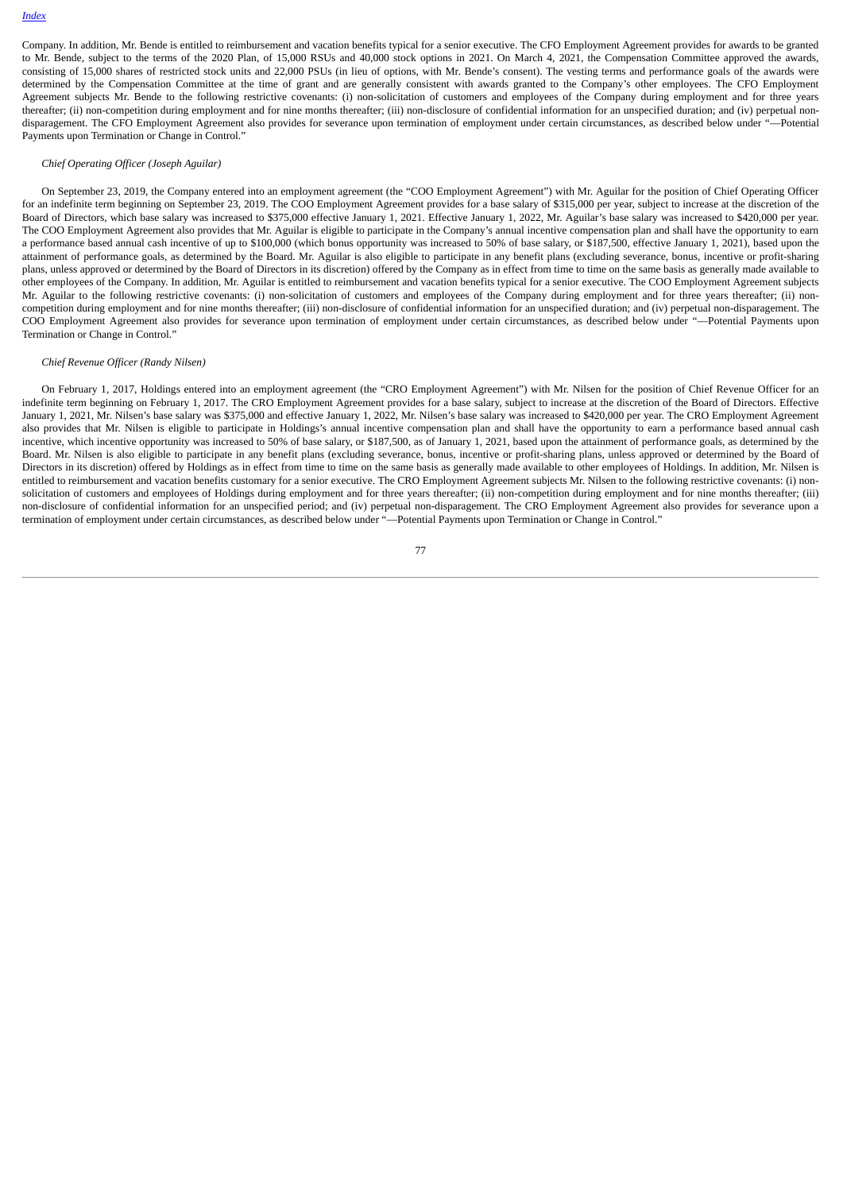Company. In addition, Mr. Bende is entitled to reimbursement and vacation benefits typical for a senior executive. The CFO Employment Agreement provides for awards to be granted to Mr. Bende, subject to the terms of the 2020 Plan, of 15,000 RSUs and 40,000 stock options in 2021. On March 4, 2021, the Compensation Committee approved the awards, consisting of 15,000 shares of restricted stock units and 22,000 PSUs (in lieu of options, with Mr. Bende's consent). The vesting terms and performance goals of the awards were determined by the Compensation Committee at the time of grant and are generally consistent with awards granted to the Company's other employees. The CFO Employment Agreement subjects Mr. Bende to the following restrictive covenants: (i) non-solicitation of customers and employees of the Company during employment and for three years thereafter; (ii) non-competition during employment and for nine months thereafter; (iii) non-disclosure of confidential information for an unspecified duration; and (iv) perpetual non-disparagement. The CFO Employment Agreement also provides for severance upon termination of employment under certain circumstances, as described below under "—Potential Payments upon Termination or Change in Control."

*Chief Operating Officer (Joseph Aguilar)*

On September 23, 2019, the Company entered into an employment agreement (the "COO Employment Agreement") with Mr. Aguilar for the position of Chief Operating Officer for an indefinite term beginning on September 23, 2019. The COO Employment Agreement provides for a base salary of $315,000 per year, subject to increase at the discretion of the Board of Directors, which base salary was increased to $375,000 effective January 1, 2021. Effective January 1, 2022, Mr. Aguilar's base salary was increased to $420,000 per year. The COO Employment Agreement also provides that Mr. Aguilar is eligible to participate in the Company's annual incentive compensation plan and shall have the opportunity to earn a performance based annual cash incentive of up to $100,000 (which bonus opportunity was increased to 50% of base salary, or $187,500, effective January 1, 2021), based upon the attainment of performance goals, as determined by the Board. Mr. Aguilar is also eligible to participate in any benefit plans (excluding severance, bonus, incentive or profit-sharing plans, unless approved or determined by the Board of Directors in its discretion) offered by the Company as in effect from time to time on the same basis as generally made available to other employees of the Company. In addition, Mr. Aguilar is entitled to reimbursement and vacation benefits typical for a senior executive. The COO Employment Agreement subjects Mr. Aguilar to the following restrictive covenants: (i) non-solicitation of customers and employees of the Company during employment and for three years thereafter; (ii) non-competition during employment and for nine months thereafter; (iii) non-disclosure of confidential information for an unspecified duration; and (iv) perpetual non-disparagement. The COO Employment Agreement also provides for severance upon termination of employment under certain circumstances, as described below under "—Potential Payments upon Termination or Change in Control."

*Chief Revenue Officer (Randy Nilsen)*

On February 1, 2017, Holdings entered into an employment agreement (the "CRO Employment Agreement") with Mr. Nilsen for the position of Chief Revenue Officer for an indefinite term beginning on February 1, 2017. The CRO Employment Agreement provides for a base salary, subject to increase at the discretion of the Board of Directors. Effective January 1, 2021, Mr. Nilsen's base salary was $375,000 and effective January 1, 2022, Mr. Nilsen's base salary was increased to $420,000 per year. The CRO Employment Agreement also provides that Mr. Nilsen is eligible to participate in Holdings's annual incentive compensation plan and shall have the opportunity to earn a performance based annual cash incentive, which incentive opportunity was increased to 50% of base salary, or $187,500, as of January 1, 2021, based upon the attainment of performance goals, as determined by the Board. Mr. Nilsen is also eligible to participate in any benefit plans (excluding severance, bonus, incentive or profit-sharing plans, unless approved or determined by the Board of Directors in its discretion) offered by Holdings as in effect from time to time on the same basis as generally made available to other employees of Holdings. In addition, Mr. Nilsen is entitled to reimbursement and vacation benefits customary for a senior executive. The CRO Employment Agreement subjects Mr. Nilsen to the following restrictive covenants: (i) non-solicitation of customers and employees of Holdings during employment and for three years thereafter; (ii) non-competition during employment and for nine months thereafter; (iii) non-disclosure of confidential information for an unspecified period; and (iv) perpetual non-disparagement. The CRO Employment Agreement also provides for severance upon a termination of employment under certain circumstances, as described below under "—Potential Payments upon Termination or Change in Control."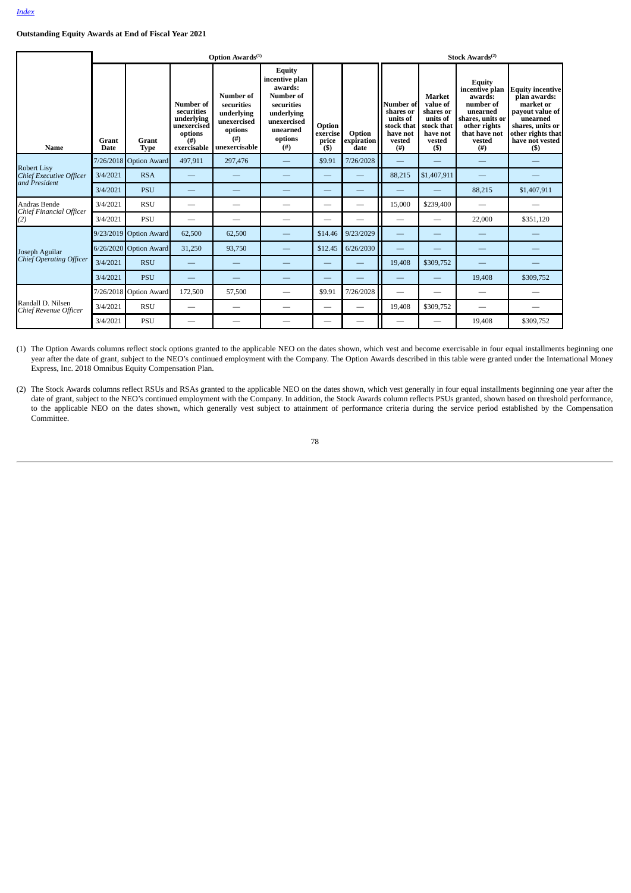*Index*

**Outstanding Equity Awards at End of Fiscal Year 2021**

| | | | Option Awards[(1)] | | | | | Stock Awards[(2)] | | | |
|---|---|---|---|---|---|---|---|---|---|---|---|
| **Name** | **Grant Date** | **Grant Type** | **Number of securities underlying unexercised options (#) exercisable** | **Number of securities underlying unexercised options (#) unexercisable** | **Equity incentive plan awards: Number of securities underlying unexercised unearned options (#)** | **Option exercise price ($)** | **Option expiration date** | **Number of shares or units of stock that have not vested (#)** | **Market value of shares or units of stock that have not vested ($)** | **Equity incentive plan awards: number of unearned shares, units or other rights that have not vested (#)** | **Equity incentive plan awards: market or payout value of unearned shares, units or other rights that have not vested ($)** |
| Robert Lisy *Chief Executive Officer and President* | 7/26/2018 | Option Award | 497,911 | 297,476 | — | $9.91 | 7/26/2028 | — | — | — | — |
| | 3/4/2021 | RSA | — | — | — | — | — | 88,215 | $1,407,911 | — | — |
| | 3/4/2021 | PSU | — | — | — | — | — | — | — | 88,215 | $1,407,911 |
| Andras Bende *Chief Financial Officer (2)* | 3/4/2021 | RSU | — | — | — | — | — | 15,000 | $239,400 | — | — |
| | 3/4/2021 | PSU | — | — | — | — | — | — | — | 22,000 | $351,120 |
| Joseph Aguilar *Chief Operating Officer* | 9/23/2019 | Option Award | 62,500 | 62,500 | — | $14.46 | 9/23/2029 | — | — | — | — |
| | 6/26/2020 | Option Award | 31,250 | 93,750 | — | $12.45 | 6/26/2030 | — | — | — | — |
| | 3/4/2021 | RSU | — | — | — | — | — | 19,408 | $309,752 | — | — |
| | 3/4/2021 | PSU | — | — | — | — | — | — | — | 19,408 | $309,752 |
| Randall D. Nilsen *Chief Revenue Officer* | 7/26/2018 | Option Award | 172,500 | 57,500 | — | $9.91 | 7/26/2028 | — | — | — | — |
| | 3/4/2021 | RSU | — | — | — | — | — | 19,408 | $309,752 | — | — |
| | 3/4/2021 | PSU | — | — | — | — | — | — | — | 19,408 | $309,752 |

(1) The Option Awards columns reflect stock options granted to the applicable NEO on the dates shown, which vest and become exercisable in four equal installments beginning one year after the date of grant, subject to the NEO's continued employment with the Company. The Option Awards described in this table were granted under the International Money Express, Inc. 2018 Omnibus Equity Compensation Plan.

(2) The Stock Awards columns reflect RSUs and RSAs granted to the applicable NEO on the dates shown, which vest generally in four equal installments beginning one year after the date of grant, subject to the NEO's continued employment with the Company. In addition, the Stock Awards column reflects PSUs granted, shown based on threshold performance, to the applicable NEO on the dates shown, which generally vest subject to attainment of performance criteria during the service period established by the Compensation Committee.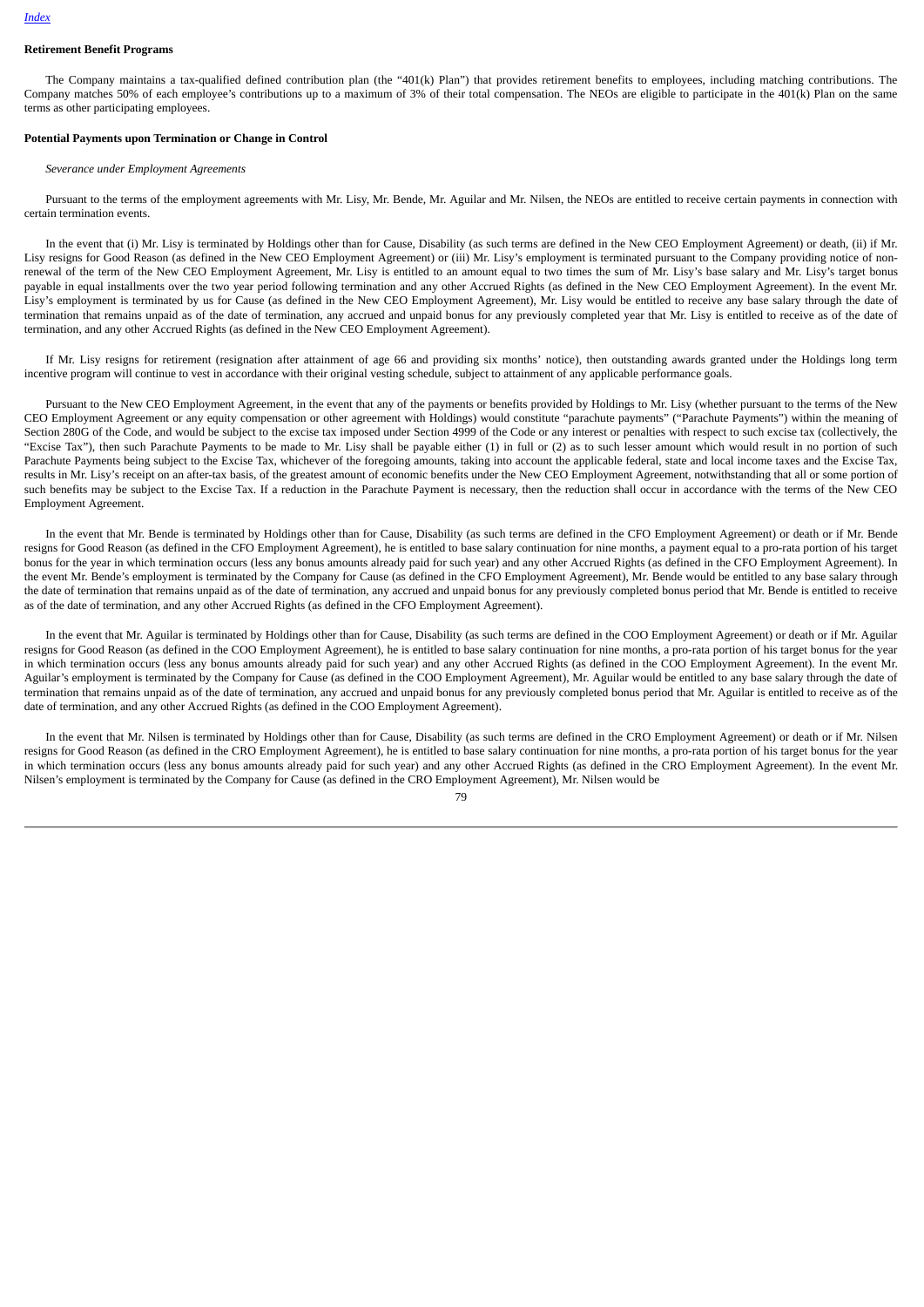**Retirement Benefit Programs**

The Company maintains a tax-qualified defined contribution plan (the "401(k) Plan") that provides retirement benefits to employees, including matching contributions. The Company matches 50% of each employee's contributions up to a maximum of 3% of their total compensation. The NEOs are eligible to participate in the 401(k) Plan on the same terms as other participating employees.

**Potential Payments upon Termination or Change in Control**

*Severance under Employment Agreements*

Pursuant to the terms of the employment agreements with Mr. Lisy, Mr. Bende, Mr. Aguilar and Mr. Nilsen, the NEOs are entitled to receive certain payments in connection with certain termination events.

In the event that (i) Mr. Lisy is terminated by Holdings other than for Cause, Disability (as such terms are defined in the New CEO Employment Agreement) or death, (ii) if Mr. Lisy resigns for Good Reason (as defined in the New CEO Employment Agreement) or (iii) Mr. Lisy's employment is terminated pursuant to the Company providing notice of non-renewal of the term of the New CEO Employment Agreement, Mr. Lisy is entitled to an amount equal to two times the sum of Mr. Lisy's base salary and Mr. Lisy's target bonus payable in equal installments over the two year period following termination and any other Accrued Rights (as defined in the New CEO Employment Agreement). In the event Mr. Lisy's employment is terminated by us for Cause (as defined in the New CEO Employment Agreement), Mr. Lisy would be entitled to receive any base salary through the date of termination that remains unpaid as of the date of termination, any accrued and unpaid bonus for any previously completed year that Mr. Lisy is entitled to receive as of the date of termination, and any other Accrued Rights (as defined in the New CEO Employment Agreement).

If Mr. Lisy resigns for retirement (resignation after attainment of age 66 and providing six months' notice), then outstanding awards granted under the Holdings long term incentive program will continue to vest in accordance with their original vesting schedule, subject to attainment of any applicable performance goals.

Pursuant to the New CEO Employment Agreement, in the event that any of the payments or benefits provided by Holdings to Mr. Lisy (whether pursuant to the terms of the New CEO Employment Agreement or any equity compensation or other agreement with Holdings) would constitute "parachute payments" ("Parachute Payments") within the meaning of Section 280G of the Code, and would be subject to the excise tax imposed under Section 4999 of the Code or any interest or penalties with respect to such excise tax (collectively, the "Excise Tax"), then such Parachute Payments to be made to Mr. Lisy shall be payable either (1) in full or (2) as to such lesser amount which would result in no portion of such Parachute Payments being subject to the Excise Tax, whichever of the foregoing amounts, taking into account the applicable federal, state and local income taxes and the Excise Tax, results in Mr. Lisy's receipt on an after-tax basis, of the greatest amount of economic benefits under the New CEO Employment Agreement, notwithstanding that all or some portion of such benefits may be subject to the Excise Tax. If a reduction in the Parachute Payment is necessary, then the reduction shall occur in accordance with the terms of the New CEO Employment Agreement.

In the event that Mr. Bende is terminated by Holdings other than for Cause, Disability (as such terms are defined in the CFO Employment Agreement) or death or if Mr. Bende resigns for Good Reason (as defined in the CFO Employment Agreement), he is entitled to base salary continuation for nine months, a payment equal to a pro-rata portion of his target bonus for the year in which termination occurs (less any bonus amounts already paid for such year) and any other Accrued Rights (as defined in the CFO Employment Agreement). In the event Mr. Bende's employment is terminated by the Company for Cause (as defined in the CFO Employment Agreement), Mr. Bende would be entitled to any base salary through the date of termination that remains unpaid as of the date of termination, any accrued and unpaid bonus for any previously completed bonus period that Mr. Bende is entitled to receive as of the date of termination, and any other Accrued Rights (as defined in the CFO Employment Agreement).

In the event that Mr. Aguilar is terminated by Holdings other than for Cause, Disability (as such terms are defined in the COO Employment Agreement) or death or if Mr. Aguilar resigns for Good Reason (as defined in the COO Employment Agreement), he is entitled to base salary continuation for nine months, a pro-rata portion of his target bonus for the year in which termination occurs (less any bonus amounts already paid for such year) and any other Accrued Rights (as defined in the COO Employment Agreement). In the event Mr. Aguilar's employment is terminated by the Company for Cause (as defined in the COO Employment Agreement), Mr. Aguilar would be entitled to any base salary through the date of termination that remains unpaid as of the date of termination, any accrued and unpaid bonus for any previously completed bonus period that Mr. Aguilar is entitled to receive as of the date of termination, and any other Accrued Rights (as defined in the COO Employment Agreement).

In the event that Mr. Nilsen is terminated by Holdings other than for Cause, Disability (as such terms are defined in the CRO Employment Agreement) or death or if Mr. Nilsen resigns for Good Reason (as defined in the CRO Employment Agreement), he is entitled to base salary continuation for nine months, a pro-rata portion of his target bonus for the year in which termination occurs (less any bonus amounts already paid for such year) and any other Accrued Rights (as defined in the CRO Employment Agreement). In the event Mr. Nilsen's employment is terminated by the Company for Cause (as defined in the CRO Employment Agreement), Mr. Nilsen would be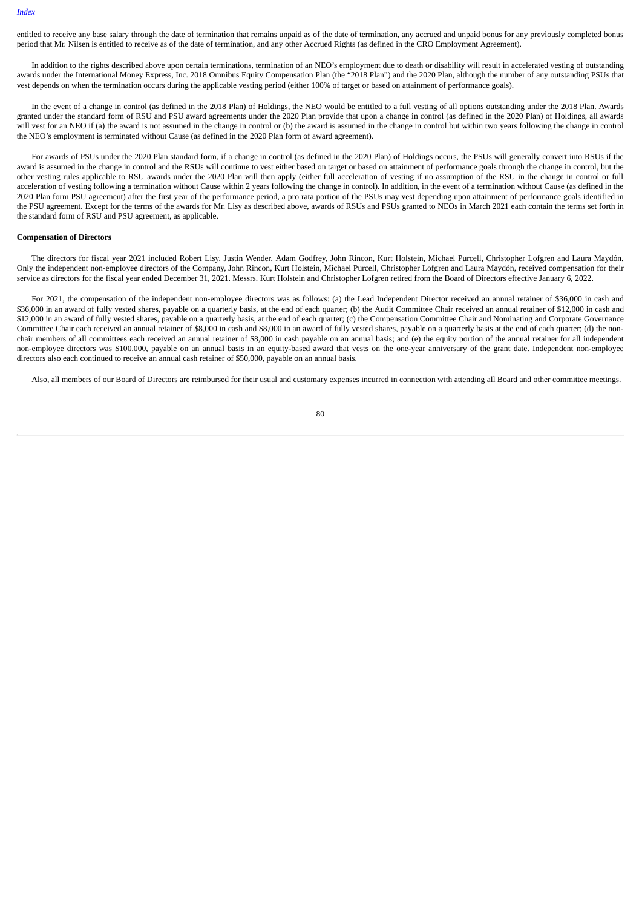entitled to receive any base salary through the date of termination that remains unpaid as of the date of termination, any accrued and unpaid bonus for any previously completed bonus period that Mr. Nilsen is entitled to receive as of the date of termination, and any other Accrued Rights (as defined in the CRO Employment Agreement).

In addition to the rights described above upon certain terminations, termination of an NEO's employment due to death or disability will result in accelerated vesting of outstanding awards under the International Money Express, Inc. 2018 Omnibus Equity Compensation Plan (the "2018 Plan") and the 2020 Plan, although the number of any outstanding PSUs that vest depends on when the termination occurs during the applicable vesting period (either 100% of target or based on attainment of performance goals).

In the event of a change in control (as defined in the 2018 Plan) of Holdings, the NEO would be entitled to a full vesting of all options outstanding under the 2018 Plan. Awards granted under the standard form of RSU and PSU award agreements under the 2020 Plan provide that upon a change in control (as defined in the 2020 Plan) of Holdings, all awards will vest for an NEO if (a) the award is not assumed in the change in control or (b) the award is assumed in the change in control but within two years following the change in control the NEO's employment is terminated without Cause (as defined in the 2020 Plan form of award agreement).

For awards of PSUs under the 2020 Plan standard form, if a change in control (as defined in the 2020 Plan) of Holdings occurs, the PSUs will generally convert into RSUs if the award is assumed in the change in control and the RSUs will continue to vest either based on target or based on attainment of performance goals through the change in control, but the other vesting rules applicable to RSU awards under the 2020 Plan will then apply (either full acceleration of vesting if no assumption of the RSU in the change in control or full acceleration of vesting following a termination without Cause within 2 years following the change in control). In addition, in the event of a termination without Cause (as defined in the 2020 Plan form PSU agreement) after the first year of the performance period, a pro rata portion of the PSUs may vest depending upon attainment of performance goals identified in the PSU agreement. Except for the terms of the awards for Mr. Lisy as described above, awards of RSUs and PSUs granted to NEOs in March 2021 each contain the terms set forth in the standard form of RSU and PSU agreement, as applicable.

**Compensation of Directors**

The directors for fiscal year 2021 included Robert Lisy, Justin Wender, Adam Godfrey, John Rincon, Kurt Holstein, Michael Purcell, Christopher Lofgren and Laura Maydón. Only the independent non-employee directors of the Company, John Rincon, Kurt Holstein, Michael Purcell, Christopher Lofgren and Laura Maydón, received compensation for their service as directors for the fiscal year ended December 31, 2021. Messrs. Kurt Holstein and Christopher Lofgren retired from the Board of Directors effective January 6, 2022.

For 2021, the compensation of the independent non-employee directors was as follows: (a) the Lead Independent Director received an annual retainer of $36,000 in cash and $36,000 in an award of fully vested shares, payable on a quarterly basis, at the end of each quarter; (b) the Audit Committee Chair received an annual retainer of $12,000 in cash and $12,000 in an award of fully vested shares, payable on a quarterly basis, at the end of each quarter; (c) the Compensation Committee Chair and Nominating and Corporate Governance Committee Chair each received an annual retainer of $8,000 in cash and $8,000 in an award of fully vested shares, payable on a quarterly basis at the end of each quarter; (d) the non-chair members of all committees each received an annual retainer of $8,000 in cash payable on an annual basis; and (e) the equity portion of the annual retainer for all independent non-employee directors was $100,000, payable on an annual basis in an equity-based award that vests on the one-year anniversary of the grant date. Independent non-employee directors also each continued to receive an annual cash retainer of $50,000, payable on an annual basis.

Also, all members of our Board of Directors are reimbursed for their usual and customary expenses incurred in connection with attending all Board and other committee meetings.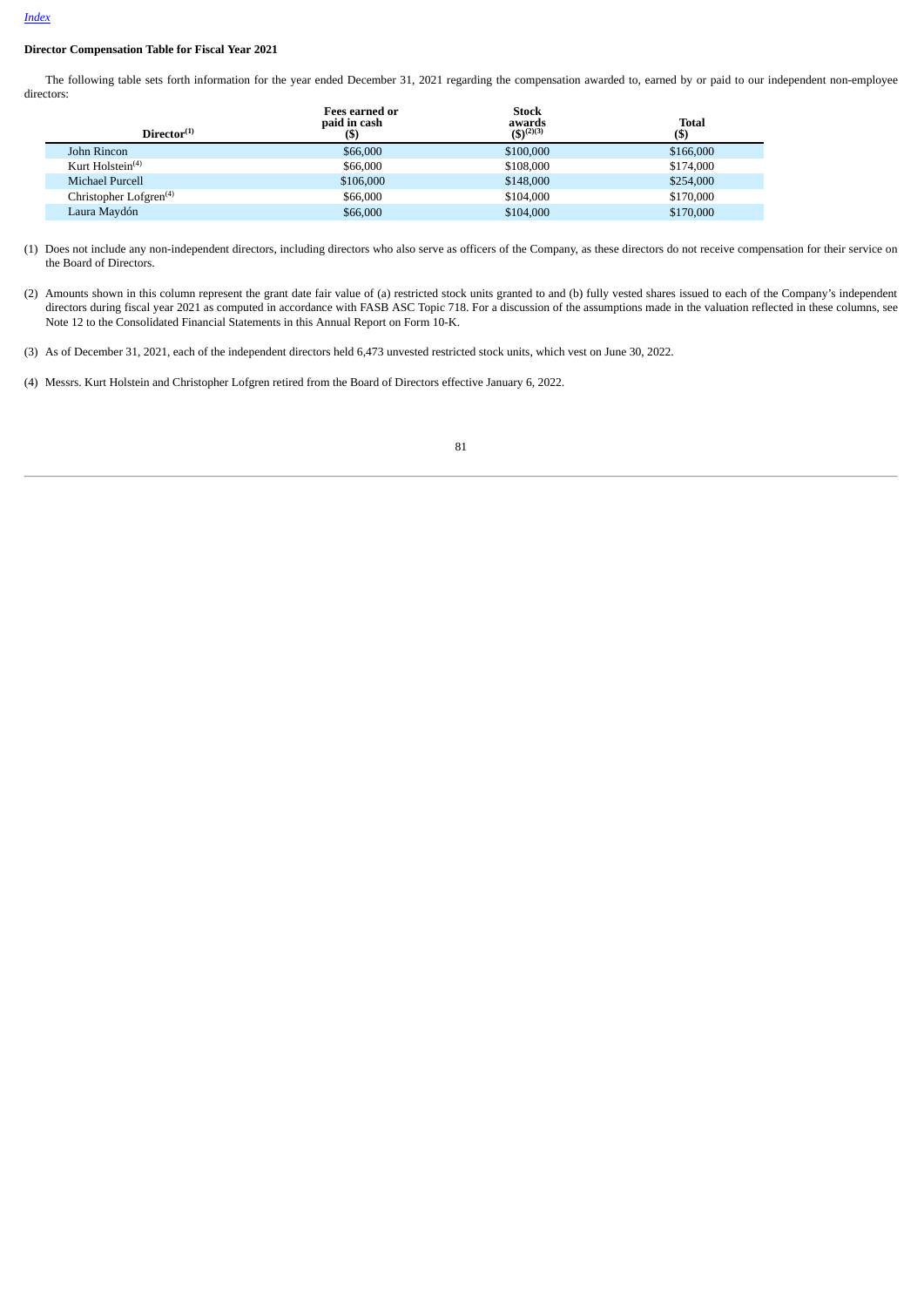[Index](#)

**Director Compensation Table for Fiscal Year 2021**

The following table sets forth information for the year ended December 31, 2021 regarding the compensation awarded to, earned by or paid to our independent non-employee directors:

| Director[(1)] | Fees earned or paid in cash ($) | Stock awards ($)[(2)(3)] | Total ($) |
|---|---|---|---|
| John Rincon | $66,000 | $100,000 | $166,000 |
| Kurt Holstein[(4)] | $66,000 | $108,000 | $174,000 |
| Michael Purcell | $106,000 | $148,000 | $254,000 |
| Christopher Lofgren[(4)] | $66,000 | $104,000 | $170,000 |
| Laura Maydón | $66,000 | $104,000 | $170,000 |

(1) Does not include any non-independent directors, including directors who also serve as officers of the Company, as these directors do not receive compensation for their service on the Board of Directors.

(2) Amounts shown in this column represent the grant date fair value of (a) restricted stock units granted to and (b) fully vested shares issued to each of the Company's independent directors during fiscal year 2021 as computed in accordance with FASB ASC Topic 718. For a discussion of the assumptions made in the valuation reflected in these columns, see Note 12 to the Consolidated Financial Statements in this Annual Report on Form 10-K.

(3) As of December 31, 2021, each of the independent directors held 6,473 unvested restricted stock units, which vest on June 30, 2022.

(4) Messrs. Kurt Holstein and Christopher Lofgren retired from the Board of Directors effective January 6, 2022.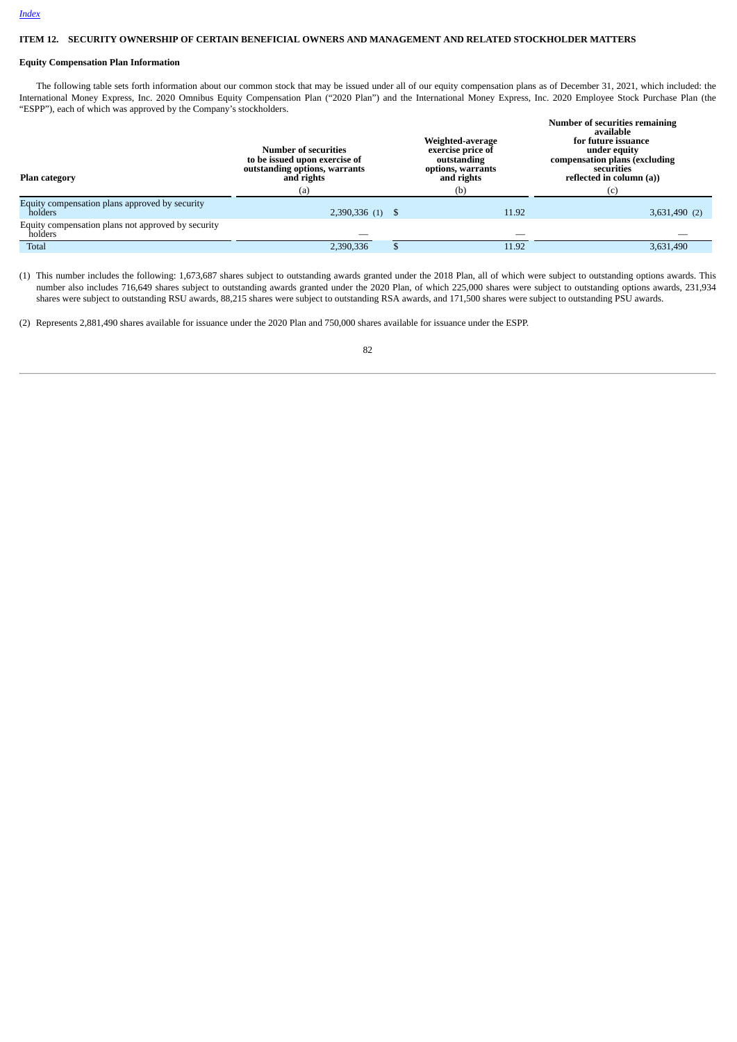*Index*

## ITEM 12. SECURITY OWNERSHIP OF CERTAIN BENEFICIAL OWNERS AND MANAGEMENT AND RELATED STOCKHOLDER MATTERS

### Equity Compensation Plan Information

The following table sets forth information about our common stock that may be issued under all of our equity compensation plans as of December 31, 2021, which included: the International Money Express, Inc. 2020 Omnibus Equity Compensation Plan ("2020 Plan") and the International Money Express, Inc. 2020 Employee Stock Purchase Plan (the "ESPP"), each of which was approved by the Company's stockholders.

| Plan category | Number of securities to be issued upon exercise of outstanding options, warrants and rights (a) | Weighted-average exercise price of outstanding options, warrants and rights (b) | Number of securities remaining available for future issuance under equity compensation plans (excluding securities reflected in column (a)) (c) |
|---|---|---|---|
| Equity compensation plans approved by security holders | 2,390,336 (1) | $ 11.92 | 3,631,490 (2) |
| Equity compensation plans not approved by security holders | — | — | — |
| Total | 2,390,336 | $ 11.92 | 3,631,490 |

(1) This number includes the following: 1,673,687 shares subject to outstanding awards granted under the 2018 Plan, all of which were subject to outstanding options awards. This number also includes 716,649 shares subject to outstanding awards granted under the 2020 Plan, of which 225,000 shares were subject to outstanding options awards, 231,934 shares were subject to outstanding RSU awards, 88,215 shares were subject to outstanding RSA awards, and 171,500 shares were subject to outstanding PSU awards.

(2) Represents 2,881,490 shares available for issuance under the 2020 Plan and 750,000 shares available for issuance under the ESPP.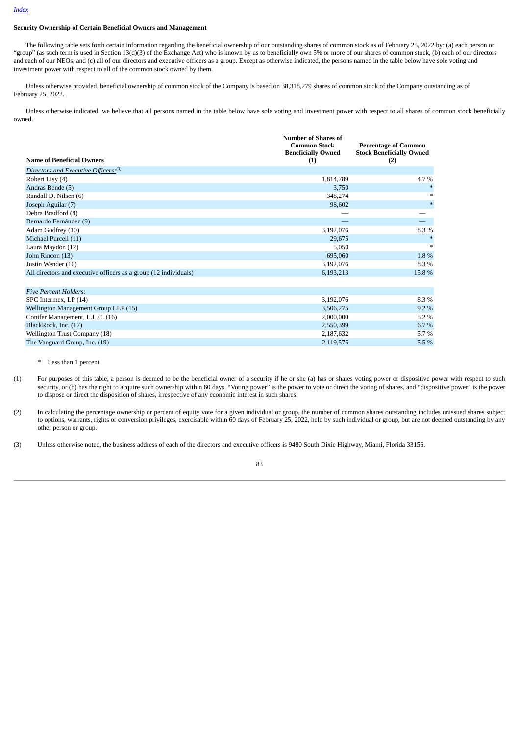[Index](#)

**Security Ownership of Certain Beneficial Owners and Management**

The following table sets forth certain information regarding the beneficial ownership of our outstanding shares of common stock as of February 25, 2022 by: (a) each person or "group" (as such term is used in Section 13(d)(3) of the Exchange Act) who is known by us to beneficially own 5% or more of our shares of common stock, (b) each of our directors and each of our NEOs, and (c) all of our directors and executive officers as a group. Except as otherwise indicated, the persons named in the table below have sole voting and investment power with respect to all of the common stock owned by them.

Unless otherwise provided, beneficial ownership of common stock of the Company is based on 38,318,279 shares of common stock of the Company outstanding as of February 25, 2022.

Unless otherwise indicated, we believe that all persons named in the table below have sole voting and investment power with respect to all shares of common stock beneficially owned.

| Name of Beneficial Owners | Number of Shares of Common Stock Beneficially Owned (1) | Percentage of Common Stock Beneficially Owned (2) |
|---|---|---|
| *Directors and Executive Officers:*[3] | | |
| Robert Lisy (4) | 1,814,789 | 4.7 % |
| Andras Bende (5) | 3,750 | * |
| Randall D. Nilsen (6) | 348,274 | * |
| Joseph Aguilar (7) | 98,602 | * |
| Debra Bradford (8) | — | — |
| Bernardo Fernández (9) | — | — |
| Adam Godfrey (10) | 3,192,076 | 8.3 % |
| Michael Purcell (11) | 29,675 | * |
| Laura Maydón (12) | 5,050 | * |
| John Rincon (13) | 695,060 | 1.8 % |
| Justin Wender (10) | 3,192,076 | 8.3 % |
| All directors and executive officers as a group (12 individuals) | 6,193,213 | 15.8 % |
| | | |
| *Five Percent Holders:* | | |
| SPC Intermex, LP (14) | 3,192,076 | 8.3 % |
| Wellington Management Group LLP (15) | 3,506,275 | 9.2 % |
| Conifer Management, L.L.C. (16) | 2,000,000 | 5.2 % |
| BlackRock, Inc. (17) | 2,550,399 | 6.7 % |
| Wellington Trust Company (18) | 2,187,632 | 5.7 % |
| The Vanguard Group, Inc. (19) | 2,119,575 | 5.5 % |

\* Less than 1 percent.

(1) For purposes of this table, a person is deemed to be the beneficial owner of a security if he or she (a) has or shares voting power or dispositive power with respect to such security, or (b) has the right to acquire such ownership within 60 days. "Voting power" is the power to vote or direct the voting of shares, and "dispositive power" is the power to dispose or direct the disposition of shares, irrespective of any economic interest in such shares.

(2) In calculating the percentage ownership or percent of equity vote for a given individual or group, the number of common shares outstanding includes unissued shares subject to options, warrants, rights or conversion privileges, exercisable within 60 days of February 25, 2022, held by such individual or group, but are not deemed outstanding by any other person or group.

(3) Unless otherwise noted, the business address of each of the directors and executive officers is 9480 South Dixie Highway, Miami, Florida 33156.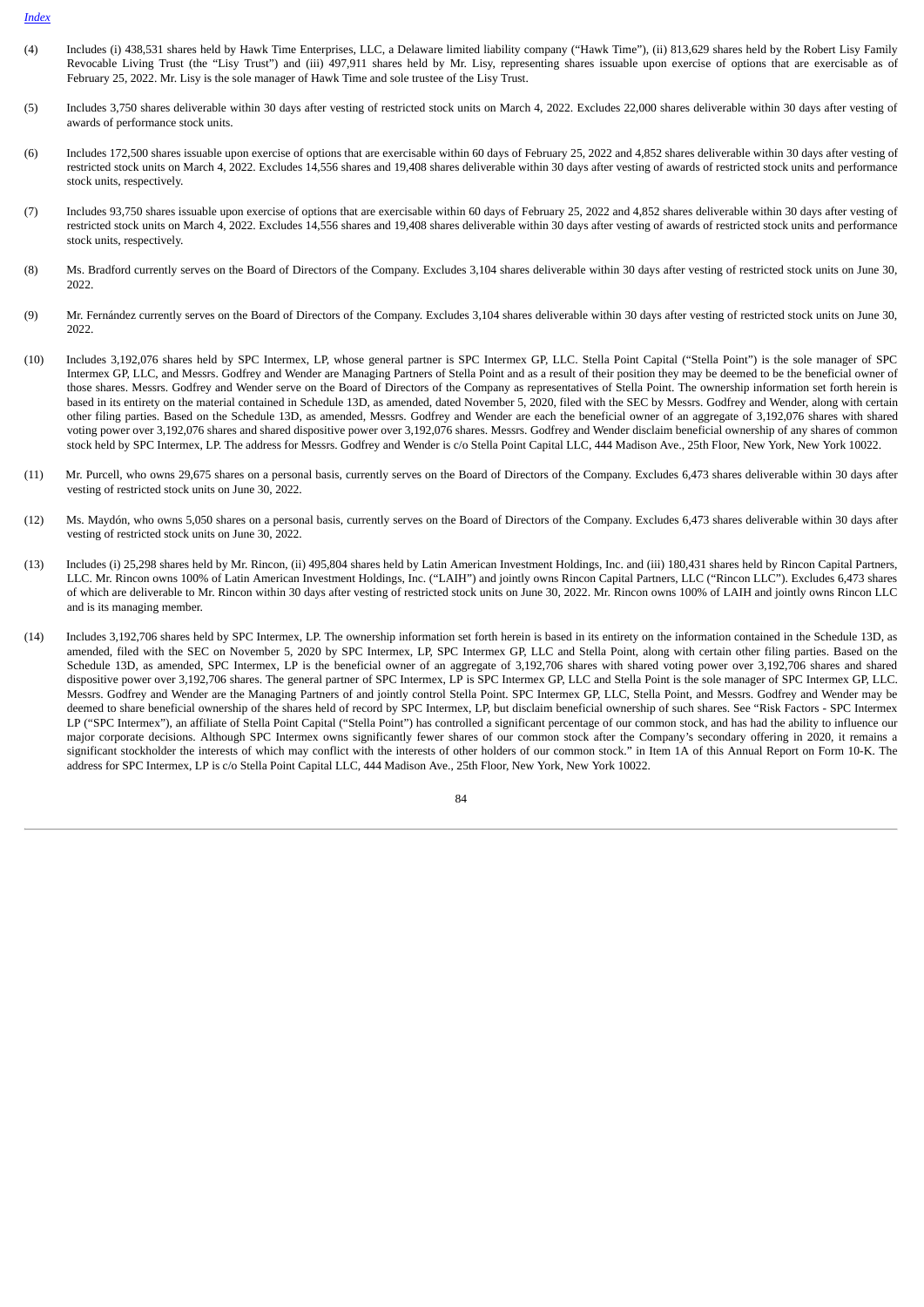(4) Includes (i) 438,531 shares held by Hawk Time Enterprises, LLC, a Delaware limited liability company ("Hawk Time"), (ii) 813,629 shares held by the Robert Lisy Family Revocable Living Trust (the "Lisy Trust") and (iii) 497,911 shares held by Mr. Lisy, representing shares issuable upon exercise of options that are exercisable as of February 25, 2022. Mr. Lisy is the sole manager of Hawk Time and sole trustee of the Lisy Trust.

(5) Includes 3,750 shares deliverable within 30 days after vesting of restricted stock units on March 4, 2022. Excludes 22,000 shares deliverable within 30 days after vesting of awards of performance stock units.

(6) Includes 172,500 shares issuable upon exercise of options that are exercisable within 60 days of February 25, 2022 and 4,852 shares deliverable within 30 days after vesting of restricted stock units on March 4, 2022. Excludes 14,556 shares and 19,408 shares deliverable within 30 days after vesting of awards of restricted stock units and performance stock units, respectively.

(7) Includes 93,750 shares issuable upon exercise of options that are exercisable within 60 days of February 25, 2022 and 4,852 shares deliverable within 30 days after vesting of restricted stock units on March 4, 2022. Excludes 14,556 shares and 19,408 shares deliverable within 30 days after vesting of awards of restricted stock units and performance stock units, respectively.

(8) Ms. Bradford currently serves on the Board of Directors of the Company. Excludes 3,104 shares deliverable within 30 days after vesting of restricted stock units on June 30, 2022.

(9) Mr. Fernández currently serves on the Board of Directors of the Company. Excludes 3,104 shares deliverable within 30 days after vesting of restricted stock units on June 30, 2022.

(10) Includes 3,192,076 shares held by SPC Intermex, LP, whose general partner is SPC Intermex GP, LLC. Stella Point Capital ("Stella Point") is the sole manager of SPC Intermex GP, LLC, and Messrs. Godfrey and Wender are Managing Partners of Stella Point and as a result of their position they may be deemed to be the beneficial owner of those shares. Messrs. Godfrey and Wender serve on the Board of Directors of the Company as representatives of Stella Point. The ownership information set forth herein is based in its entirety on the material contained in Schedule 13D, as amended, dated November 5, 2020, filed with the SEC by Messrs. Godfrey and Wender, along with certain other filing parties. Based on the Schedule 13D, as amended, Messrs. Godfrey and Wender are each the beneficial owner of an aggregate of 3,192,076 shares with shared voting power over 3,192,076 shares and shared dispositive power over 3,192,076 shares. Messrs. Godfrey and Wender disclaim beneficial ownership of any shares of common stock held by SPC Intermex, LP. The address for Messrs. Godfrey and Wender is c/o Stella Point Capital LLC, 444 Madison Ave., 25th Floor, New York, New York 10022.

(11) Mr. Purcell, who owns 29,675 shares on a personal basis, currently serves on the Board of Directors of the Company. Excludes 6,473 shares deliverable within 30 days after vesting of restricted stock units on June 30, 2022.

(12) Ms. Maydón, who owns 5,050 shares on a personal basis, currently serves on the Board of Directors of the Company. Excludes 6,473 shares deliverable within 30 days after vesting of restricted stock units on June 30, 2022.

(13) Includes (i) 25,298 shares held by Mr. Rincon, (ii) 495,804 shares held by Latin American Investment Holdings, Inc. and (iii) 180,431 shares held by Rincon Capital Partners, LLC. Mr. Rincon owns 100% of Latin American Investment Holdings, Inc. ("LAIH") and jointly owns Rincon Capital Partners, LLC ("Rincon LLC"). Excludes 6,473 shares of which are deliverable to Mr. Rincon within 30 days after vesting of restricted stock units on June 30, 2022. Mr. Rincon owns 100% of LAIH and jointly owns Rincon LLC and is its managing member.

(14) Includes 3,192,706 shares held by SPC Intermex, LP. The ownership information set forth herein is based in its entirety on the information contained in the Schedule 13D, as amended, filed with the SEC on November 5, 2020 by SPC Intermex, LP, SPC Intermex GP, LLC and Stella Point, along with certain other filing parties. Based on the Schedule 13D, as amended, SPC Intermex, LP is the beneficial owner of an aggregate of 3,192,706 shares with shared voting power over 3,192,706 shares and shared dispositive power over 3,192,706 shares. The general partner of SPC Intermex, LP is SPC Intermex GP, LLC and Stella Point is the sole manager of SPC Intermex GP, LLC. Messrs. Godfrey and Wender are the Managing Partners of and jointly control Stella Point. SPC Intermex GP, LLC, Stella Point, and Messrs. Godfrey and Wender may be deemed to share beneficial ownership of the shares held of record by SPC Intermex, LP, but disclaim beneficial ownership of such shares. See "Risk Factors - SPC Intermex LP ("SPC Intermex"), an affiliate of Stella Point Capital ("Stella Point") has controlled a significant percentage of our common stock, and has had the ability to influence our major corporate decisions. Although SPC Intermex owns significantly fewer shares of our common stock after the Company's secondary offering in 2020, it remains a significant stockholder the interests of which may conflict with the interests of other holders of our common stock." in Item 1A of this Annual Report on Form 10-K. The address for SPC Intermex, LP is c/o Stella Point Capital LLC, 444 Madison Ave., 25th Floor, New York, New York 10022.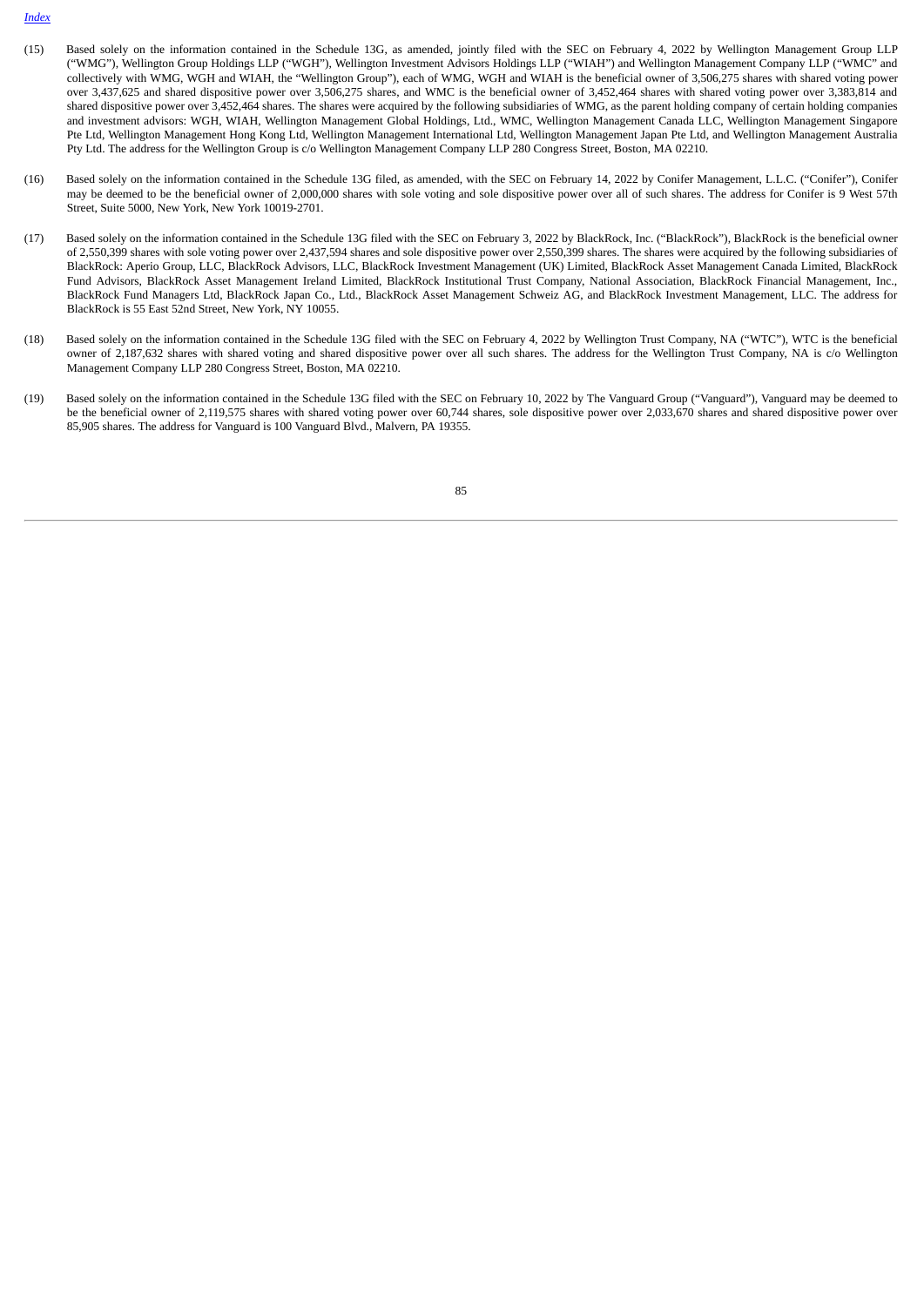(15) Based solely on the information contained in the Schedule 13G, as amended, jointly filed with the SEC on February 4, 2022 by Wellington Management Group LLP ("WMG"), Wellington Group Holdings LLP ("WGH"), Wellington Investment Advisors Holdings LLP ("WIAH") and Wellington Management Company LLP ("WMC" and collectively with WMG, WGH and WIAH, the "Wellington Group"), each of WMG, WGH and WIAH is the beneficial owner of 3,506,275 shares with shared voting power over 3,437,625 and shared dispositive power over 3,506,275 shares, and WMC is the beneficial owner of 3,452,464 shares with shared voting power over 3,383,814 and shared dispositive power over 3,452,464 shares. The shares were acquired by the following subsidiaries of WMG, as the parent holding company of certain holding companies and investment advisors: WGH, WIAH, Wellington Management Global Holdings, Ltd., WMC, Wellington Management Canada LLC, Wellington Management Singapore Pte Ltd, Wellington Management Hong Kong Ltd, Wellington Management International Ltd, Wellington Management Japan Pte Ltd, and Wellington Management Australia Pty Ltd. The address for the Wellington Group is c/o Wellington Management Company LLP 280 Congress Street, Boston, MA 02210.

(16) Based solely on the information contained in the Schedule 13G filed, as amended, with the SEC on February 14, 2022 by Conifer Management, L.L.C. ("Conifer"), Conifer may be deemed to be the beneficial owner of 2,000,000 shares with sole voting and sole dispositive power over all of such shares. The address for Conifer is 9 West 57th Street, Suite 5000, New York, New York 10019-2701.

(17) Based solely on the information contained in the Schedule 13G filed with the SEC on February 3, 2022 by BlackRock, Inc. ("BlackRock"), BlackRock is the beneficial owner of 2,550,399 shares with sole voting power over 2,437,594 shares and sole dispositive power over 2,550,399 shares. The shares were acquired by the following subsidiaries of BlackRock: Aperio Group, LLC, BlackRock Advisors, LLC, BlackRock Investment Management (UK) Limited, BlackRock Asset Management Canada Limited, BlackRock Fund Advisors, BlackRock Asset Management Ireland Limited, BlackRock Institutional Trust Company, National Association, BlackRock Financial Management, Inc., BlackRock Fund Managers Ltd, BlackRock Japan Co., Ltd., BlackRock Asset Management Schweiz AG, and BlackRock Investment Management, LLC. The address for BlackRock is 55 East 52nd Street, New York, NY 10055.

(18) Based solely on the information contained in the Schedule 13G filed with the SEC on February 4, 2022 by Wellington Trust Company, NA ("WTC"), WTC is the beneficial owner of 2,187,632 shares with shared voting and shared dispositive power over all such shares. The address for the Wellington Trust Company, NA is c/o Wellington Management Company LLP 280 Congress Street, Boston, MA 02210.

(19) Based solely on the information contained in the Schedule 13G filed with the SEC on February 10, 2022 by The Vanguard Group ("Vanguard"), Vanguard may be deemed to be the beneficial owner of 2,119,575 shares with shared voting power over 60,744 shares, sole dispositive power over 2,033,670 shares and shared dispositive power over 85,905 shares. The address for Vanguard is 100 Vanguard Blvd., Malvern, PA 19355.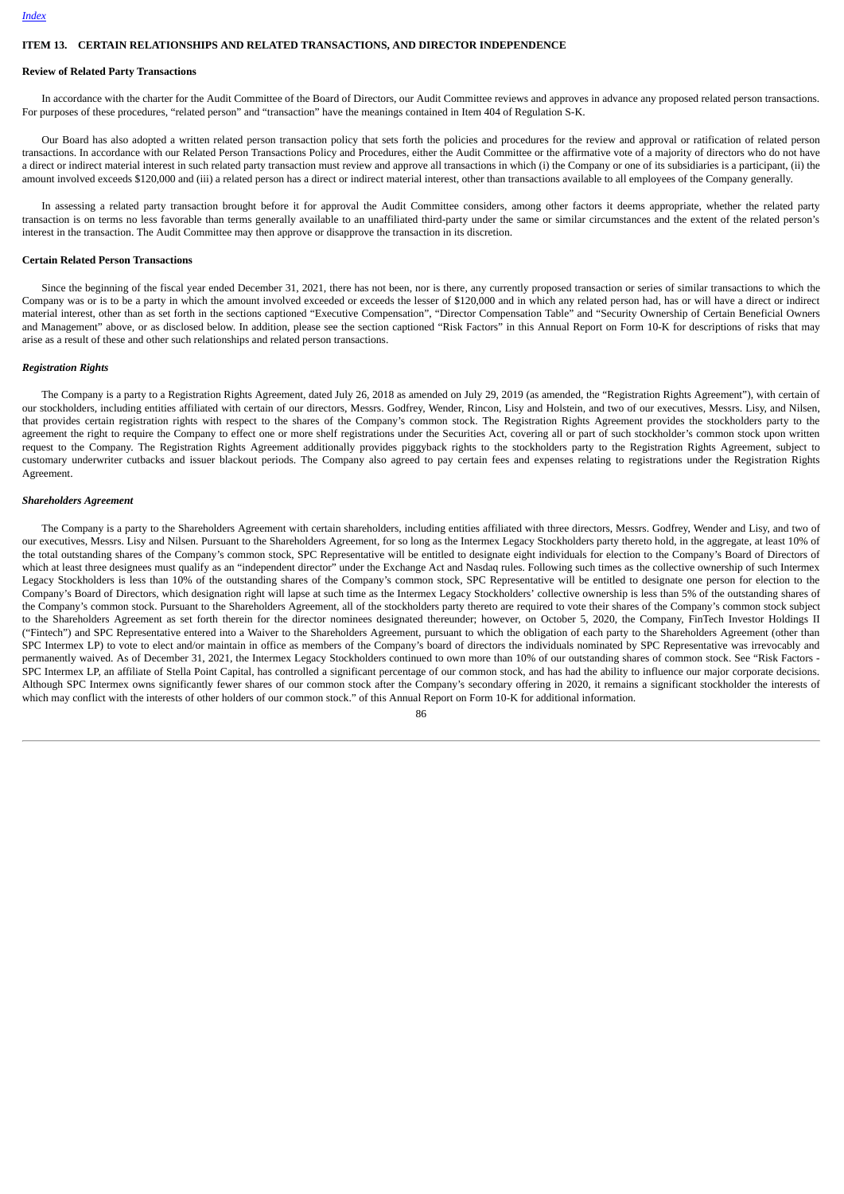## ITEM 13. CERTAIN RELATIONSHIPS AND RELATED TRANSACTIONS, AND DIRECTOR INDEPENDENCE

**Review of Related Party Transactions**

In accordance with the charter for the Audit Committee of the Board of Directors, our Audit Committee reviews and approves in advance any proposed related person transactions. For purposes of these procedures, "related person" and "transaction" have the meanings contained in Item 404 of Regulation S-K.

Our Board has also adopted a written related person transaction policy that sets forth the policies and procedures for the review and approval or ratification of related person transactions. In accordance with our Related Person Transactions Policy and Procedures, either the Audit Committee or the affirmative vote of a majority of directors who do not have a direct or indirect material interest in such related party transaction must review and approve all transactions in which (i) the Company or one of its subsidiaries is a participant, (ii) the amount involved exceeds $120,000 and (iii) a related person has a direct or indirect material interest, other than transactions available to all employees of the Company generally.

In assessing a related party transaction brought before it for approval the Audit Committee considers, among other factors it deems appropriate, whether the related party transaction is on terms no less favorable than terms generally available to an unaffiliated third-party under the same or similar circumstances and the extent of the related person's interest in the transaction. The Audit Committee may then approve or disapprove the transaction in its discretion.

**Certain Related Person Transactions**

Since the beginning of the fiscal year ended December 31, 2021, there has not been, nor is there, any currently proposed transaction or series of similar transactions to which the Company was or is to be a party in which the amount involved exceeded or exceeds the lesser of $120,000 and in which any related person had, has or will have a direct or indirect material interest, other than as set forth in the sections captioned "Executive Compensation", "Director Compensation Table" and "Security Ownership of Certain Beneficial Owners and Management" above, or as disclosed below. In addition, please see the section captioned "Risk Factors" in this Annual Report on Form 10-K for descriptions of risks that may arise as a result of these and other such relationships and related person transactions.

***Registration Rights***

The Company is a party to a Registration Rights Agreement, dated July 26, 2018 as amended on July 29, 2019 (as amended, the "Registration Rights Agreement"), with certain of our stockholders, including entities affiliated with certain of our directors, Messrs. Godfrey, Wender, Rincon, Lisy and Holstein, and two of our executives, Messrs. Lisy, and Nilsen, that provides certain registration rights with respect to the shares of the Company's common stock. The Registration Rights Agreement provides the stockholders party to the agreement the right to require the Company to effect one or more shelf registrations under the Securities Act, covering all or part of such stockholder's common stock upon written request to the Company. The Registration Rights Agreement additionally provides piggyback rights to the stockholders party to the Registration Rights Agreement, subject to customary underwriter cutbacks and issuer blackout periods. The Company also agreed to pay certain fees and expenses relating to registrations under the Registration Rights Agreement.

***Shareholders Agreement***

The Company is a party to the Shareholders Agreement with certain shareholders, including entities affiliated with three directors, Messrs. Godfrey, Wender and Lisy, and two of our executives, Messrs. Lisy and Nilsen. Pursuant to the Shareholders Agreement, for so long as the Intermex Legacy Stockholders party thereto hold, in the aggregate, at least 10% of the total outstanding shares of the Company's common stock, SPC Representative will be entitled to designate eight individuals for election to the Company's Board of Directors of which at least three designees must qualify as an "independent director" under the Exchange Act and Nasdaq rules. Following such times as the collective ownership of such Intermex Legacy Stockholders is less than 10% of the outstanding shares of the Company's common stock, SPC Representative will be entitled to designate one person for election to the Company's Board of Directors, which designation right will lapse at such time as the Intermex Legacy Stockholders' collective ownership is less than 5% of the outstanding shares of the Company's common stock. Pursuant to the Shareholders Agreement, all of the stockholders party thereto are required to vote their shares of the Company's common stock subject to the Shareholders Agreement as set forth therein for the director nominees designated thereunder; however, on October 5, 2020, the Company, FinTech Investor Holdings II ("Fintech") and SPC Representative entered into a Waiver to the Shareholders Agreement, pursuant to which the obligation of each party to the Shareholders Agreement (other than SPC Intermex LP) to vote to elect and/or maintain in office as members of the Company's board of directors the individuals nominated by SPC Representative was irrevocably and permanently waived. As of December 31, 2021, the Intermex Legacy Stockholders continued to own more than 10% of our outstanding shares of common stock. See "Risk Factors - SPC Intermex LP, an affiliate of Stella Point Capital, has controlled a significant percentage of our common stock, and has had the ability to influence our major corporate decisions. Although SPC Intermex owns significantly fewer shares of our common stock after the Company's secondary offering in 2020, it remains a significant stockholder the interests of which may conflict with the interests of other holders of our common stock." of this Annual Report on Form 10-K for additional information.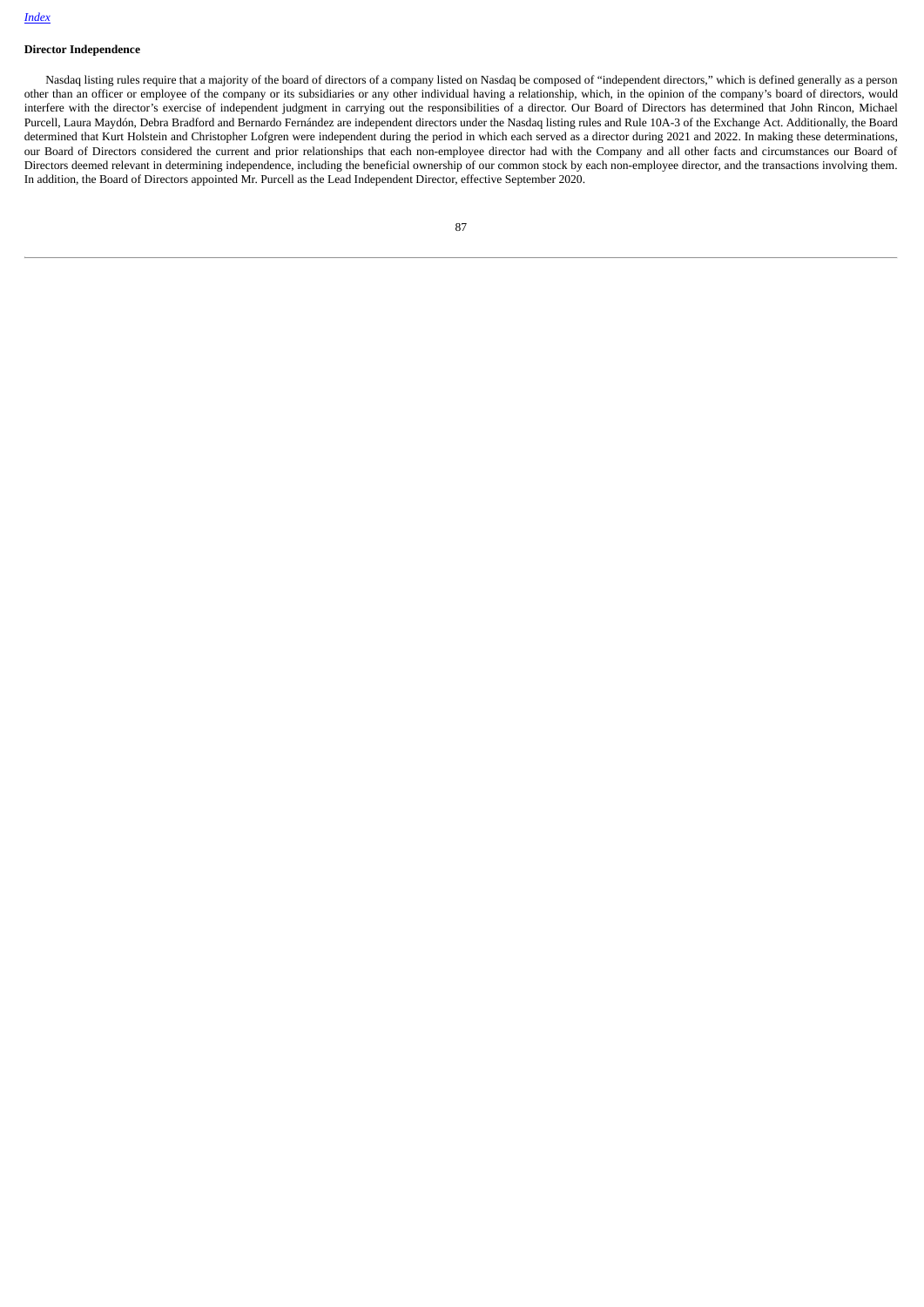[Index](#)

**Director Independence**

Nasdaq listing rules require that a majority of the board of directors of a company listed on Nasdaq be composed of "independent directors," which is defined generally as a person other than an officer or employee of the company or its subsidiaries or any other individual having a relationship, which, in the opinion of the company's board of directors, would interfere with the director's exercise of independent judgment in carrying out the responsibilities of a director. Our Board of Directors has determined that John Rincon, Michael Purcell, Laura Maydón, Debra Bradford and Bernardo Fernández are independent directors under the Nasdaq listing rules and Rule 10A-3 of the Exchange Act. Additionally, the Board determined that Kurt Holstein and Christopher Lofgren were independent during the period in which each served as a director during 2021 and 2022. In making these determinations, our Board of Directors considered the current and prior relationships that each non-employee director had with the Company and all other facts and circumstances our Board of Directors deemed relevant in determining independence, including the beneficial ownership of our common stock by each non-employee director, and the transactions involving them. In addition, the Board of Directors appointed Mr. Purcell as the Lead Independent Director, effective September 2020.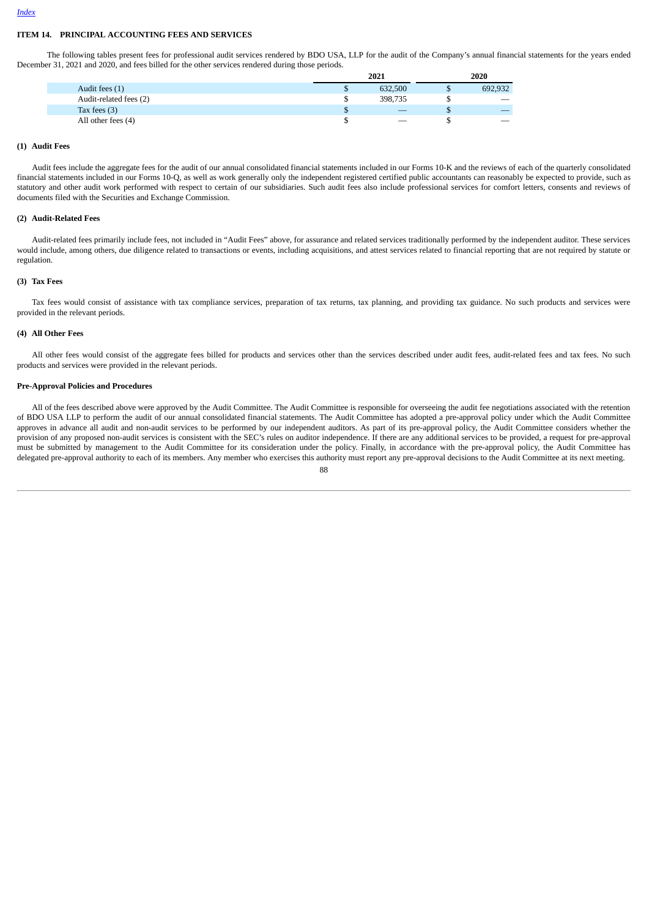## ITEM 14. PRINCIPAL ACCOUNTING FEES AND SERVICES

The following tables present fees for professional audit services rendered by BDO USA, LLP for the audit of the Company's annual financial statements for the years ended December 31, 2021 and 2020, and fees billed for the other services rendered during those periods.

| | 2021 | 2020 |
|---|---|---|
| Audit fees (1) | $ 632,500 | $ 692,932 |
| Audit-related fees (2) | $ 398,735 | $ — |
| Tax fees (3) | $ — | $ — |
| All other fees (4) | $ — | $ — |

**(1) Audit Fees**

Audit fees include the aggregate fees for the audit of our annual consolidated financial statements included in our Forms 10-K and the reviews of each of the quarterly consolidated financial statements included in our Forms 10-Q, as well as work generally only the independent registered certified public accountants can reasonably be expected to provide, such as statutory and other audit work performed with respect to certain of our subsidiaries. Such audit fees also include professional services for comfort letters, consents and reviews of documents filed with the Securities and Exchange Commission.

**(2) Audit-Related Fees**

Audit-related fees primarily include fees, not included in "Audit Fees" above, for assurance and related services traditionally performed by the independent auditor. These services would include, among others, due diligence related to transactions or events, including acquisitions, and attest services related to financial reporting that are not required by statute or regulation.

**(3) Tax Fees**

Tax fees would consist of assistance with tax compliance services, preparation of tax returns, tax planning, and providing tax guidance. No such products and services were provided in the relevant periods.

**(4) All Other Fees**

All other fees would consist of the aggregate fees billed for products and services other than the services described under audit fees, audit-related fees and tax fees. No such products and services were provided in the relevant periods.

**Pre-Approval Policies and Procedures**

All of the fees described above were approved by the Audit Committee. The Audit Committee is responsible for overseeing the audit fee negotiations associated with the retention of BDO USA LLP to perform the audit of our annual consolidated financial statements. The Audit Committee has adopted a pre-approval policy under which the Audit Committee approves in advance all audit and non-audit services to be performed by our independent auditors. As part of its pre-approval policy, the Audit Committee considers whether the provision of any proposed non-audit services is consistent with the SEC's rules on auditor independence. If there are any additional services to be provided, a request for pre-approval must be submitted by management to the Audit Committee for its consideration under the policy. Finally, in accordance with the pre-approval policy, the Audit Committee has delegated pre-approval authority to each of its members. Any member who exercises this authority must report any pre-approval decisions to the Audit Committee at its next meeting.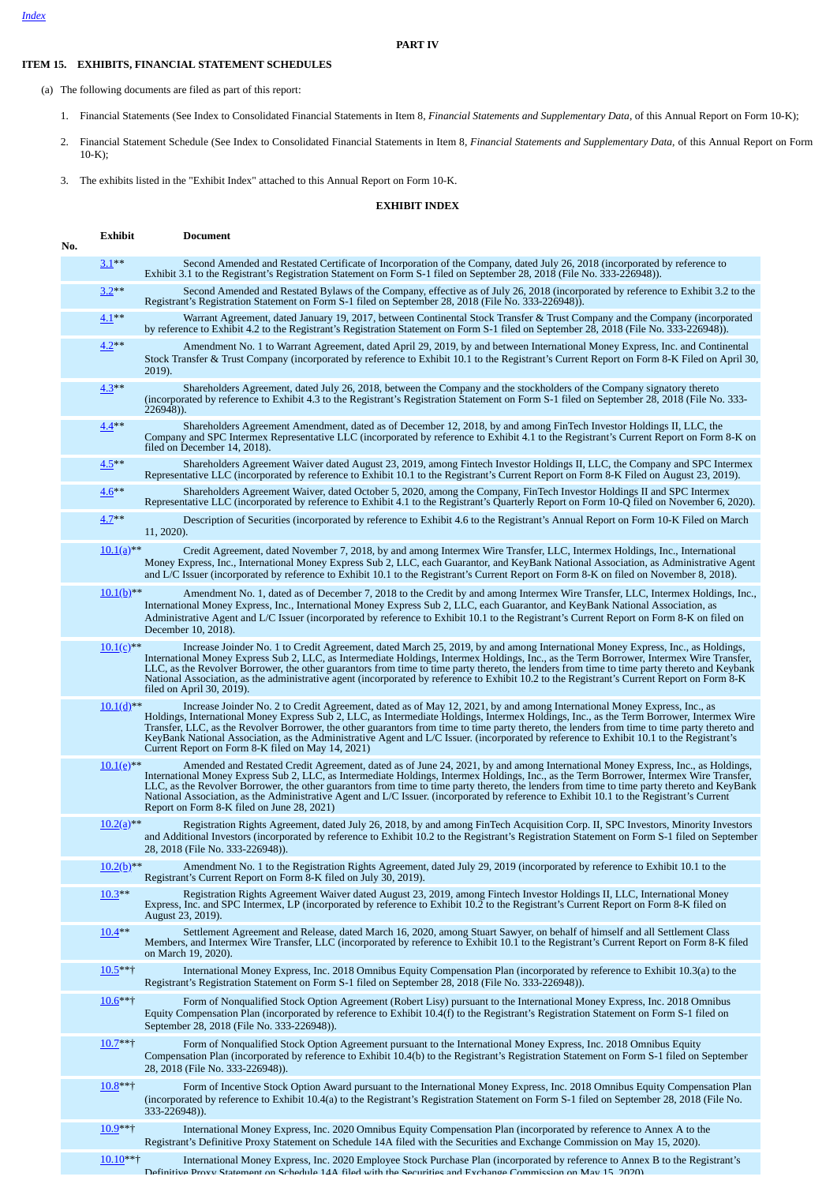[Index](#)

# PART IV

## ITEM 15. EXHIBITS, FINANCIAL STATEMENT SCHEDULES

(a) The following documents are filed as part of this report:

1. Financial Statements (See Index to Consolidated Financial Statements in Item 8, *Financial Statements and Supplementary Data*, of this Annual Report on Form 10-K);
2. Financial Statement Schedule (See Index to Consolidated Financial Statements in Item 8, *Financial Statements and Supplementary Data*, of this Annual Report on Form 10-K);
3. The exhibits listed in the "Exhibit Index" attached to this Annual Report on Form 10-K.

### EXHIBIT INDEX

| Exhibit No. | Document |
|---|---|
| 3.1** | Second Amended and Restated Certificate of Incorporation of the Company, dated July 26, 2018 (incorporated by reference to Exhibit 3.1 to the Registrant's Registration Statement on Form S-1 filed on September 28, 2018 (File No. 333-226948)). |
| 3.2** | Second Amended and Restated Bylaws of the Company, effective as of July 26, 2018 (incorporated by reference to Exhibit 3.2 to the Registrant's Registration Statement on Form S-1 filed on September 28, 2018 (File No. 333-226948)). |
| 4.1** | Warrant Agreement, dated January 19, 2017, between Continental Stock Transfer & Trust Company and the Company (incorporated by reference to Exhibit 4.2 to the Registrant's Registration Statement on Form S-1 filed on September 28, 2018 (File No. 333-226948)). |
| 4.2** | Amendment No. 1 to Warrant Agreement, dated April 29, 2019, by and between International Money Express, Inc. and Continental Stock Transfer & Trust Company (incorporated by reference to Exhibit 10.1 to the Registrant's Current Report on Form 8-K Filed on April 30, 2019). |
| 4.3** | Shareholders Agreement, dated July 26, 2018, between the Company and the stockholders of the Company signatory thereto (incorporated by reference to Exhibit 4.3 to the Registrant's Registration Statement on Form S-1 filed on September 28, 2018 (File No. 333-226948)). |
| 4.4** | Shareholders Agreement Amendment, dated as of December 12, 2018, by and among FinTech Investor Holdings II, LLC, the Company and SPC Intermex Representative LLC (incorporated by reference to Exhibit 4.1 to the Registrant's Current Report on Form 8-K on filed on December 14, 2018). |
| 4.5** | Shareholders Agreement Waiver dated August 23, 2019, among Fintech Investor Holdings II, LLC, the Company and SPC Intermex Representative LLC (incorporated by reference to Exhibit 10.1 to the Registrant's Current Report on Form 8-K Filed on August 23, 2019). |
| 4.6** | Shareholders Agreement Waiver, dated October 5, 2020, among the Company, FinTech Investor Holdings II and SPC Intermex Representative LLC (incorporated by reference to Exhibit 4.1 to the Registrant's Quarterly Report on Form 10-Q filed on November 6, 2020). |
| 4.7** | Description of Securities (incorporated by reference to Exhibit 4.6 to the Registrant's Annual Report on Form 10-K Filed on March 11, 2020). |
| 10.1(a)** | Credit Agreement, dated November 7, 2018, by and among Intermex Wire Transfer, LLC, Intermex Holdings, Inc., International Money Express, Inc., International Money Express Sub 2, LLC, each Guarantor, and KeyBank National Association, as Administrative Agent and L/C Issuer (incorporated by reference to Exhibit 10.1 to the Registrant's Current Report on Form 8-K on filed on November 8, 2018). |
| 10.1(b)** | Amendment No. 1, dated as of December 7, 2018 to the Credit by and among Intermex Wire Transfer, LLC, Intermex Holdings, Inc., International Money Express, Inc., International Money Express Sub 2, LLC, each Guarantor, and KeyBank National Association, as Administrative Agent and L/C Issuer (incorporated by reference to Exhibit 10.1 to the Registrant's Current Report on Form 8-K on filed on December 10, 2018). |
| 10.1(c)** | Increase Joinder No. 1 to Credit Agreement, dated March 25, 2019, by and among International Money Express, Inc., as Holdings, International Money Express Sub 2, LLC, as Intermediate Holdings, Intermex Holdings, Inc., as the Term Borrower, Intermex Wire Transfer, LLC, as the Revolver Borrower, the other guarantors from time to time party thereto, the lenders from time to time party thereto and Keybank National Association, as the administrative agent (incorporated by reference to Exhibit 10.2 to the Registrant's Current Report on Form 8-K filed on April 30, 2019). |
| 10.1(d)** | Increase Joinder No. 2 to Credit Agreement, dated as of May 12, 2021, by and among International Money Express, Inc., as Holdings, International Money Express Sub 2, LLC, as Intermediate Holdings, Intermex Holdings, Inc., as the Term Borrower, Intermex Wire Transfer, LLC, as the Revolver Borrower, the other guarantors from time to time party thereto, the lenders from time to time party thereto and KeyBank National Association, as the Administrative Agent and L/C Issuer. (incorporated by reference to Exhibit 10.1 to the Registrant's Current Report on Form 8-K filed on May 14, 2021) |
| 10.1(e)** | Amended and Restated Credit Agreement, dated as of June 24, 2021, by and among International Money Express, Inc., as Holdings, International Money Express Sub 2, LLC, as Intermediate Holdings, Intermex Holdings, Inc., as the Term Borrower, Intermex Wire Transfer, LLC, as the Revolver Borrower, the other guarantors from time to time party thereto, the lenders from time to time party thereto and KeyBank National Association, as the Administrative Agent and L/C Issuer. (incorporated by reference to Exhibit 10.1 to the Registrant's Current Report on Form 8-K filed on June 28, 2021) |
| 10.2(a)** | Registration Rights Agreement, dated July 26, 2018, by and among FinTech Acquisition Corp. II, SPC Investors, Minority Investors and Additional Investors (incorporated by reference to Exhibit 10.2 to the Registrant's Registration Statement on Form S-1 filed on September 28, 2018 (File No. 333-226948)). |
| 10.2(b)** | Amendment No. 1 to the Registration Rights Agreement, dated July 29, 2019 (incorporated by reference to Exhibit 10.1 to the Registrant's Current Report on Form 8-K filed on July 30, 2019). |
| 10.3** | Registration Rights Agreement Waiver dated August 23, 2019, among Fintech Investor Holdings II, LLC, International Money Express, Inc. and SPC Intermex, LP (incorporated by reference to Exhibit 10.2 to the Registrant's Current Report on Form 8-K filed on August 23, 2019). |
| 10.4** | Settlement Agreement and Release, dated March 16, 2020, among Stuart Sawyer, on behalf of himself and all Settlement Class Members, and Intermex Wire Transfer, LLC (incorporated by reference to Exhibit 10.1 to the Registrant's Current Report on Form 8-K filed on March 19, 2020). |
| 10.5**† | International Money Express, Inc. 2018 Omnibus Equity Compensation Plan (incorporated by reference to Exhibit 10.3(a) to the Registrant's Registration Statement on Form S-1 filed on September 28, 2018 (File No. 333-226948)). |
| 10.6**† | Form of Nonqualified Stock Option Agreement (Robert Lisy) pursuant to the International Money Express, Inc. 2018 Omnibus Equity Compensation Plan (incorporated by reference to Exhibit 10.4(f) to the Registrant's Registration Statement on Form S-1 filed on September 28, 2018 (File No. 333-226948)). |
| 10.7**† | Form of Nonqualified Stock Option Agreement pursuant to the International Money Express, Inc. 2018 Omnibus Equity Compensation Plan (incorporated by reference to Exhibit 10.4(b) to the Registrant's Registration Statement on Form S-1 filed on September 28, 2018 (File No. 333-226948)). |
| 10.8**† | Form of Incentive Stock Option Award pursuant to the International Money Express, Inc. 2018 Omnibus Equity Compensation Plan (incorporated by reference to Exhibit 10.4(a) to the Registrant's Registration Statement on Form S-1 filed on September 28, 2018 (File No. 333-226948)). |
| 10.9**† | International Money Express, Inc. 2020 Omnibus Equity Compensation Plan (incorporated by reference to Annex A to the Registrant's Definitive Proxy Statement on Schedule 14A filed with the Securities and Exchange Commission on May 15, 2020). |
| 10.10**† | International Money Express, Inc. 2020 Employee Stock Purchase Plan (incorporated by reference to Annex B to the Registrant's Definitive Proxy Statement on Schedule 14A filed with the Securities and Exchange Commission on May 15, 2020). |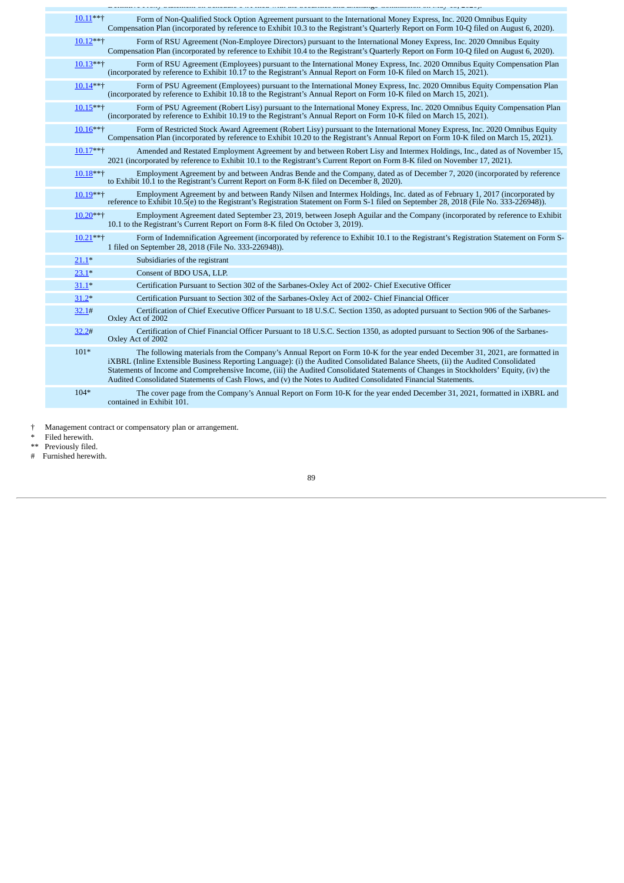| | |
|---|---|
| 10.11**† | Form of Non-Qualified Stock Option Agreement pursuant to the International Money Express, Inc. 2020 Omnibus Equity Compensation Plan (incorporated by reference to Exhibit 10.3 to the Registrant's Quarterly Report on Form 10-Q filed on August 6, 2020). |
| 10.12**† | Form of RSU Agreement (Non-Employee Directors) pursuant to the International Money Express, Inc. 2020 Omnibus Equity Compensation Plan (incorporated by reference to Exhibit 10.4 to the Registrant's Quarterly Report on Form 10-Q filed on August 6, 2020). |
| 10.13**† | Form of RSU Agreement (Employees) pursuant to the International Money Express, Inc. 2020 Omnibus Equity Compensation Plan (incorporated by reference to Exhibit 10.17 to the Registrant's Annual Report on Form 10-K filed on March 15, 2021). |
| 10.14**† | Form of PSU Agreement (Employees) pursuant to the International Money Express, Inc. 2020 Omnibus Equity Compensation Plan (incorporated by reference to Exhibit 10.18 to the Registrant's Annual Report on Form 10-K filed on March 15, 2021). |
| 10.15**† | Form of PSU Agreement (Robert Lisy) pursuant to the International Money Express, Inc. 2020 Omnibus Equity Compensation Plan (incorporated by reference to Exhibit 10.19 to the Registrant's Annual Report on Form 10-K filed on March 15, 2021). |
| 10.16**† | Form of Restricted Stock Award Agreement (Robert Lisy) pursuant to the International Money Express, Inc. 2020 Omnibus Equity Compensation Plan (incorporated by reference to Exhibit 10.20 to the Registrant's Annual Report on Form 10-K filed on March 15, 2021). |
| 10.17**† | Amended and Restated Employment Agreement by and between Robert Lisy and Intermex Holdings, Inc., dated as of November 15, 2021 (incorporated by reference to Exhibit 10.1 to the Registrant's Current Report on Form 8-K filed on November 17, 2021). |
| 10.18**† | Employment Agreement by and between Andras Bende and the Company, dated as of December 7, 2020 (incorporated by reference to Exhibit 10.1 to the Registrant's Current Report on Form 8-K filed on December 8, 2020). |
| 10.19**† | Employment Agreement by and between Randy Nilsen and Intermex Holdings, Inc. dated as of February 1, 2017 (incorporated by reference to Exhibit 10.5(e) to the Registrant's Registration Statement on Form S-1 filed on September 28, 2018 (File No. 333-226948)). |
| 10.20**† | Employment Agreement dated September 23, 2019, between Joseph Aguilar and the Company (incorporated by reference to Exhibit 10.1 to the Registrant's Current Report on Form 8-K filed On October 3, 2019). |
| 10.21**† | Form of Indemnification Agreement (incorporated by reference to Exhibit 10.1 to the Registrant's Registration Statement on Form S-1 filed on September 28, 2018 (File No. 333-226948)). |
| 21.1* | Subsidiaries of the registrant |
| 23.1* | Consent of BDO USA, LLP. |
| 31.1* | Certification Pursuant to Section 302 of the Sarbanes-Oxley Act of 2002- Chief Executive Officer |
| 31.2* | Certification Pursuant to Section 302 of the Sarbanes-Oxley Act of 2002- Chief Financial Officer |
| 32.1# | Certification of Chief Executive Officer Pursuant to 18 U.S.C. Section 1350, as adopted pursuant to Section 906 of the Sarbanes-Oxley Act of 2002 |
| 32.2# | Certification of Chief Financial Officer Pursuant to 18 U.S.C. Section 1350, as adopted pursuant to Section 906 of the Sarbanes-Oxley Act of 2002 |
| 101* | The following materials from the Company's Annual Report on Form 10-K for the year ended December 31, 2021, are formatted in iXBRL (Inline Extensible Business Reporting Language): (i) the Audited Consolidated Balance Sheets, (ii) the Audited Consolidated Statements of Income and Comprehensive Income, (iii) the Audited Consolidated Statements of Changes in Stockholders' Equity, (iv) the Audited Consolidated Statements of Cash Flows, and (v) the Notes to Audited Consolidated Financial Statements. |
| 104* | The cover page from the Company's Annual Report on Form 10-K for the year ended December 31, 2021, formatted in iXBRL and contained in Exhibit 101. |

† Management contract or compensatory plan or arrangement.

\* Filed herewith.

** Previously filed.

\# Furnished herewith.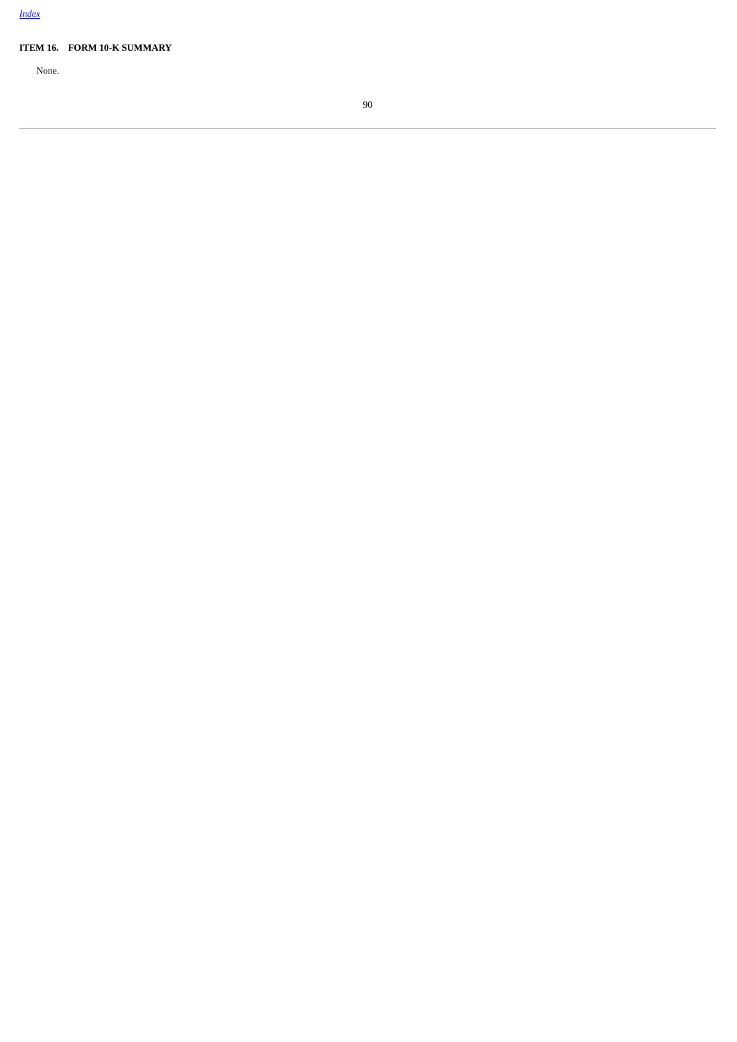*Index*

**ITEM 16. FORM 10-K SUMMARY**

None.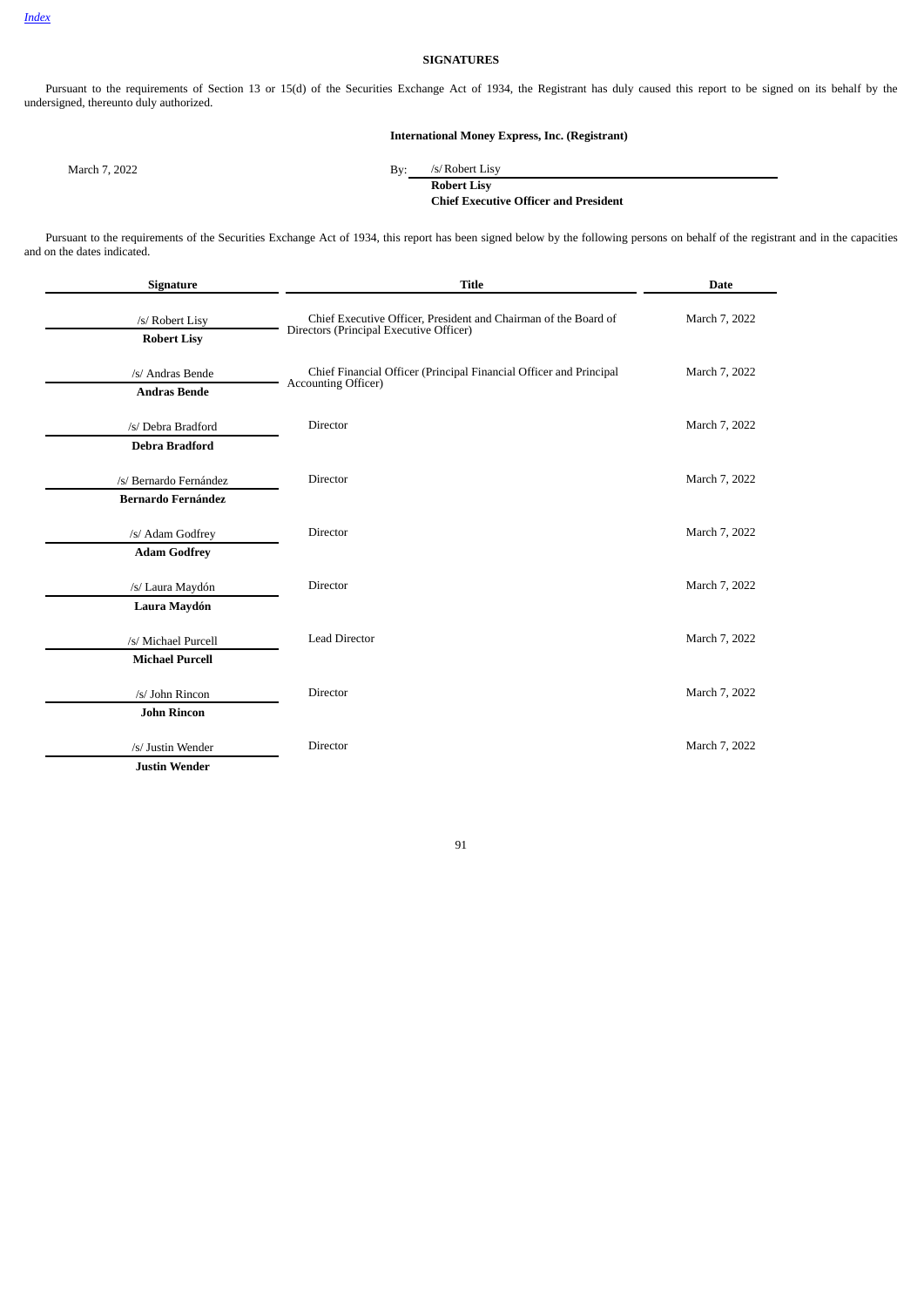Index

## SIGNATURES

Pursuant to the requirements of Section 13 or 15(d) of the Securities Exchange Act of 1934, the Registrant has duly caused this report to be signed on its behalf by the undersigned, thereunto duly authorized.

**International Money Express, Inc. (Registrant)**

March 7, 2022

By: /s/ Robert Lisy
**Robert Lisy**
**Chief Executive Officer and President**

Pursuant to the requirements of the Securities Exchange Act of 1934, this report has been signed below by the following persons on behalf of the registrant and in the capacities and on the dates indicated.

| Signature | Title | Date |
|---|---|---|
| /s/ Robert Lisy<br>**Robert Lisy** | Chief Executive Officer, President and Chairman of the Board of Directors (Principal Executive Officer) | March 7, 2022 |
| /s/ Andras Bende<br>**Andras Bende** | Chief Financial Officer (Principal Financial Officer and Principal Accounting Officer) | March 7, 2022 |
| /s/ Debra Bradford<br>**Debra Bradford** | Director | March 7, 2022 |
| /s/ Bernardo Fernández<br>**Bernardo Fernández** | Director | March 7, 2022 |
| /s/ Adam Godfrey<br>**Adam Godfrey** | Director | March 7, 2022 |
| /s/ Laura Maydón<br>**Laura Maydón** | Director | March 7, 2022 |
| /s/ Michael Purcell<br>**Michael Purcell** | Lead Director | March 7, 2022 |
| /s/ John Rincon<br>**John Rincon** | Director | March 7, 2022 |
| /s/ Justin Wender<br>**Justin Wender** | Director | March 7, 2022 |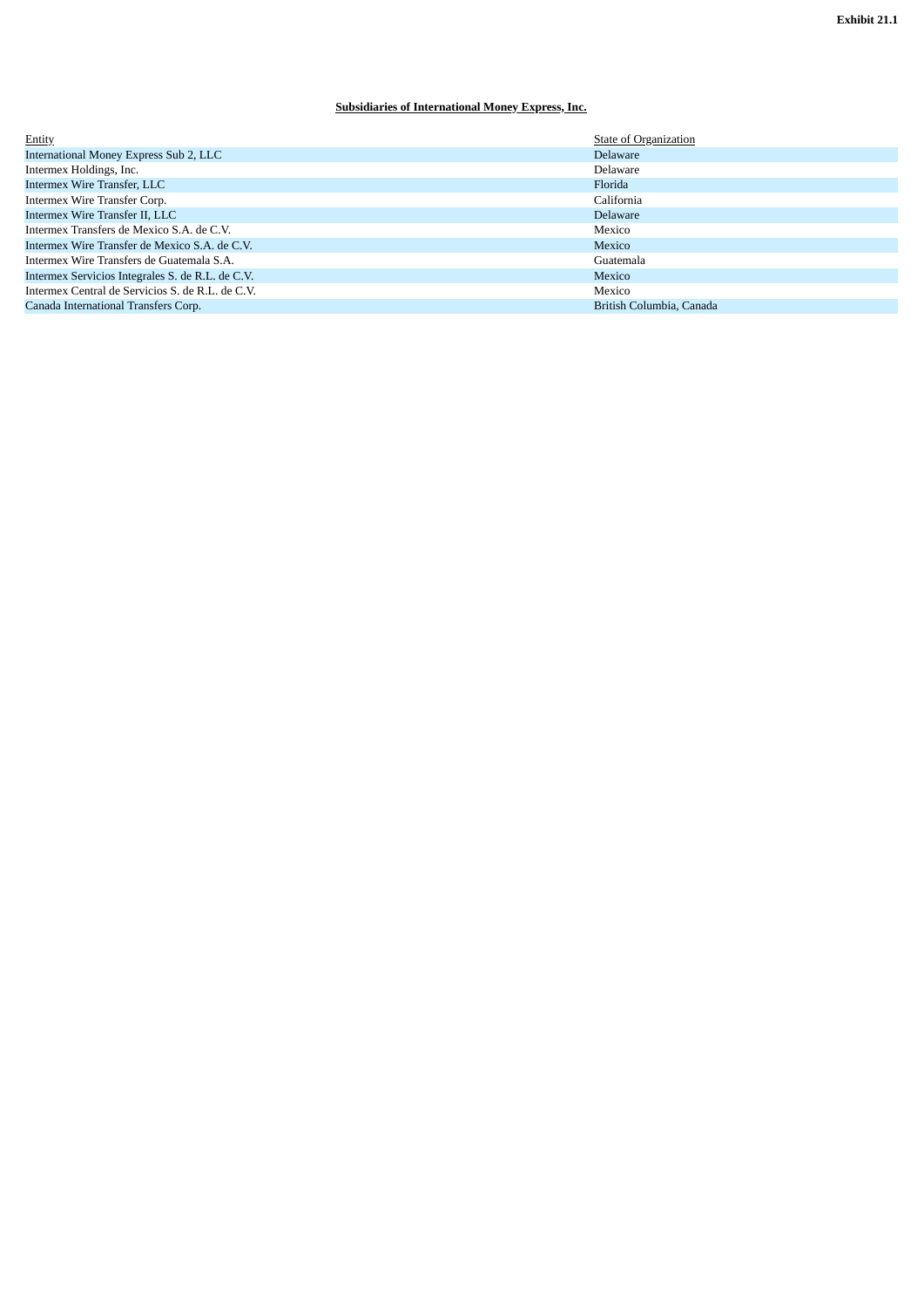**Exhibit 21.1**

**Subsidiaries of International Money Express, Inc.**

| Entity | State of Organization |
| --- | --- |
| International Money Express Sub 2, LLC | Delaware |
| Intermex Holdings, Inc. | Delaware |
| Intermex Wire Transfer, LLC | Florida |
| Intermex Wire Transfer Corp. | California |
| Intermex Wire Transfer II, LLC | Delaware |
| Intermex Transfers de Mexico S.A. de C.V. | Mexico |
| Intermex Wire Transfer de Mexico S.A. de C.V. | Mexico |
| Intermex Wire Transfers de Guatemala S.A. | Guatemala |
| Intermex Servicios Integrales S. de R.L. de C.V. | Mexico |
| Intermex Central de Servicios S. de R.L. de C.V. | Mexico |
| Canada International Transfers Corp. | British Columbia, Canada |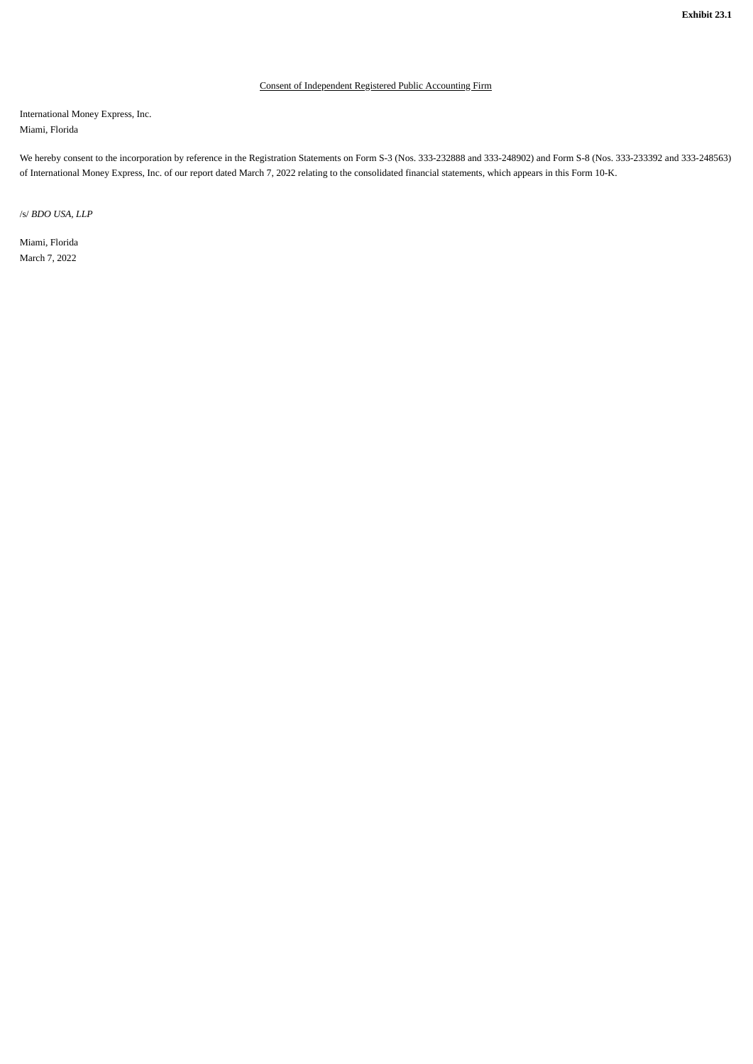**Exhibit 23.1**

Consent of Independent Registered Public Accounting Firm

International Money Express, Inc.
Miami, Florida

We hereby consent to the incorporation by reference in the Registration Statements on Form S-3 (Nos. 333-232888 and 333-248902) and Form S-8 (Nos. 333-233392 and 333-248563) of International Money Express, Inc. of our report dated March 7, 2022 relating to the consolidated financial statements, which appears in this Form 10-K.

/s/ *BDO USA, LLP*

Miami, Florida
March 7, 2022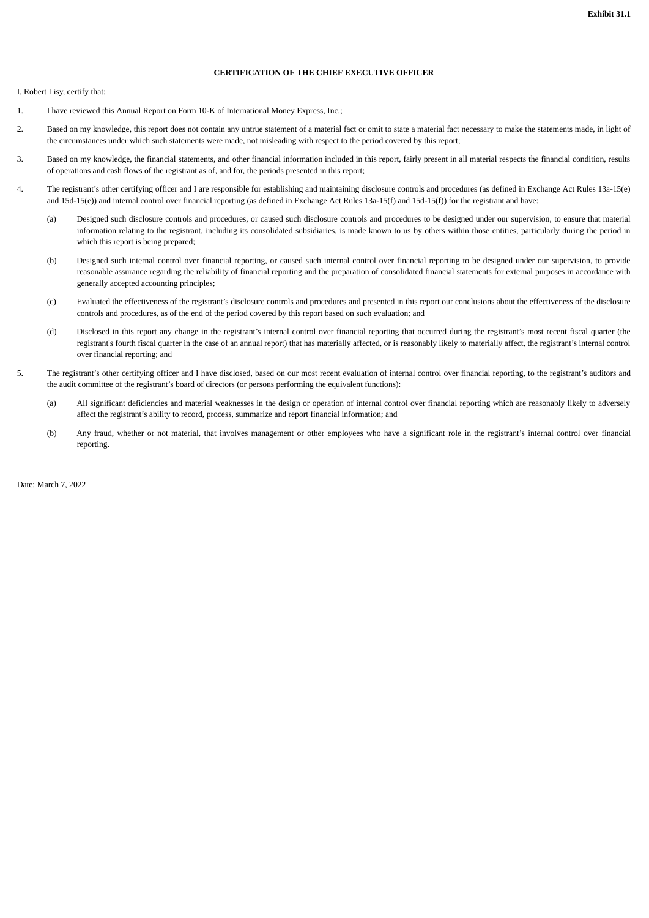**Exhibit 31.1**

**CERTIFICATION OF THE CHIEF EXECUTIVE OFFICER**

I, Robert Lisy, certify that:

1. I have reviewed this Annual Report on Form 10-K of International Money Express, Inc.;

2. Based on my knowledge, this report does not contain any untrue statement of a material fact or omit to state a material fact necessary to make the statements made, in light of the circumstances under which such statements were made, not misleading with respect to the period covered by this report;

3. Based on my knowledge, the financial statements, and other financial information included in this report, fairly present in all material respects the financial condition, results of operations and cash flows of the registrant as of, and for, the periods presented in this report;

4. The registrant's other certifying officer and I are responsible for establishing and maintaining disclosure controls and procedures (as defined in Exchange Act Rules 13a-15(e) and 15d-15(e)) and internal control over financial reporting (as defined in Exchange Act Rules 13a-15(f) and 15d-15(f)) for the registrant and have:

   (a) Designed such disclosure controls and procedures, or caused such disclosure controls and procedures to be designed under our supervision, to ensure that material information relating to the registrant, including its consolidated subsidiaries, is made known to us by others within those entities, particularly during the period in which this report is being prepared;

   (b) Designed such internal control over financial reporting, or caused such internal control over financial reporting to be designed under our supervision, to provide reasonable assurance regarding the reliability of financial reporting and the preparation of consolidated financial statements for external purposes in accordance with generally accepted accounting principles;

   (c) Evaluated the effectiveness of the registrant's disclosure controls and procedures and presented in this report our conclusions about the effectiveness of the disclosure controls and procedures, as of the end of the period covered by this report based on such evaluation; and

   (d) Disclosed in this report any change in the registrant's internal control over financial reporting that occurred during the registrant's most recent fiscal quarter (the registrant's fourth fiscal quarter in the case of an annual report) that has materially affected, or is reasonably likely to materially affect, the registrant's internal control over financial reporting; and

5. The registrant's other certifying officer and I have disclosed, based on our most recent evaluation of internal control over financial reporting, to the registrant's auditors and the audit committee of the registrant's board of directors (or persons performing the equivalent functions):

   (a) All significant deficiencies and material weaknesses in the design or operation of internal control over financial reporting which are reasonably likely to adversely affect the registrant's ability to record, process, summarize and report financial information; and

   (b) Any fraud, whether or not material, that involves management or other employees who have a significant role in the registrant's internal control over financial reporting.

Date: March 7, 2022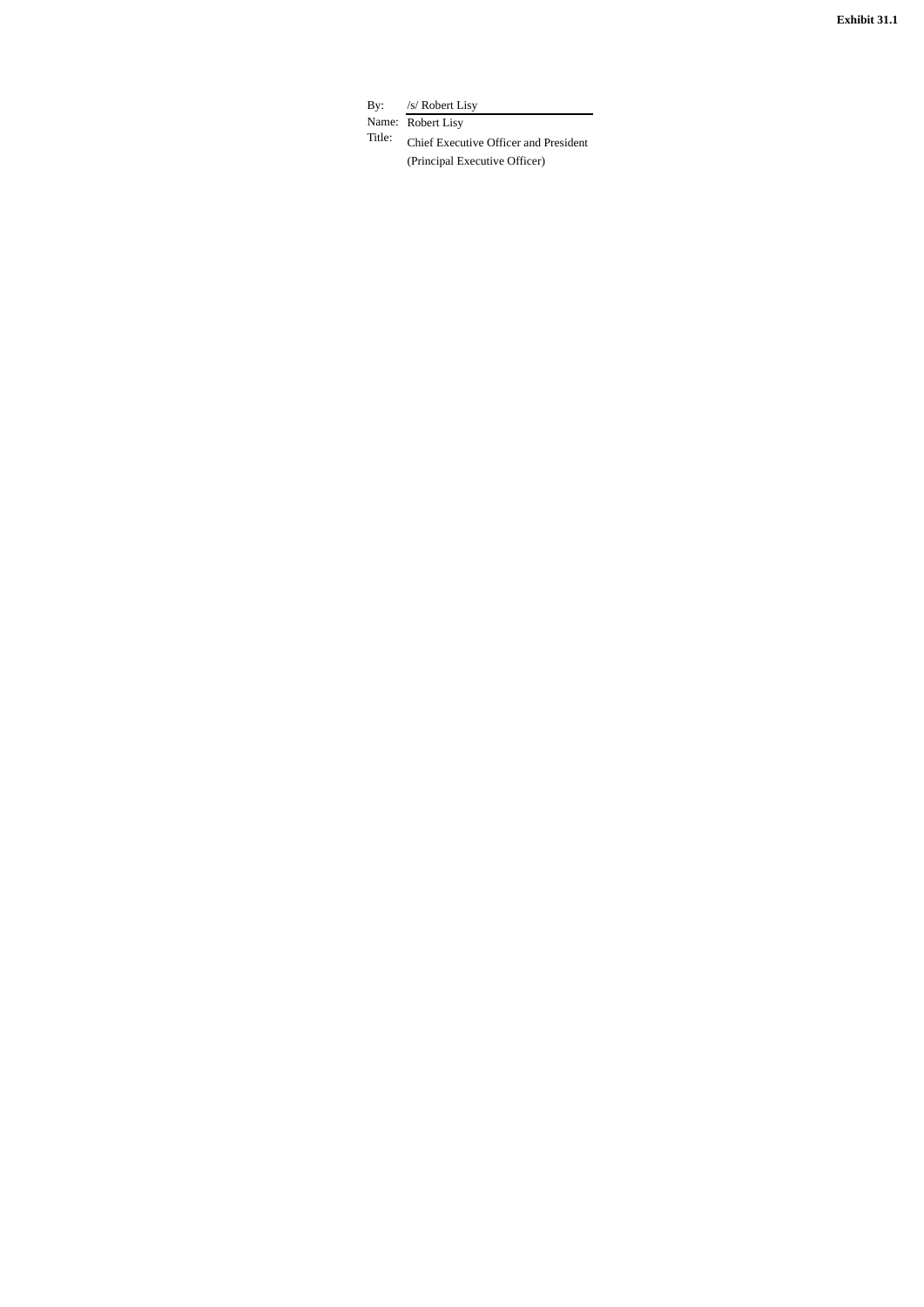**Exhibit 31.1**

| | |
|---|---|
| By: | /s/ Robert Lisy |
| Name: | Robert Lisy |
| Title: | Chief Executive Officer and President |
| | (Principal Executive Officer) |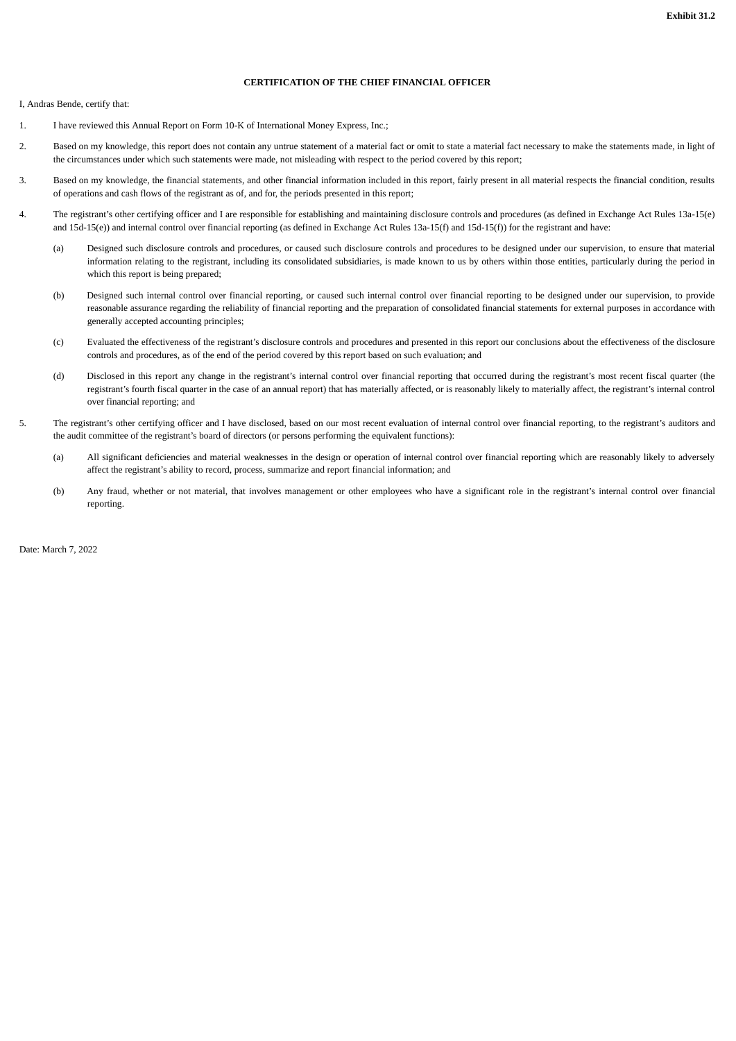**Exhibit 31.2**

**CERTIFICATION OF THE CHIEF FINANCIAL OFFICER**

I, Andras Bende, certify that:

1. I have reviewed this Annual Report on Form 10-K of International Money Express, Inc.;

2. Based on my knowledge, this report does not contain any untrue statement of a material fact or omit to state a material fact necessary to make the statements made, in light of the circumstances under which such statements were made, not misleading with respect to the period covered by this report;

3. Based on my knowledge, the financial statements, and other financial information included in this report, fairly present in all material respects the financial condition, results of operations and cash flows of the registrant as of, and for, the periods presented in this report;

4. The registrant's other certifying officer and I are responsible for establishing and maintaining disclosure controls and procedures (as defined in Exchange Act Rules 13a-15(e) and 15d-15(e)) and internal control over financial reporting (as defined in Exchange Act Rules 13a-15(f) and 15d-15(f)) for the registrant and have:

   (a) Designed such disclosure controls and procedures, or caused such disclosure controls and procedures to be designed under our supervision, to ensure that material information relating to the registrant, including its consolidated subsidiaries, is made known to us by others within those entities, particularly during the period in which this report is being prepared;

   (b) Designed such internal control over financial reporting, or caused such internal control over financial reporting to be designed under our supervision, to provide reasonable assurance regarding the reliability of financial reporting and the preparation of consolidated financial statements for external purposes in accordance with generally accepted accounting principles;

   (c) Evaluated the effectiveness of the registrant's disclosure controls and procedures and presented in this report our conclusions about the effectiveness of the disclosure controls and procedures, as of the end of the period covered by this report based on such evaluation; and

   (d) Disclosed in this report any change in the registrant's internal control over financial reporting that occurred during the registrant's most recent fiscal quarter (the registrant's fourth fiscal quarter in the case of an annual report) that has materially affected, or is reasonably likely to materially affect, the registrant's internal control over financial reporting; and

5. The registrant's other certifying officer and I have disclosed, based on our most recent evaluation of internal control over financial reporting, to the registrant's auditors and the audit committee of the registrant's board of directors (or persons performing the equivalent functions):

   (a) All significant deficiencies and material weaknesses in the design or operation of internal control over financial reporting which are reasonably likely to adversely affect the registrant's ability to record, process, summarize and report financial information; and

   (b) Any fraud, whether or not material, that involves management or other employees who have a significant role in the registrant's internal control over financial reporting.

Date: March 7, 2022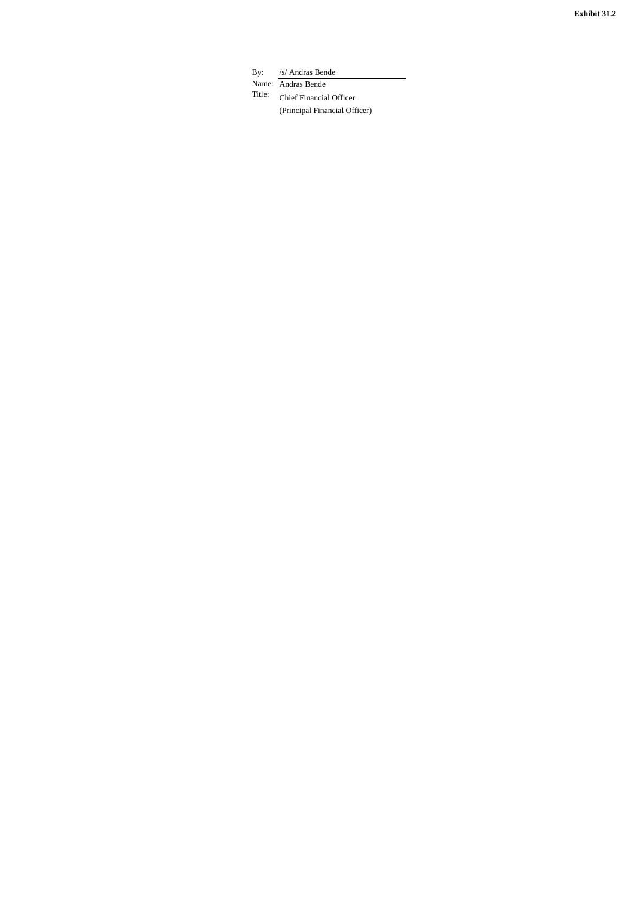**Exhibit 31.2**

By: /s/ Andras Bende

Name: Andras Bende

Title: Chief Financial Officer

(Principal Financial Officer)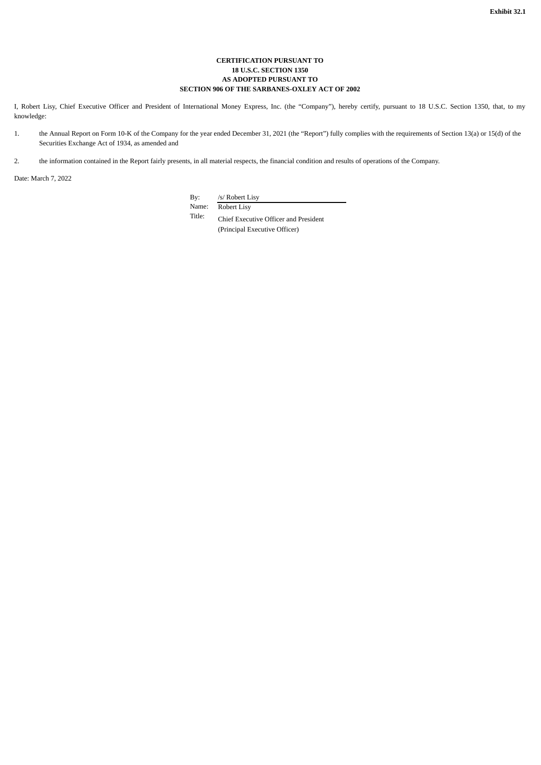**Exhibit 32.1**

**CERTIFICATION PURSUANT TO**
**18 U.S.C. SECTION 1350**
**AS ADOPTED PURSUANT TO**
**SECTION 906 OF THE SARBANES-OXLEY ACT OF 2002**

I, Robert Lisy, Chief Executive Officer and President of International Money Express, Inc. (the "Company"), hereby certify, pursuant to 18 U.S.C. Section 1350, that, to my knowledge:

1. the Annual Report on Form 10-K of the Company for the year ended December 31, 2021 (the "Report") fully complies with the requirements of Section 13(a) or 15(d) of the Securities Exchange Act of 1934, as amended and

2. the information contained in the Report fairly presents, in all material respects, the financial condition and results of operations of the Company.

Date: March 7, 2022

By: /s/ Robert Lisy
Name: Robert Lisy
Title: Chief Executive Officer and President
(Principal Executive Officer)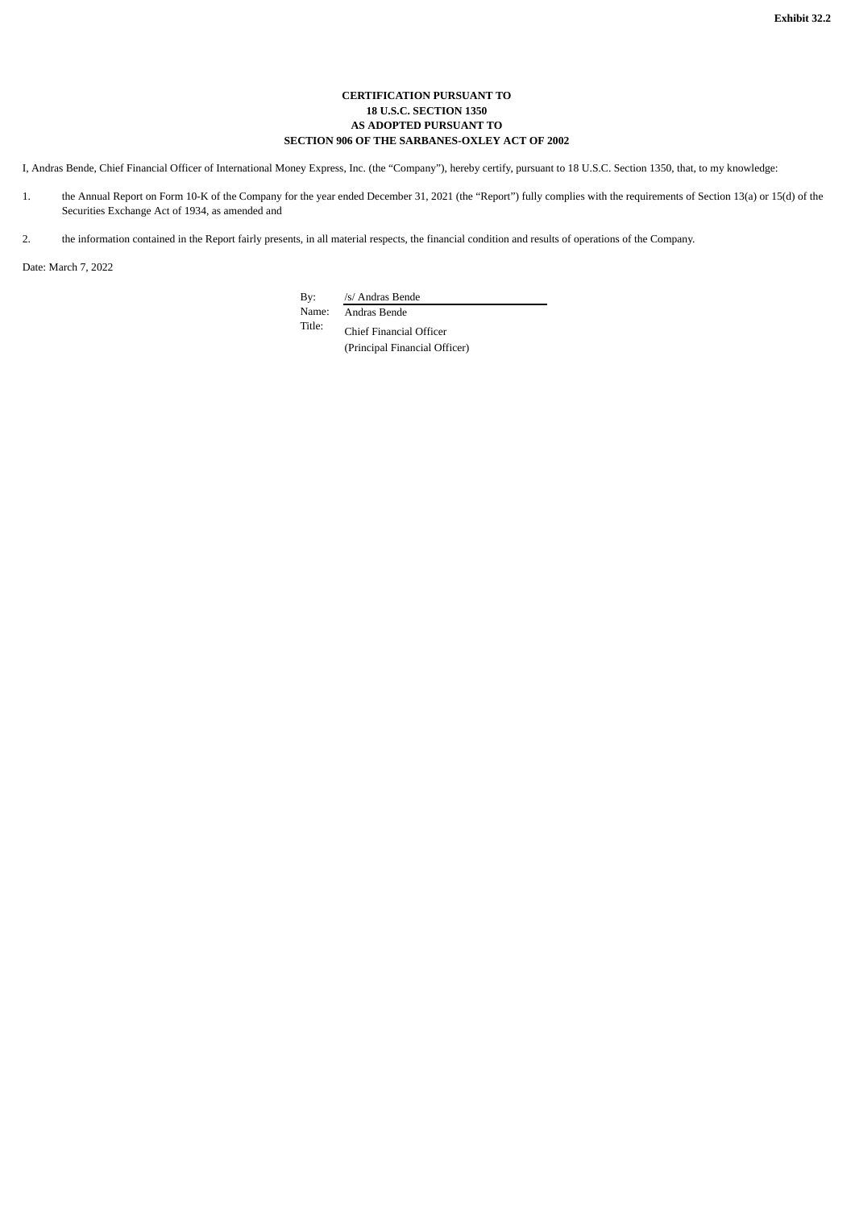Exhibit 32.2

**CERTIFICATION PURSUANT TO**
**18 U.S.C. SECTION 1350**
**AS ADOPTED PURSUANT TO**
**SECTION 906 OF THE SARBANES-OXLEY ACT OF 2002**

I, Andras Bende, Chief Financial Officer of International Money Express, Inc. (the "Company"), hereby certify, pursuant to 18 U.S.C. Section 1350, that, to my knowledge:

1. the Annual Report on Form 10-K of the Company for the year ended December 31, 2021 (the "Report") fully complies with the requirements of Section 13(a) or 15(d) of the Securities Exchange Act of 1934, as amended and

2. the information contained in the Report fairly presents, in all material respects, the financial condition and results of operations of the Company.

Date: March 7, 2022

| | |
|---|---|
| By: | /s/ Andras Bende |
| Name: | Andras Bende |
| Title: | Chief Financial Officer<br>(Principal Financial Officer) |